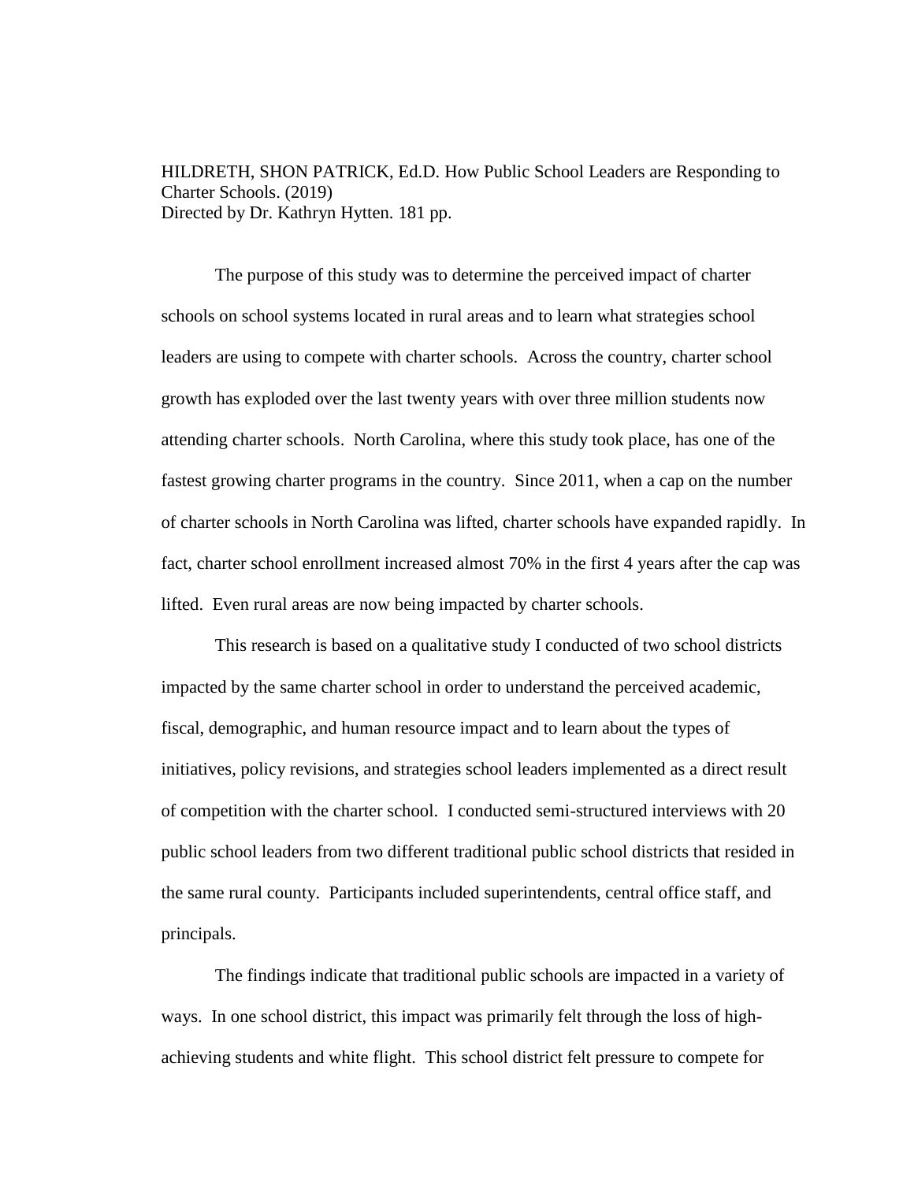HILDRETH, SHON PATRICK, Ed.D. How Public School Leaders are Responding to Charter Schools. (2019)
Directed by Dr. Kathryn Hytten. 181 pp.

The purpose of this study was to determine the perceived impact of charter schools on school systems located in rural areas and to learn what strategies school leaders are using to compete with charter schools. Across the country, charter school growth has exploded over the last twenty years with over three million students now attending charter schools. North Carolina, where this study took place, has one of the fastest growing charter programs in the country. Since 2011, when a cap on the number of charter schools in North Carolina was lifted, charter schools have expanded rapidly. In fact, charter school enrollment increased almost 70% in the first 4 years after the cap was lifted. Even rural areas are now being impacted by charter schools.

This research is based on a qualitative study I conducted of two school districts impacted by the same charter school in order to understand the perceived academic, fiscal, demographic, and human resource impact and to learn about the types of initiatives, policy revisions, and strategies school leaders implemented as a direct result of competition with the charter school. I conducted semi-structured interviews with 20 public school leaders from two different traditional public school districts that resided in the same rural county. Participants included superintendents, central office staff, and principals.

The findings indicate that traditional public schools are impacted in a variety of ways. In one school district, this impact was primarily felt through the loss of high-achieving students and white flight. This school district felt pressure to compete for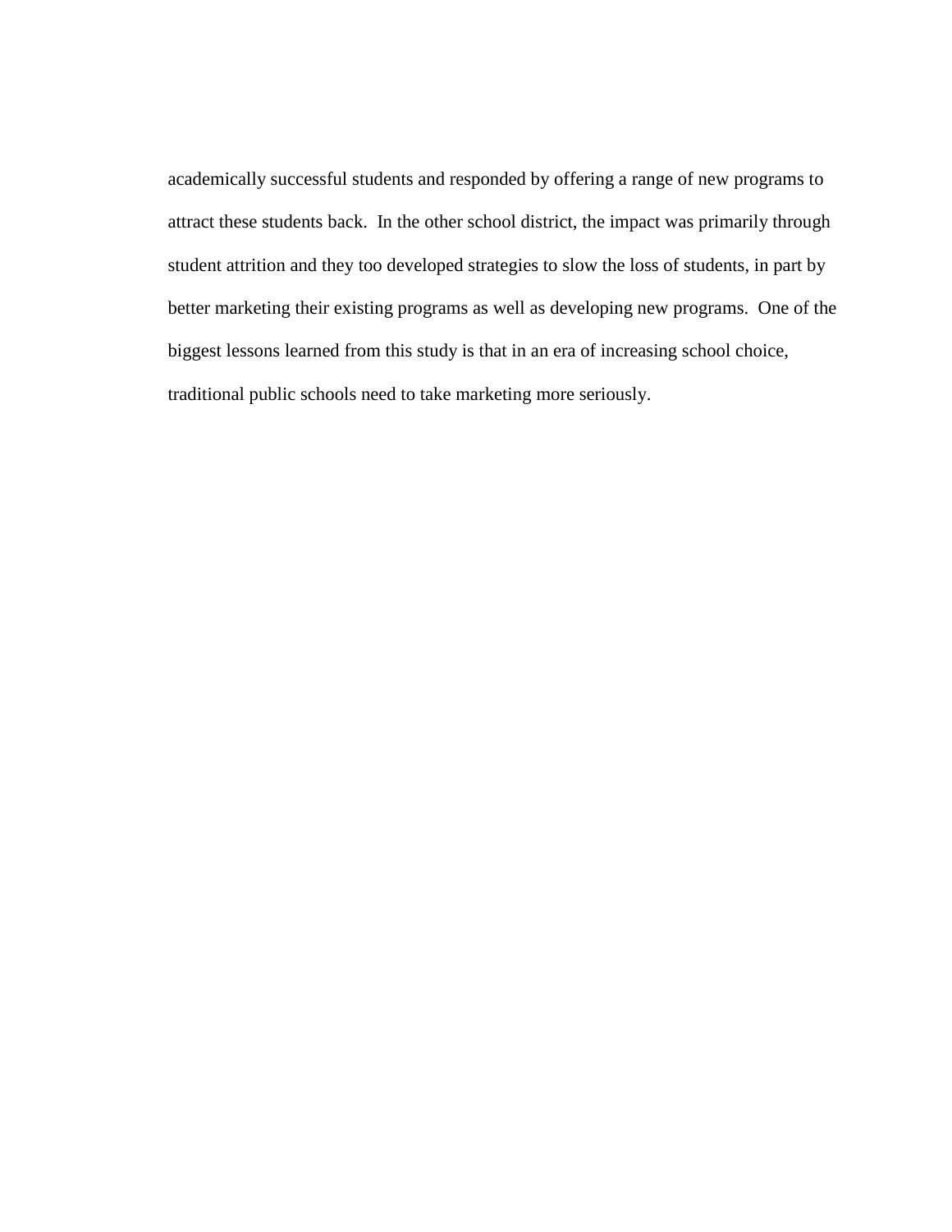academically successful students and responded by offering a range of new programs to attract these students back. In the other school district, the impact was primarily through student attrition and they too developed strategies to slow the loss of students, in part by better marketing their existing programs as well as developing new programs. One of the biggest lessons learned from this study is that in an era of increasing school choice, traditional public schools need to take marketing more seriously.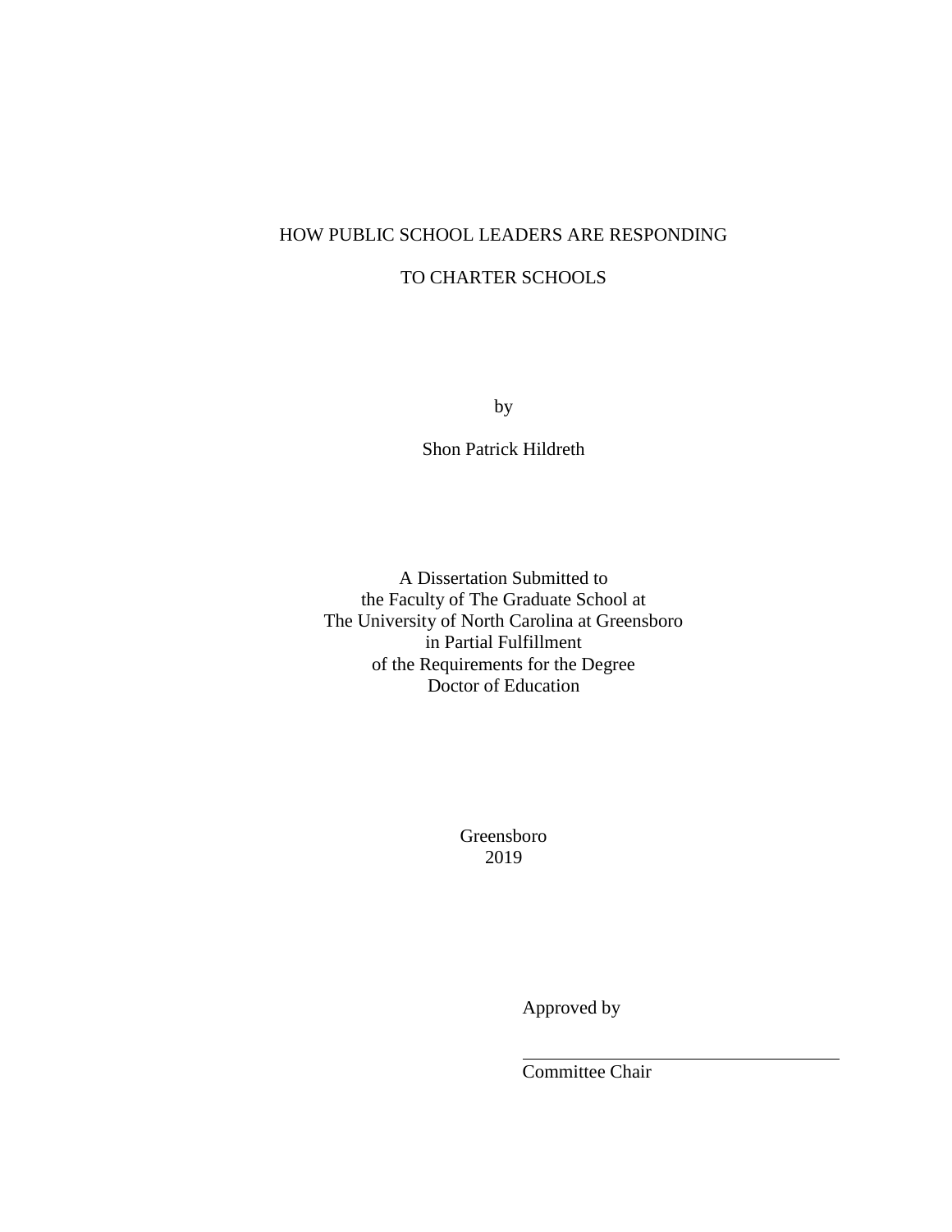# HOW PUBLIC SCHOOL LEADERS ARE RESPONDING TO CHARTER SCHOOLS

by

Shon Patrick Hildreth

A Dissertation Submitted to
the Faculty of The Graduate School at
The University of North Carolina at Greensboro
in Partial Fulfillment
of the Requirements for the Degree
Doctor of Education

Greensboro
2019

Approved by

_________________________________
Committee Chair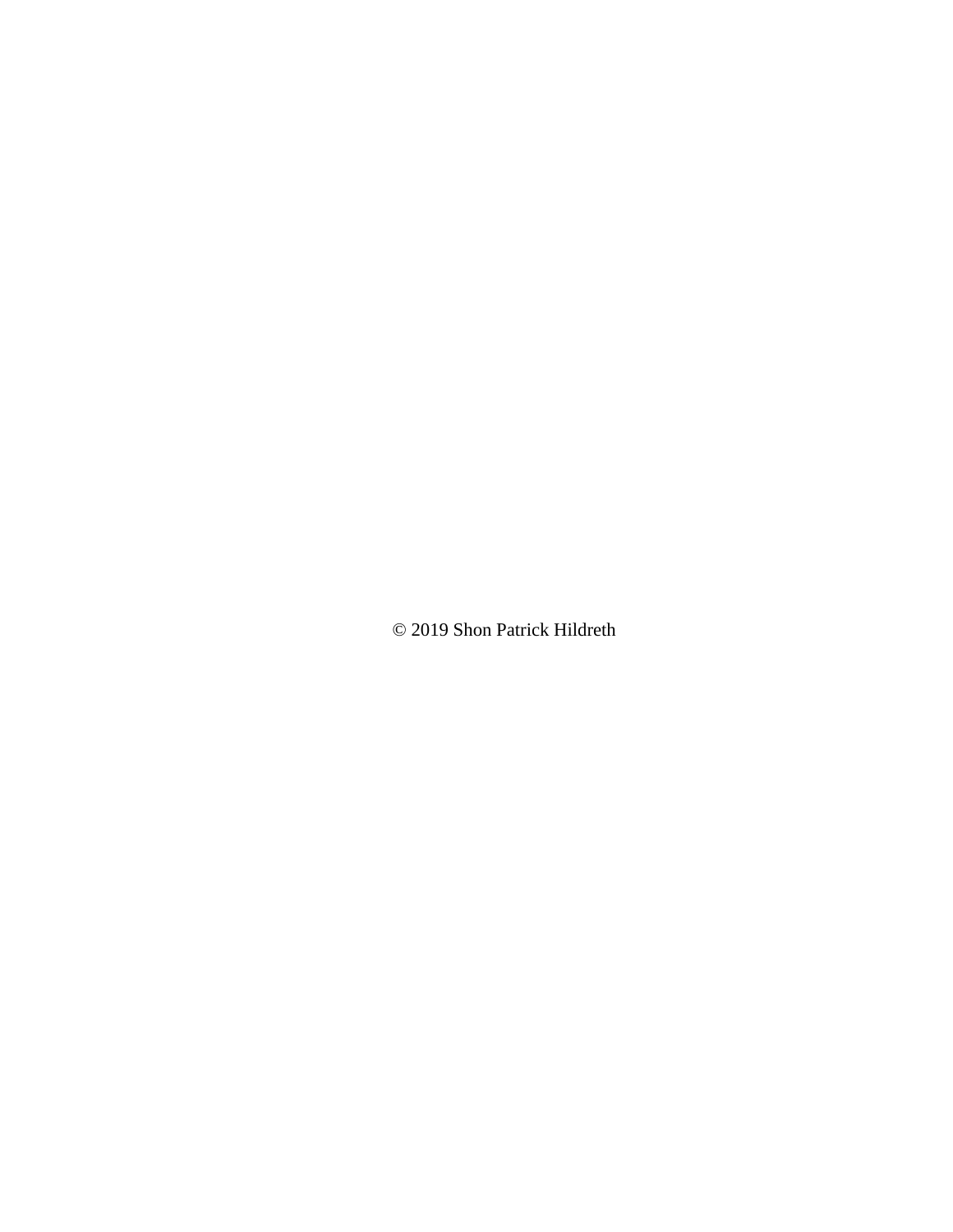© 2019 Shon Patrick Hildreth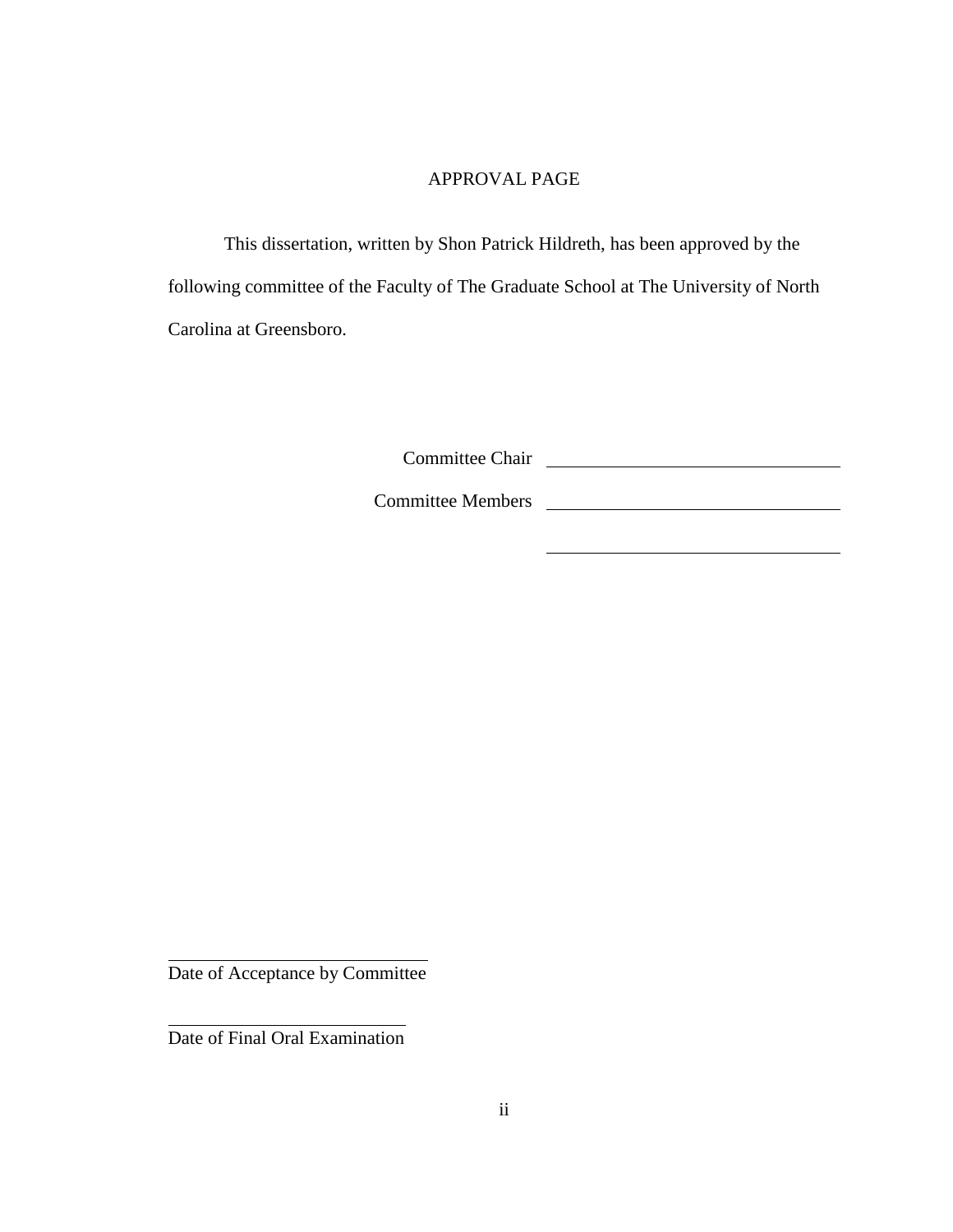# APPROVAL PAGE

This dissertation, written by Shon Patrick Hildreth, has been approved by the following committee of the Faculty of The Graduate School at The University of North Carolina at Greensboro.

Committee Chair \_\_\_\_\_\_\_\_\_\_\_\_\_\_\_\_\_\_\_\_\_\_\_\_\_\_\_\_\_\_

Committee Members \_\_\_\_\_\_\_\_\_\_\_\_\_\_\_\_\_\_\_\_\_\_\_\_\_\_\_\_\_\_

\_\_\_\_\_\_\_\_\_\_\_\_\_\_\_\_\_\_\_\_\_\_\_\_\_\_\_\_\_\_

\_\_\_\_\_\_\_\_\_\_\_\_\_\_\_\_\_\_\_\_\_\_\_\_\_\_\_\_\_\_

Date of Acceptance by Committee

\_\_\_\_\_\_\_\_\_\_\_\_\_\_\_\_\_\_\_\_\_\_\_\_\_\_\_\_\_\_

Date of Final Oral Examination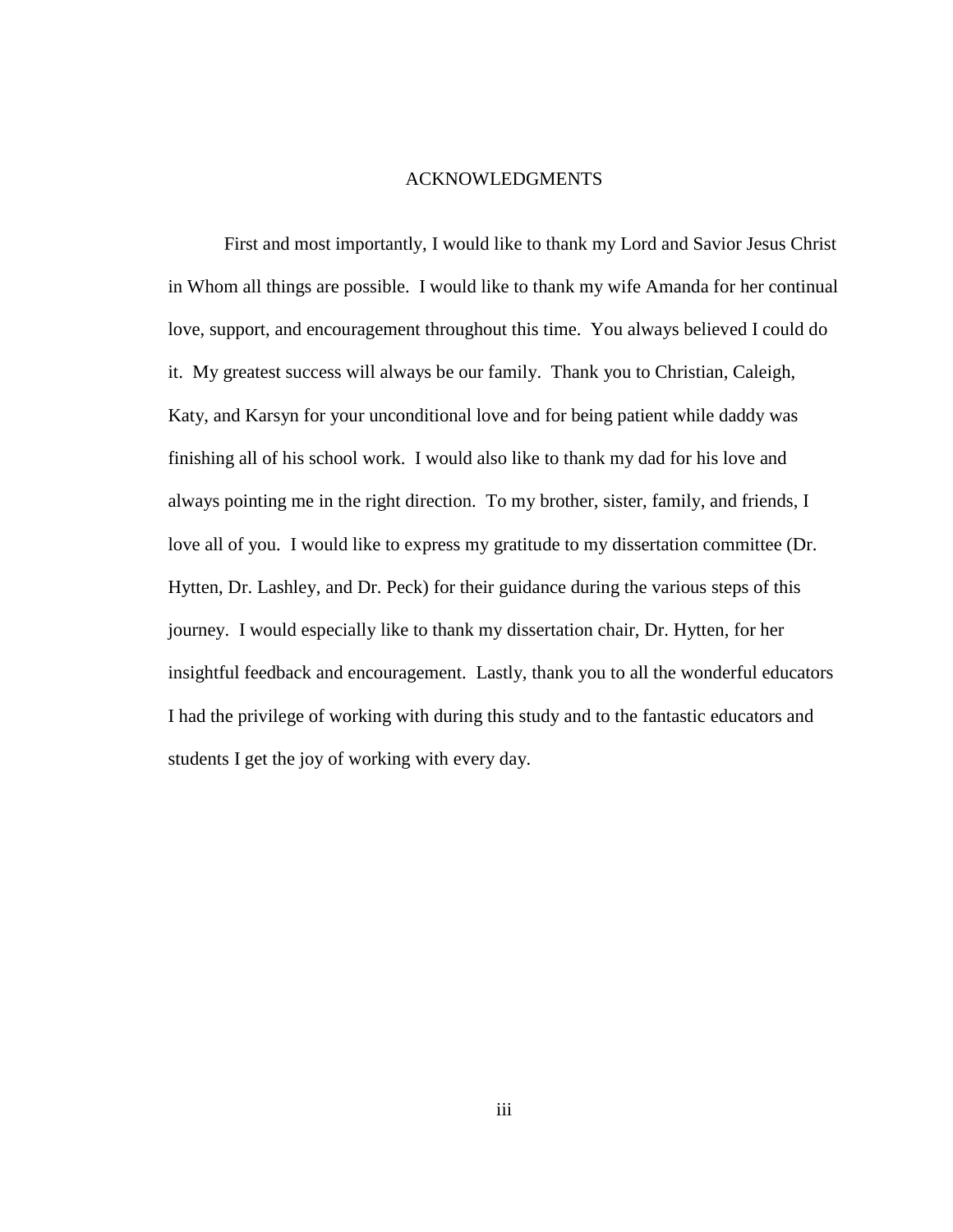# ACKNOWLEDGMENTS

First and most importantly, I would like to thank my Lord and Savior Jesus Christ in Whom all things are possible. I would like to thank my wife Amanda for her continual love, support, and encouragement throughout this time. You always believed I could do it. My greatest success will always be our family. Thank you to Christian, Caleigh, Katy, and Karsyn for your unconditional love and for being patient while daddy was finishing all of his school work. I would also like to thank my dad for his love and always pointing me in the right direction. To my brother, sister, family, and friends, I love all of you. I would like to express my gratitude to my dissertation committee (Dr. Hytten, Dr. Lashley, and Dr. Peck) for their guidance during the various steps of this journey. I would especially like to thank my dissertation chair, Dr. Hytten, for her insightful feedback and encouragement. Lastly, thank you to all the wonderful educators I had the privilege of working with during this study and to the fantastic educators and students I get the joy of working with every day.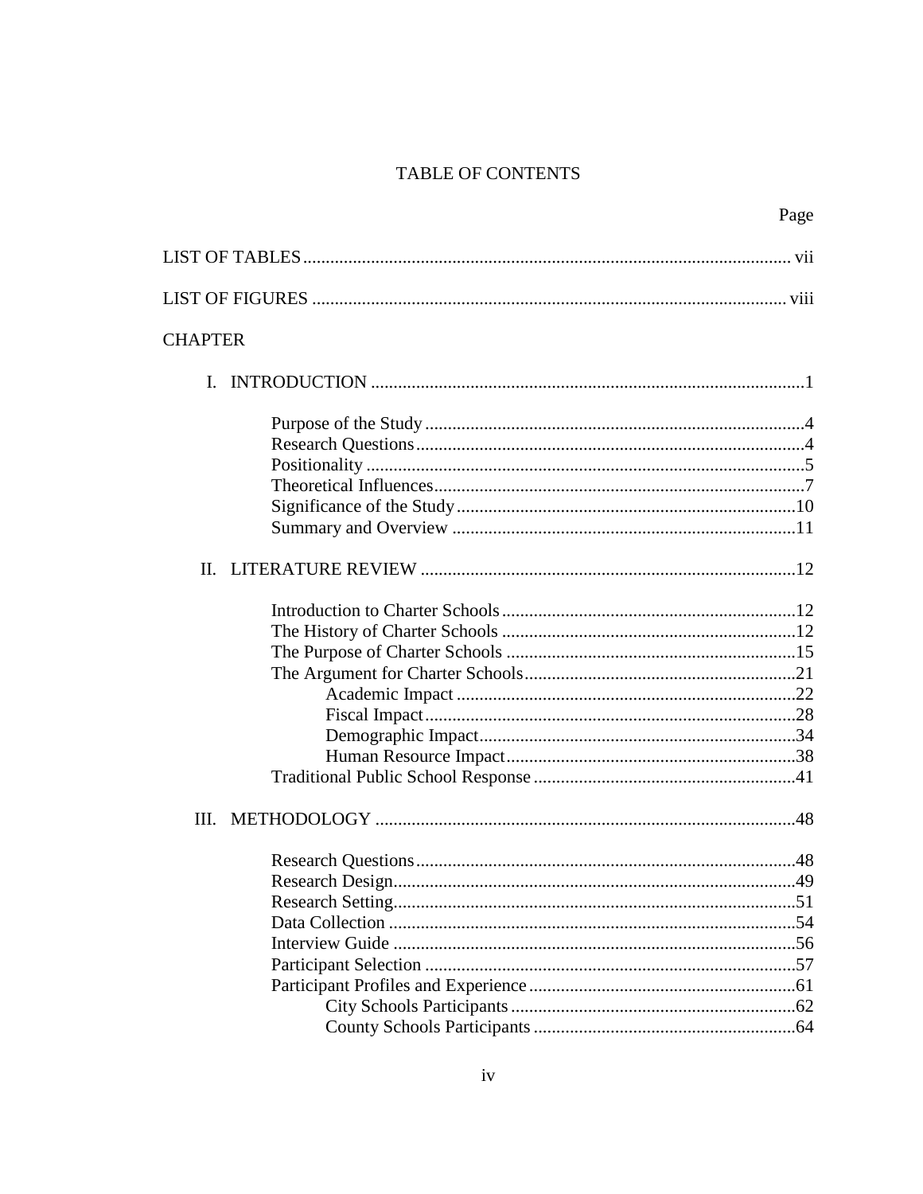# TABLE OF CONTENTS

Page

LIST OF TABLES ........................................................................................................ vii

LIST OF FIGURES ..................................................................................................... viii

CHAPTER

I. INTRODUCTION ..............................................................................................1

- Purpose of the Study ..................................................................................4
- Research Questions ....................................................................................4
- Positionality ...............................................................................................5
- Theoretical Influences.................................................................................7
- Significance of the Study ..........................................................................10
- Summary and Overview ...........................................................................11

II. LITERATURE REVIEW .................................................................................12

- Introduction to Charter Schools ................................................................12
- The History of Charter Schools ................................................................12
- The Purpose of Charter Schools ...............................................................15
- The Argument for Charter Schools ...........................................................21
  - Academic Impact ..........................................................................22
  - Fiscal Impact .................................................................................28
  - Demographic Impact .....................................................................34
  - Human Resource Impact ...............................................................38
- Traditional Public School Response .........................................................41

III. METHODOLOGY ...........................................................................................48

- Research Questions ...................................................................................48
- Research Design.........................................................................................49
- Research Setting.........................................................................................51
- Data Collection ..........................................................................................54
- Interview Guide .........................................................................................56
- Participant Selection ..................................................................................57
- Participant Profiles and Experience ..........................................................61
  - City Schools Participants ..............................................................62
  - County Schools Participants .........................................................64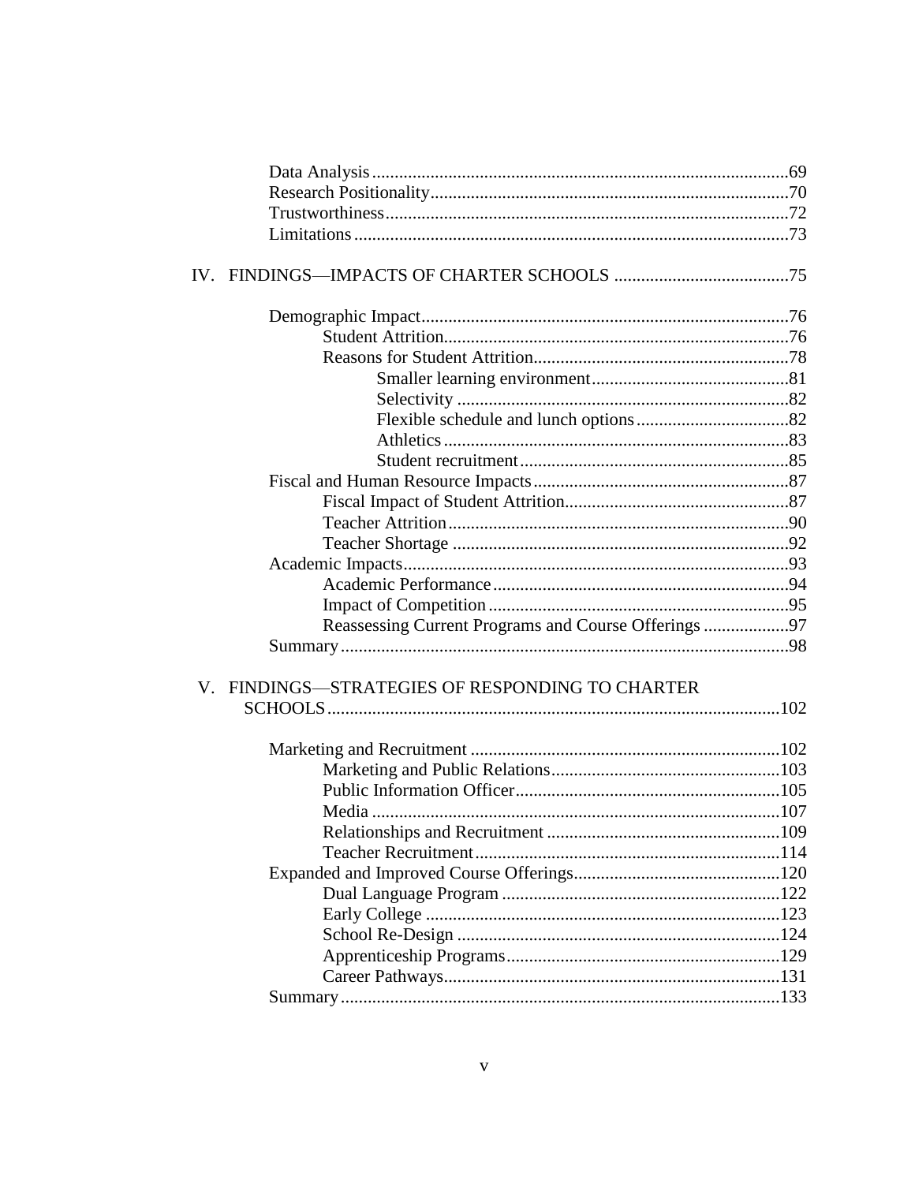Data Analysis ... 69
Research Positionality ... 70
Trustworthiness ... 72
Limitations ... 73

IV. FINDINGS—IMPACTS OF CHARTER SCHOOLS ... 75

- Demographic Impact ... 76
  - Student Attrition ... 76
  - Reasons for Student Attrition ... 78
    - Smaller learning environment ... 81
    - Selectivity ... 82
    - Flexible schedule and lunch options ... 82
    - Athletics ... 83
    - Student recruitment ... 85
- Fiscal and Human Resource Impacts ... 87
  - Fiscal Impact of Student Attrition ... 87
  - Teacher Attrition ... 90
  - Teacher Shortage ... 92
- Academic Impacts ... 93
  - Academic Performance ... 94
  - Impact of Competition ... 95
  - Reassessing Current Programs and Course Offerings ... 97
- Summary ... 98

V. FINDINGS—STRATEGIES OF RESPONDING TO CHARTER SCHOOLS ... 102

- Marketing and Recruitment ... 102
  - Marketing and Public Relations ... 103
  - Public Information Officer ... 105
  - Media ... 107
  - Relationships and Recruitment ... 109
  - Teacher Recruitment ... 114
- Expanded and Improved Course Offerings ... 120
  - Dual Language Program ... 122
  - Early College ... 123
  - School Re-Design ... 124
  - Apprenticeship Programs ... 129
  - Career Pathways ... 131
- Summary ... 133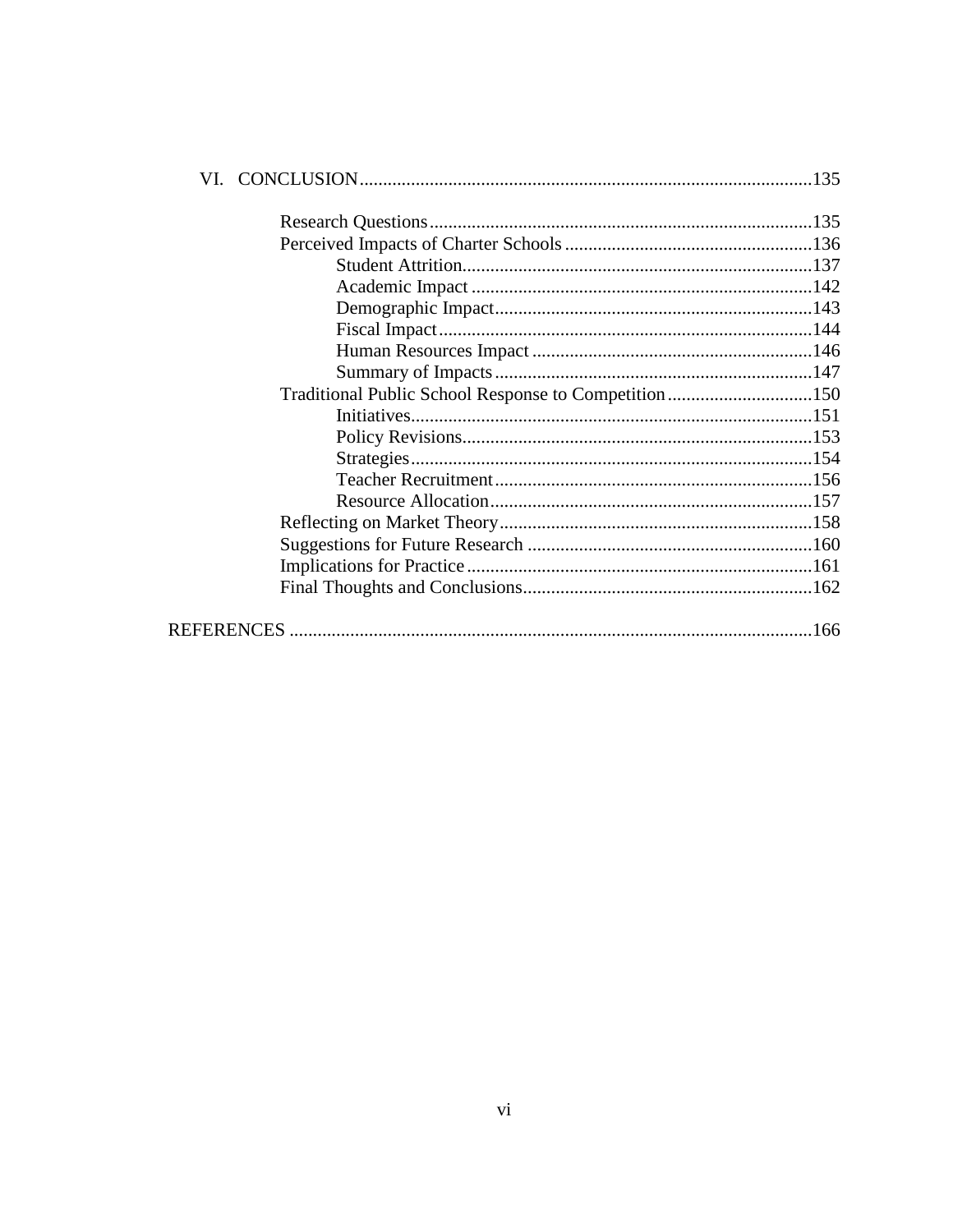VI. CONCLUSION ....... 135

- Research Questions ....... 135
- Perceived Impacts of Charter Schools ....... 136
  - Student Attrition ....... 137
  - Academic Impact ....... 142
  - Demographic Impact ....... 143
  - Fiscal Impact ....... 144
  - Human Resources Impact ....... 146
  - Summary of Impacts ....... 147
- Traditional Public School Response to Competition ....... 150
  - Initiatives ....... 151
  - Policy Revisions ....... 153
  - Strategies ....... 154
  - Teacher Recruitment ....... 156
  - Resource Allocation ....... 157
- Reflecting on Market Theory ....... 158
- Suggestions for Future Research ....... 160
- Implications for Practice ....... 161
- Final Thoughts and Conclusions ....... 162

REFERENCES ....... 166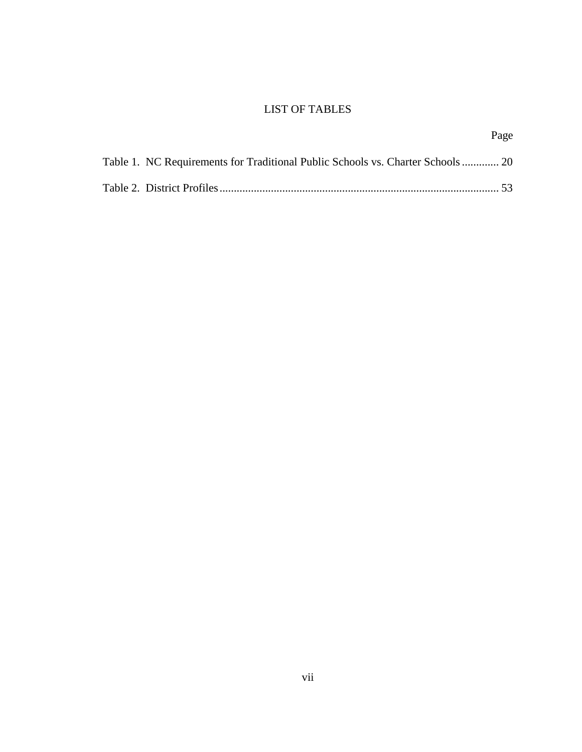# LIST OF TABLES

Page

Table 1. NC Requirements for Traditional Public Schools vs. Charter Schools ............. 20

Table 2. District Profiles ................................................................................................. 53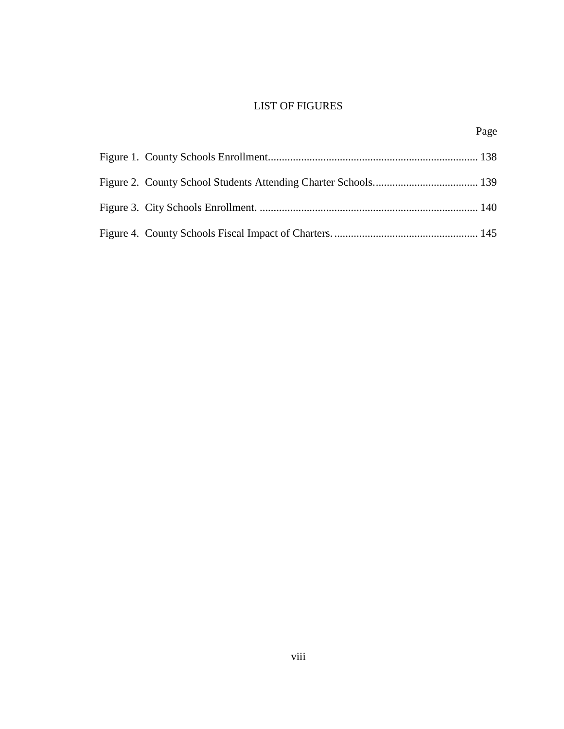# LIST OF FIGURES

| | Page |
|---|---|
| Figure 1. County Schools Enrollment | 138 |
| Figure 2. County School Students Attending Charter Schools. | 139 |
| Figure 3. City Schools Enrollment. | 140 |
| Figure 4. County Schools Fiscal Impact of Charters. | 145 |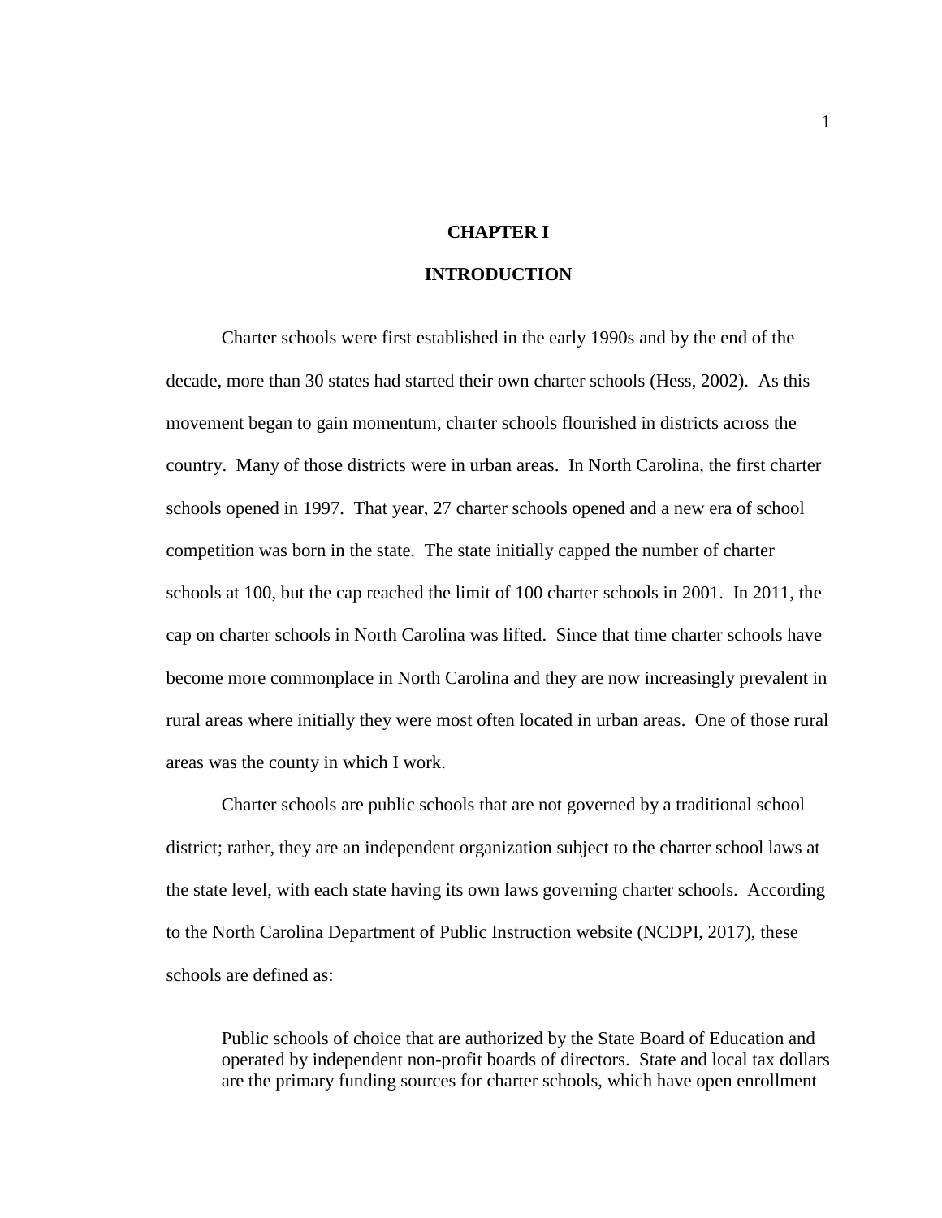# CHAPTER I

# INTRODUCTION

Charter schools were first established in the early 1990s and by the end of the decade, more than 30 states had started their own charter schools (Hess, 2002). As this movement began to gain momentum, charter schools flourished in districts across the country. Many of those districts were in urban areas. In North Carolina, the first charter schools opened in 1997. That year, 27 charter schools opened and a new era of school competition was born in the state. The state initially capped the number of charter schools at 100, but the cap reached the limit of 100 charter schools in 2001. In 2011, the cap on charter schools in North Carolina was lifted. Since that time charter schools have become more commonplace in North Carolina and they are now increasingly prevalent in rural areas where initially they were most often located in urban areas. One of those rural areas was the county in which I work.

Charter schools are public schools that are not governed by a traditional school district; rather, they are an independent organization subject to the charter school laws at the state level, with each state having its own laws governing charter schools. According to the North Carolina Department of Public Instruction website (NCDPI, 2017), these schools are defined as:

> Public schools of choice that are authorized by the State Board of Education and operated by independent non-profit boards of directors. State and local tax dollars are the primary funding sources for charter schools, which have open enrollment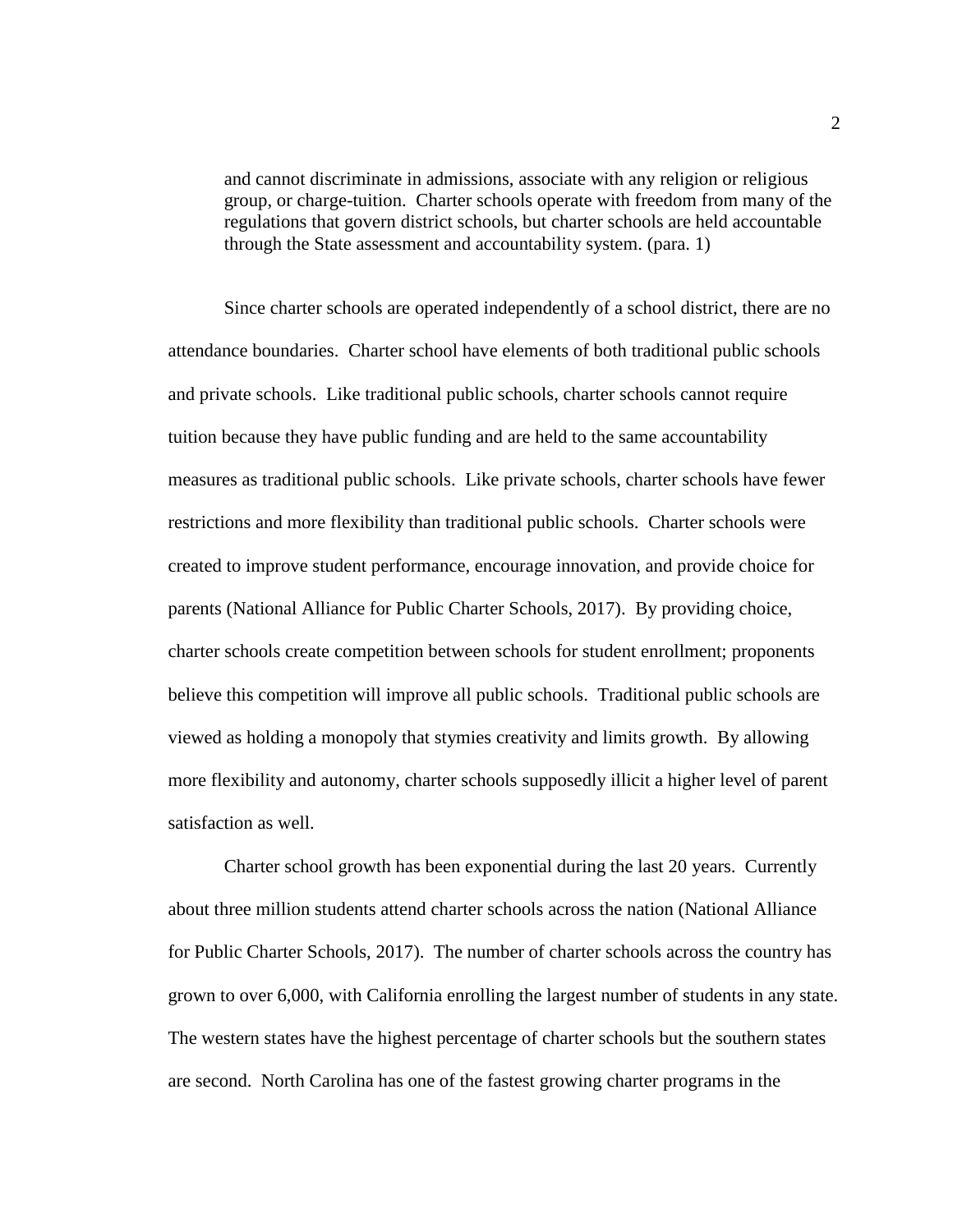> and cannot discriminate in admissions, associate with any religion or religious group, or charge-tuition. Charter schools operate with freedom from many of the regulations that govern district schools, but charter schools are held accountable through the State assessment and accountability system. (para. 1)

Since charter schools are operated independently of a school district, there are no attendance boundaries. Charter school have elements of both traditional public schools and private schools. Like traditional public schools, charter schools cannot require tuition because they have public funding and are held to the same accountability measures as traditional public schools. Like private schools, charter schools have fewer restrictions and more flexibility than traditional public schools. Charter schools were created to improve student performance, encourage innovation, and provide choice for parents (National Alliance for Public Charter Schools, 2017). By providing choice, charter schools create competition between schools for student enrollment; proponents believe this competition will improve all public schools. Traditional public schools are viewed as holding a monopoly that stymies creativity and limits growth. By allowing more flexibility and autonomy, charter schools supposedly illicit a higher level of parent satisfaction as well.

Charter school growth has been exponential during the last 20 years. Currently about three million students attend charter schools across the nation (National Alliance for Public Charter Schools, 2017). The number of charter schools across the country has grown to over 6,000, with California enrolling the largest number of students in any state. The western states have the highest percentage of charter schools but the southern states are second. North Carolina has one of the fastest growing charter programs in the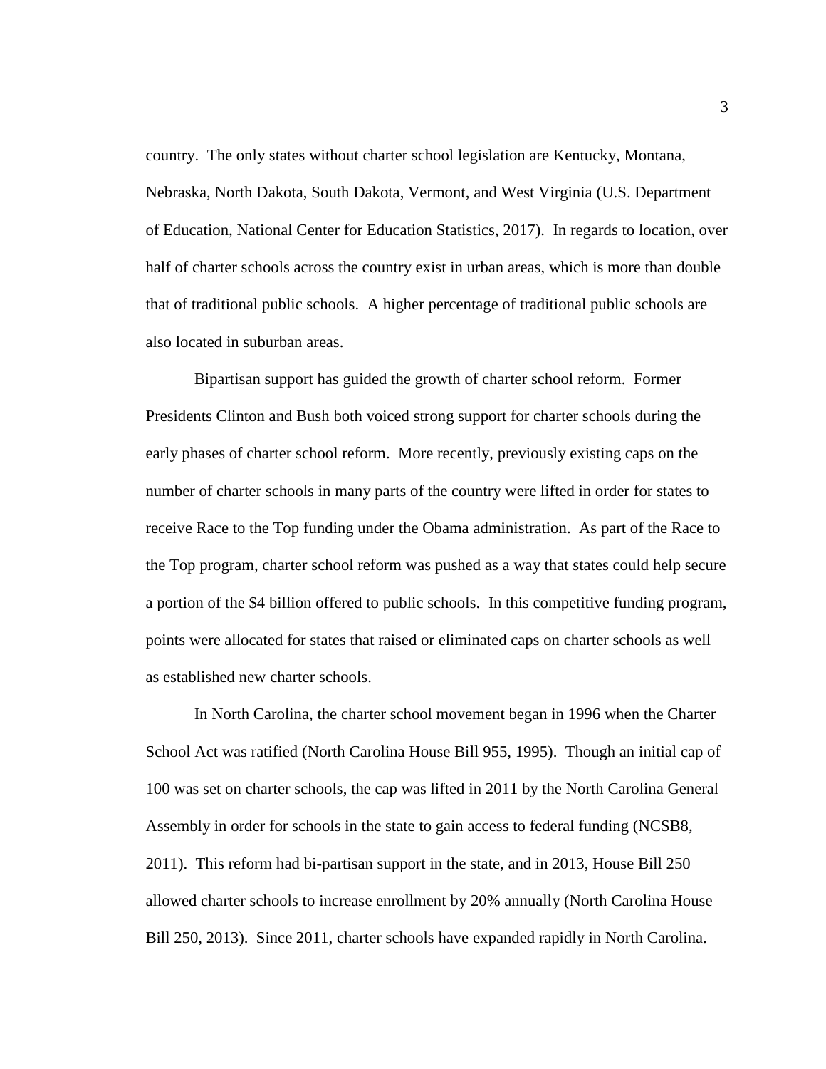country. The only states without charter school legislation are Kentucky, Montana, Nebraska, North Dakota, South Dakota, Vermont, and West Virginia (U.S. Department of Education, National Center for Education Statistics, 2017). In regards to location, over half of charter schools across the country exist in urban areas, which is more than double that of traditional public schools. A higher percentage of traditional public schools are also located in suburban areas.

Bipartisan support has guided the growth of charter school reform. Former Presidents Clinton and Bush both voiced strong support for charter schools during the early phases of charter school reform. More recently, previously existing caps on the number of charter schools in many parts of the country were lifted in order for states to receive Race to the Top funding under the Obama administration. As part of the Race to the Top program, charter school reform was pushed as a way that states could help secure a portion of the $4 billion offered to public schools. In this competitive funding program, points were allocated for states that raised or eliminated caps on charter schools as well as established new charter schools.

In North Carolina, the charter school movement began in 1996 when the Charter School Act was ratified (North Carolina House Bill 955, 1995). Though an initial cap of 100 was set on charter schools, the cap was lifted in 2011 by the North Carolina General Assembly in order for schools in the state to gain access to federal funding (NCSB8, 2011). This reform had bi-partisan support in the state, and in 2013, House Bill 250 allowed charter schools to increase enrollment by 20% annually (North Carolina House Bill 250, 2013). Since 2011, charter schools have expanded rapidly in North Carolina.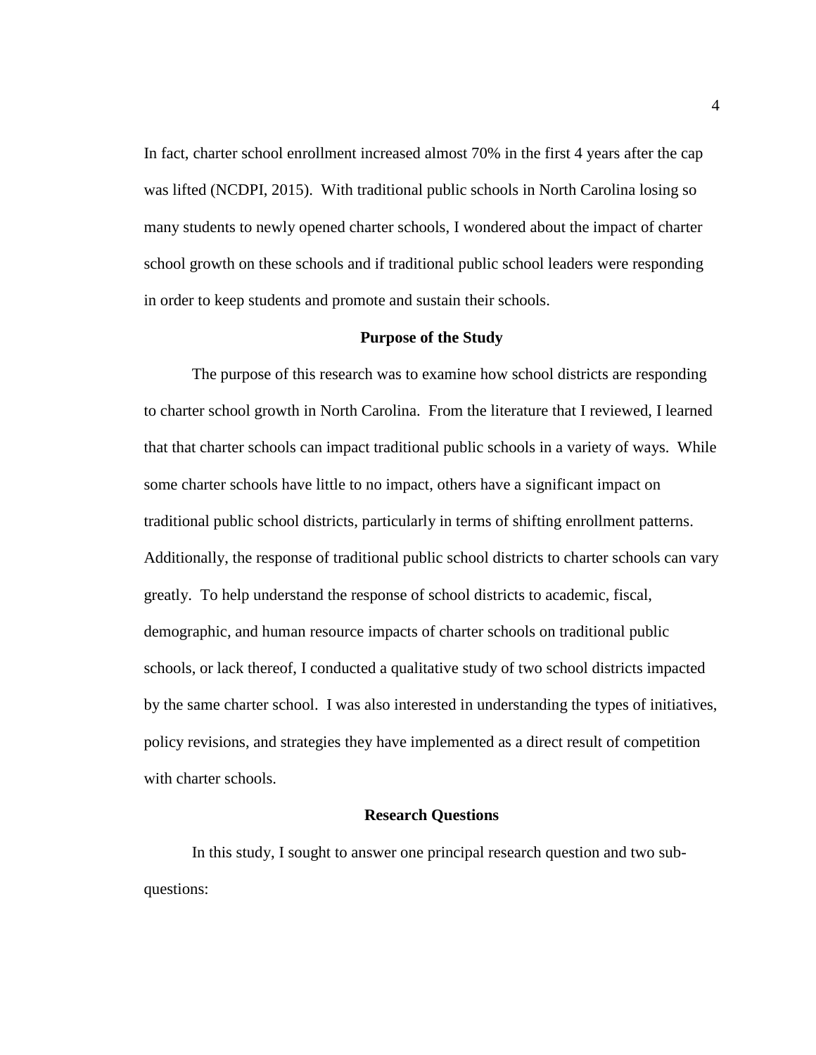In fact, charter school enrollment increased almost 70% in the first 4 years after the cap was lifted (NCDPI, 2015). With traditional public schools in North Carolina losing so many students to newly opened charter schools, I wondered about the impact of charter school growth on these schools and if traditional public school leaders were responding in order to keep students and promote and sustain their schools.

## Purpose of the Study

The purpose of this research was to examine how school districts are responding to charter school growth in North Carolina. From the literature that I reviewed, I learned that that charter schools can impact traditional public schools in a variety of ways. While some charter schools have little to no impact, others have a significant impact on traditional public school districts, particularly in terms of shifting enrollment patterns. Additionally, the response of traditional public school districts to charter schools can vary greatly. To help understand the response of school districts to academic, fiscal, demographic, and human resource impacts of charter schools on traditional public schools, or lack thereof, I conducted a qualitative study of two school districts impacted by the same charter school. I was also interested in understanding the types of initiatives, policy revisions, and strategies they have implemented as a direct result of competition with charter schools.

## Research Questions

In this study, I sought to answer one principal research question and two sub-questions: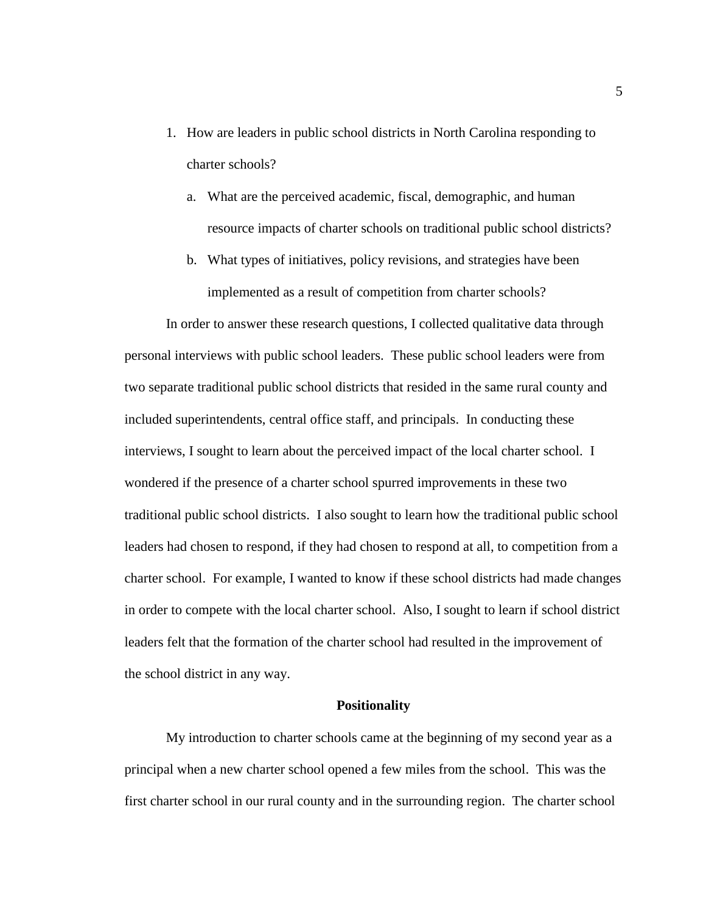1. How are leaders in public school districts in North Carolina responding to charter schools?
   a. What are the perceived academic, fiscal, demographic, and human resource impacts of charter schools on traditional public school districts?
   b. What types of initiatives, policy revisions, and strategies have been implemented as a result of competition from charter schools?

In order to answer these research questions, I collected qualitative data through personal interviews with public school leaders. These public school leaders were from two separate traditional public school districts that resided in the same rural county and included superintendents, central office staff, and principals. In conducting these interviews, I sought to learn about the perceived impact of the local charter school. I wondered if the presence of a charter school spurred improvements in these two traditional public school districts. I also sought to learn how the traditional public school leaders had chosen to respond, if they had chosen to respond at all, to competition from a charter school. For example, I wanted to know if these school districts had made changes in order to compete with the local charter school. Also, I sought to learn if school district leaders felt that the formation of the charter school had resulted in the improvement of the school district in any way.

## Positionality

My introduction to charter schools came at the beginning of my second year as a principal when a new charter school opened a few miles from the school. This was the first charter school in our rural county and in the surrounding region. The charter school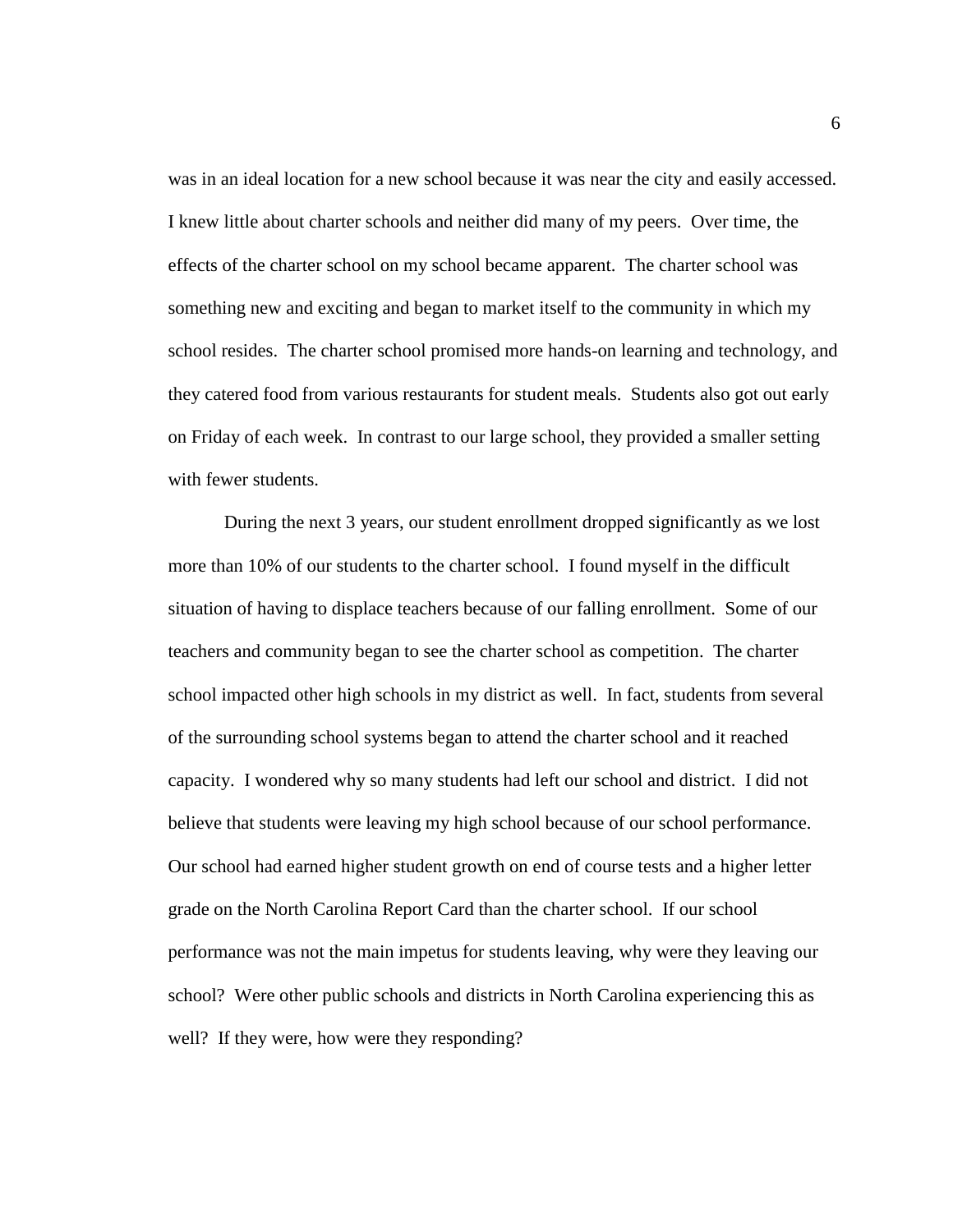was in an ideal location for a new school because it was near the city and easily accessed. I knew little about charter schools and neither did many of my peers. Over time, the effects of the charter school on my school became apparent. The charter school was something new and exciting and began to market itself to the community in which my school resides. The charter school promised more hands-on learning and technology, and they catered food from various restaurants for student meals. Students also got out early on Friday of each week. In contrast to our large school, they provided a smaller setting with fewer students.

During the next 3 years, our student enrollment dropped significantly as we lost more than 10% of our students to the charter school. I found myself in the difficult situation of having to displace teachers because of our falling enrollment. Some of our teachers and community began to see the charter school as competition. The charter school impacted other high schools in my district as well. In fact, students from several of the surrounding school systems began to attend the charter school and it reached capacity. I wondered why so many students had left our school and district. I did not believe that students were leaving my high school because of our school performance. Our school had earned higher student growth on end of course tests and a higher letter grade on the North Carolina Report Card than the charter school. If our school performance was not the main impetus for students leaving, why were they leaving our school? Were other public schools and districts in North Carolina experiencing this as well? If they were, how were they responding?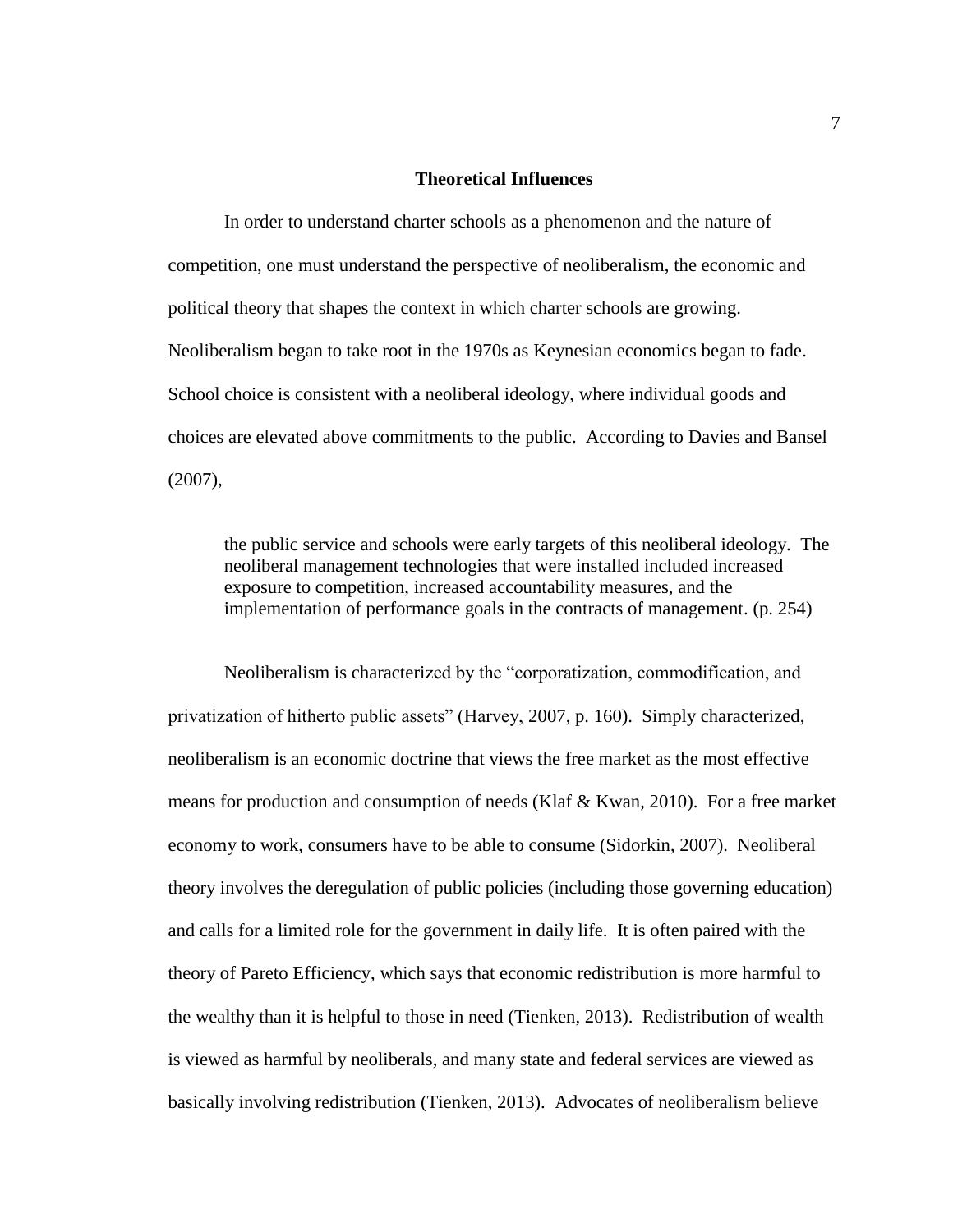## Theoretical Influences

In order to understand charter schools as a phenomenon and the nature of competition, one must understand the perspective of neoliberalism, the economic and political theory that shapes the context in which charter schools are growing. Neoliberalism began to take root in the 1970s as Keynesian economics began to fade. School choice is consistent with a neoliberal ideology, where individual goods and choices are elevated above commitments to the public. According to Davies and Bansel (2007),

> the public service and schools were early targets of this neoliberal ideology. The neoliberal management technologies that were installed included increased exposure to competition, increased accountability measures, and the implementation of performance goals in the contracts of management. (p. 254)

Neoliberalism is characterized by the "corporatization, commodification, and privatization of hitherto public assets" (Harvey, 2007, p. 160). Simply characterized, neoliberalism is an economic doctrine that views the free market as the most effective means for production and consumption of needs (Klaf & Kwan, 2010). For a free market economy to work, consumers have to be able to consume (Sidorkin, 2007). Neoliberal theory involves the deregulation of public policies (including those governing education) and calls for a limited role for the government in daily life. It is often paired with the theory of Pareto Efficiency, which says that economic redistribution is more harmful to the wealthy than it is helpful to those in need (Tienken, 2013). Redistribution of wealth is viewed as harmful by neoliberals, and many state and federal services are viewed as basically involving redistribution (Tienken, 2013). Advocates of neoliberalism believe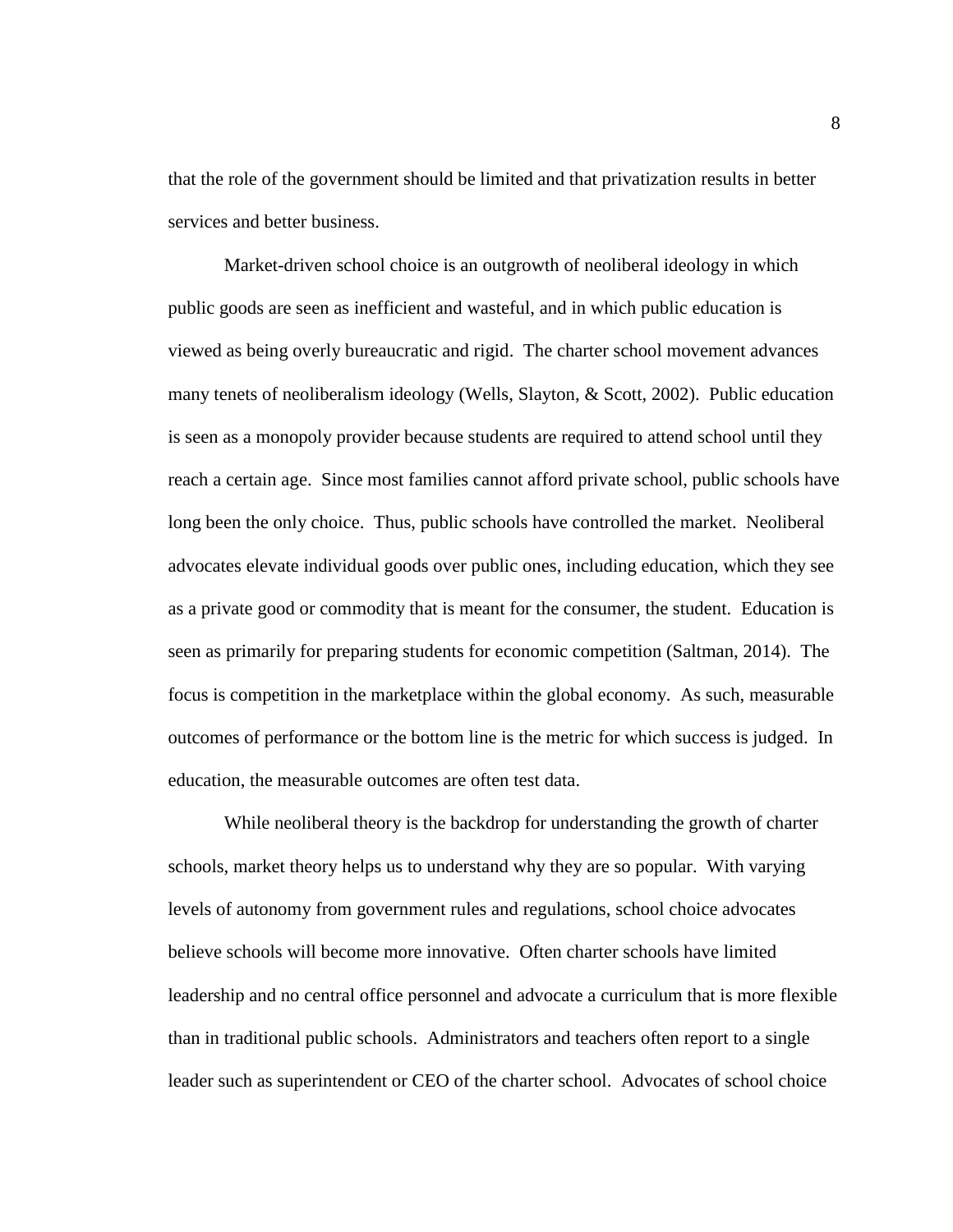that the role of the government should be limited and that privatization results in better services and better business.

Market-driven school choice is an outgrowth of neoliberal ideology in which public goods are seen as inefficient and wasteful, and in which public education is viewed as being overly bureaucratic and rigid. The charter school movement advances many tenets of neoliberalism ideology (Wells, Slayton, & Scott, 2002). Public education is seen as a monopoly provider because students are required to attend school until they reach a certain age. Since most families cannot afford private school, public schools have long been the only choice. Thus, public schools have controlled the market. Neoliberal advocates elevate individual goods over public ones, including education, which they see as a private good or commodity that is meant for the consumer, the student. Education is seen as primarily for preparing students for economic competition (Saltman, 2014). The focus is competition in the marketplace within the global economy. As such, measurable outcomes of performance or the bottom line is the metric for which success is judged. In education, the measurable outcomes are often test data.

While neoliberal theory is the backdrop for understanding the growth of charter schools, market theory helps us to understand why they are so popular. With varying levels of autonomy from government rules and regulations, school choice advocates believe schools will become more innovative. Often charter schools have limited leadership and no central office personnel and advocate a curriculum that is more flexible than in traditional public schools. Administrators and teachers often report to a single leader such as superintendent or CEO of the charter school. Advocates of school choice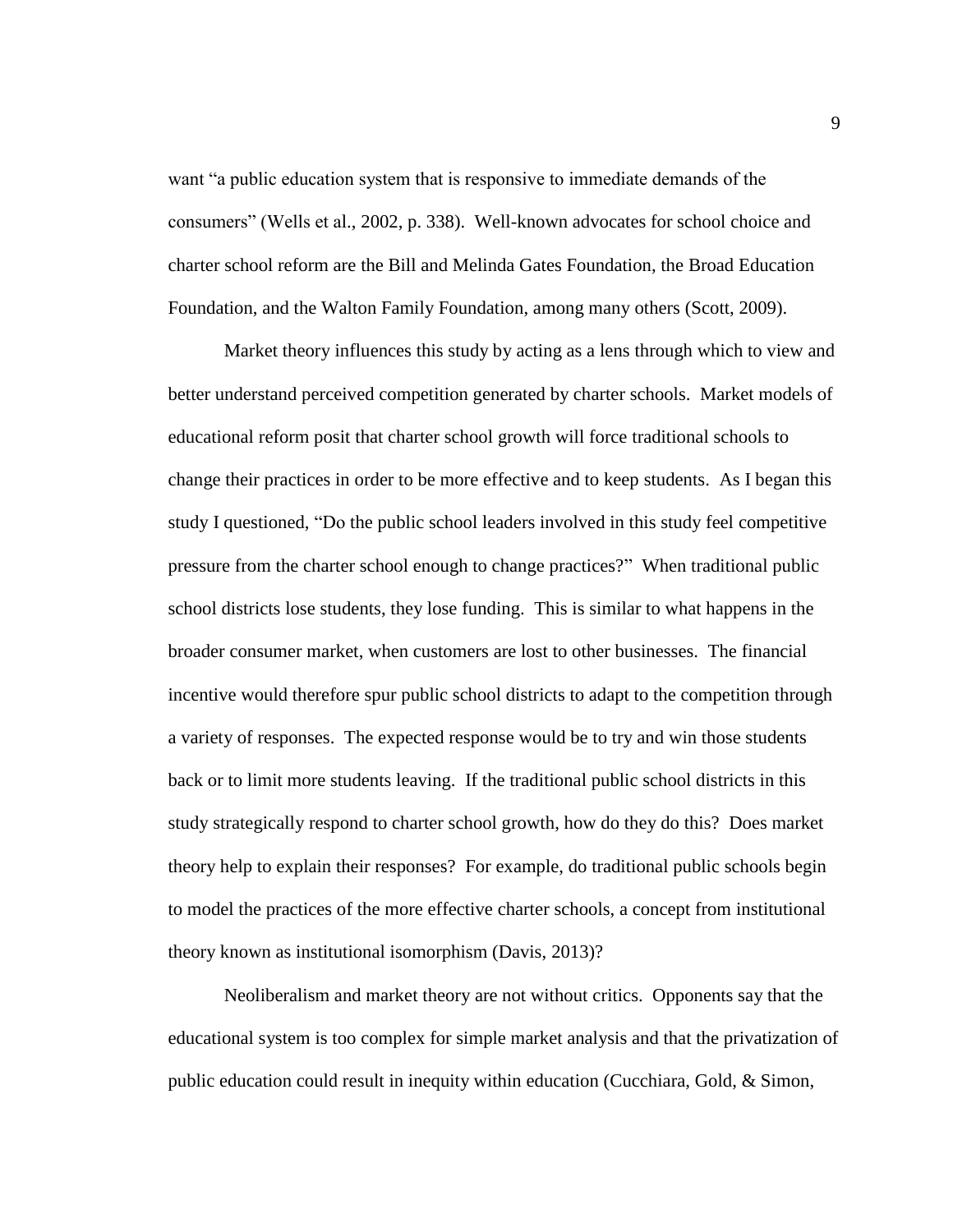want “a public education system that is responsive to immediate demands of the consumers” (Wells et al., 2002, p. 338). Well-known advocates for school choice and charter school reform are the Bill and Melinda Gates Foundation, the Broad Education Foundation, and the Walton Family Foundation, among many others (Scott, 2009).

Market theory influences this study by acting as a lens through which to view and better understand perceived competition generated by charter schools. Market models of educational reform posit that charter school growth will force traditional schools to change their practices in order to be more effective and to keep students. As I began this study I questioned, “Do the public school leaders involved in this study feel competitive pressure from the charter school enough to change practices?” When traditional public school districts lose students, they lose funding. This is similar to what happens in the broader consumer market, when customers are lost to other businesses. The financial incentive would therefore spur public school districts to adapt to the competition through a variety of responses. The expected response would be to try and win those students back or to limit more students leaving. If the traditional public school districts in this study strategically respond to charter school growth, how do they do this? Does market theory help to explain their responses? For example, do traditional public schools begin to model the practices of the more effective charter schools, a concept from institutional theory known as institutional isomorphism (Davis, 2013)?

Neoliberalism and market theory are not without critics. Opponents say that the educational system is too complex for simple market analysis and that the privatization of public education could result in inequity within education (Cucchiara, Gold, & Simon,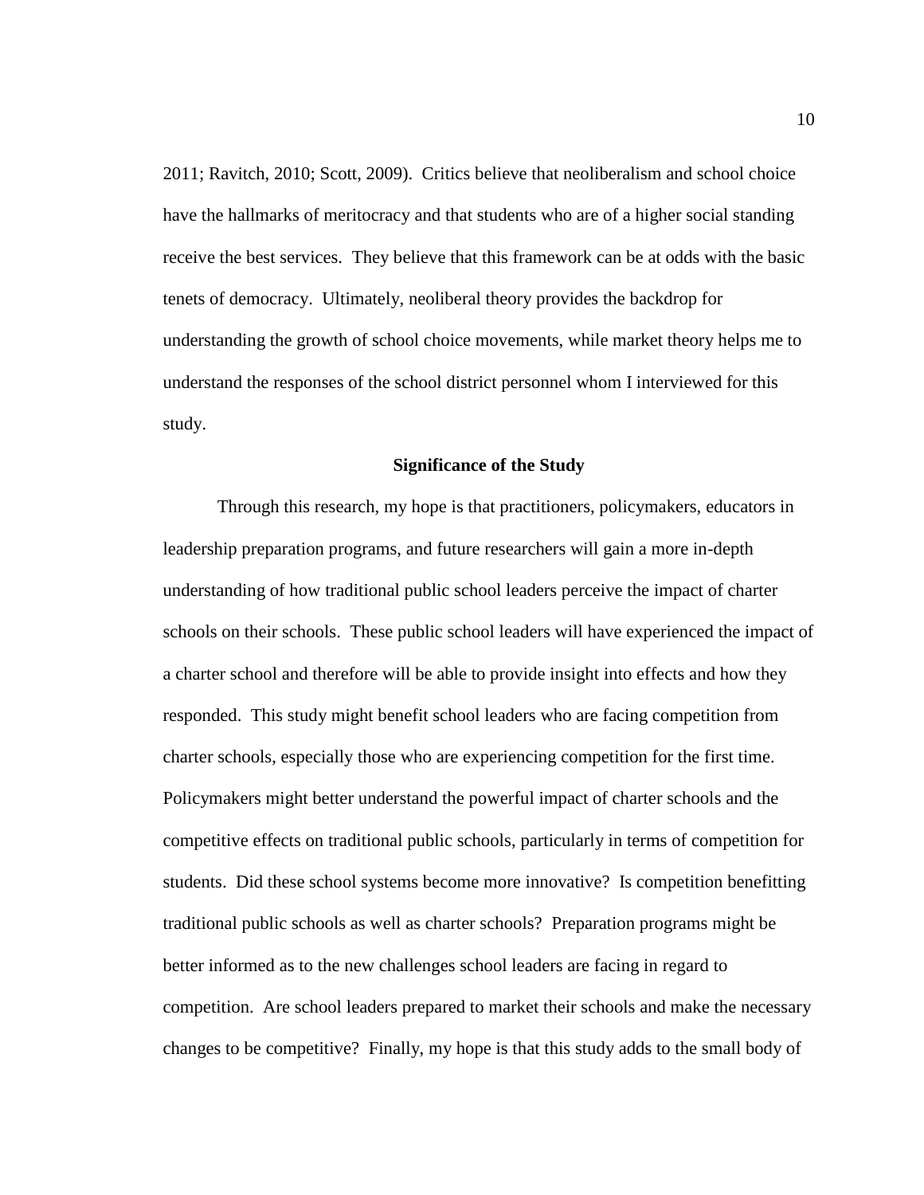2011; Ravitch, 2010; Scott, 2009). Critics believe that neoliberalism and school choice have the hallmarks of meritocracy and that students who are of a higher social standing receive the best services. They believe that this framework can be at odds with the basic tenets of democracy. Ultimately, neoliberal theory provides the backdrop for understanding the growth of school choice movements, while market theory helps me to understand the responses of the school district personnel whom I interviewed for this study.

## Significance of the Study

Through this research, my hope is that practitioners, policymakers, educators in leadership preparation programs, and future researchers will gain a more in-depth understanding of how traditional public school leaders perceive the impact of charter schools on their schools. These public school leaders will have experienced the impact of a charter school and therefore will be able to provide insight into effects and how they responded. This study might benefit school leaders who are facing competition from charter schools, especially those who are experiencing competition for the first time. Policymakers might better understand the powerful impact of charter schools and the competitive effects on traditional public schools, particularly in terms of competition for students. Did these school systems become more innovative? Is competition benefitting traditional public schools as well as charter schools? Preparation programs might be better informed as to the new challenges school leaders are facing in regard to competition. Are school leaders prepared to market their schools and make the necessary changes to be competitive? Finally, my hope is that this study adds to the small body of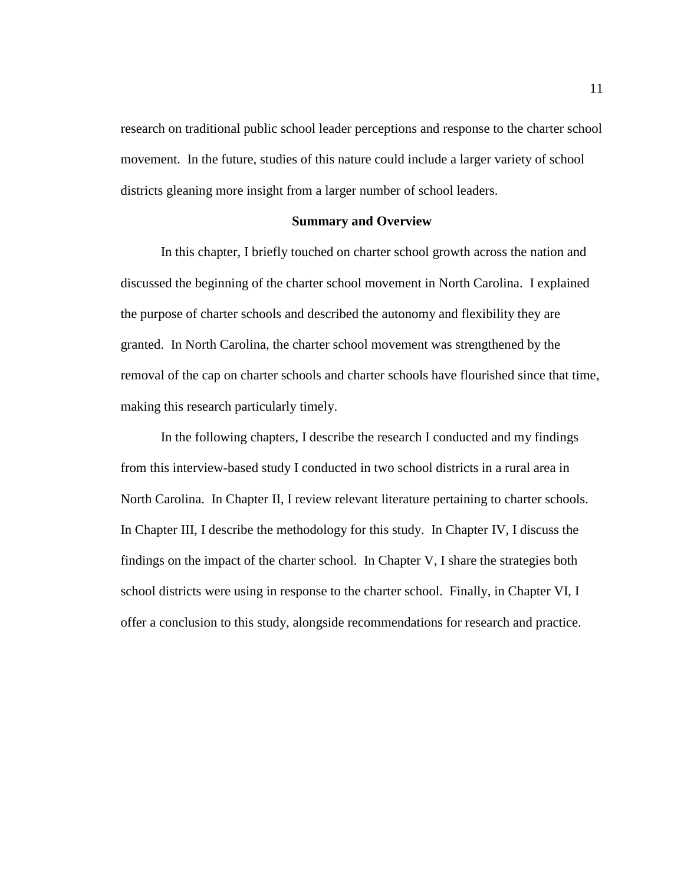research on traditional public school leader perceptions and response to the charter school movement. In the future, studies of this nature could include a larger variety of school districts gleaning more insight from a larger number of school leaders.

## Summary and Overview

In this chapter, I briefly touched on charter school growth across the nation and discussed the beginning of the charter school movement in North Carolina. I explained the purpose of charter schools and described the autonomy and flexibility they are granted. In North Carolina, the charter school movement was strengthened by the removal of the cap on charter schools and charter schools have flourished since that time, making this research particularly timely.

In the following chapters, I describe the research I conducted and my findings from this interview-based study I conducted in two school districts in a rural area in North Carolina. In Chapter II, I review relevant literature pertaining to charter schools. In Chapter III, I describe the methodology for this study. In Chapter IV, I discuss the findings on the impact of the charter school. In Chapter V, I share the strategies both school districts were using in response to the charter school. Finally, in Chapter VI, I offer a conclusion to this study, alongside recommendations for research and practice.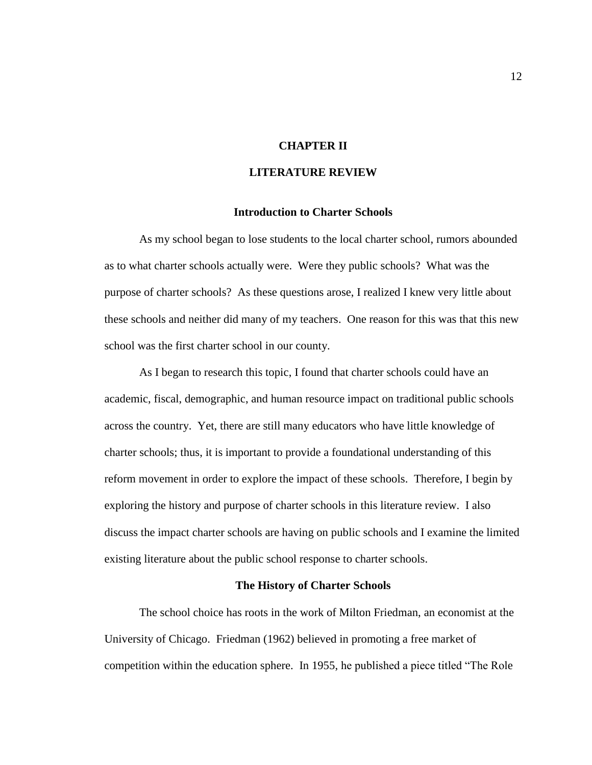# CHAPTER II

# LITERATURE REVIEW

## Introduction to Charter Schools

As my school began to lose students to the local charter school, rumors abounded as to what charter schools actually were. Were they public schools? What was the purpose of charter schools? As these questions arose, I realized I knew very little about these schools and neither did many of my teachers. One reason for this was that this new school was the first charter school in our county.

As I began to research this topic, I found that charter schools could have an academic, fiscal, demographic, and human resource impact on traditional public schools across the country. Yet, there are still many educators who have little knowledge of charter schools; thus, it is important to provide a foundational understanding of this reform movement in order to explore the impact of these schools. Therefore, I begin by exploring the history and purpose of charter schools in this literature review. I also discuss the impact charter schools are having on public schools and I examine the limited existing literature about the public school response to charter schools.

## The History of Charter Schools

The school choice has roots in the work of Milton Friedman, an economist at the University of Chicago. Friedman (1962) believed in promoting a free market of competition within the education sphere. In 1955, he published a piece titled "The Role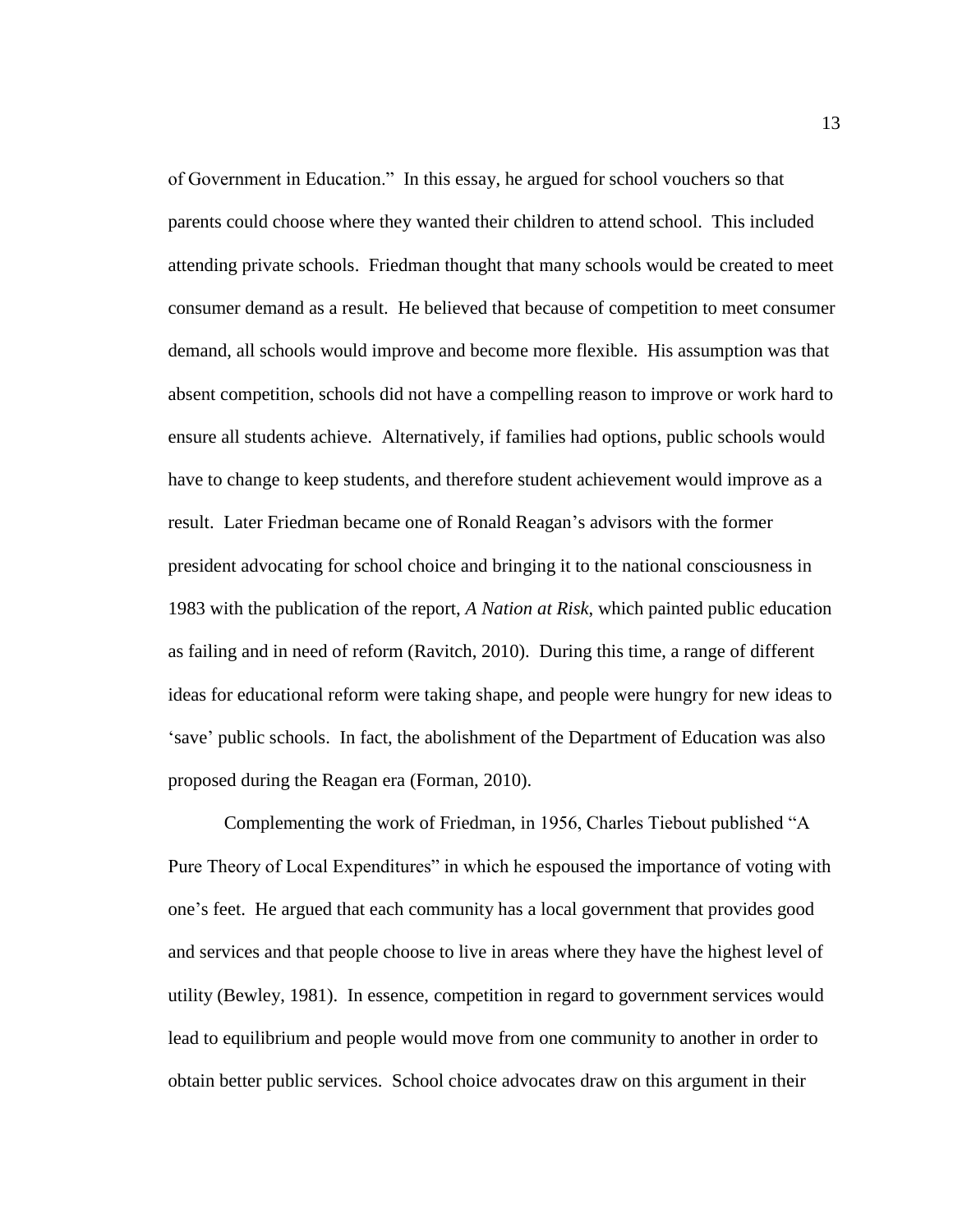of Government in Education." In this essay, he argued for school vouchers so that parents could choose where they wanted their children to attend school. This included attending private schools. Friedman thought that many schools would be created to meet consumer demand as a result. He believed that because of competition to meet consumer demand, all schools would improve and become more flexible. His assumption was that absent competition, schools did not have a compelling reason to improve or work hard to ensure all students achieve. Alternatively, if families had options, public schools would have to change to keep students, and therefore student achievement would improve as a result. Later Friedman became one of Ronald Reagan's advisors with the former president advocating for school choice and bringing it to the national consciousness in 1983 with the publication of the report, *A Nation at Risk*, which painted public education as failing and in need of reform (Ravitch, 2010). During this time, a range of different ideas for educational reform were taking shape, and people were hungry for new ideas to 'save' public schools. In fact, the abolishment of the Department of Education was also proposed during the Reagan era (Forman, 2010).

Complementing the work of Friedman, in 1956, Charles Tiebout published "A Pure Theory of Local Expenditures" in which he espoused the importance of voting with one's feet. He argued that each community has a local government that provides good and services and that people choose to live in areas where they have the highest level of utility (Bewley, 1981). In essence, competition in regard to government services would lead to equilibrium and people would move from one community to another in order to obtain better public services. School choice advocates draw on this argument in their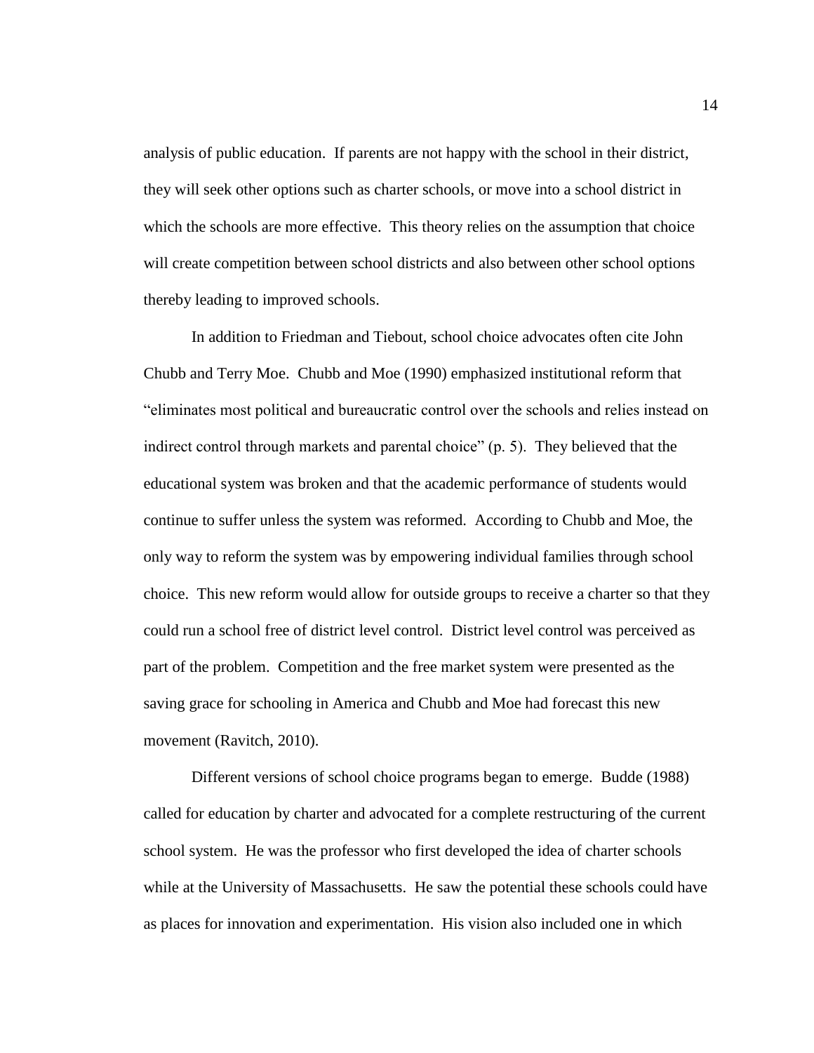analysis of public education. If parents are not happy with the school in their district, they will seek other options such as charter schools, or move into a school district in which the schools are more effective. This theory relies on the assumption that choice will create competition between school districts and also between other school options thereby leading to improved schools.

In addition to Friedman and Tiebout, school choice advocates often cite John Chubb and Terry Moe. Chubb and Moe (1990) emphasized institutional reform that "eliminates most political and bureaucratic control over the schools and relies instead on indirect control through markets and parental choice" (p. 5). They believed that the educational system was broken and that the academic performance of students would continue to suffer unless the system was reformed. According to Chubb and Moe, the only way to reform the system was by empowering individual families through school choice. This new reform would allow for outside groups to receive a charter so that they could run a school free of district level control. District level control was perceived as part of the problem. Competition and the free market system were presented as the saving grace for schooling in America and Chubb and Moe had forecast this new movement (Ravitch, 2010).

Different versions of school choice programs began to emerge. Budde (1988) called for education by charter and advocated for a complete restructuring of the current school system. He was the professor who first developed the idea of charter schools while at the University of Massachusetts. He saw the potential these schools could have as places for innovation and experimentation. His vision also included one in which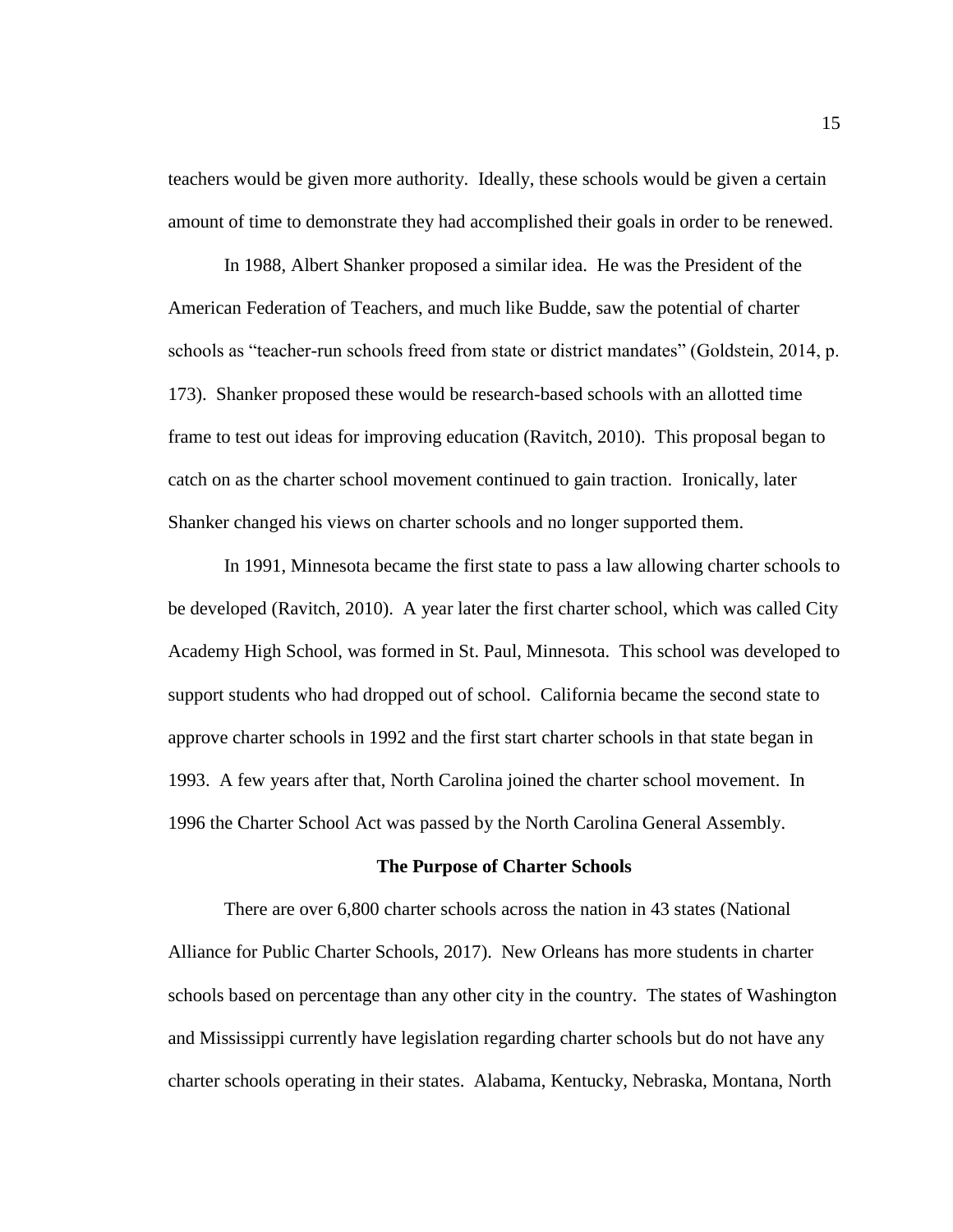teachers would be given more authority. Ideally, these schools would be given a certain amount of time to demonstrate they had accomplished their goals in order to be renewed.

In 1988, Albert Shanker proposed a similar idea. He was the President of the American Federation of Teachers, and much like Budde, saw the potential of charter schools as "teacher-run schools freed from state or district mandates" (Goldstein, 2014, p. 173). Shanker proposed these would be research-based schools with an allotted time frame to test out ideas for improving education (Ravitch, 2010). This proposal began to catch on as the charter school movement continued to gain traction. Ironically, later Shanker changed his views on charter schools and no longer supported them.

In 1991, Minnesota became the first state to pass a law allowing charter schools to be developed (Ravitch, 2010). A year later the first charter school, which was called City Academy High School, was formed in St. Paul, Minnesota. This school was developed to support students who had dropped out of school. California became the second state to approve charter schools in 1992 and the first start charter schools in that state began in 1993. A few years after that, North Carolina joined the charter school movement. In 1996 the Charter School Act was passed by the North Carolina General Assembly.

## The Purpose of Charter Schools

There are over 6,800 charter schools across the nation in 43 states (National Alliance for Public Charter Schools, 2017). New Orleans has more students in charter schools based on percentage than any other city in the country. The states of Washington and Mississippi currently have legislation regarding charter schools but do not have any charter schools operating in their states. Alabama, Kentucky, Nebraska, Montana, North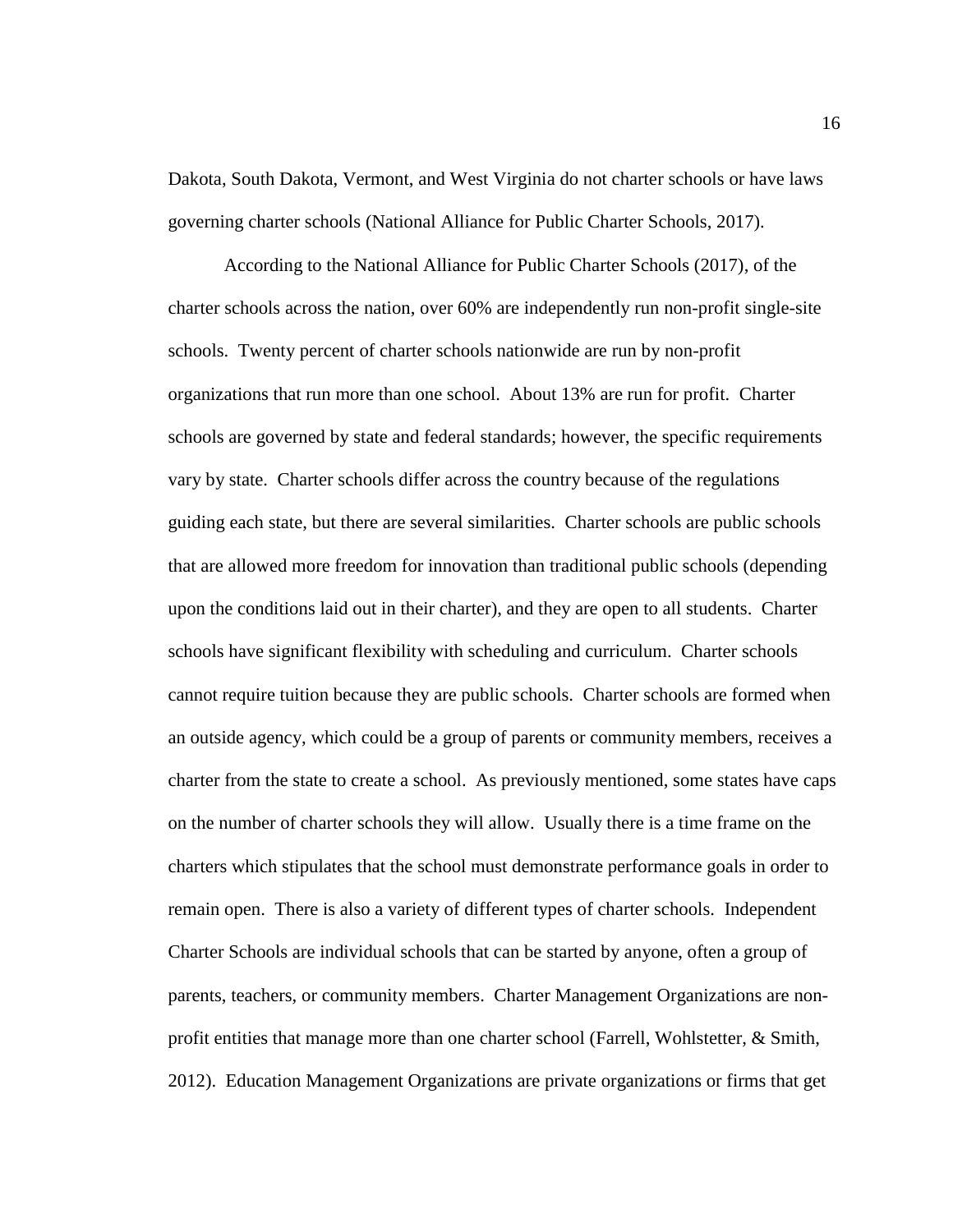Dakota, South Dakota, Vermont, and West Virginia do not charter schools or have laws governing charter schools (National Alliance for Public Charter Schools, 2017).

According to the National Alliance for Public Charter Schools (2017), of the charter schools across the nation, over 60% are independently run non-profit single-site schools. Twenty percent of charter schools nationwide are run by non-profit organizations that run more than one school. About 13% are run for profit. Charter schools are governed by state and federal standards; however, the specific requirements vary by state. Charter schools differ across the country because of the regulations guiding each state, but there are several similarities. Charter schools are public schools that are allowed more freedom for innovation than traditional public schools (depending upon the conditions laid out in their charter), and they are open to all students. Charter schools have significant flexibility with scheduling and curriculum. Charter schools cannot require tuition because they are public schools. Charter schools are formed when an outside agency, which could be a group of parents or community members, receives a charter from the state to create a school. As previously mentioned, some states have caps on the number of charter schools they will allow. Usually there is a time frame on the charters which stipulates that the school must demonstrate performance goals in order to remain open. There is also a variety of different types of charter schools. Independent Charter Schools are individual schools that can be started by anyone, often a group of parents, teachers, or community members. Charter Management Organizations are non-profit entities that manage more than one charter school (Farrell, Wohlstetter, & Smith, 2012). Education Management Organizations are private organizations or firms that get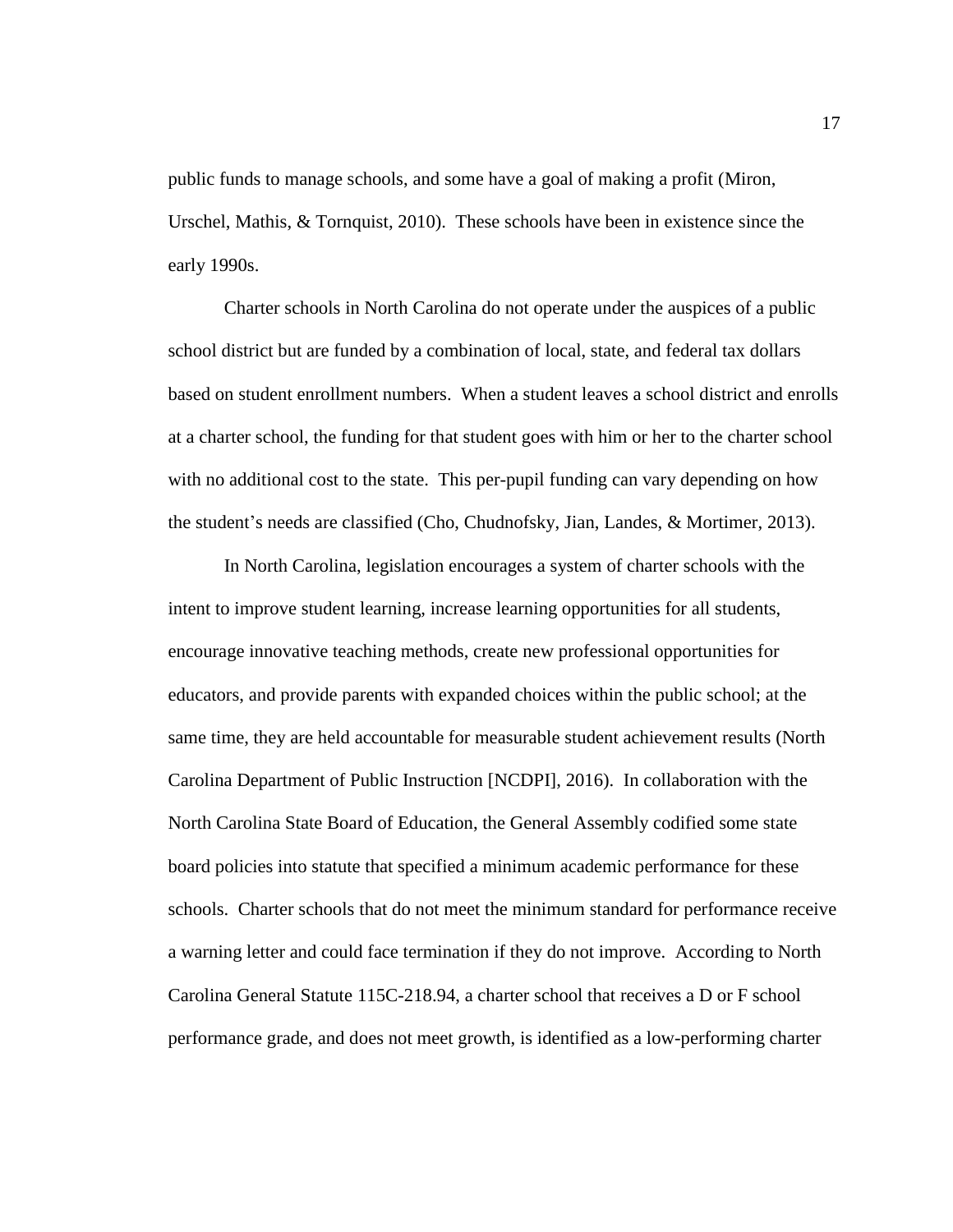public funds to manage schools, and some have a goal of making a profit (Miron, Urschel, Mathis, & Tornquist, 2010). These schools have been in existence since the early 1990s.

Charter schools in North Carolina do not operate under the auspices of a public school district but are funded by a combination of local, state, and federal tax dollars based on student enrollment numbers. When a student leaves a school district and enrolls at a charter school, the funding for that student goes with him or her to the charter school with no additional cost to the state. This per-pupil funding can vary depending on how the student's needs are classified (Cho, Chudnofsky, Jian, Landes, & Mortimer, 2013).

In North Carolina, legislation encourages a system of charter schools with the intent to improve student learning, increase learning opportunities for all students, encourage innovative teaching methods, create new professional opportunities for educators, and provide parents with expanded choices within the public school; at the same time, they are held accountable for measurable student achievement results (North Carolina Department of Public Instruction [NCDPI], 2016). In collaboration with the North Carolina State Board of Education, the General Assembly codified some state board policies into statute that specified a minimum academic performance for these schools. Charter schools that do not meet the minimum standard for performance receive a warning letter and could face termination if they do not improve. According to North Carolina General Statute 115C-218.94, a charter school that receives a D or F school performance grade, and does not meet growth, is identified as a low-performing charter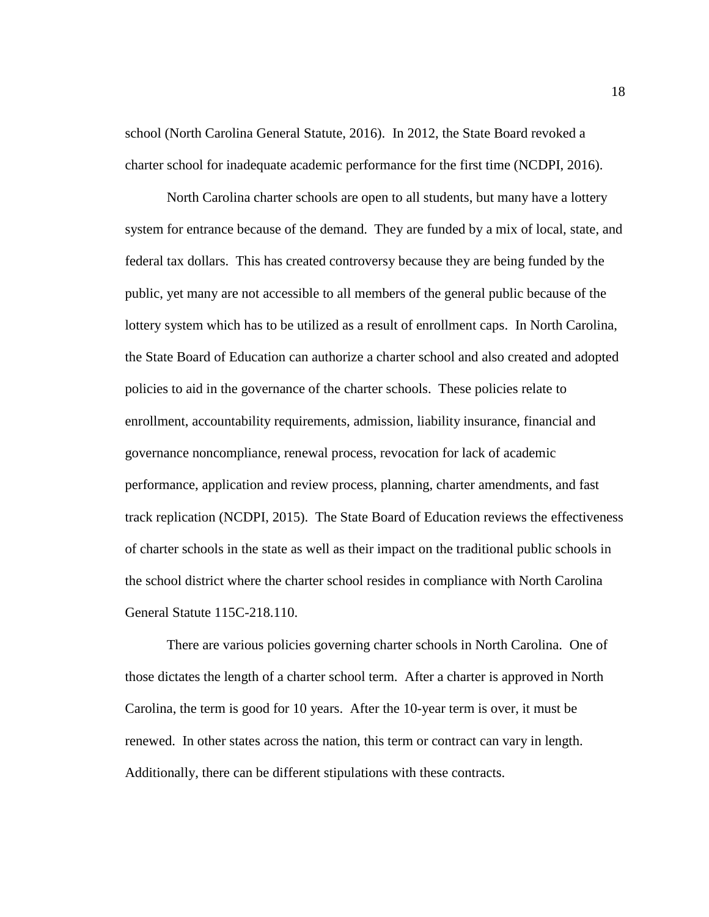school (North Carolina General Statute, 2016). In 2012, the State Board revoked a charter school for inadequate academic performance for the first time (NCDPI, 2016).

North Carolina charter schools are open to all students, but many have a lottery system for entrance because of the demand. They are funded by a mix of local, state, and federal tax dollars. This has created controversy because they are being funded by the public, yet many are not accessible to all members of the general public because of the lottery system which has to be utilized as a result of enrollment caps. In North Carolina, the State Board of Education can authorize a charter school and also created and adopted policies to aid in the governance of the charter schools. These policies relate to enrollment, accountability requirements, admission, liability insurance, financial and governance noncompliance, renewal process, revocation for lack of academic performance, application and review process, planning, charter amendments, and fast track replication (NCDPI, 2015). The State Board of Education reviews the effectiveness of charter schools in the state as well as their impact on the traditional public schools in the school district where the charter school resides in compliance with North Carolina General Statute 115C-218.110.

There are various policies governing charter schools in North Carolina. One of those dictates the length of a charter school term. After a charter is approved in North Carolina, the term is good for 10 years. After the 10-year term is over, it must be renewed. In other states across the nation, this term or contract can vary in length. Additionally, there can be different stipulations with these contracts.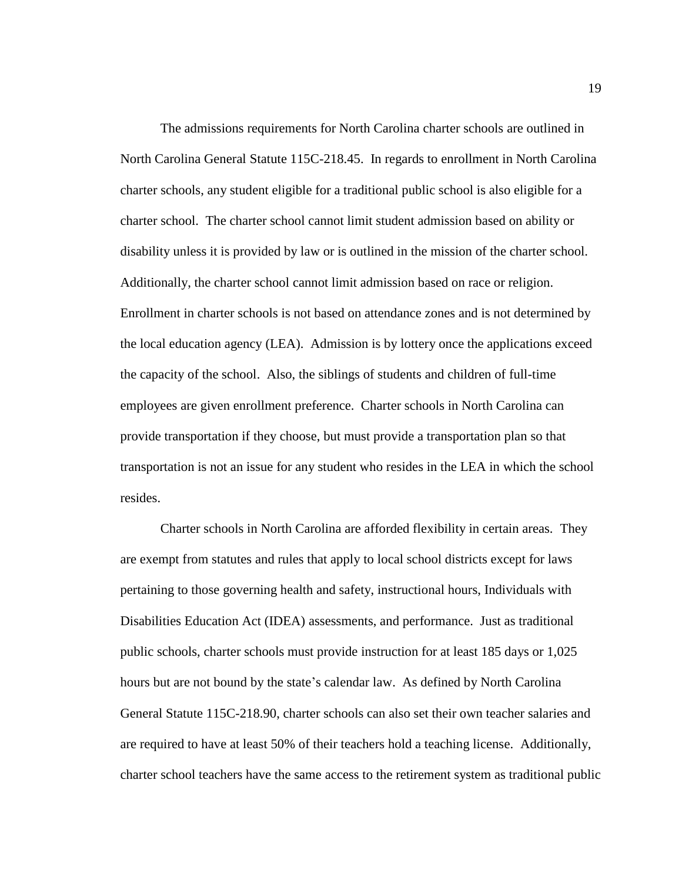The admissions requirements for North Carolina charter schools are outlined in North Carolina General Statute 115C-218.45. In regards to enrollment in North Carolina charter schools, any student eligible for a traditional public school is also eligible for a charter school. The charter school cannot limit student admission based on ability or disability unless it is provided by law or is outlined in the mission of the charter school. Additionally, the charter school cannot limit admission based on race or religion. Enrollment in charter schools is not based on attendance zones and is not determined by the local education agency (LEA). Admission is by lottery once the applications exceed the capacity of the school. Also, the siblings of students and children of full-time employees are given enrollment preference. Charter schools in North Carolina can provide transportation if they choose, but must provide a transportation plan so that transportation is not an issue for any student who resides in the LEA in which the school resides.

Charter schools in North Carolina are afforded flexibility in certain areas. They are exempt from statutes and rules that apply to local school districts except for laws pertaining to those governing health and safety, instructional hours, Individuals with Disabilities Education Act (IDEA) assessments, and performance. Just as traditional public schools, charter schools must provide instruction for at least 185 days or 1,025 hours but are not bound by the state's calendar law. As defined by North Carolina General Statute 115C-218.90, charter schools can also set their own teacher salaries and are required to have at least 50% of their teachers hold a teaching license. Additionally, charter school teachers have the same access to the retirement system as traditional public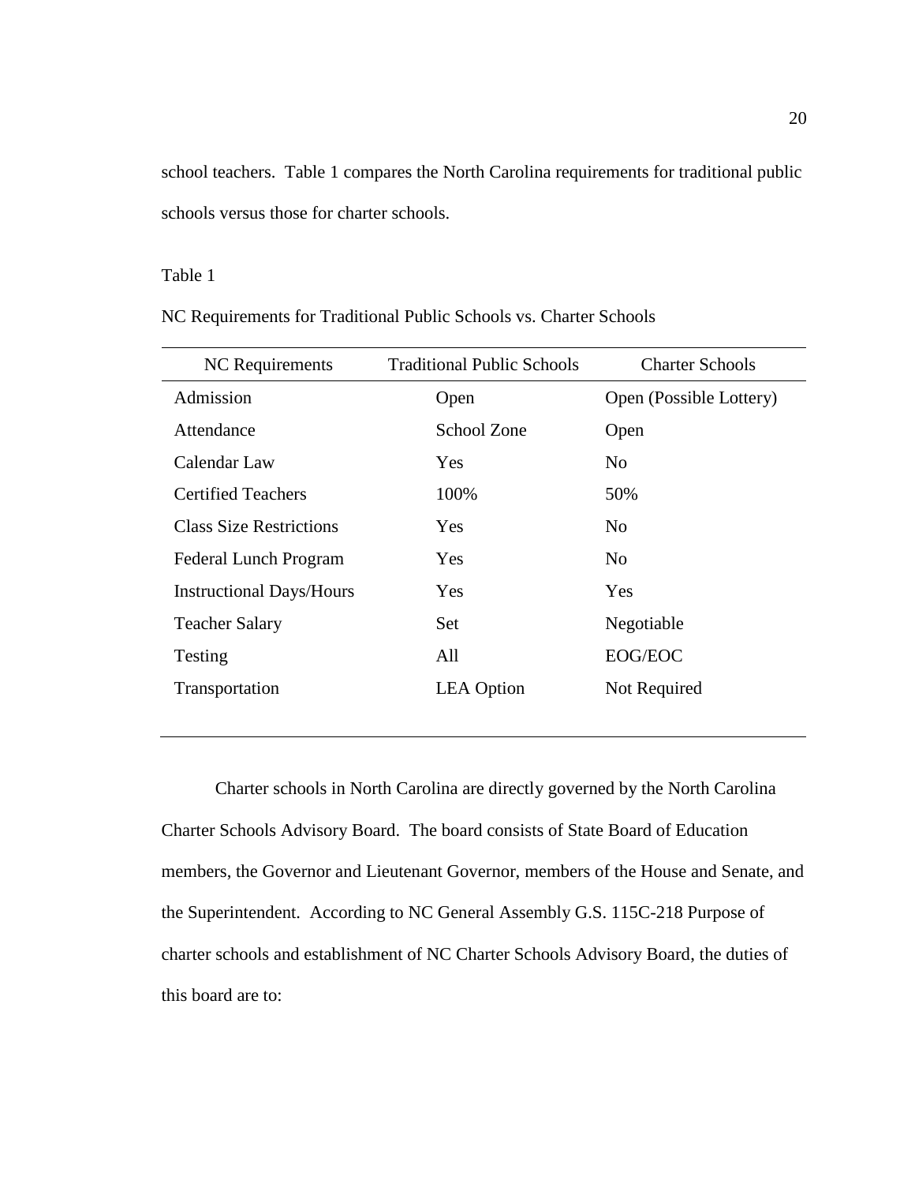school teachers. Table 1 compares the North Carolina requirements for traditional public schools versus those for charter schools.

Table 1

NC Requirements for Traditional Public Schools vs. Charter Schools

| NC Requirements | Traditional Public Schools | Charter Schools |
|---|---|---|
| Admission | Open | Open (Possible Lottery) |
| Attendance | School Zone | Open |
| Calendar Law | Yes | No |
| Certified Teachers | 100% | 50% |
| Class Size Restrictions | Yes | No |
| Federal Lunch Program | Yes | No |
| Instructional Days/Hours | Yes | Yes |
| Teacher Salary | Set | Negotiable |
| Testing | All | EOG/EOC |
| Transportation | LEA Option | Not Required |

Charter schools in North Carolina are directly governed by the North Carolina Charter Schools Advisory Board. The board consists of State Board of Education members, the Governor and Lieutenant Governor, members of the House and Senate, and the Superintendent. According to NC General Assembly G.S. 115C-218 Purpose of charter schools and establishment of NC Charter Schools Advisory Board, the duties of this board are to: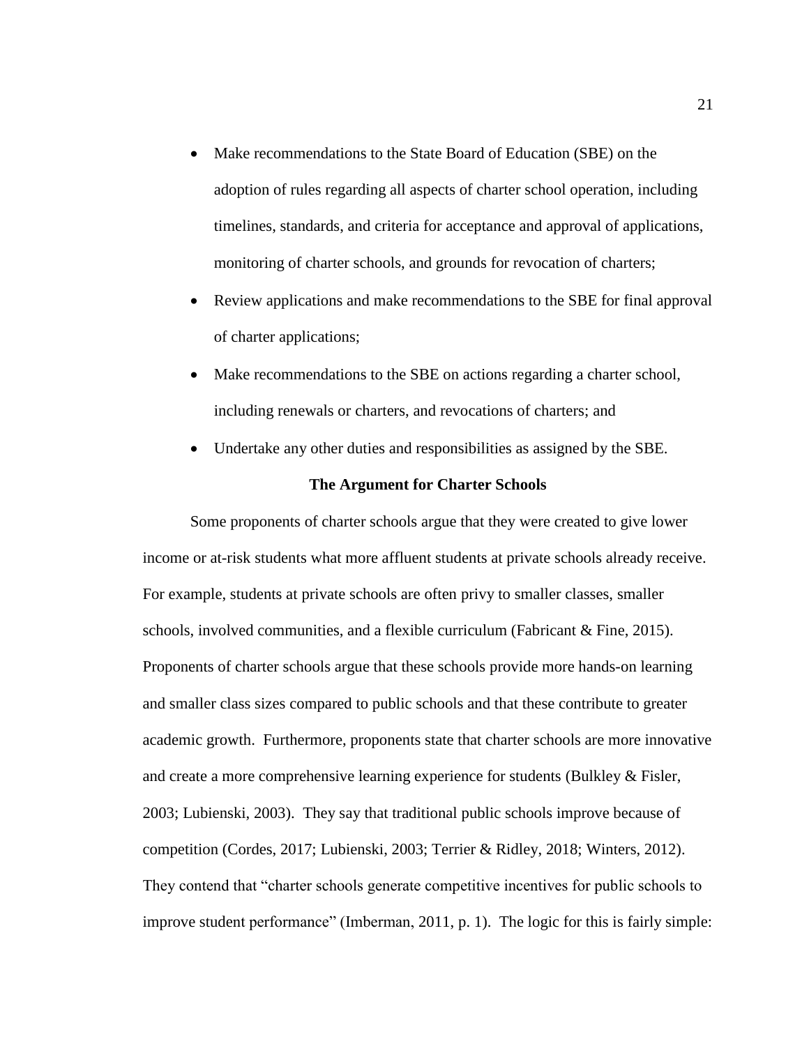- Make recommendations to the State Board of Education (SBE) on the adoption of rules regarding all aspects of charter school operation, including timelines, standards, and criteria for acceptance and approval of applications, monitoring of charter schools, and grounds for revocation of charters;
- Review applications and make recommendations to the SBE for final approval of charter applications;
- Make recommendations to the SBE on actions regarding a charter school, including renewals or charters, and revocations of charters; and
- Undertake any other duties and responsibilities as assigned by the SBE.

## The Argument for Charter Schools

Some proponents of charter schools argue that they were created to give lower income or at-risk students what more affluent students at private schools already receive. For example, students at private schools are often privy to smaller classes, smaller schools, involved communities, and a flexible curriculum (Fabricant & Fine, 2015). Proponents of charter schools argue that these schools provide more hands-on learning and smaller class sizes compared to public schools and that these contribute to greater academic growth. Furthermore, proponents state that charter schools are more innovative and create a more comprehensive learning experience for students (Bulkley & Fisler, 2003; Lubienski, 2003). They say that traditional public schools improve because of competition (Cordes, 2017; Lubienski, 2003; Terrier & Ridley, 2018; Winters, 2012). They contend that "charter schools generate competitive incentives for public schools to improve student performance" (Imberman, 2011, p. 1). The logic for this is fairly simple: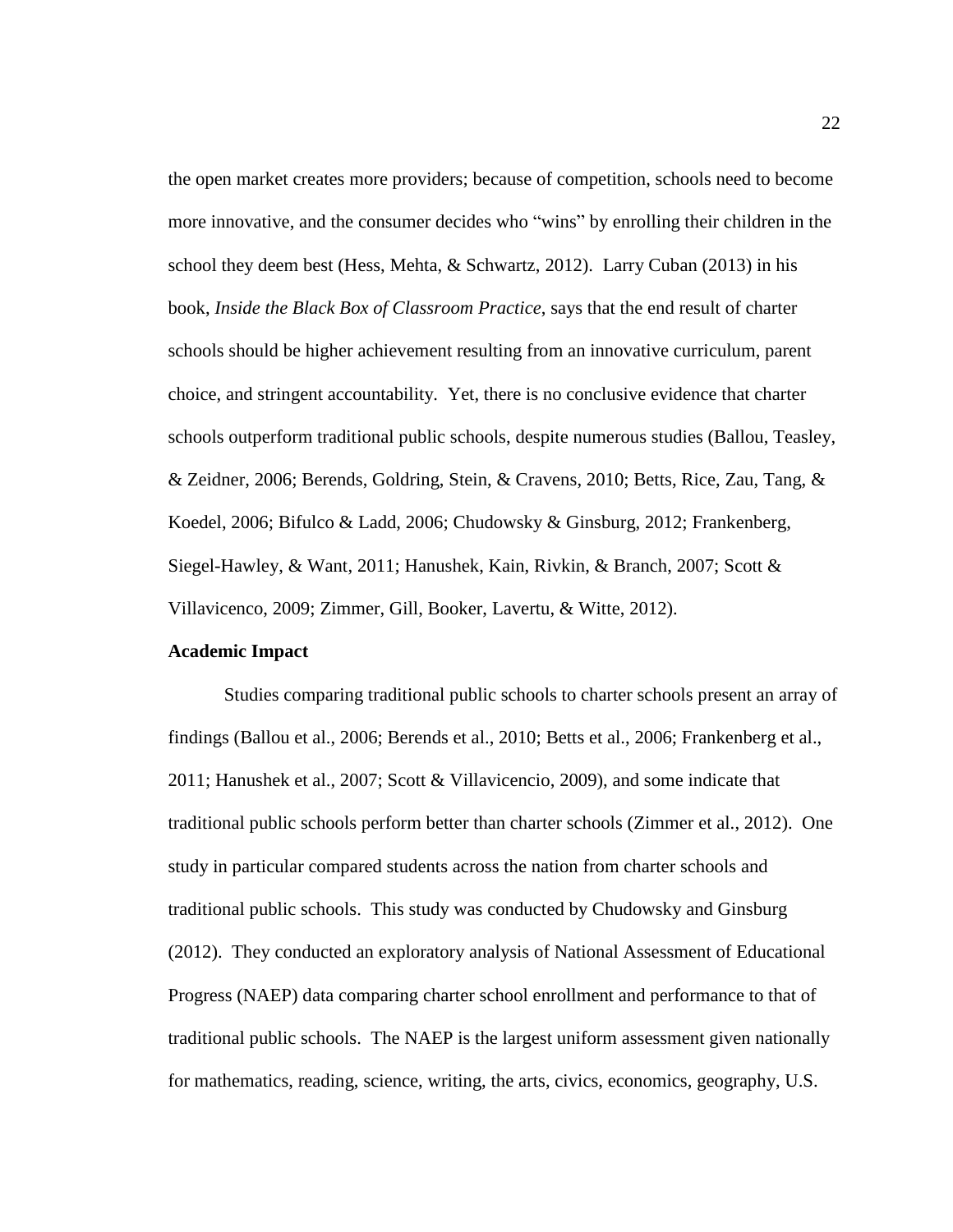the open market creates more providers; because of competition, schools need to become more innovative, and the consumer decides who “wins” by enrolling their children in the school they deem best (Hess, Mehta, & Schwartz, 2012). Larry Cuban (2013) in his book, *Inside the Black Box of Classroom Practice*, says that the end result of charter schools should be higher achievement resulting from an innovative curriculum, parent choice, and stringent accountability. Yet, there is no conclusive evidence that charter schools outperform traditional public schools, despite numerous studies (Ballou, Teasley, & Zeidner, 2006; Berends, Goldring, Stein, & Cravens, 2010; Betts, Rice, Zau, Tang, & Koedel, 2006; Bifulco & Ladd, 2006; Chudowsky & Ginsburg, 2012; Frankenberg, Siegel-Hawley, & Want, 2011; Hanushek, Kain, Rivkin, & Branch, 2007; Scott & Villavicenco, 2009; Zimmer, Gill, Booker, Lavertu, & Witte, 2012).

**Academic Impact**

Studies comparing traditional public schools to charter schools present an array of findings (Ballou et al., 2006; Berends et al., 2010; Betts et al., 2006; Frankenberg et al., 2011; Hanushek et al., 2007; Scott & Villavicencio, 2009), and some indicate that traditional public schools perform better than charter schools (Zimmer et al., 2012). One study in particular compared students across the nation from charter schools and traditional public schools. This study was conducted by Chudowsky and Ginsburg (2012). They conducted an exploratory analysis of National Assessment of Educational Progress (NAEP) data comparing charter school enrollment and performance to that of traditional public schools. The NAEP is the largest uniform assessment given nationally for mathematics, reading, science, writing, the arts, civics, economics, geography, U.S.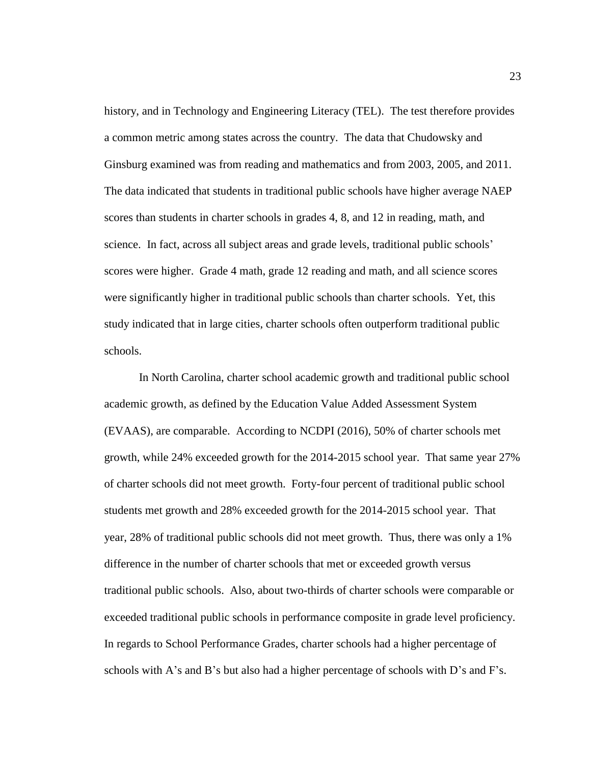history, and in Technology and Engineering Literacy (TEL). The test therefore provides a common metric among states across the country. The data that Chudowsky and Ginsburg examined was from reading and mathematics and from 2003, 2005, and 2011. The data indicated that students in traditional public schools have higher average NAEP scores than students in charter schools in grades 4, 8, and 12 in reading, math, and science. In fact, across all subject areas and grade levels, traditional public schools' scores were higher. Grade 4 math, grade 12 reading and math, and all science scores were significantly higher in traditional public schools than charter schools. Yet, this study indicated that in large cities, charter schools often outperform traditional public schools.

In North Carolina, charter school academic growth and traditional public school academic growth, as defined by the Education Value Added Assessment System (EVAAS), are comparable. According to NCDPI (2016), 50% of charter schools met growth, while 24% exceeded growth for the 2014-2015 school year. That same year 27% of charter schools did not meet growth. Forty-four percent of traditional public school students met growth and 28% exceeded growth for the 2014-2015 school year. That year, 28% of traditional public schools did not meet growth. Thus, there was only a 1% difference in the number of charter schools that met or exceeded growth versus traditional public schools. Also, about two-thirds of charter schools were comparable or exceeded traditional public schools in performance composite in grade level proficiency. In regards to School Performance Grades, charter schools had a higher percentage of schools with A's and B's but also had a higher percentage of schools with D's and F's.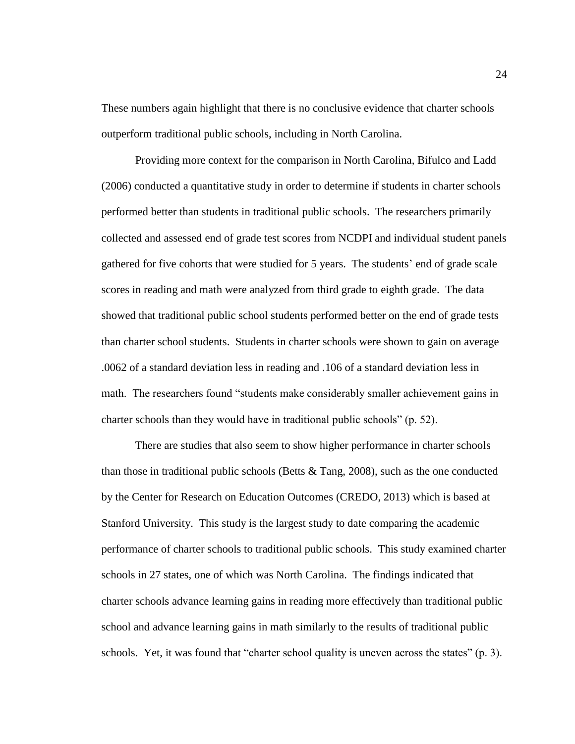These numbers again highlight that there is no conclusive evidence that charter schools outperform traditional public schools, including in North Carolina.

Providing more context for the comparison in North Carolina, Bifulco and Ladd (2006) conducted a quantitative study in order to determine if students in charter schools performed better than students in traditional public schools. The researchers primarily collected and assessed end of grade test scores from NCDPI and individual student panels gathered for five cohorts that were studied for 5 years. The students' end of grade scale scores in reading and math were analyzed from third grade to eighth grade. The data showed that traditional public school students performed better on the end of grade tests than charter school students. Students in charter schools were shown to gain on average .0062 of a standard deviation less in reading and .106 of a standard deviation less in math. The researchers found "students make considerably smaller achievement gains in charter schools than they would have in traditional public schools" (p. 52).

There are studies that also seem to show higher performance in charter schools than those in traditional public schools (Betts & Tang, 2008), such as the one conducted by the Center for Research on Education Outcomes (CREDO, 2013) which is based at Stanford University. This study is the largest study to date comparing the academic performance of charter schools to traditional public schools. This study examined charter schools in 27 states, one of which was North Carolina. The findings indicated that charter schools advance learning gains in reading more effectively than traditional public school and advance learning gains in math similarly to the results of traditional public schools. Yet, it was found that "charter school quality is uneven across the states" (p. 3).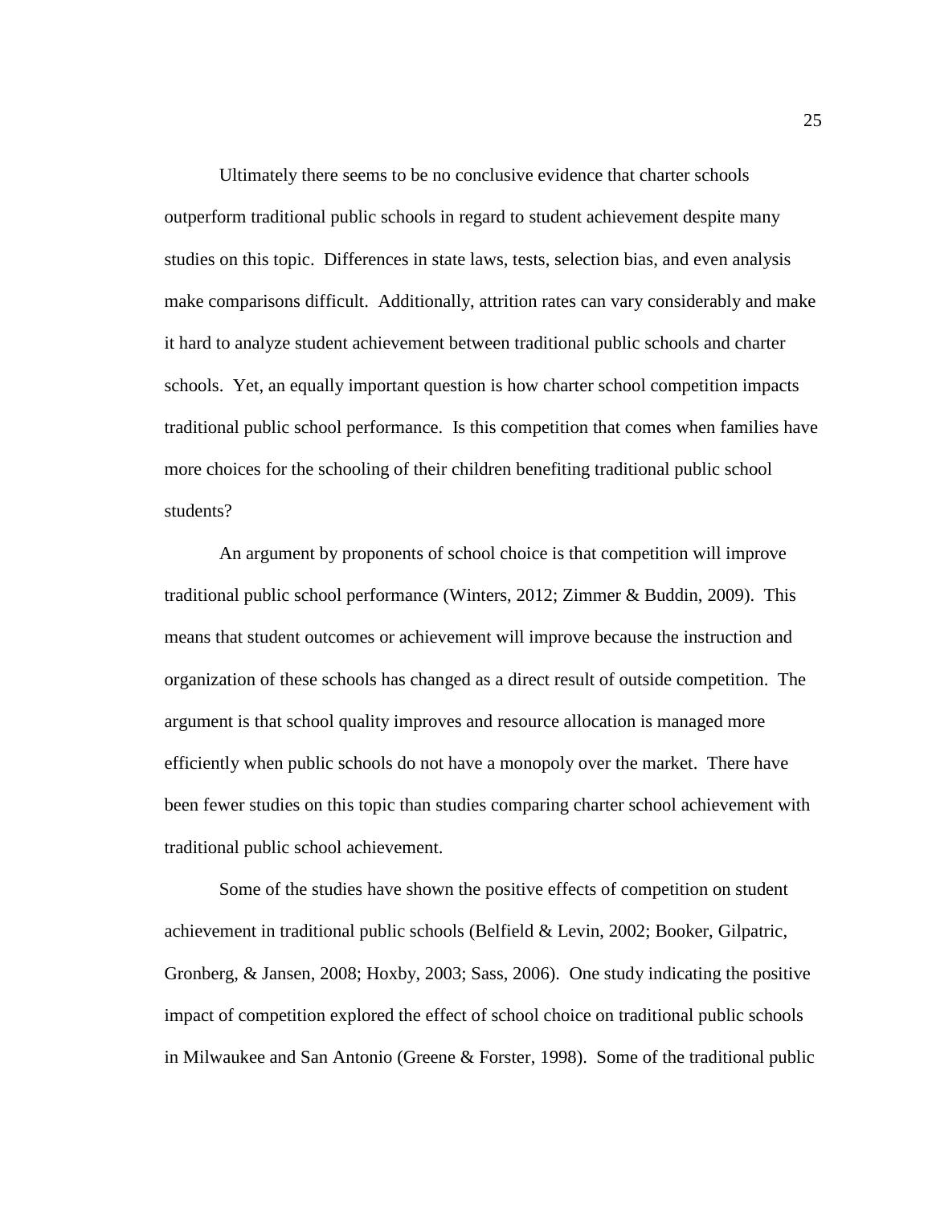Ultimately there seems to be no conclusive evidence that charter schools outperform traditional public schools in regard to student achievement despite many studies on this topic. Differences in state laws, tests, selection bias, and even analysis make comparisons difficult. Additionally, attrition rates can vary considerably and make it hard to analyze student achievement between traditional public schools and charter schools. Yet, an equally important question is how charter school competition impacts traditional public school performance. Is this competition that comes when families have more choices for the schooling of their children benefiting traditional public school students?

An argument by proponents of school choice is that competition will improve traditional public school performance (Winters, 2012; Zimmer & Buddin, 2009). This means that student outcomes or achievement will improve because the instruction and organization of these schools has changed as a direct result of outside competition. The argument is that school quality improves and resource allocation is managed more efficiently when public schools do not have a monopoly over the market. There have been fewer studies on this topic than studies comparing charter school achievement with traditional public school achievement.

Some of the studies have shown the positive effects of competition on student achievement in traditional public schools (Belfield & Levin, 2002; Booker, Gilpatric, Gronberg, & Jansen, 2008; Hoxby, 2003; Sass, 2006). One study indicating the positive impact of competition explored the effect of school choice on traditional public schools in Milwaukee and San Antonio (Greene & Forster, 1998). Some of the traditional public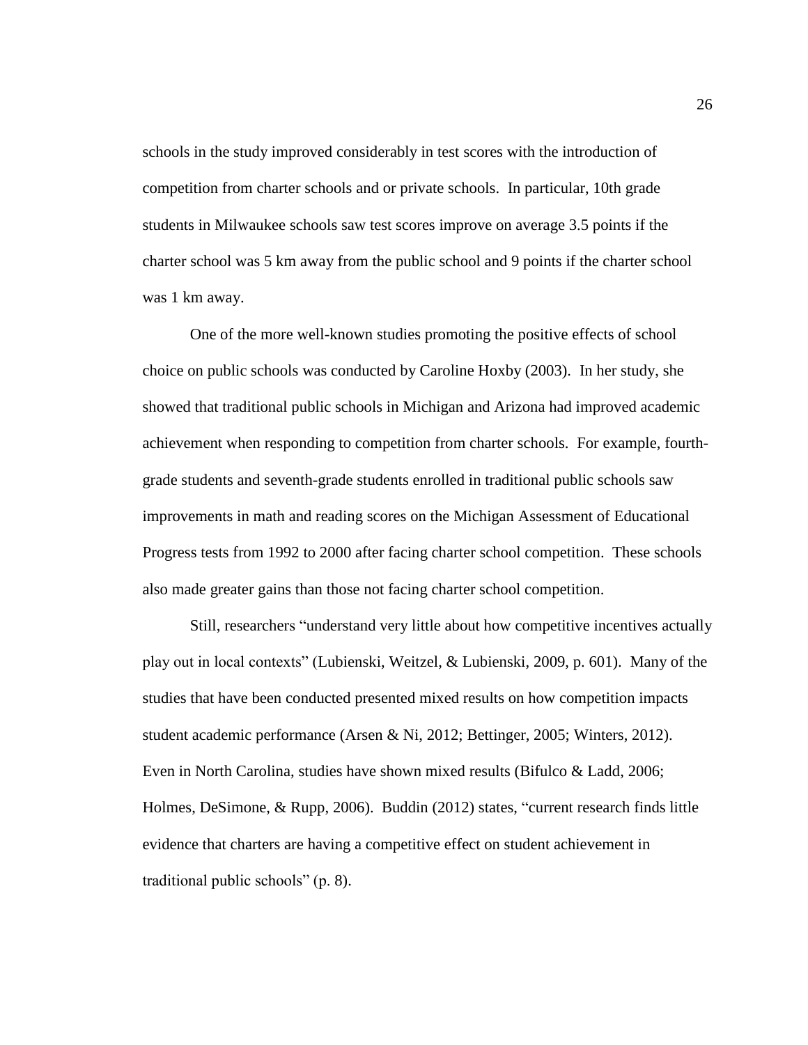schools in the study improved considerably in test scores with the introduction of competition from charter schools and or private schools. In particular, 10th grade students in Milwaukee schools saw test scores improve on average 3.5 points if the charter school was 5 km away from the public school and 9 points if the charter school was 1 km away.

One of the more well-known studies promoting the positive effects of school choice on public schools was conducted by Caroline Hoxby (2003). In her study, she showed that traditional public schools in Michigan and Arizona had improved academic achievement when responding to competition from charter schools. For example, fourth-grade students and seventh-grade students enrolled in traditional public schools saw improvements in math and reading scores on the Michigan Assessment of Educational Progress tests from 1992 to 2000 after facing charter school competition. These schools also made greater gains than those not facing charter school competition.

Still, researchers "understand very little about how competitive incentives actually play out in local contexts" (Lubienski, Weitzel, & Lubienski, 2009, p. 601). Many of the studies that have been conducted presented mixed results on how competition impacts student academic performance (Arsen & Ni, 2012; Bettinger, 2005; Winters, 2012). Even in North Carolina, studies have shown mixed results (Bifulco & Ladd, 2006; Holmes, DeSimone, & Rupp, 2006). Buddin (2012) states, "current research finds little evidence that charters are having a competitive effect on student achievement in traditional public schools" (p. 8).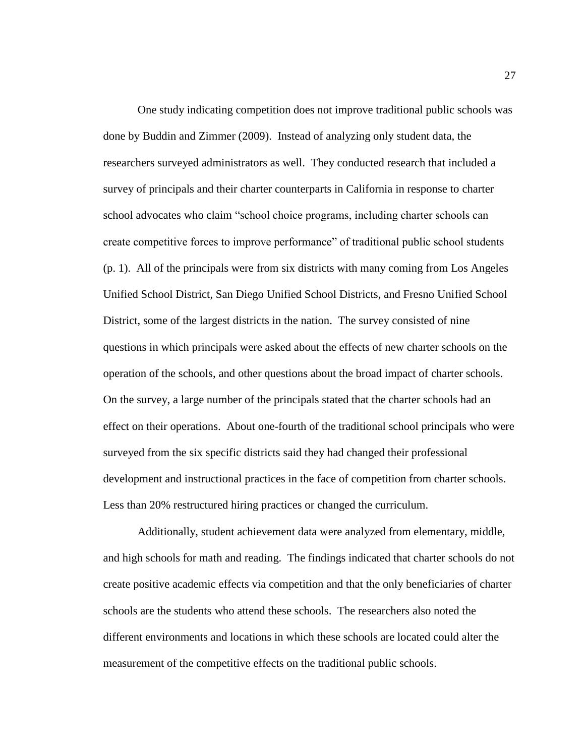One study indicating competition does not improve traditional public schools was done by Buddin and Zimmer (2009). Instead of analyzing only student data, the researchers surveyed administrators as well. They conducted research that included a survey of principals and their charter counterparts in California in response to charter school advocates who claim "school choice programs, including charter schools can create competitive forces to improve performance" of traditional public school students (p. 1). All of the principals were from six districts with many coming from Los Angeles Unified School District, San Diego Unified School Districts, and Fresno Unified School District, some of the largest districts in the nation. The survey consisted of nine questions in which principals were asked about the effects of new charter schools on the operation of the schools, and other questions about the broad impact of charter schools. On the survey, a large number of the principals stated that the charter schools had an effect on their operations. About one-fourth of the traditional school principals who were surveyed from the six specific districts said they had changed their professional development and instructional practices in the face of competition from charter schools. Less than 20% restructured hiring practices or changed the curriculum.

Additionally, student achievement data were analyzed from elementary, middle, and high schools for math and reading. The findings indicated that charter schools do not create positive academic effects via competition and that the only beneficiaries of charter schools are the students who attend these schools. The researchers also noted the different environments and locations in which these schools are located could alter the measurement of the competitive effects on the traditional public schools.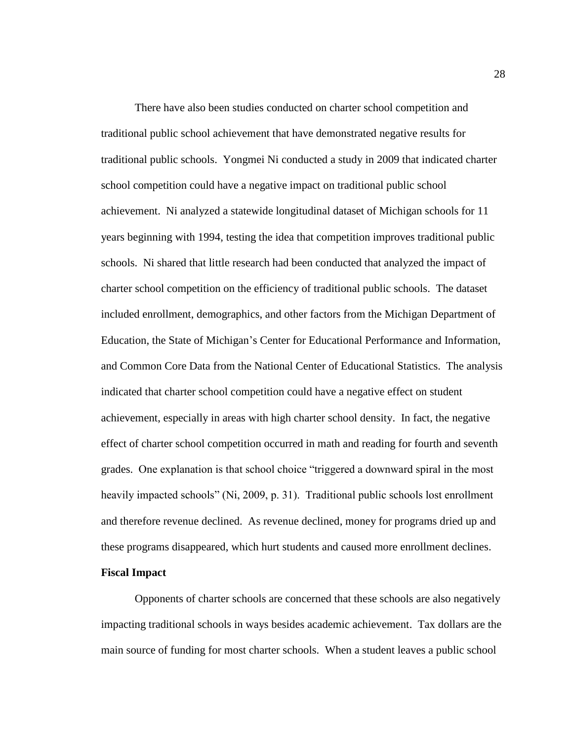There have also been studies conducted on charter school competition and traditional public school achievement that have demonstrated negative results for traditional public schools. Yongmei Ni conducted a study in 2009 that indicated charter school competition could have a negative impact on traditional public school achievement. Ni analyzed a statewide longitudinal dataset of Michigan schools for 11 years beginning with 1994, testing the idea that competition improves traditional public schools. Ni shared that little research had been conducted that analyzed the impact of charter school competition on the efficiency of traditional public schools. The dataset included enrollment, demographics, and other factors from the Michigan Department of Education, the State of Michigan's Center for Educational Performance and Information, and Common Core Data from the National Center of Educational Statistics. The analysis indicated that charter school competition could have a negative effect on student achievement, especially in areas with high charter school density. In fact, the negative effect of charter school competition occurred in math and reading for fourth and seventh grades. One explanation is that school choice "triggered a downward spiral in the most heavily impacted schools" (Ni, 2009, p. 31). Traditional public schools lost enrollment and therefore revenue declined. As revenue declined, money for programs dried up and these programs disappeared, which hurt students and caused more enrollment declines.

**Fiscal Impact**

Opponents of charter schools are concerned that these schools are also negatively impacting traditional schools in ways besides academic achievement. Tax dollars are the main source of funding for most charter schools. When a student leaves a public school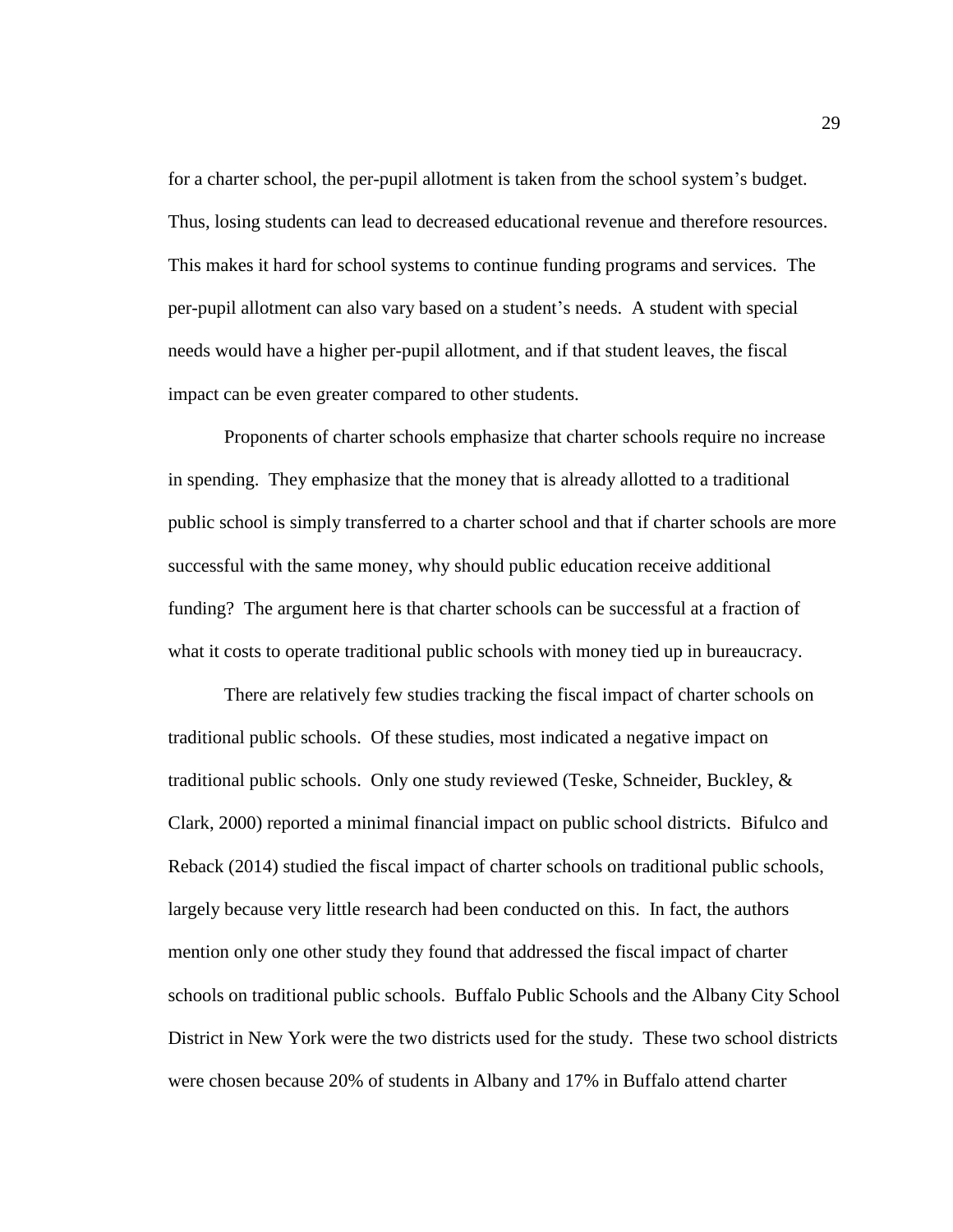for a charter school, the per-pupil allotment is taken from the school system's budget. Thus, losing students can lead to decreased educational revenue and therefore resources. This makes it hard for school systems to continue funding programs and services. The per-pupil allotment can also vary based on a student's needs. A student with special needs would have a higher per-pupil allotment, and if that student leaves, the fiscal impact can be even greater compared to other students.

Proponents of charter schools emphasize that charter schools require no increase in spending. They emphasize that the money that is already allotted to a traditional public school is simply transferred to a charter school and that if charter schools are more successful with the same money, why should public education receive additional funding? The argument here is that charter schools can be successful at a fraction of what it costs to operate traditional public schools with money tied up in bureaucracy.

There are relatively few studies tracking the fiscal impact of charter schools on traditional public schools. Of these studies, most indicated a negative impact on traditional public schools. Only one study reviewed (Teske, Schneider, Buckley, & Clark, 2000) reported a minimal financial impact on public school districts. Bifulco and Reback (2014) studied the fiscal impact of charter schools on traditional public schools, largely because very little research had been conducted on this. In fact, the authors mention only one other study they found that addressed the fiscal impact of charter schools on traditional public schools. Buffalo Public Schools and the Albany City School District in New York were the two districts used for the study. These two school districts were chosen because 20% of students in Albany and 17% in Buffalo attend charter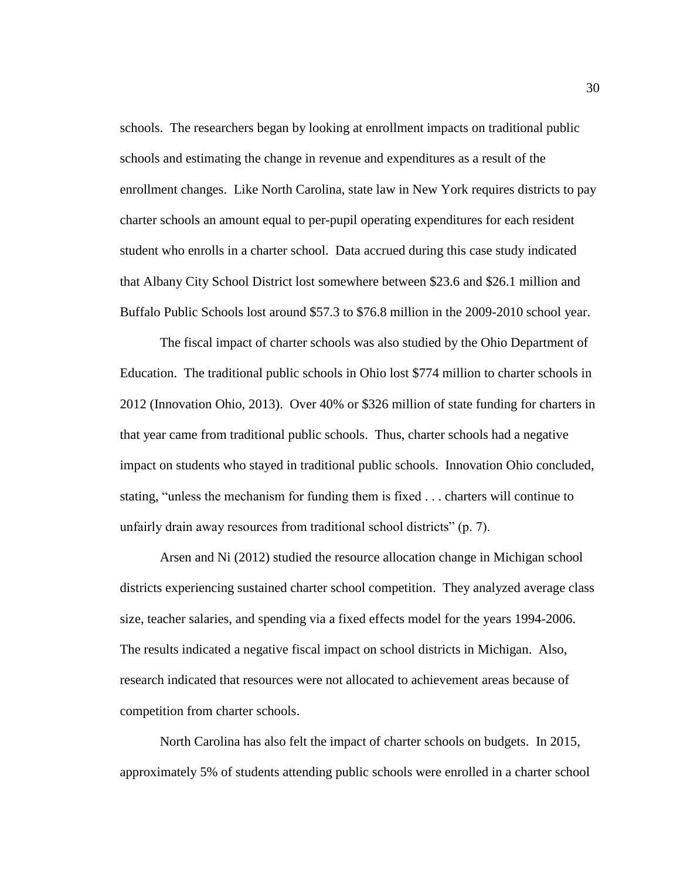schools. The researchers began by looking at enrollment impacts on traditional public schools and estimating the change in revenue and expenditures as a result of the enrollment changes. Like North Carolina, state law in New York requires districts to pay charter schools an amount equal to per-pupil operating expenditures for each resident student who enrolls in a charter school. Data accrued during this case study indicated that Albany City School District lost somewhere between $23.6 and $26.1 million and Buffalo Public Schools lost around $57.3 to $76.8 million in the 2009-2010 school year.

The fiscal impact of charter schools was also studied by the Ohio Department of Education. The traditional public schools in Ohio lost $774 million to charter schools in 2012 (Innovation Ohio, 2013). Over 40% or $326 million of state funding for charters in that year came from traditional public schools. Thus, charter schools had a negative impact on students who stayed in traditional public schools. Innovation Ohio concluded, stating, "unless the mechanism for funding them is fixed . . . charters will continue to unfairly drain away resources from traditional school districts" (p. 7).

Arsen and Ni (2012) studied the resource allocation change in Michigan school districts experiencing sustained charter school competition. They analyzed average class size, teacher salaries, and spending via a fixed effects model for the years 1994-2006. The results indicated a negative fiscal impact on school districts in Michigan. Also, research indicated that resources were not allocated to achievement areas because of competition from charter schools.

North Carolina has also felt the impact of charter schools on budgets. In 2015, approximately 5% of students attending public schools were enrolled in a charter school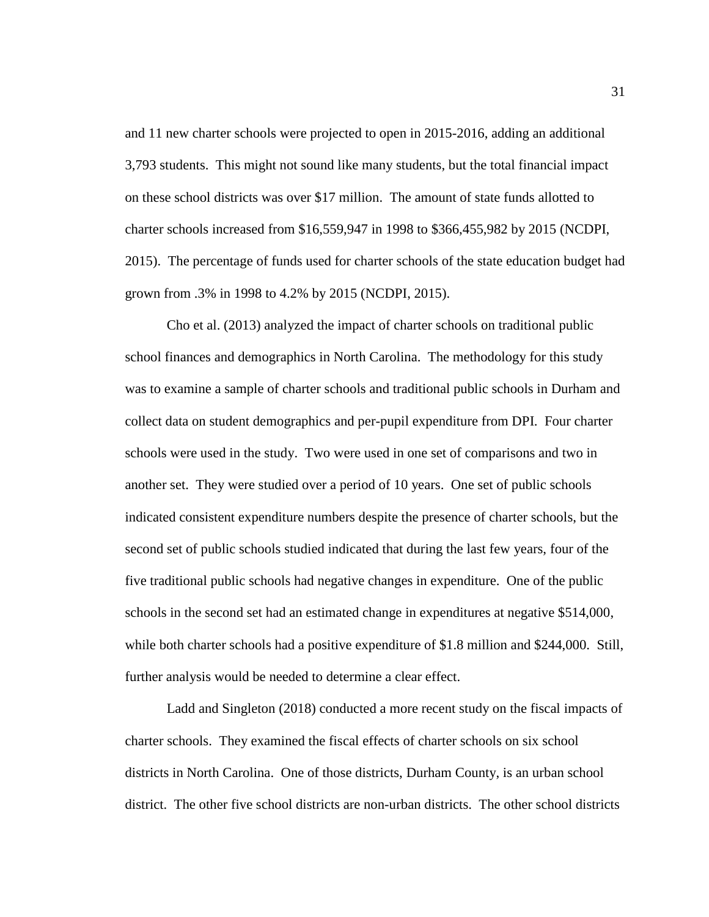and 11 new charter schools were projected to open in 2015-2016, adding an additional 3,793 students. This might not sound like many students, but the total financial impact on these school districts was over $17 million. The amount of state funds allotted to charter schools increased from $16,559,947 in 1998 to $366,455,982 by 2015 (NCDPI, 2015). The percentage of funds used for charter schools of the state education budget had grown from .3% in 1998 to 4.2% by 2015 (NCDPI, 2015).

Cho et al. (2013) analyzed the impact of charter schools on traditional public school finances and demographics in North Carolina. The methodology for this study was to examine a sample of charter schools and traditional public schools in Durham and collect data on student demographics and per-pupil expenditure from DPI. Four charter schools were used in the study. Two were used in one set of comparisons and two in another set. They were studied over a period of 10 years. One set of public schools indicated consistent expenditure numbers despite the presence of charter schools, but the second set of public schools studied indicated that during the last few years, four of the five traditional public schools had negative changes in expenditure. One of the public schools in the second set had an estimated change in expenditures at negative $514,000, while both charter schools had a positive expenditure of $1.8 million and $244,000. Still, further analysis would be needed to determine a clear effect.

Ladd and Singleton (2018) conducted a more recent study on the fiscal impacts of charter schools. They examined the fiscal effects of charter schools on six school districts in North Carolina. One of those districts, Durham County, is an urban school district. The other five school districts are non-urban districts. The other school districts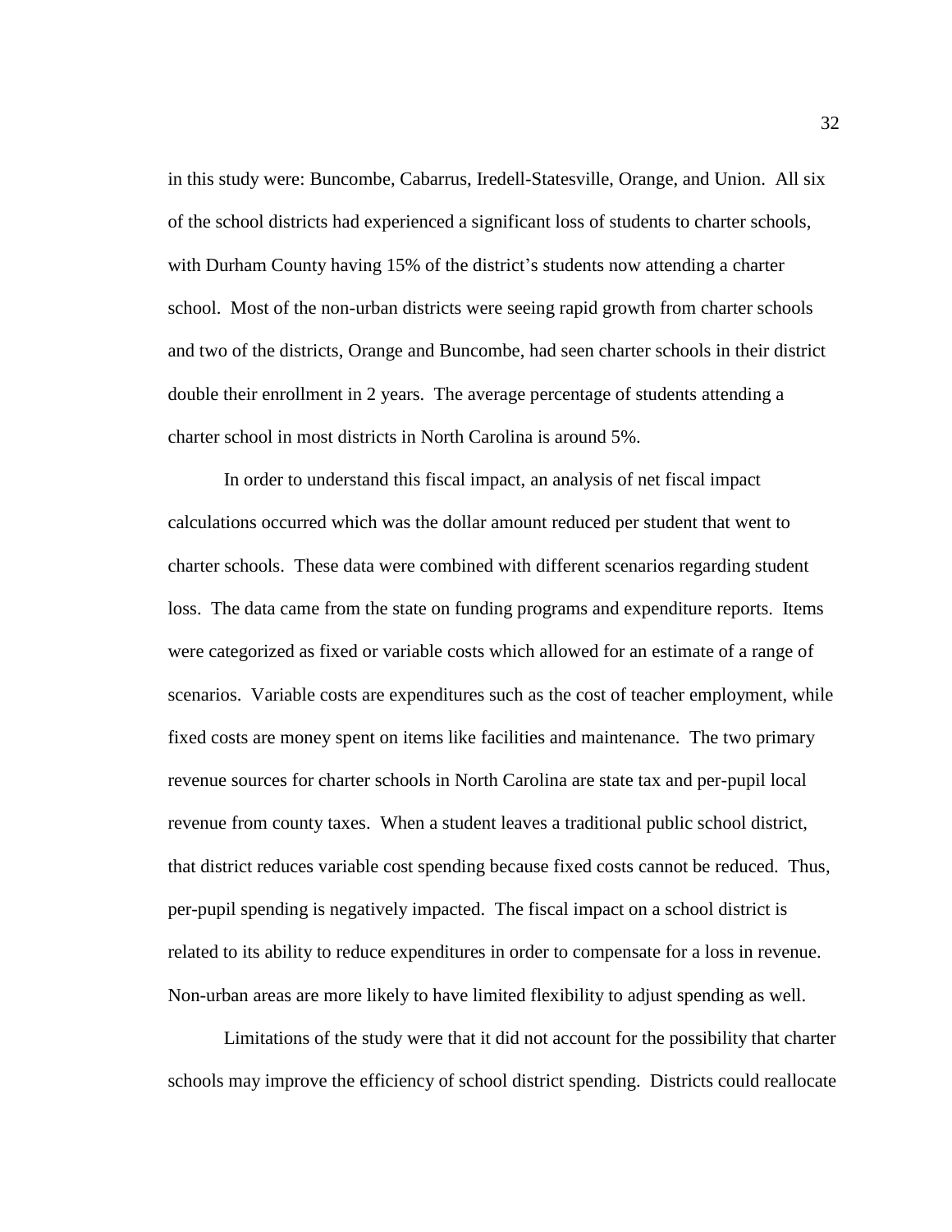in this study were: Buncombe, Cabarrus, Iredell-Statesville, Orange, and Union. All six of the school districts had experienced a significant loss of students to charter schools, with Durham County having 15% of the district's students now attending a charter school. Most of the non-urban districts were seeing rapid growth from charter schools and two of the districts, Orange and Buncombe, had seen charter schools in their district double their enrollment in 2 years. The average percentage of students attending a charter school in most districts in North Carolina is around 5%.

In order to understand this fiscal impact, an analysis of net fiscal impact calculations occurred which was the dollar amount reduced per student that went to charter schools. These data were combined with different scenarios regarding student loss. The data came from the state on funding programs and expenditure reports. Items were categorized as fixed or variable costs which allowed for an estimate of a range of scenarios. Variable costs are expenditures such as the cost of teacher employment, while fixed costs are money spent on items like facilities and maintenance. The two primary revenue sources for charter schools in North Carolina are state tax and per-pupil local revenue from county taxes. When a student leaves a traditional public school district, that district reduces variable cost spending because fixed costs cannot be reduced. Thus, per-pupil spending is negatively impacted. The fiscal impact on a school district is related to its ability to reduce expenditures in order to compensate for a loss in revenue. Non-urban areas are more likely to have limited flexibility to adjust spending as well.

Limitations of the study were that it did not account for the possibility that charter schools may improve the efficiency of school district spending. Districts could reallocate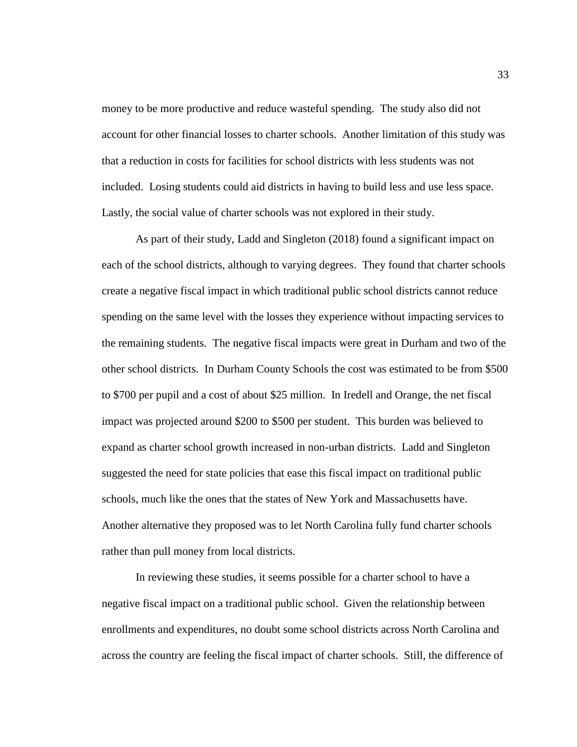money to be more productive and reduce wasteful spending. The study also did not account for other financial losses to charter schools. Another limitation of this study was that a reduction in costs for facilities for school districts with less students was not included. Losing students could aid districts in having to build less and use less space. Lastly, the social value of charter schools was not explored in their study.

As part of their study, Ladd and Singleton (2018) found a significant impact on each of the school districts, although to varying degrees. They found that charter schools create a negative fiscal impact in which traditional public school districts cannot reduce spending on the same level with the losses they experience without impacting services to the remaining students. The negative fiscal impacts were great in Durham and two of the other school districts. In Durham County Schools the cost was estimated to be from $500 to $700 per pupil and a cost of about $25 million. In Iredell and Orange, the net fiscal impact was projected around $200 to $500 per student. This burden was believed to expand as charter school growth increased in non-urban districts. Ladd and Singleton suggested the need for state policies that ease this fiscal impact on traditional public schools, much like the ones that the states of New York and Massachusetts have. Another alternative they proposed was to let North Carolina fully fund charter schools rather than pull money from local districts.

In reviewing these studies, it seems possible for a charter school to have a negative fiscal impact on a traditional public school. Given the relationship between enrollments and expenditures, no doubt some school districts across North Carolina and across the country are feeling the fiscal impact of charter schools. Still, the difference of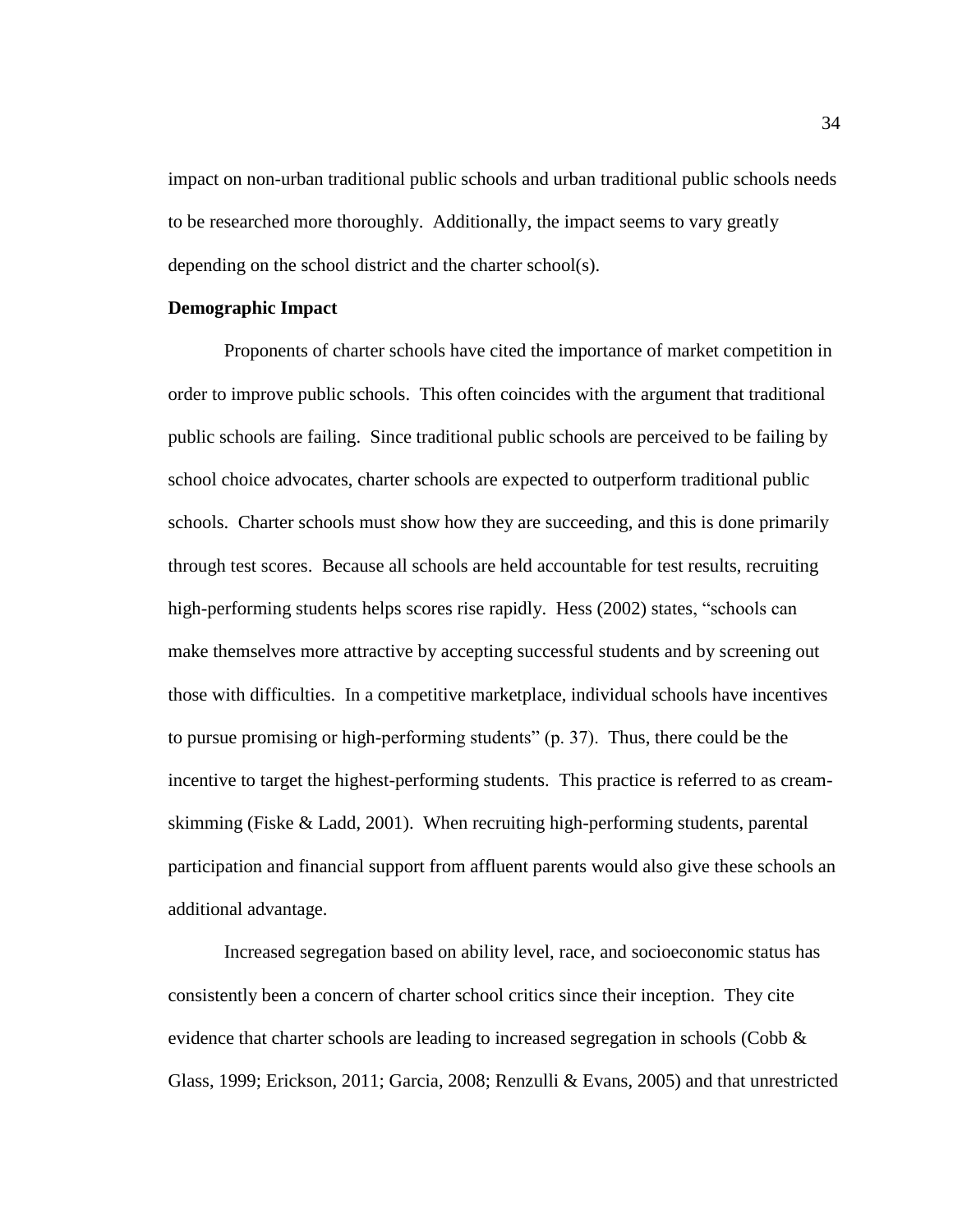impact on non-urban traditional public schools and urban traditional public schools needs to be researched more thoroughly. Additionally, the impact seems to vary greatly depending on the school district and the charter school(s).

**Demographic Impact**

Proponents of charter schools have cited the importance of market competition in order to improve public schools. This often coincides with the argument that traditional public schools are failing. Since traditional public schools are perceived to be failing by school choice advocates, charter schools are expected to outperform traditional public schools. Charter schools must show how they are succeeding, and this is done primarily through test scores. Because all schools are held accountable for test results, recruiting high-performing students helps scores rise rapidly. Hess (2002) states, "schools can make themselves more attractive by accepting successful students and by screening out those with difficulties. In a competitive marketplace, individual schools have incentives to pursue promising or high-performing students" (p. 37). Thus, there could be the incentive to target the highest-performing students. This practice is referred to as cream-skimming (Fiske & Ladd, 2001). When recruiting high-performing students, parental participation and financial support from affluent parents would also give these schools an additional advantage.

Increased segregation based on ability level, race, and socioeconomic status has consistently been a concern of charter school critics since their inception. They cite evidence that charter schools are leading to increased segregation in schools (Cobb & Glass, 1999; Erickson, 2011; Garcia, 2008; Renzulli & Evans, 2005) and that unrestricted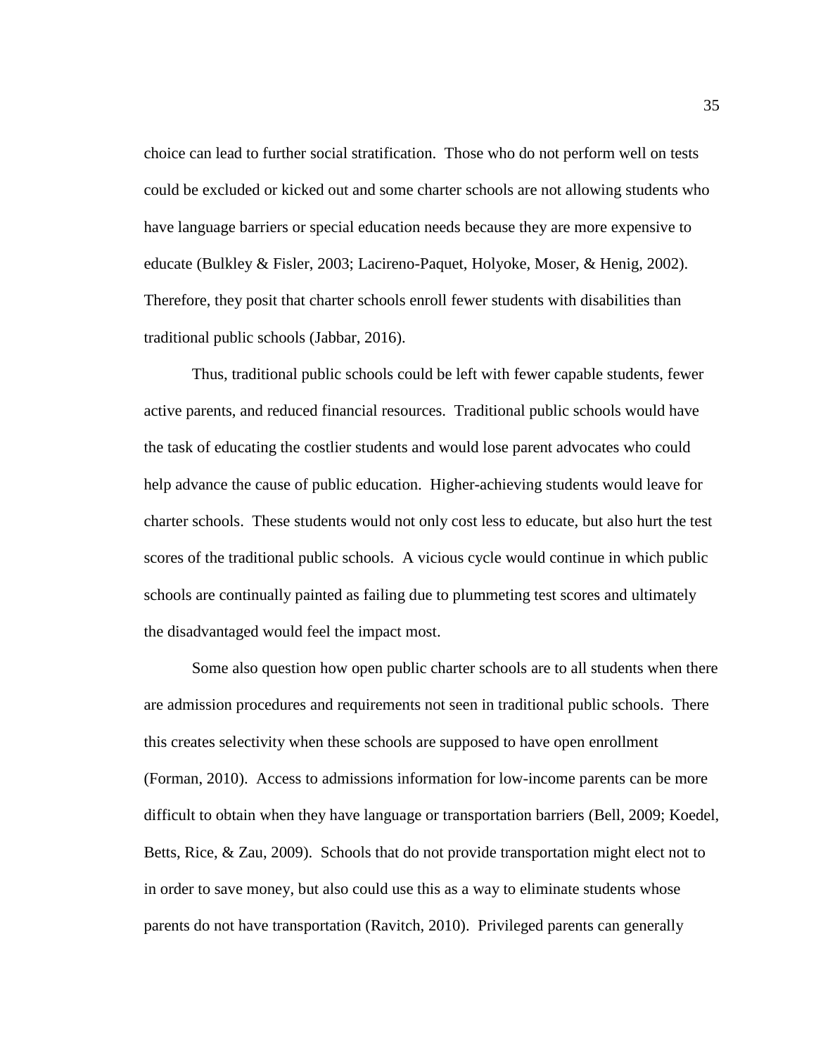choice can lead to further social stratification. Those who do not perform well on tests could be excluded or kicked out and some charter schools are not allowing students who have language barriers or special education needs because they are more expensive to educate (Bulkley & Fisler, 2003; Lacireno-Paquet, Holyoke, Moser, & Henig, 2002). Therefore, they posit that charter schools enroll fewer students with disabilities than traditional public schools (Jabbar, 2016).

Thus, traditional public schools could be left with fewer capable students, fewer active parents, and reduced financial resources. Traditional public schools would have the task of educating the costlier students and would lose parent advocates who could help advance the cause of public education. Higher-achieving students would leave for charter schools. These students would not only cost less to educate, but also hurt the test scores of the traditional public schools. A vicious cycle would continue in which public schools are continually painted as failing due to plummeting test scores and ultimately the disadvantaged would feel the impact most.

Some also question how open public charter schools are to all students when there are admission procedures and requirements not seen in traditional public schools. There this creates selectivity when these schools are supposed to have open enrollment (Forman, 2010). Access to admissions information for low-income parents can be more difficult to obtain when they have language or transportation barriers (Bell, 2009; Koedel, Betts, Rice, & Zau, 2009). Schools that do not provide transportation might elect not to in order to save money, but also could use this as a way to eliminate students whose parents do not have transportation (Ravitch, 2010). Privileged parents can generally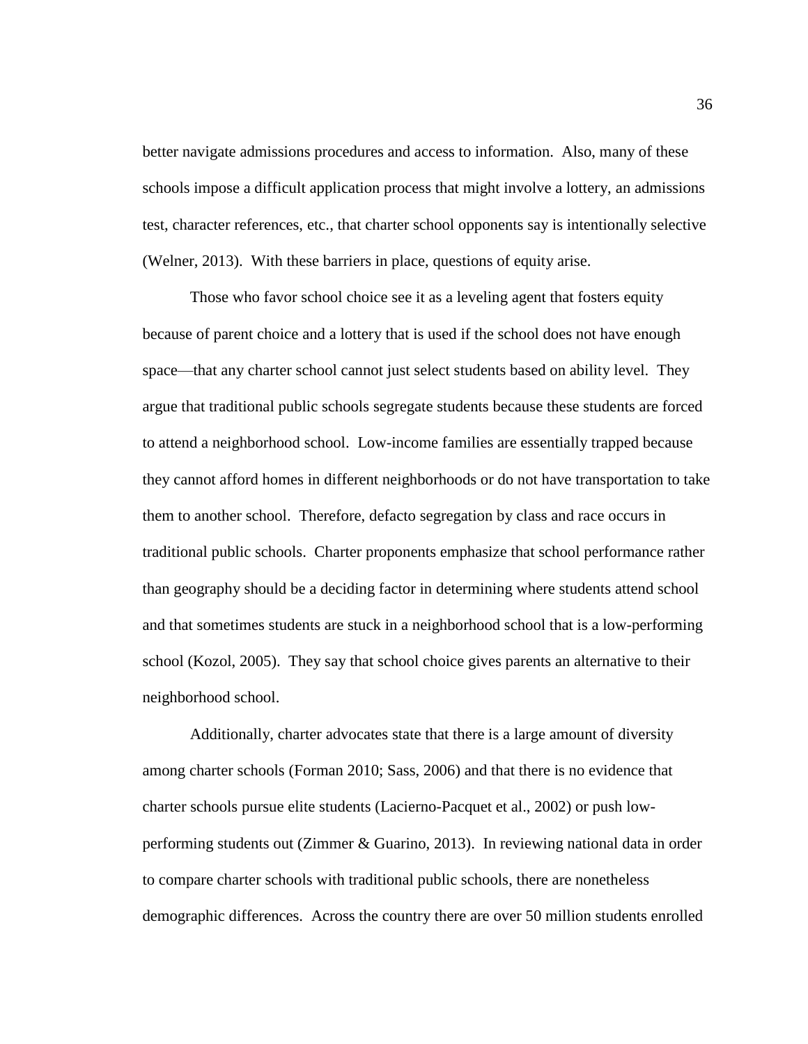better navigate admissions procedures and access to information. Also, many of these schools impose a difficult application process that might involve a lottery, an admissions test, character references, etc., that charter school opponents say is intentionally selective (Welner, 2013). With these barriers in place, questions of equity arise.

Those who favor school choice see it as a leveling agent that fosters equity because of parent choice and a lottery that is used if the school does not have enough space—that any charter school cannot just select students based on ability level. They argue that traditional public schools segregate students because these students are forced to attend a neighborhood school. Low-income families are essentially trapped because they cannot afford homes in different neighborhoods or do not have transportation to take them to another school. Therefore, defacto segregation by class and race occurs in traditional public schools. Charter proponents emphasize that school performance rather than geography should be a deciding factor in determining where students attend school and that sometimes students are stuck in a neighborhood school that is a low-performing school (Kozol, 2005). They say that school choice gives parents an alternative to their neighborhood school.

Additionally, charter advocates state that there is a large amount of diversity among charter schools (Forman 2010; Sass, 2006) and that there is no evidence that charter schools pursue elite students (Lacierno-Pacquet et al., 2002) or push low-performing students out (Zimmer & Guarino, 2013). In reviewing national data in order to compare charter schools with traditional public schools, there are nonetheless demographic differences. Across the country there are over 50 million students enrolled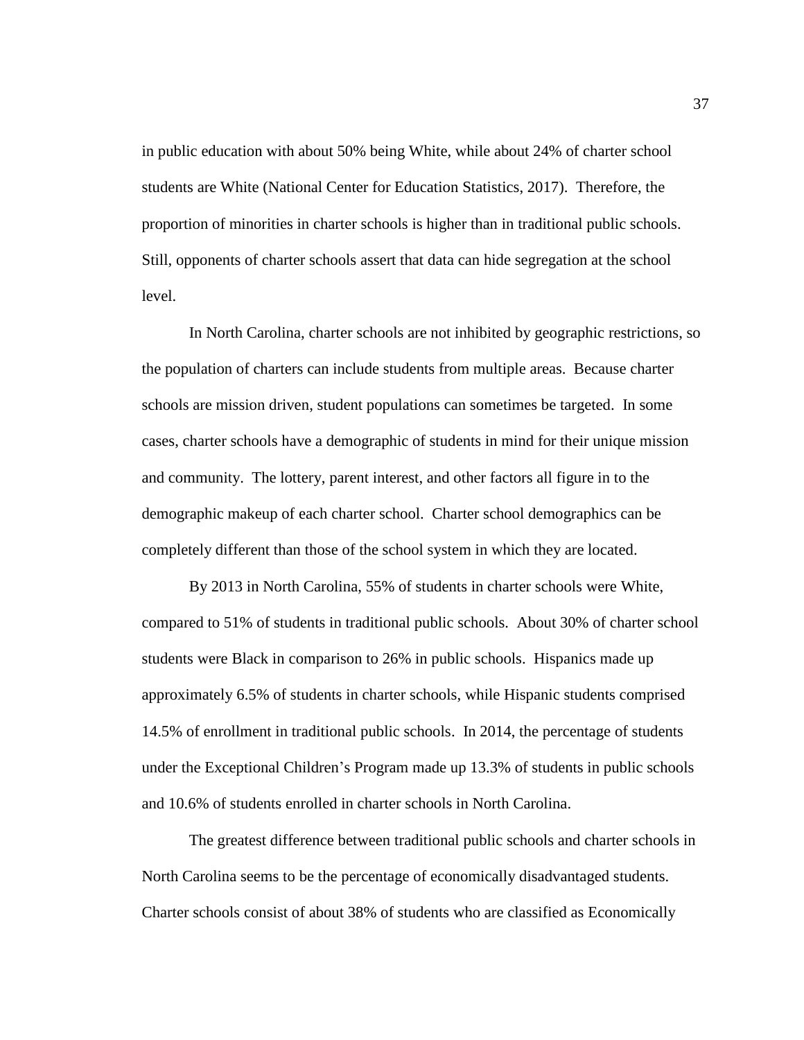in public education with about 50% being White, while about 24% of charter school students are White (National Center for Education Statistics, 2017). Therefore, the proportion of minorities in charter schools is higher than in traditional public schools. Still, opponents of charter schools assert that data can hide segregation at the school level.

In North Carolina, charter schools are not inhibited by geographic restrictions, so the population of charters can include students from multiple areas. Because charter schools are mission driven, student populations can sometimes be targeted. In some cases, charter schools have a demographic of students in mind for their unique mission and community. The lottery, parent interest, and other factors all figure in to the demographic makeup of each charter school. Charter school demographics can be completely different than those of the school system in which they are located.

By 2013 in North Carolina, 55% of students in charter schools were White, compared to 51% of students in traditional public schools. About 30% of charter school students were Black in comparison to 26% in public schools. Hispanics made up approximately 6.5% of students in charter schools, while Hispanic students comprised 14.5% of enrollment in traditional public schools. In 2014, the percentage of students under the Exceptional Children's Program made up 13.3% of students in public schools and 10.6% of students enrolled in charter schools in North Carolina.

The greatest difference between traditional public schools and charter schools in North Carolina seems to be the percentage of economically disadvantaged students. Charter schools consist of about 38% of students who are classified as Economically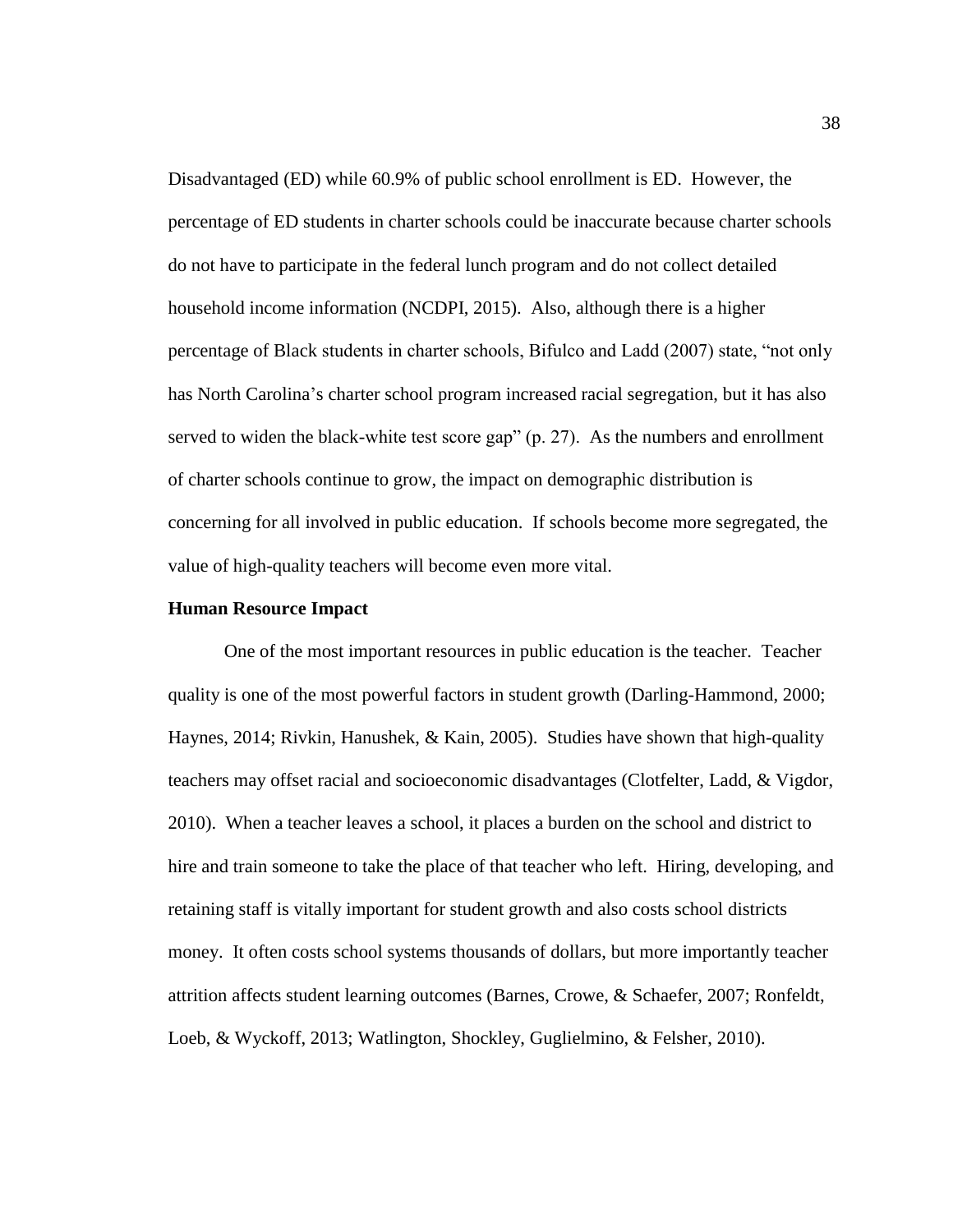Disadvantaged (ED) while 60.9% of public school enrollment is ED. However, the percentage of ED students in charter schools could be inaccurate because charter schools do not have to participate in the federal lunch program and do not collect detailed household income information (NCDPI, 2015). Also, although there is a higher percentage of Black students in charter schools, Bifulco and Ladd (2007) state, "not only has North Carolina's charter school program increased racial segregation, but it has also served to widen the black-white test score gap" (p. 27). As the numbers and enrollment of charter schools continue to grow, the impact on demographic distribution is concerning for all involved in public education. If schools become more segregated, the value of high-quality teachers will become even more vital.

**Human Resource Impact**

One of the most important resources in public education is the teacher. Teacher quality is one of the most powerful factors in student growth (Darling-Hammond, 2000; Haynes, 2014; Rivkin, Hanushek, & Kain, 2005). Studies have shown that high-quality teachers may offset racial and socioeconomic disadvantages (Clotfelter, Ladd, & Vigdor, 2010). When a teacher leaves a school, it places a burden on the school and district to hire and train someone to take the place of that teacher who left. Hiring, developing, and retaining staff is vitally important for student growth and also costs school districts money. It often costs school systems thousands of dollars, but more importantly teacher attrition affects student learning outcomes (Barnes, Crowe, & Schaefer, 2007; Ronfeldt, Loeb, & Wyckoff, 2013; Watlington, Shockley, Guglielmino, & Felsher, 2010).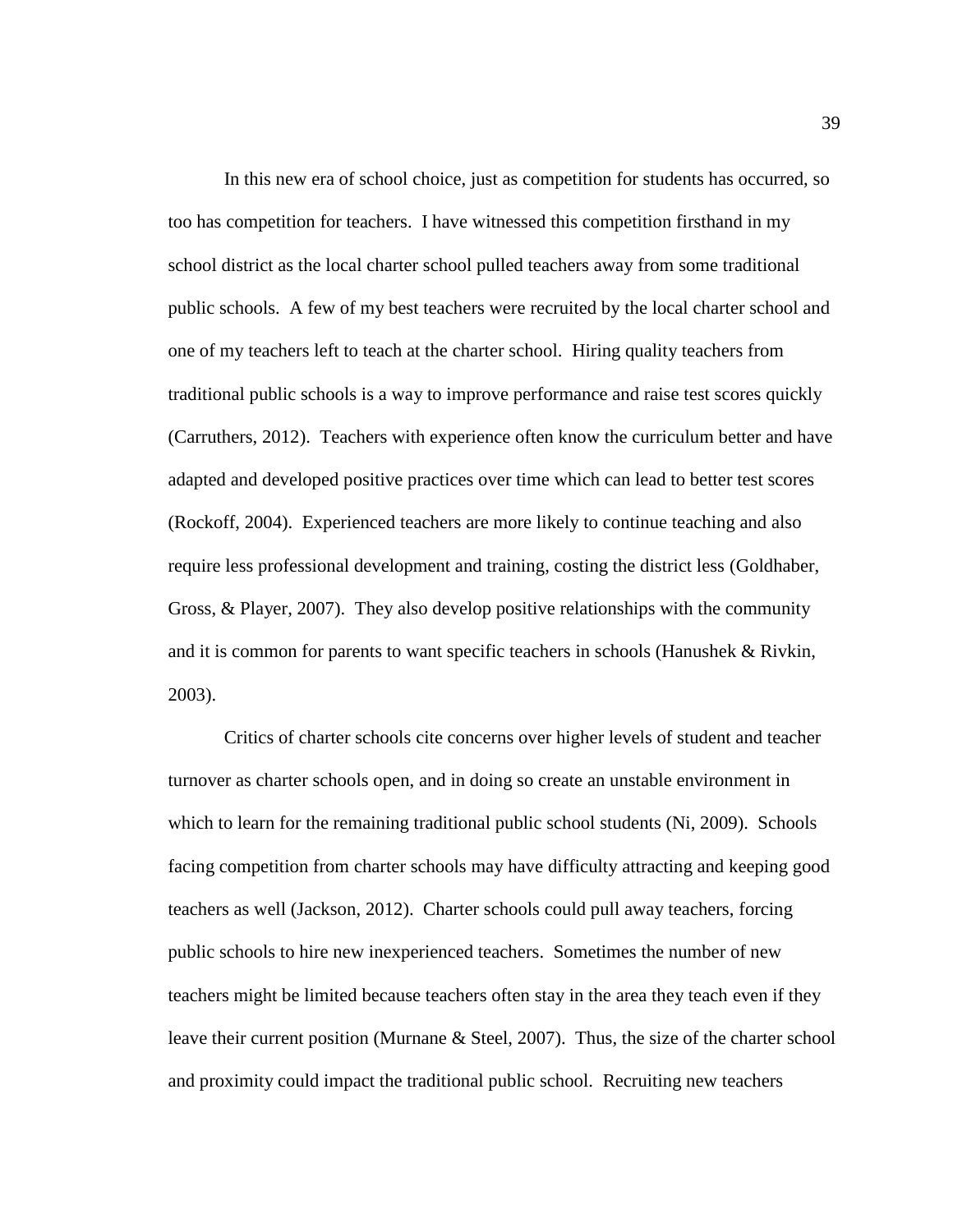In this new era of school choice, just as competition for students has occurred, so too has competition for teachers. I have witnessed this competition firsthand in my school district as the local charter school pulled teachers away from some traditional public schools. A few of my best teachers were recruited by the local charter school and one of my teachers left to teach at the charter school. Hiring quality teachers from traditional public schools is a way to improve performance and raise test scores quickly (Carruthers, 2012). Teachers with experience often know the curriculum better and have adapted and developed positive practices over time which can lead to better test scores (Rockoff, 2004). Experienced teachers are more likely to continue teaching and also require less professional development and training, costing the district less (Goldhaber, Gross, & Player, 2007). They also develop positive relationships with the community and it is common for parents to want specific teachers in schools (Hanushek & Rivkin, 2003).

Critics of charter schools cite concerns over higher levels of student and teacher turnover as charter schools open, and in doing so create an unstable environment in which to learn for the remaining traditional public school students (Ni, 2009). Schools facing competition from charter schools may have difficulty attracting and keeping good teachers as well (Jackson, 2012). Charter schools could pull away teachers, forcing public schools to hire new inexperienced teachers. Sometimes the number of new teachers might be limited because teachers often stay in the area they teach even if they leave their current position (Murnane & Steel, 2007). Thus, the size of the charter school and proximity could impact the traditional public school. Recruiting new teachers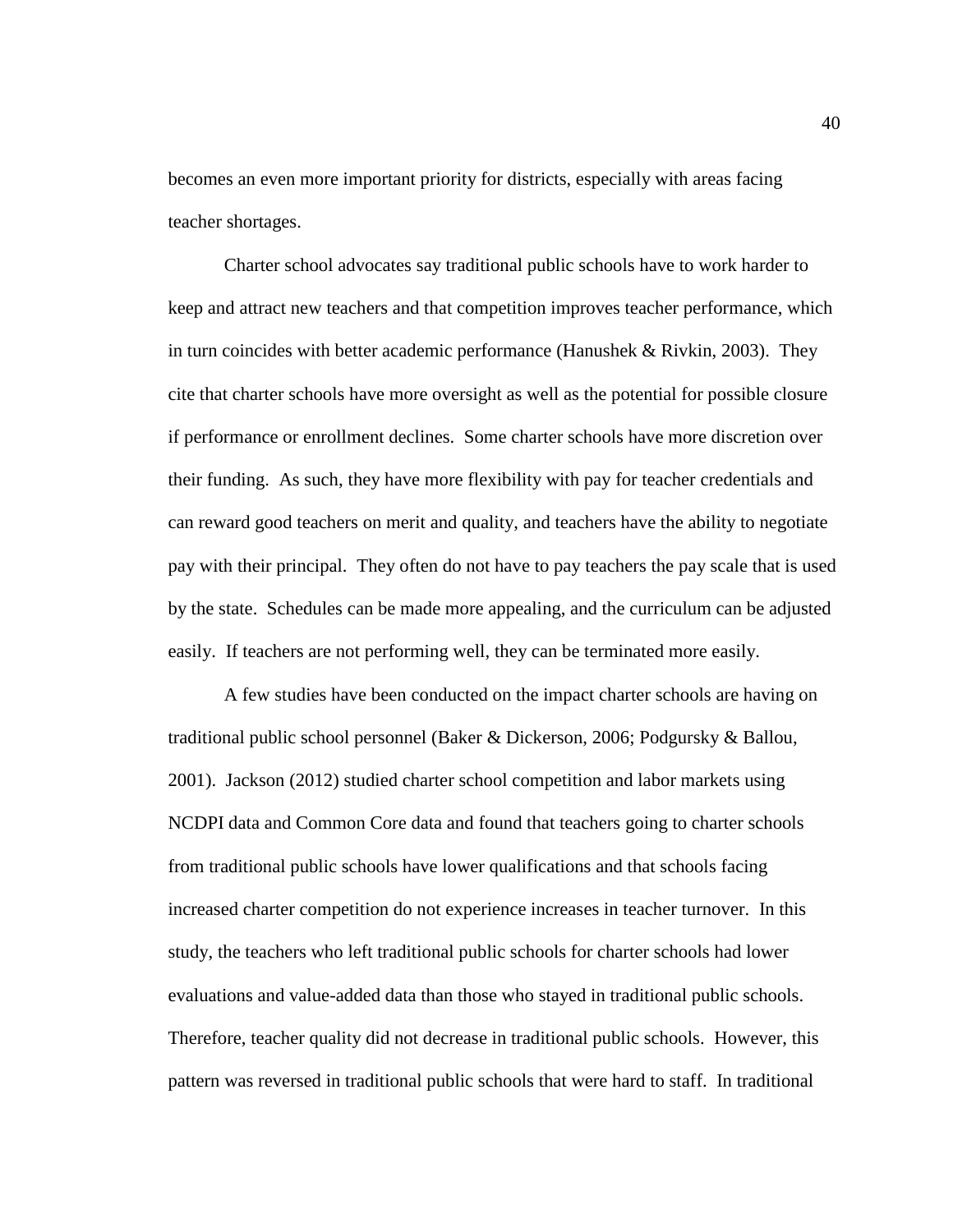becomes an even more important priority for districts, especially with areas facing teacher shortages.

Charter school advocates say traditional public schools have to work harder to keep and attract new teachers and that competition improves teacher performance, which in turn coincides with better academic performance (Hanushek & Rivkin, 2003). They cite that charter schools have more oversight as well as the potential for possible closure if performance or enrollment declines. Some charter schools have more discretion over their funding. As such, they have more flexibility with pay for teacher credentials and can reward good teachers on merit and quality, and teachers have the ability to negotiate pay with their principal. They often do not have to pay teachers the pay scale that is used by the state. Schedules can be made more appealing, and the curriculum can be adjusted easily. If teachers are not performing well, they can be terminated more easily.

A few studies have been conducted on the impact charter schools are having on traditional public school personnel (Baker & Dickerson, 2006; Podgursky & Ballou, 2001). Jackson (2012) studied charter school competition and labor markets using NCDPI data and Common Core data and found that teachers going to charter schools from traditional public schools have lower qualifications and that schools facing increased charter competition do not experience increases in teacher turnover. In this study, the teachers who left traditional public schools for charter schools had lower evaluations and value-added data than those who stayed in traditional public schools. Therefore, teacher quality did not decrease in traditional public schools. However, this pattern was reversed in traditional public schools that were hard to staff. In traditional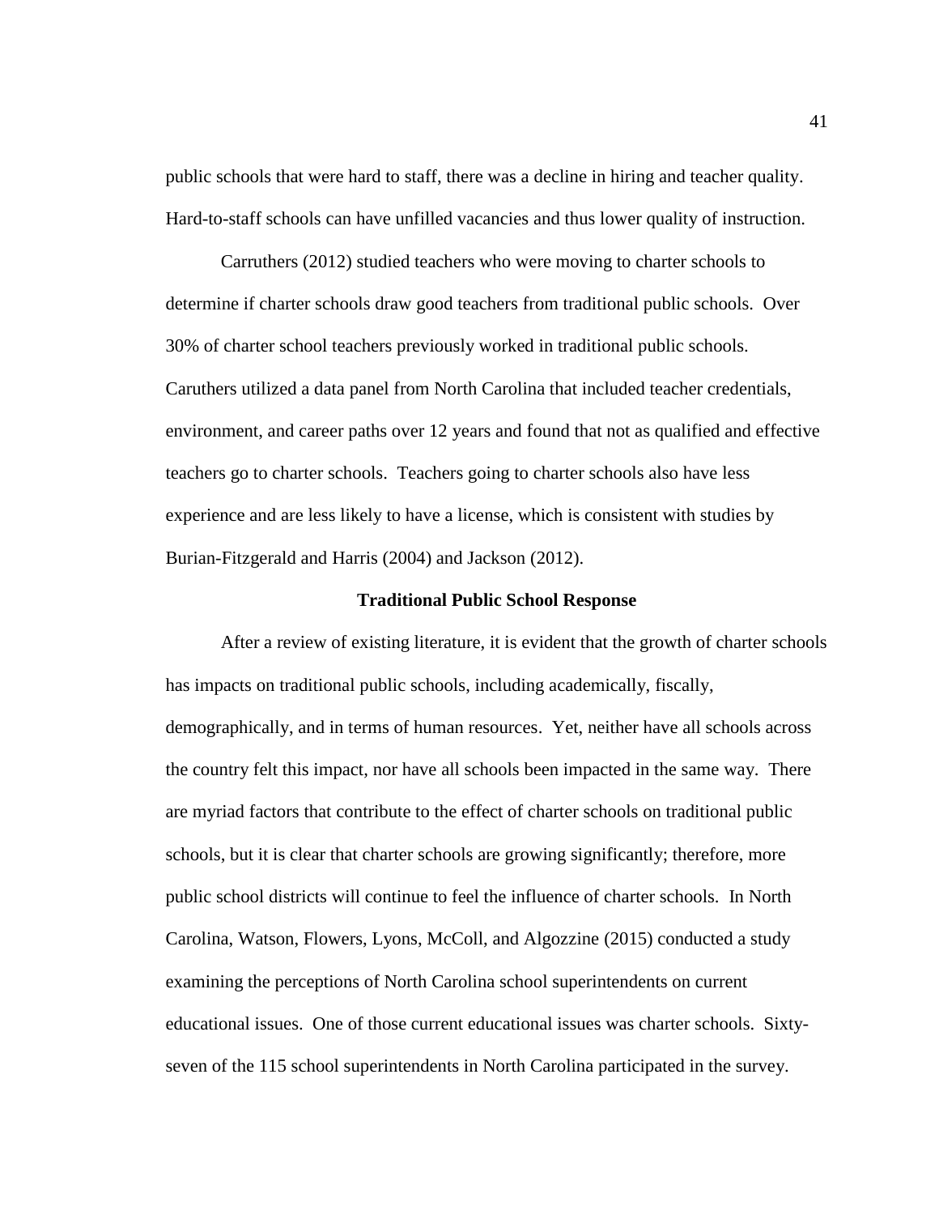public schools that were hard to staff, there was a decline in hiring and teacher quality. Hard-to-staff schools can have unfilled vacancies and thus lower quality of instruction.

Carruthers (2012) studied teachers who were moving to charter schools to determine if charter schools draw good teachers from traditional public schools. Over 30% of charter school teachers previously worked in traditional public schools. Caruthers utilized a data panel from North Carolina that included teacher credentials, environment, and career paths over 12 years and found that not as qualified and effective teachers go to charter schools. Teachers going to charter schools also have less experience and are less likely to have a license, which is consistent with studies by Burian-Fitzgerald and Harris (2004) and Jackson (2012).

## Traditional Public School Response

After a review of existing literature, it is evident that the growth of charter schools has impacts on traditional public schools, including academically, fiscally, demographically, and in terms of human resources. Yet, neither have all schools across the country felt this impact, nor have all schools been impacted in the same way. There are myriad factors that contribute to the effect of charter schools on traditional public schools, but it is clear that charter schools are growing significantly; therefore, more public school districts will continue to feel the influence of charter schools. In North Carolina, Watson, Flowers, Lyons, McColl, and Algozzine (2015) conducted a study examining the perceptions of North Carolina school superintendents on current educational issues. One of those current educational issues was charter schools. Sixty-seven of the 115 school superintendents in North Carolina participated in the survey.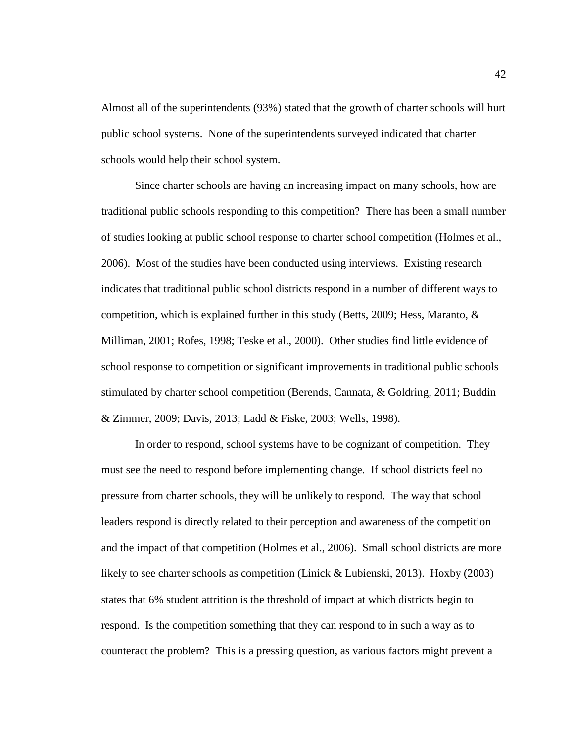Almost all of the superintendents (93%) stated that the growth of charter schools will hurt public school systems. None of the superintendents surveyed indicated that charter schools would help their school system.

Since charter schools are having an increasing impact on many schools, how are traditional public schools responding to this competition? There has been a small number of studies looking at public school response to charter school competition (Holmes et al., 2006). Most of the studies have been conducted using interviews. Existing research indicates that traditional public school districts respond in a number of different ways to competition, which is explained further in this study (Betts, 2009; Hess, Maranto, & Milliman, 2001; Rofes, 1998; Teske et al., 2000). Other studies find little evidence of school response to competition or significant improvements in traditional public schools stimulated by charter school competition (Berends, Cannata, & Goldring, 2011; Buddin & Zimmer, 2009; Davis, 2013; Ladd & Fiske, 2003; Wells, 1998).

In order to respond, school systems have to be cognizant of competition. They must see the need to respond before implementing change. If school districts feel no pressure from charter schools, they will be unlikely to respond. The way that school leaders respond is directly related to their perception and awareness of the competition and the impact of that competition (Holmes et al., 2006). Small school districts are more likely to see charter schools as competition (Linick & Lubienski, 2013). Hoxby (2003) states that 6% student attrition is the threshold of impact at which districts begin to respond. Is the competition something that they can respond to in such a way as to counteract the problem? This is a pressing question, as various factors might prevent a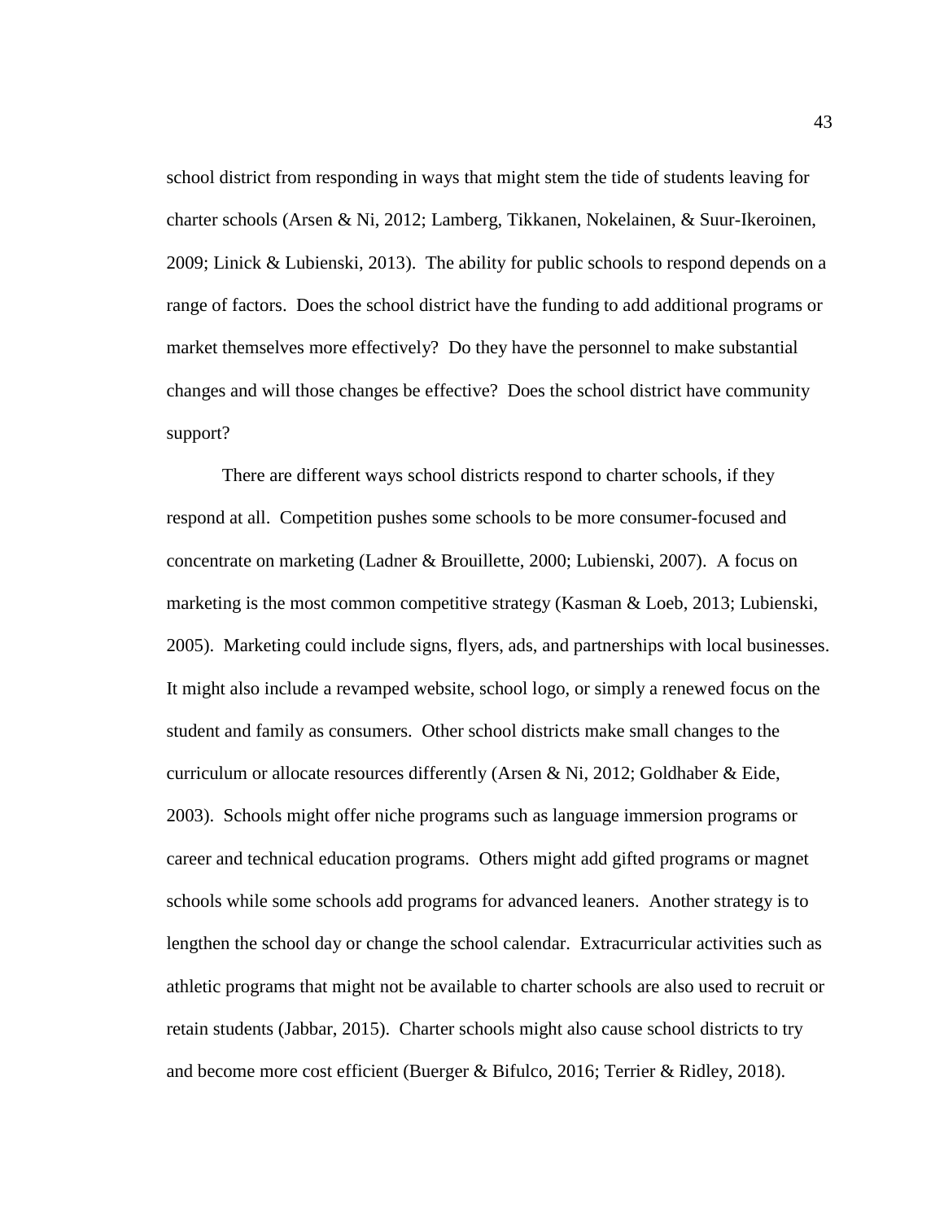school district from responding in ways that might stem the tide of students leaving for charter schools (Arsen & Ni, 2012; Lamberg, Tikkanen, Nokelainen, & Suur-Ikeroinen, 2009; Linick & Lubienski, 2013). The ability for public schools to respond depends on a range of factors. Does the school district have the funding to add additional programs or market themselves more effectively? Do they have the personnel to make substantial changes and will those changes be effective? Does the school district have community support?

There are different ways school districts respond to charter schools, if they respond at all. Competition pushes some schools to be more consumer-focused and concentrate on marketing (Ladner & Brouillette, 2000; Lubienski, 2007). A focus on marketing is the most common competitive strategy (Kasman & Loeb, 2013; Lubienski, 2005). Marketing could include signs, flyers, ads, and partnerships with local businesses. It might also include a revamped website, school logo, or simply a renewed focus on the student and family as consumers. Other school districts make small changes to the curriculum or allocate resources differently (Arsen & Ni, 2012; Goldhaber & Eide, 2003). Schools might offer niche programs such as language immersion programs or career and technical education programs. Others might add gifted programs or magnet schools while some schools add programs for advanced leaners. Another strategy is to lengthen the school day or change the school calendar. Extracurricular activities such as athletic programs that might not be available to charter schools are also used to recruit or retain students (Jabbar, 2015). Charter schools might also cause school districts to try and become more cost efficient (Buerger & Bifulco, 2016; Terrier & Ridley, 2018).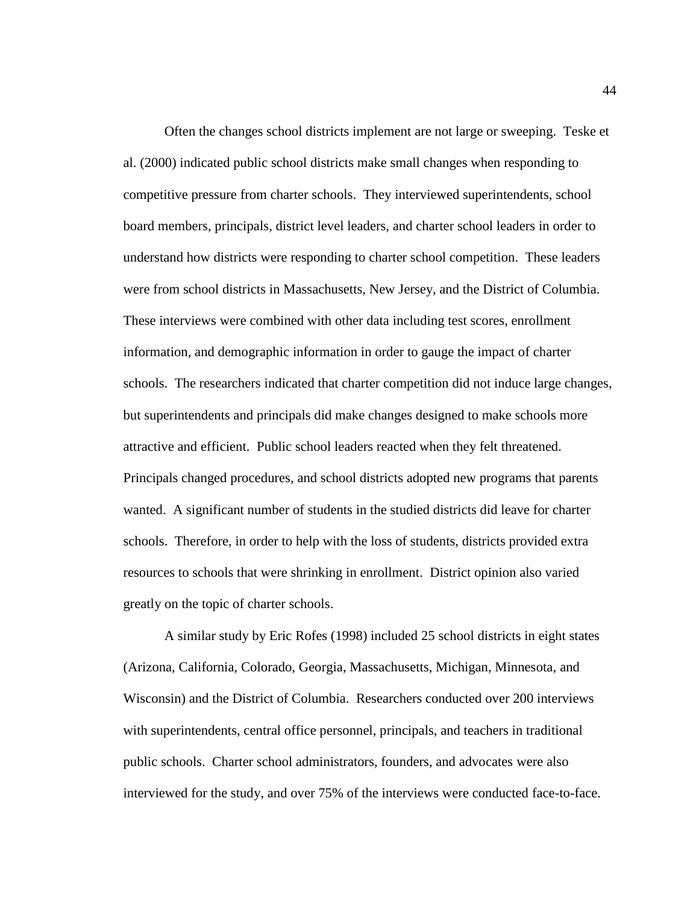Often the changes school districts implement are not large or sweeping. Teske et al. (2000) indicated public school districts make small changes when responding to competitive pressure from charter schools. They interviewed superintendents, school board members, principals, district level leaders, and charter school leaders in order to understand how districts were responding to charter school competition. These leaders were from school districts in Massachusetts, New Jersey, and the District of Columbia. These interviews were combined with other data including test scores, enrollment information, and demographic information in order to gauge the impact of charter schools. The researchers indicated that charter competition did not induce large changes, but superintendents and principals did make changes designed to make schools more attractive and efficient. Public school leaders reacted when they felt threatened. Principals changed procedures, and school districts adopted new programs that parents wanted. A significant number of students in the studied districts did leave for charter schools. Therefore, in order to help with the loss of students, districts provided extra resources to schools that were shrinking in enrollment. District opinion also varied greatly on the topic of charter schools.

A similar study by Eric Rofes (1998) included 25 school districts in eight states (Arizona, California, Colorado, Georgia, Massachusetts, Michigan, Minnesota, and Wisconsin) and the District of Columbia. Researchers conducted over 200 interviews with superintendents, central office personnel, principals, and teachers in traditional public schools. Charter school administrators, founders, and advocates were also interviewed for the study, and over 75% of the interviews were conducted face-to-face.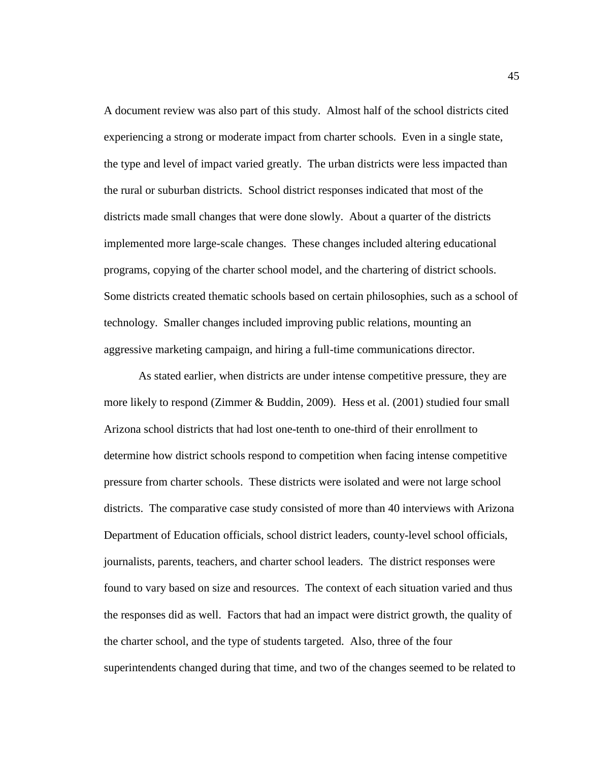A document review was also part of this study. Almost half of the school districts cited experiencing a strong or moderate impact from charter schools. Even in a single state, the type and level of impact varied greatly. The urban districts were less impacted than the rural or suburban districts. School district responses indicated that most of the districts made small changes that were done slowly. About a quarter of the districts implemented more large-scale changes. These changes included altering educational programs, copying of the charter school model, and the chartering of district schools. Some districts created thematic schools based on certain philosophies, such as a school of technology. Smaller changes included improving public relations, mounting an aggressive marketing campaign, and hiring a full-time communications director.

As stated earlier, when districts are under intense competitive pressure, they are more likely to respond (Zimmer & Buddin, 2009). Hess et al. (2001) studied four small Arizona school districts that had lost one-tenth to one-third of their enrollment to determine how district schools respond to competition when facing intense competitive pressure from charter schools. These districts were isolated and were not large school districts. The comparative case study consisted of more than 40 interviews with Arizona Department of Education officials, school district leaders, county-level school officials, journalists, parents, teachers, and charter school leaders. The district responses were found to vary based on size and resources. The context of each situation varied and thus the responses did as well. Factors that had an impact were district growth, the quality of the charter school, and the type of students targeted. Also, three of the four superintendents changed during that time, and two of the changes seemed to be related to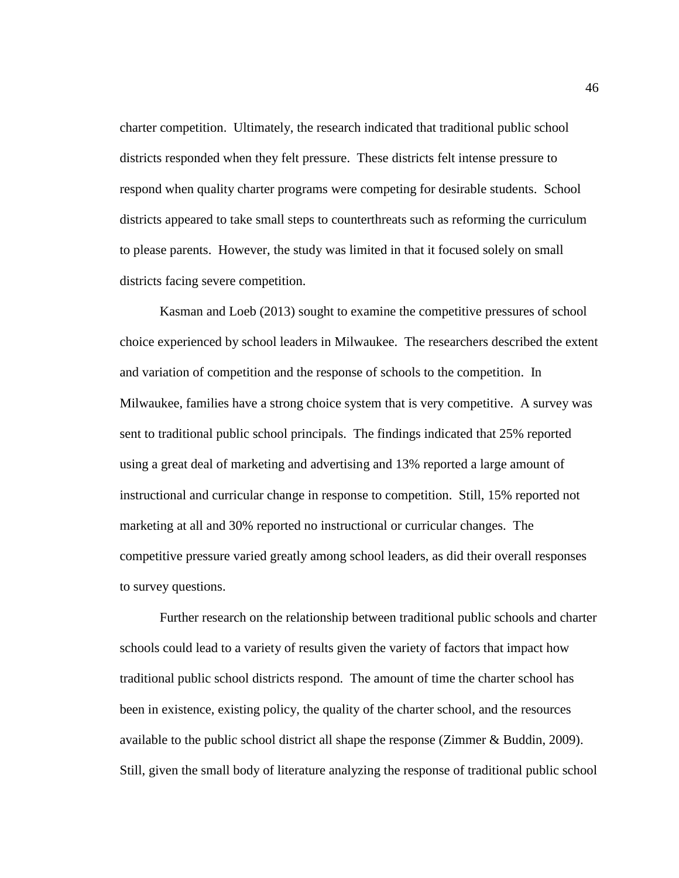charter competition. Ultimately, the research indicated that traditional public school districts responded when they felt pressure. These districts felt intense pressure to respond when quality charter programs were competing for desirable students. School districts appeared to take small steps to counterthreats such as reforming the curriculum to please parents. However, the study was limited in that it focused solely on small districts facing severe competition.

Kasman and Loeb (2013) sought to examine the competitive pressures of school choice experienced by school leaders in Milwaukee. The researchers described the extent and variation of competition and the response of schools to the competition. In Milwaukee, families have a strong choice system that is very competitive. A survey was sent to traditional public school principals. The findings indicated that 25% reported using a great deal of marketing and advertising and 13% reported a large amount of instructional and curricular change in response to competition. Still, 15% reported not marketing at all and 30% reported no instructional or curricular changes. The competitive pressure varied greatly among school leaders, as did their overall responses to survey questions.

Further research on the relationship between traditional public schools and charter schools could lead to a variety of results given the variety of factors that impact how traditional public school districts respond. The amount of time the charter school has been in existence, existing policy, the quality of the charter school, and the resources available to the public school district all shape the response (Zimmer & Buddin, 2009). Still, given the small body of literature analyzing the response of traditional public school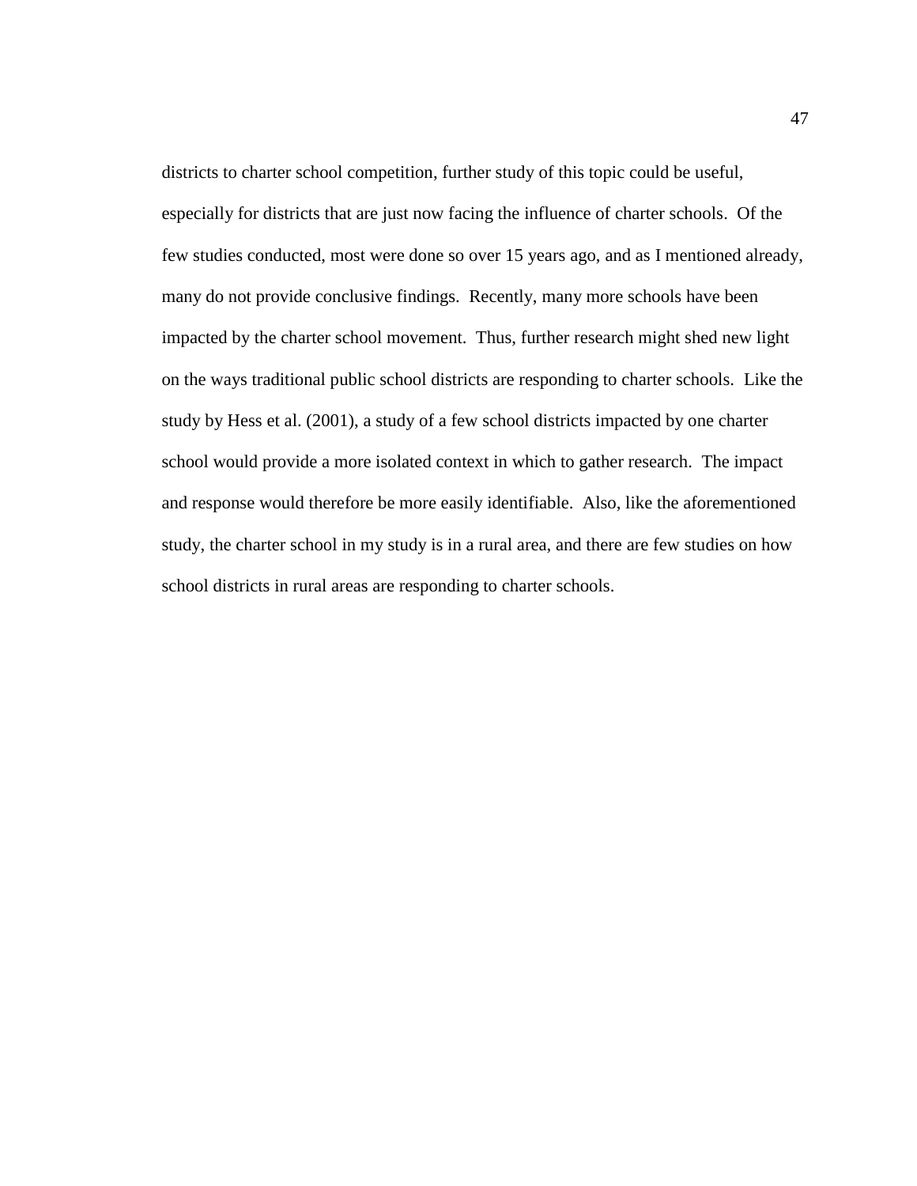districts to charter school competition, further study of this topic could be useful, especially for districts that are just now facing the influence of charter schools. Of the few studies conducted, most were done so over 15 years ago, and as I mentioned already, many do not provide conclusive findings. Recently, many more schools have been impacted by the charter school movement. Thus, further research might shed new light on the ways traditional public school districts are responding to charter schools. Like the study by Hess et al. (2001), a study of a few school districts impacted by one charter school would provide a more isolated context in which to gather research. The impact and response would therefore be more easily identifiable. Also, like the aforementioned study, the charter school in my study is in a rural area, and there are few studies on how school districts in rural areas are responding to charter schools.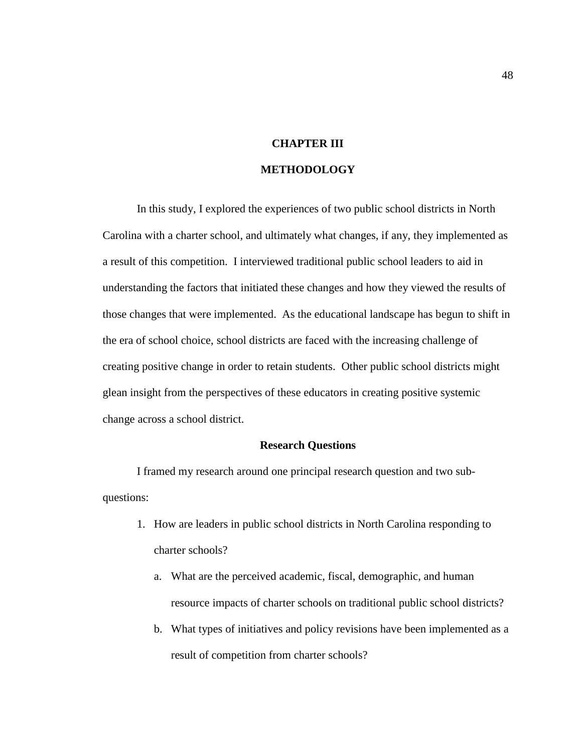# CHAPTER III

# METHODOLOGY

In this study, I explored the experiences of two public school districts in North Carolina with a charter school, and ultimately what changes, if any, they implemented as a result of this competition. I interviewed traditional public school leaders to aid in understanding the factors that initiated these changes and how they viewed the results of those changes that were implemented. As the educational landscape has begun to shift in the era of school choice, school districts are faced with the increasing challenge of creating positive change in order to retain students. Other public school districts might glean insight from the perspectives of these educators in creating positive systemic change across a school district.

## Research Questions

I framed my research around one principal research question and two sub-questions:

1. How are leaders in public school districts in North Carolina responding to charter schools?
   a. What are the perceived academic, fiscal, demographic, and human resource impacts of charter schools on traditional public school districts?
   b. What types of initiatives and policy revisions have been implemented as a result of competition from charter schools?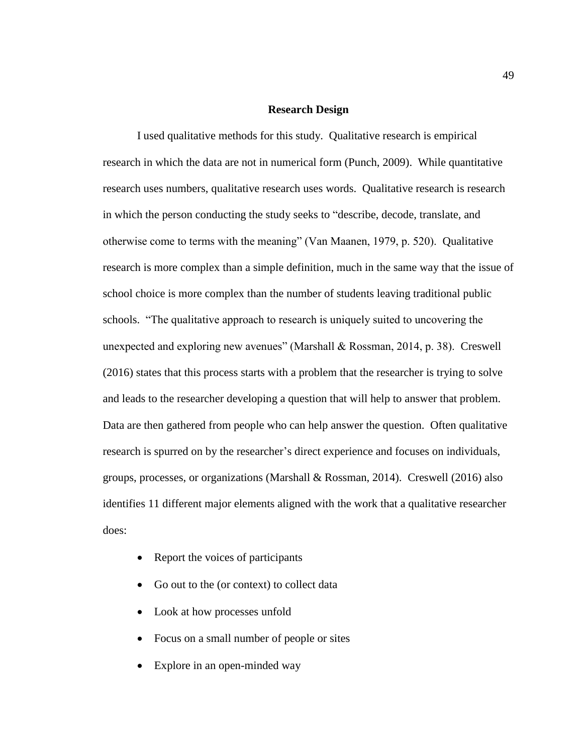## Research Design

I used qualitative methods for this study. Qualitative research is empirical research in which the data are not in numerical form (Punch, 2009). While quantitative research uses numbers, qualitative research uses words. Qualitative research is research in which the person conducting the study seeks to "describe, decode, translate, and otherwise come to terms with the meaning" (Van Maanen, 1979, p. 520). Qualitative research is more complex than a simple definition, much in the same way that the issue of school choice is more complex than the number of students leaving traditional public schools. "The qualitative approach to research is uniquely suited to uncovering the unexpected and exploring new avenues" (Marshall & Rossman, 2014, p. 38). Creswell (2016) states that this process starts with a problem that the researcher is trying to solve and leads to the researcher developing a question that will help to answer that problem. Data are then gathered from people who can help answer the question. Often qualitative research is spurred on by the researcher's direct experience and focuses on individuals, groups, processes, or organizations (Marshall & Rossman, 2014). Creswell (2016) also identifies 11 different major elements aligned with the work that a qualitative researcher does:

- Report the voices of participants
- Go out to the (or context) to collect data
- Look at how processes unfold
- Focus on a small number of people or sites
- Explore in an open-minded way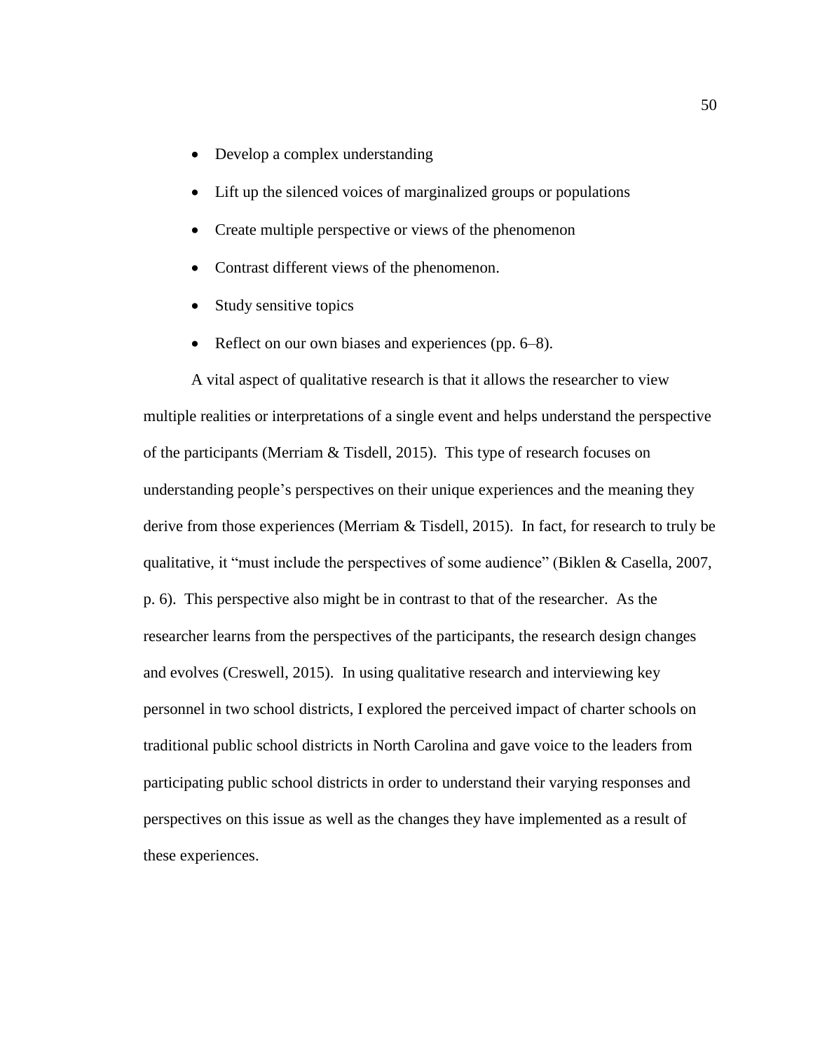- Develop a complex understanding
- Lift up the silenced voices of marginalized groups or populations
- Create multiple perspective or views of the phenomenon
- Contrast different views of the phenomenon.
- Study sensitive topics
- Reflect on our own biases and experiences (pp. 6–8).

A vital aspect of qualitative research is that it allows the researcher to view multiple realities or interpretations of a single event and helps understand the perspective of the participants (Merriam & Tisdell, 2015). This type of research focuses on understanding people's perspectives on their unique experiences and the meaning they derive from those experiences (Merriam & Tisdell, 2015). In fact, for research to truly be qualitative, it "must include the perspectives of some audience" (Biklen & Casella, 2007, p. 6). This perspective also might be in contrast to that of the researcher. As the researcher learns from the perspectives of the participants, the research design changes and evolves (Creswell, 2015). In using qualitative research and interviewing key personnel in two school districts, I explored the perceived impact of charter schools on traditional public school districts in North Carolina and gave voice to the leaders from participating public school districts in order to understand their varying responses and perspectives on this issue as well as the changes they have implemented as a result of these experiences.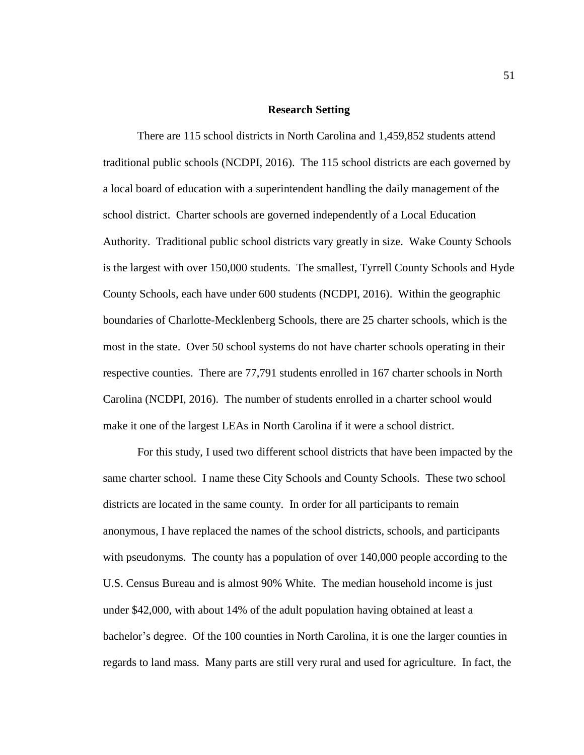## Research Setting

There are 115 school districts in North Carolina and 1,459,852 students attend traditional public schools (NCDPI, 2016). The 115 school districts are each governed by a local board of education with a superintendent handling the daily management of the school district. Charter schools are governed independently of a Local Education Authority. Traditional public school districts vary greatly in size. Wake County Schools is the largest with over 150,000 students. The smallest, Tyrrell County Schools and Hyde County Schools, each have under 600 students (NCDPI, 2016). Within the geographic boundaries of Charlotte-Mecklenberg Schools, there are 25 charter schools, which is the most in the state. Over 50 school systems do not have charter schools operating in their respective counties. There are 77,791 students enrolled in 167 charter schools in North Carolina (NCDPI, 2016). The number of students enrolled in a charter school would make it one of the largest LEAs in North Carolina if it were a school district.

For this study, I used two different school districts that have been impacted by the same charter school. I name these City Schools and County Schools. These two school districts are located in the same county. In order for all participants to remain anonymous, I have replaced the names of the school districts, schools, and participants with pseudonyms. The county has a population of over 140,000 people according to the U.S. Census Bureau and is almost 90% White. The median household income is just under $42,000, with about 14% of the adult population having obtained at least a bachelor's degree. Of the 100 counties in North Carolina, it is one the larger counties in regards to land mass. Many parts are still very rural and used for agriculture. In fact, the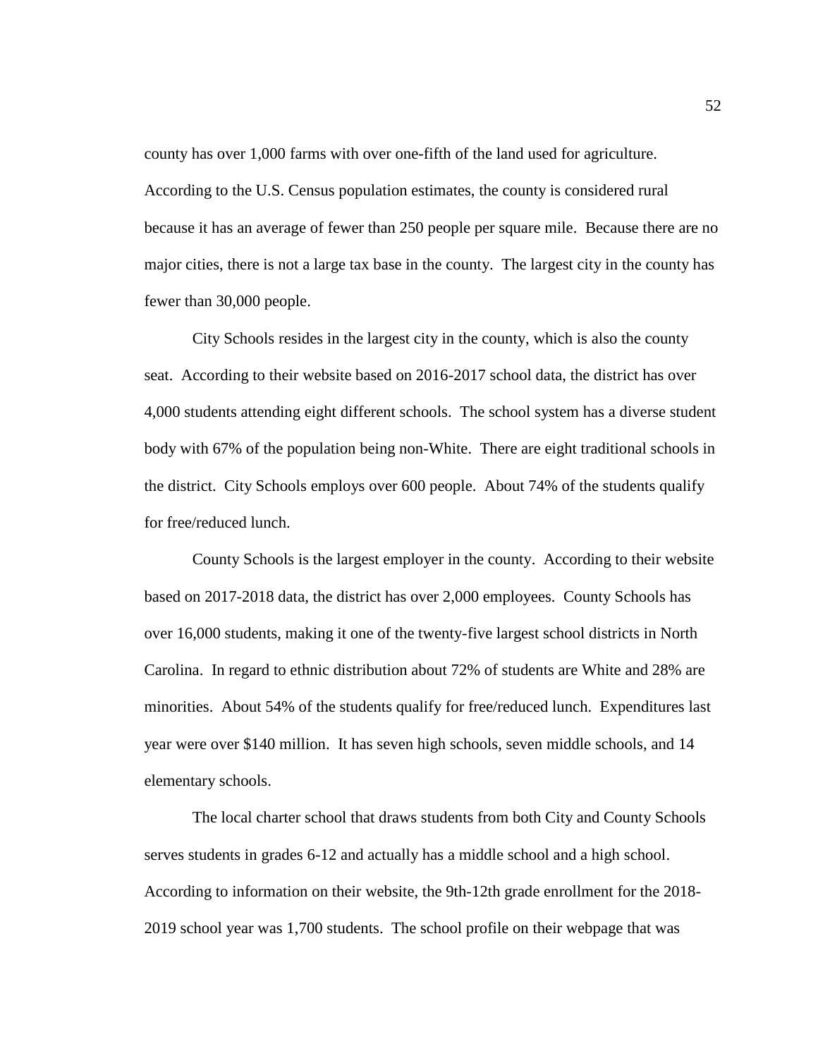county has over 1,000 farms with over one-fifth of the land used for agriculture. According to the U.S. Census population estimates, the county is considered rural because it has an average of fewer than 250 people per square mile. Because there are no major cities, there is not a large tax base in the county. The largest city in the county has fewer than 30,000 people.

City Schools resides in the largest city in the county, which is also the county seat. According to their website based on 2016-2017 school data, the district has over 4,000 students attending eight different schools. The school system has a diverse student body with 67% of the population being non-White. There are eight traditional schools in the district. City Schools employs over 600 people. About 74% of the students qualify for free/reduced lunch.

County Schools is the largest employer in the county. According to their website based on 2017-2018 data, the district has over 2,000 employees. County Schools has over 16,000 students, making it one of the twenty-five largest school districts in North Carolina. In regard to ethnic distribution about 72% of students are White and 28% are minorities. About 54% of the students qualify for free/reduced lunch. Expenditures last year were over $140 million. It has seven high schools, seven middle schools, and 14 elementary schools.

The local charter school that draws students from both City and County Schools serves students in grades 6-12 and actually has a middle school and a high school. According to information on their website, the 9th-12th grade enrollment for the 2018-2019 school year was 1,700 students. The school profile on their webpage that was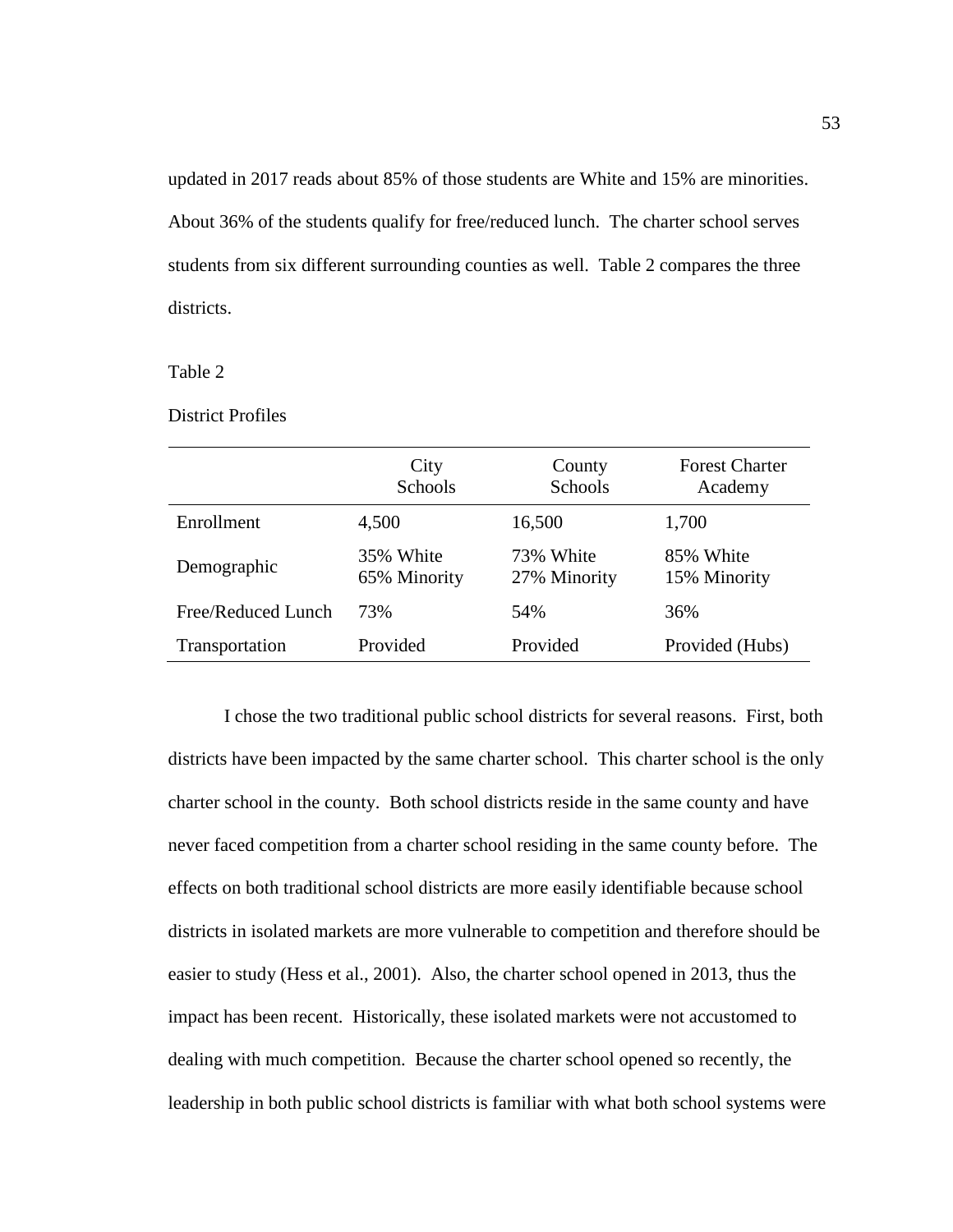updated in 2017 reads about 85% of those students are White and 15% are minorities. About 36% of the students qualify for free/reduced lunch. The charter school serves students from six different surrounding counties as well. Table 2 compares the three districts.

Table 2

District Profiles

| | City Schools | County Schools | Forest Charter Academy |
|---|---|---|---|
| Enrollment | 4,500 | 16,500 | 1,700 |
| Demographic | 35% White 65% Minority | 73% White 27% Minority | 85% White 15% Minority |
| Free/Reduced Lunch | 73% | 54% | 36% |
| Transportation | Provided | Provided | Provided (Hubs) |

I chose the two traditional public school districts for several reasons. First, both districts have been impacted by the same charter school. This charter school is the only charter school in the county. Both school districts reside in the same county and have never faced competition from a charter school residing in the same county before. The effects on both traditional school districts are more easily identifiable because school districts in isolated markets are more vulnerable to competition and therefore should be easier to study (Hess et al., 2001). Also, the charter school opened in 2013, thus the impact has been recent. Historically, these isolated markets were not accustomed to dealing with much competition. Because the charter school opened so recently, the leadership in both public school districts is familiar with what both school systems were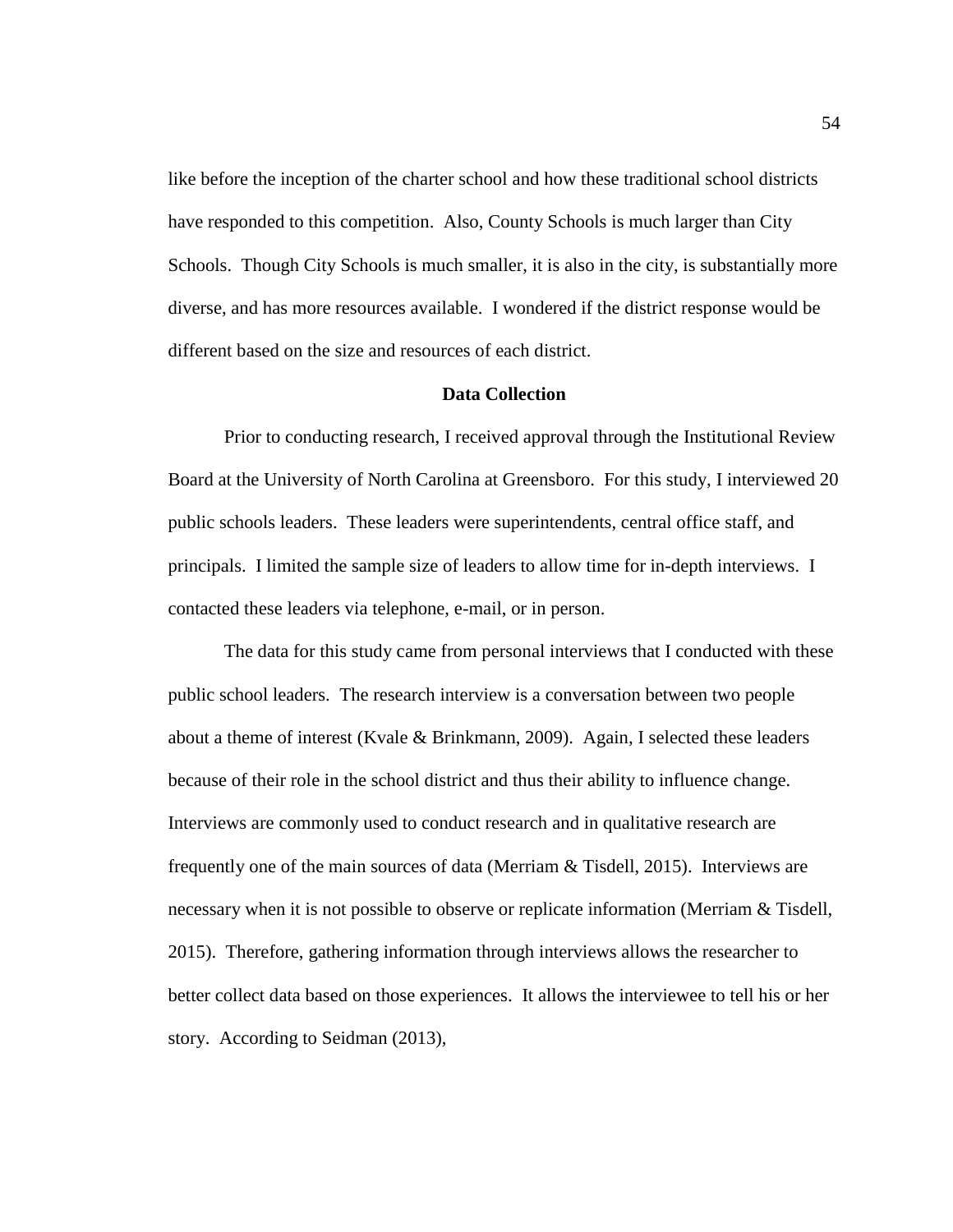like before the inception of the charter school and how these traditional school districts have responded to this competition. Also, County Schools is much larger than City Schools. Though City Schools is much smaller, it is also in the city, is substantially more diverse, and has more resources available. I wondered if the district response would be different based on the size and resources of each district.

## Data Collection

Prior to conducting research, I received approval through the Institutional Review Board at the University of North Carolina at Greensboro. For this study, I interviewed 20 public schools leaders. These leaders were superintendents, central office staff, and principals. I limited the sample size of leaders to allow time for in-depth interviews. I contacted these leaders via telephone, e-mail, or in person.

The data for this study came from personal interviews that I conducted with these public school leaders. The research interview is a conversation between two people about a theme of interest (Kvale & Brinkmann, 2009). Again, I selected these leaders because of their role in the school district and thus their ability to influence change. Interviews are commonly used to conduct research and in qualitative research are frequently one of the main sources of data (Merriam & Tisdell, 2015). Interviews are necessary when it is not possible to observe or replicate information (Merriam & Tisdell, 2015). Therefore, gathering information through interviews allows the researcher to better collect data based on those experiences. It allows the interviewee to tell his or her story. According to Seidman (2013),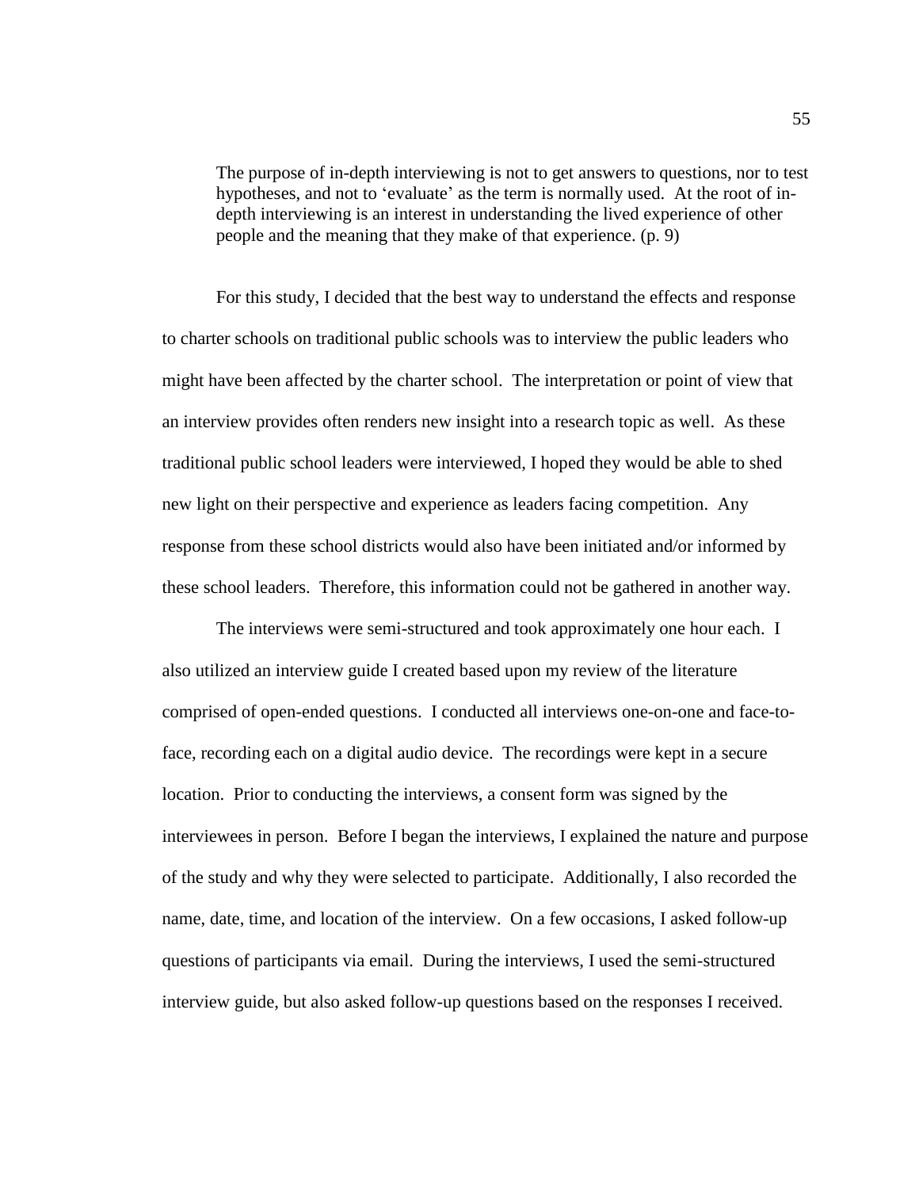> The purpose of in-depth interviewing is not to get answers to questions, nor to test hypotheses, and not to 'evaluate' as the term is normally used. At the root of in-depth interviewing is an interest in understanding the lived experience of other people and the meaning that they make of that experience. (p. 9)

For this study, I decided that the best way to understand the effects and response to charter schools on traditional public schools was to interview the public leaders who might have been affected by the charter school. The interpretation or point of view that an interview provides often renders new insight into a research topic as well. As these traditional public school leaders were interviewed, I hoped they would be able to shed new light on their perspective and experience as leaders facing competition. Any response from these school districts would also have been initiated and/or informed by these school leaders. Therefore, this information could not be gathered in another way.

The interviews were semi-structured and took approximately one hour each. I also utilized an interview guide I created based upon my review of the literature comprised of open-ended questions. I conducted all interviews one-on-one and face-to-face, recording each on a digital audio device. The recordings were kept in a secure location. Prior to conducting the interviews, a consent form was signed by the interviewees in person. Before I began the interviews, I explained the nature and purpose of the study and why they were selected to participate. Additionally, I also recorded the name, date, time, and location of the interview. On a few occasions, I asked follow-up questions of participants via email. During the interviews, I used the semi-structured interview guide, but also asked follow-up questions based on the responses I received.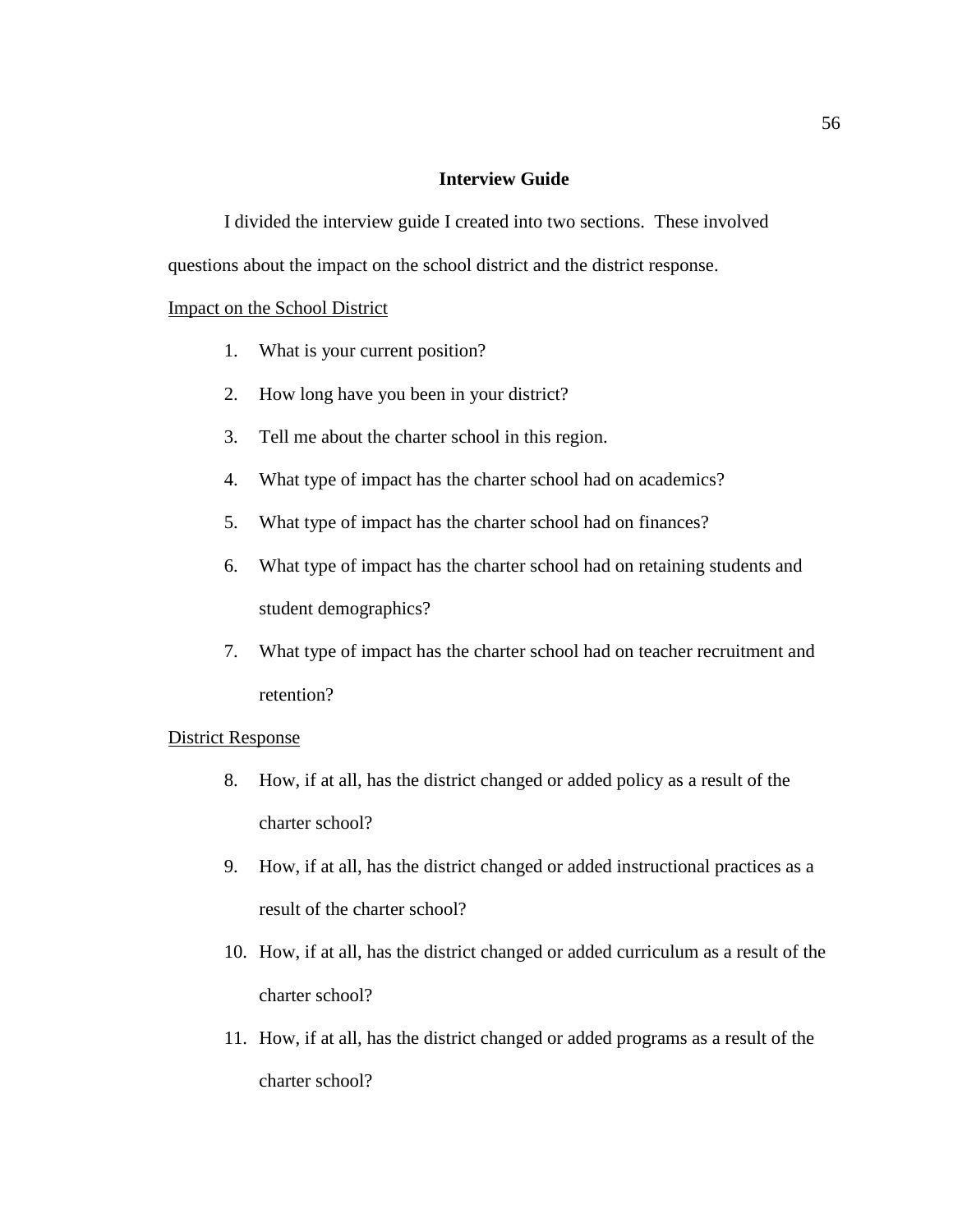## Interview Guide

I divided the interview guide I created into two sections. These involved questions about the impact on the school district and the district response.

Impact on the School District

1. What is your current position?
2. How long have you been in your district?
3. Tell me about the charter school in this region.
4. What type of impact has the charter school had on academics?
5. What type of impact has the charter school had on finances?
6. What type of impact has the charter school had on retaining students and student demographics?
7. What type of impact has the charter school had on teacher recruitment and retention?

District Response

8. How, if at all, has the district changed or added policy as a result of the charter school?
9. How, if at all, has the district changed or added instructional practices as a result of the charter school?
10. How, if at all, has the district changed or added curriculum as a result of the charter school?
11. How, if at all, has the district changed or added programs as a result of the charter school?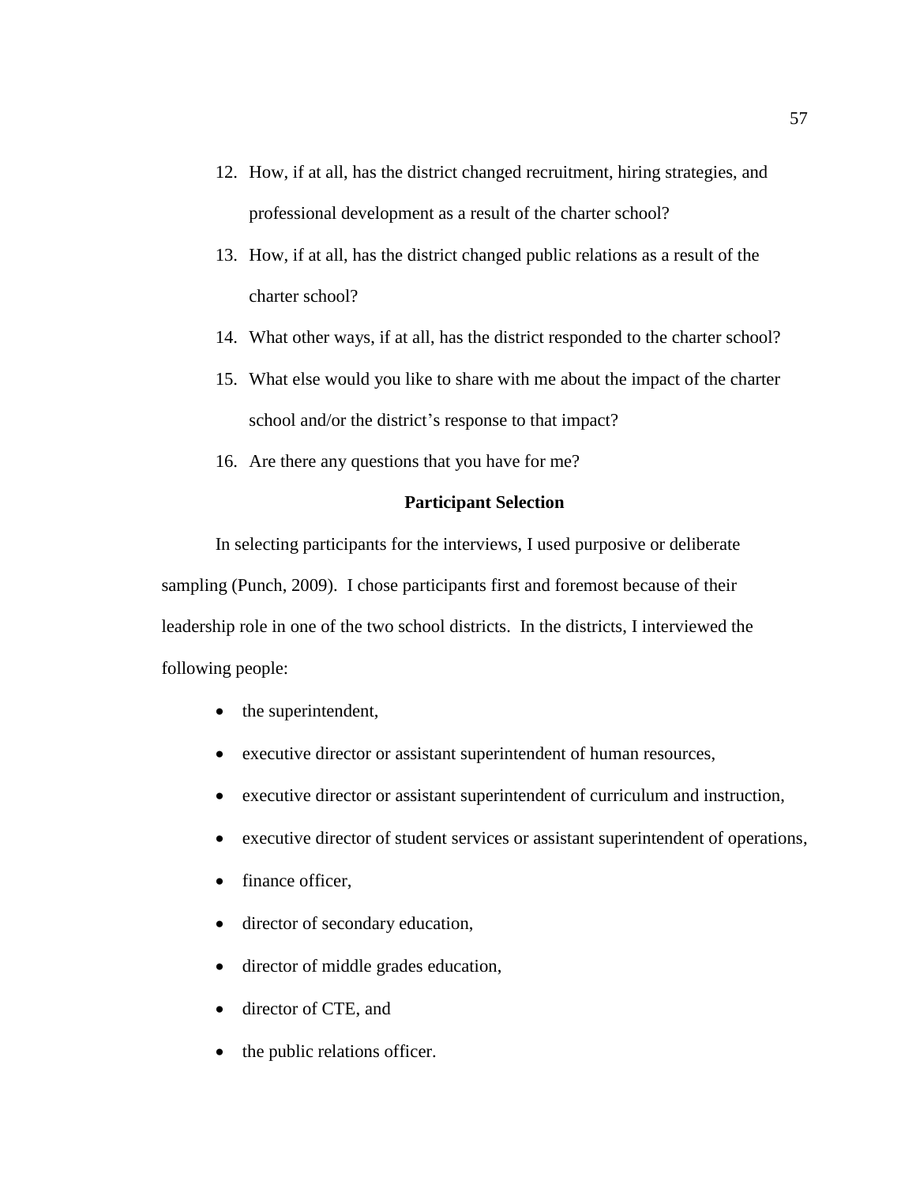12. How, if at all, has the district changed recruitment, hiring strategies, and professional development as a result of the charter school?
13. How, if at all, has the district changed public relations as a result of the charter school?
14. What other ways, if at all, has the district responded to the charter school?
15. What else would you like to share with me about the impact of the charter school and/or the district's response to that impact?
16. Are there any questions that you have for me?

## Participant Selection

In selecting participants for the interviews, I used purposive or deliberate sampling (Punch, 2009). I chose participants first and foremost because of their leadership role in one of the two school districts. In the districts, I interviewed the following people:

- the superintendent,
- executive director or assistant superintendent of human resources,
- executive director or assistant superintendent of curriculum and instruction,
- executive director of student services or assistant superintendent of operations,
- finance officer,
- director of secondary education,
- director of middle grades education,
- director of CTE, and
- the public relations officer.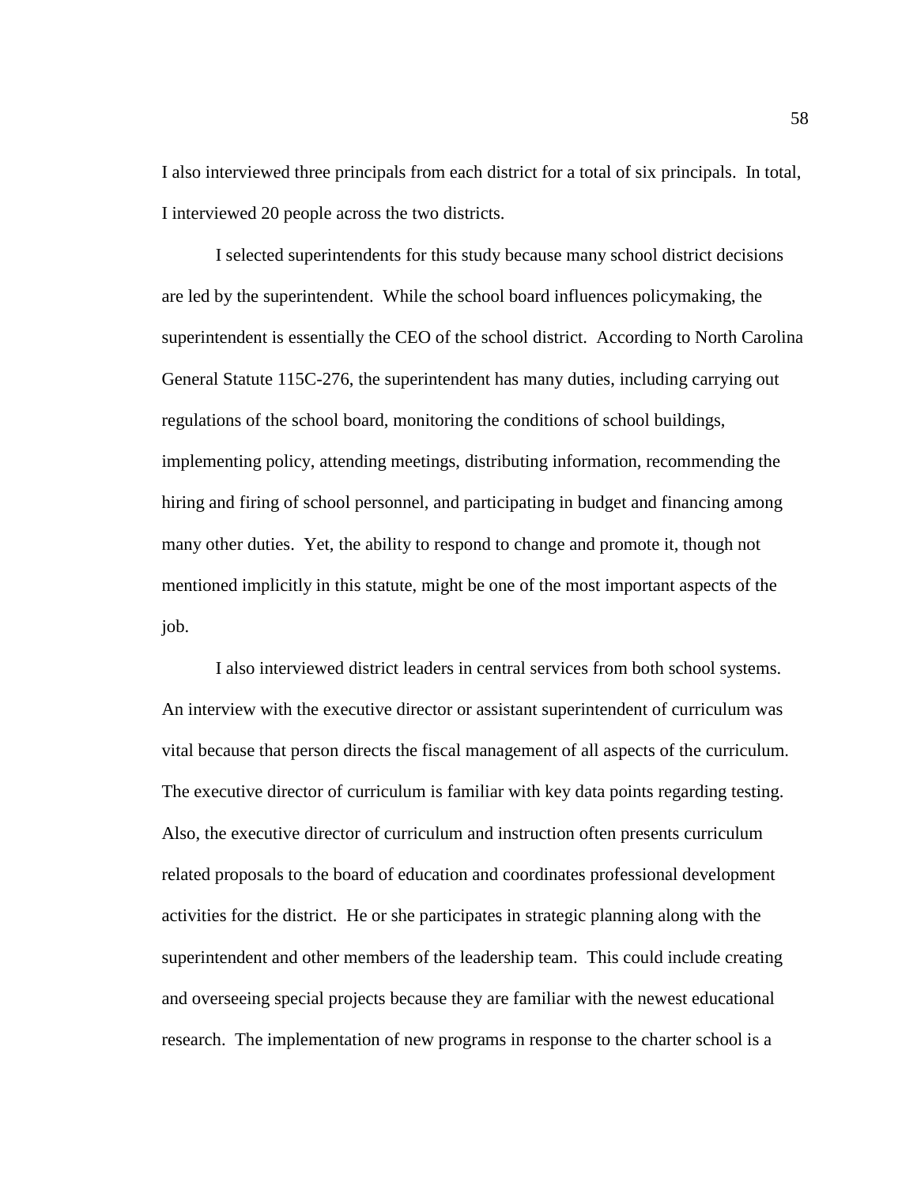I also interviewed three principals from each district for a total of six principals. In total, I interviewed 20 people across the two districts.

I selected superintendents for this study because many school district decisions are led by the superintendent. While the school board influences policymaking, the superintendent is essentially the CEO of the school district. According to North Carolina General Statute 115C-276, the superintendent has many duties, including carrying out regulations of the school board, monitoring the conditions of school buildings, implementing policy, attending meetings, distributing information, recommending the hiring and firing of school personnel, and participating in budget and financing among many other duties. Yet, the ability to respond to change and promote it, though not mentioned implicitly in this statute, might be one of the most important aspects of the job.

I also interviewed district leaders in central services from both school systems. An interview with the executive director or assistant superintendent of curriculum was vital because that person directs the fiscal management of all aspects of the curriculum. The executive director of curriculum is familiar with key data points regarding testing. Also, the executive director of curriculum and instruction often presents curriculum related proposals to the board of education and coordinates professional development activities for the district. He or she participates in strategic planning along with the superintendent and other members of the leadership team. This could include creating and overseeing special projects because they are familiar with the newest educational research. The implementation of new programs in response to the charter school is a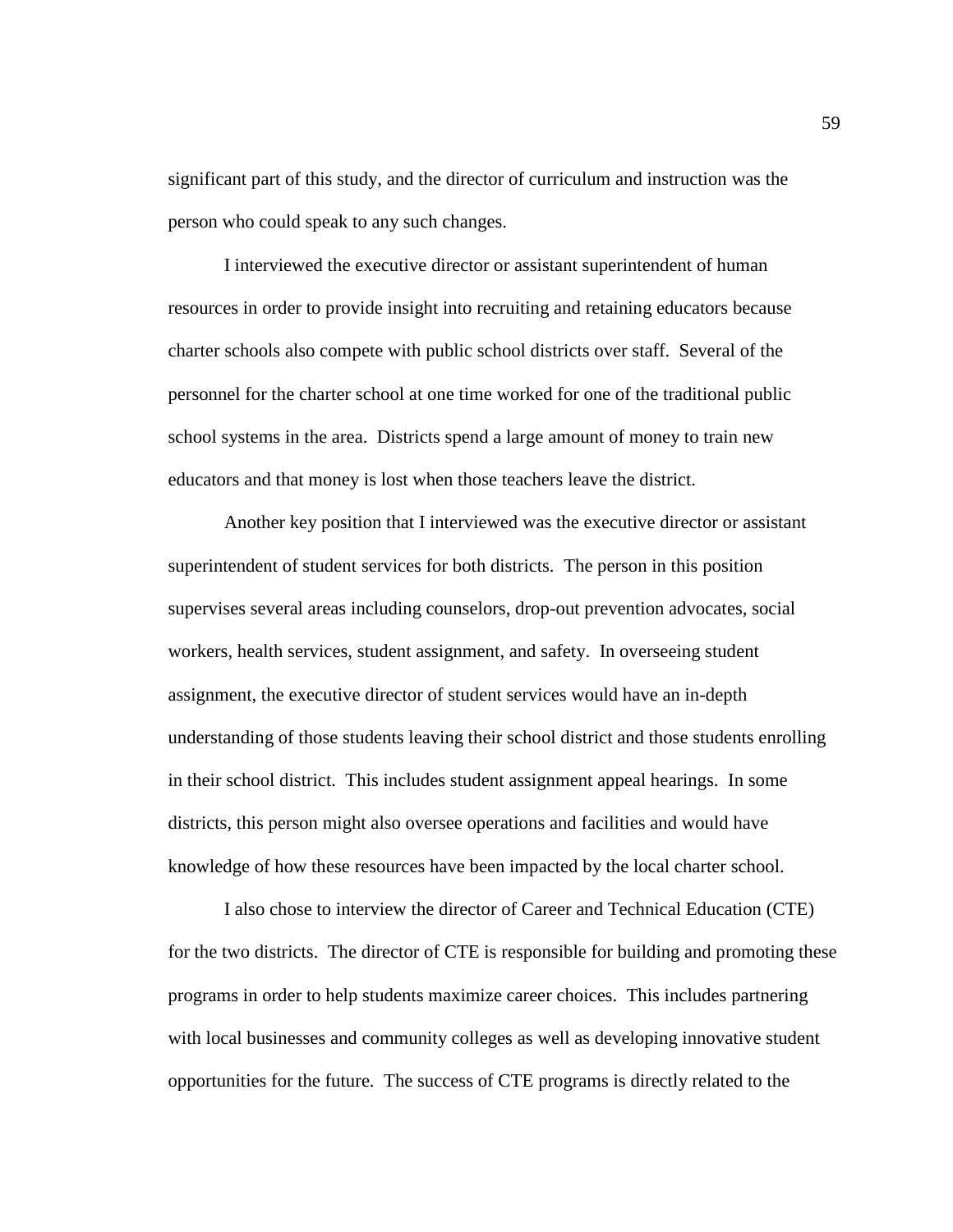significant part of this study, and the director of curriculum and instruction was the person who could speak to any such changes.

I interviewed the executive director or assistant superintendent of human resources in order to provide insight into recruiting and retaining educators because charter schools also compete with public school districts over staff. Several of the personnel for the charter school at one time worked for one of the traditional public school systems in the area. Districts spend a large amount of money to train new educators and that money is lost when those teachers leave the district.

Another key position that I interviewed was the executive director or assistant superintendent of student services for both districts. The person in this position supervises several areas including counselors, drop-out prevention advocates, social workers, health services, student assignment, and safety. In overseeing student assignment, the executive director of student services would have an in-depth understanding of those students leaving their school district and those students enrolling in their school district. This includes student assignment appeal hearings. In some districts, this person might also oversee operations and facilities and would have knowledge of how these resources have been impacted by the local charter school.

I also chose to interview the director of Career and Technical Education (CTE) for the two districts. The director of CTE is responsible for building and promoting these programs in order to help students maximize career choices. This includes partnering with local businesses and community colleges as well as developing innovative student opportunities for the future. The success of CTE programs is directly related to the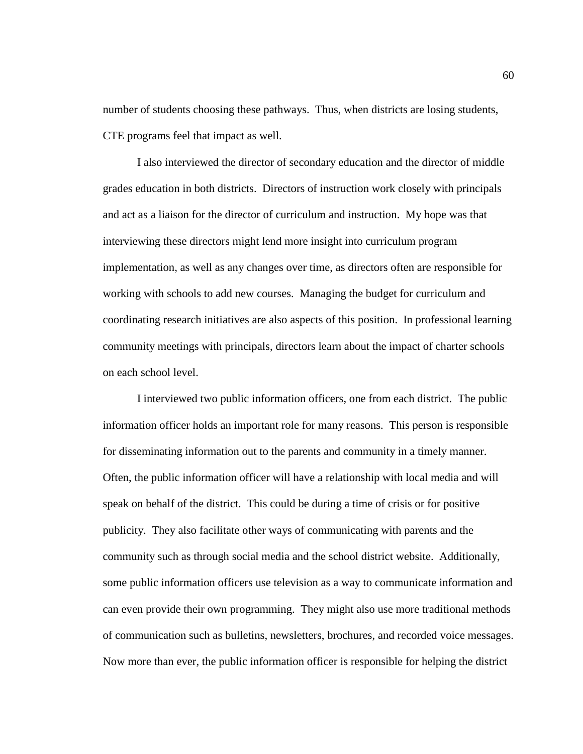number of students choosing these pathways. Thus, when districts are losing students, CTE programs feel that impact as well.

I also interviewed the director of secondary education and the director of middle grades education in both districts. Directors of instruction work closely with principals and act as a liaison for the director of curriculum and instruction. My hope was that interviewing these directors might lend more insight into curriculum program implementation, as well as any changes over time, as directors often are responsible for working with schools to add new courses. Managing the budget for curriculum and coordinating research initiatives are also aspects of this position. In professional learning community meetings with principals, directors learn about the impact of charter schools on each school level.

I interviewed two public information officers, one from each district. The public information officer holds an important role for many reasons. This person is responsible for disseminating information out to the parents and community in a timely manner. Often, the public information officer will have a relationship with local media and will speak on behalf of the district. This could be during a time of crisis or for positive publicity. They also facilitate other ways of communicating with parents and the community such as through social media and the school district website. Additionally, some public information officers use television as a way to communicate information and can even provide their own programming. They might also use more traditional methods of communication such as bulletins, newsletters, brochures, and recorded voice messages. Now more than ever, the public information officer is responsible for helping the district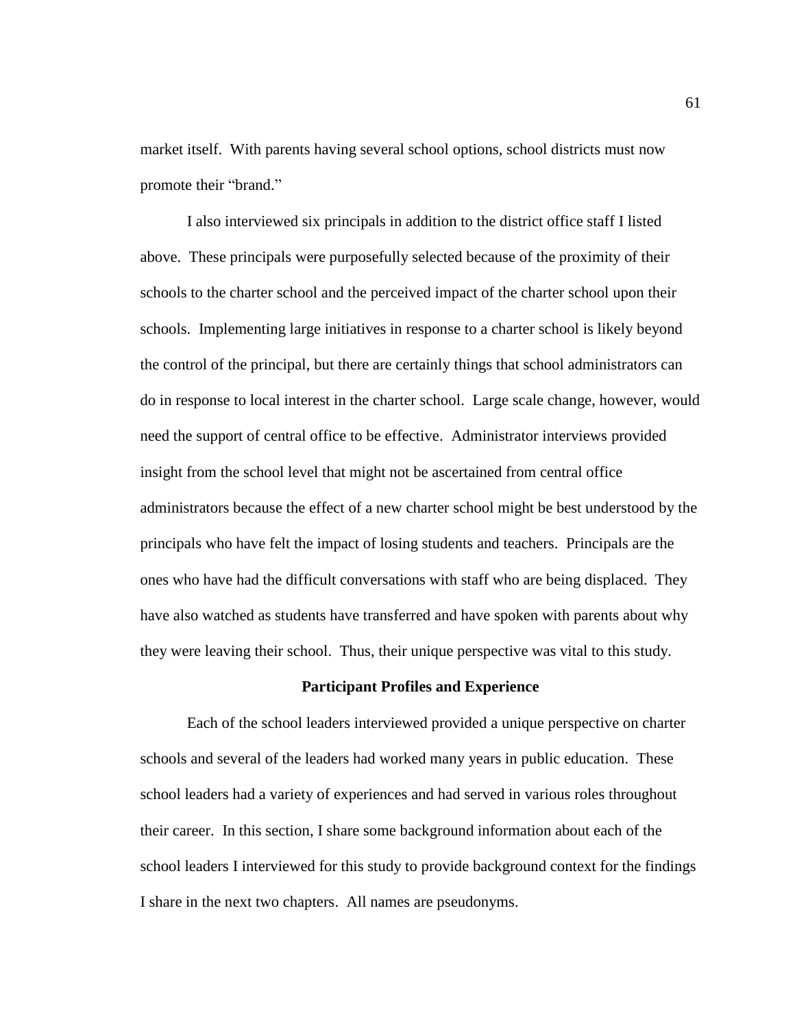market itself. With parents having several school options, school districts must now promote their "brand."

I also interviewed six principals in addition to the district office staff I listed above. These principals were purposefully selected because of the proximity of their schools to the charter school and the perceived impact of the charter school upon their schools. Implementing large initiatives in response to a charter school is likely beyond the control of the principal, but there are certainly things that school administrators can do in response to local interest in the charter school. Large scale change, however, would need the support of central office to be effective. Administrator interviews provided insight from the school level that might not be ascertained from central office administrators because the effect of a new charter school might be best understood by the principals who have felt the impact of losing students and teachers. Principals are the ones who have had the difficult conversations with staff who are being displaced. They have also watched as students have transferred and have spoken with parents about why they were leaving their school. Thus, their unique perspective was vital to this study.

## Participant Profiles and Experience

Each of the school leaders interviewed provided a unique perspective on charter schools and several of the leaders had worked many years in public education. These school leaders had a variety of experiences and had served in various roles throughout their career. In this section, I share some background information about each of the school leaders I interviewed for this study to provide background context for the findings I share in the next two chapters. All names are pseudonyms.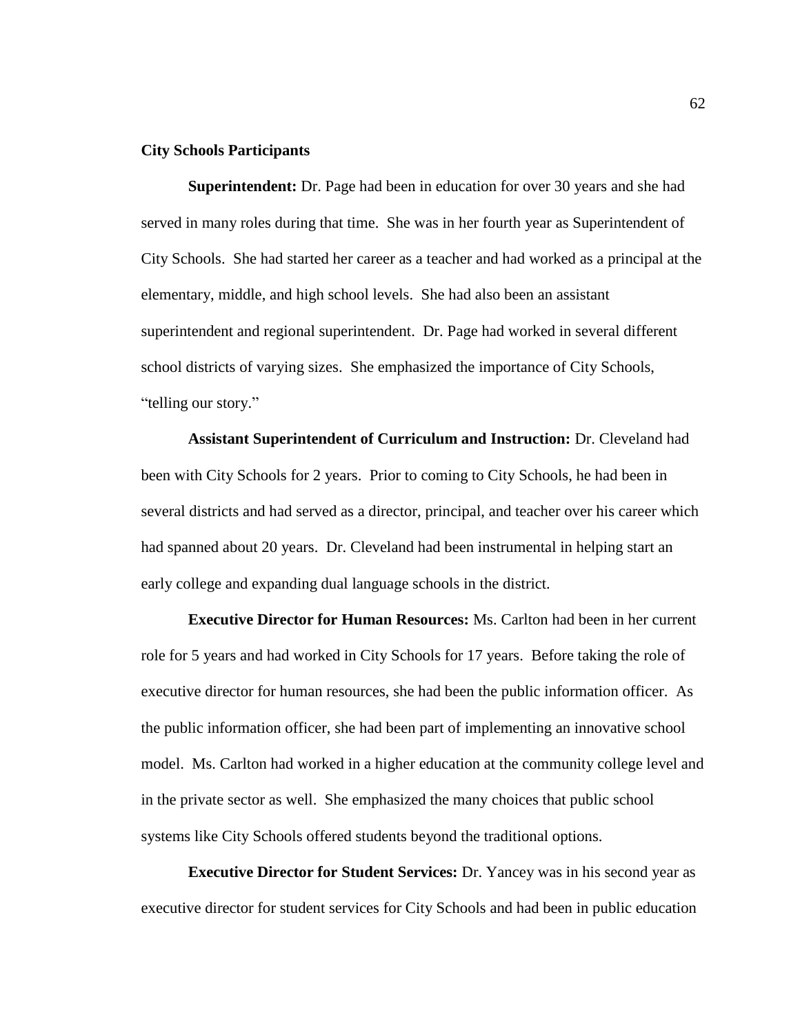**City Schools Participants**

**Superintendent:** Dr. Page had been in education for over 30 years and she had served in many roles during that time. She was in her fourth year as Superintendent of City Schools. She had started her career as a teacher and had worked as a principal at the elementary, middle, and high school levels. She had also been an assistant superintendent and regional superintendent. Dr. Page had worked in several different school districts of varying sizes. She emphasized the importance of City Schools, "telling our story."

**Assistant Superintendent of Curriculum and Instruction:** Dr. Cleveland had been with City Schools for 2 years. Prior to coming to City Schools, he had been in several districts and had served as a director, principal, and teacher over his career which had spanned about 20 years. Dr. Cleveland had been instrumental in helping start an early college and expanding dual language schools in the district.

**Executive Director for Human Resources:** Ms. Carlton had been in her current role for 5 years and had worked in City Schools for 17 years. Before taking the role of executive director for human resources, she had been the public information officer. As the public information officer, she had been part of implementing an innovative school model. Ms. Carlton had worked in a higher education at the community college level and in the private sector as well. She emphasized the many choices that public school systems like City Schools offered students beyond the traditional options.

**Executive Director for Student Services:** Dr. Yancey was in his second year as executive director for student services for City Schools and had been in public education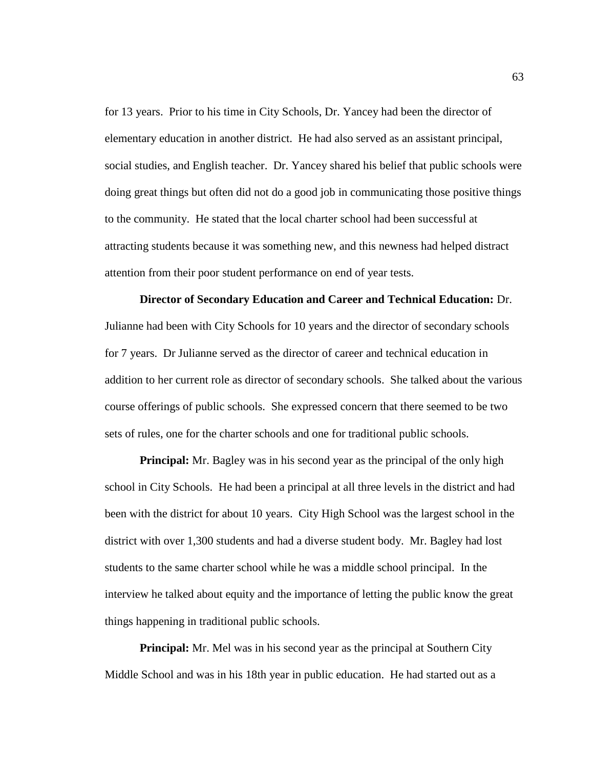for 13 years. Prior to his time in City Schools, Dr. Yancey had been the director of elementary education in another district. He had also served as an assistant principal, social studies, and English teacher. Dr. Yancey shared his belief that public schools were doing great things but often did not do a good job in communicating those positive things to the community. He stated that the local charter school had been successful at attracting students because it was something new, and this newness had helped distract attention from their poor student performance on end of year tests.

**Director of Secondary Education and Career and Technical Education:** Dr. Julianne had been with City Schools for 10 years and the director of secondary schools for 7 years. Dr Julianne served as the director of career and technical education in addition to her current role as director of secondary schools. She talked about the various course offerings of public schools. She expressed concern that there seemed to be two sets of rules, one for the charter schools and one for traditional public schools.

**Principal:** Mr. Bagley was in his second year as the principal of the only high school in City Schools. He had been a principal at all three levels in the district and had been with the district for about 10 years. City High School was the largest school in the district with over 1,300 students and had a diverse student body. Mr. Bagley had lost students to the same charter school while he was a middle school principal. In the interview he talked about equity and the importance of letting the public know the great things happening in traditional public schools.

**Principal:** Mr. Mel was in his second year as the principal at Southern City Middle School and was in his 18th year in public education. He had started out as a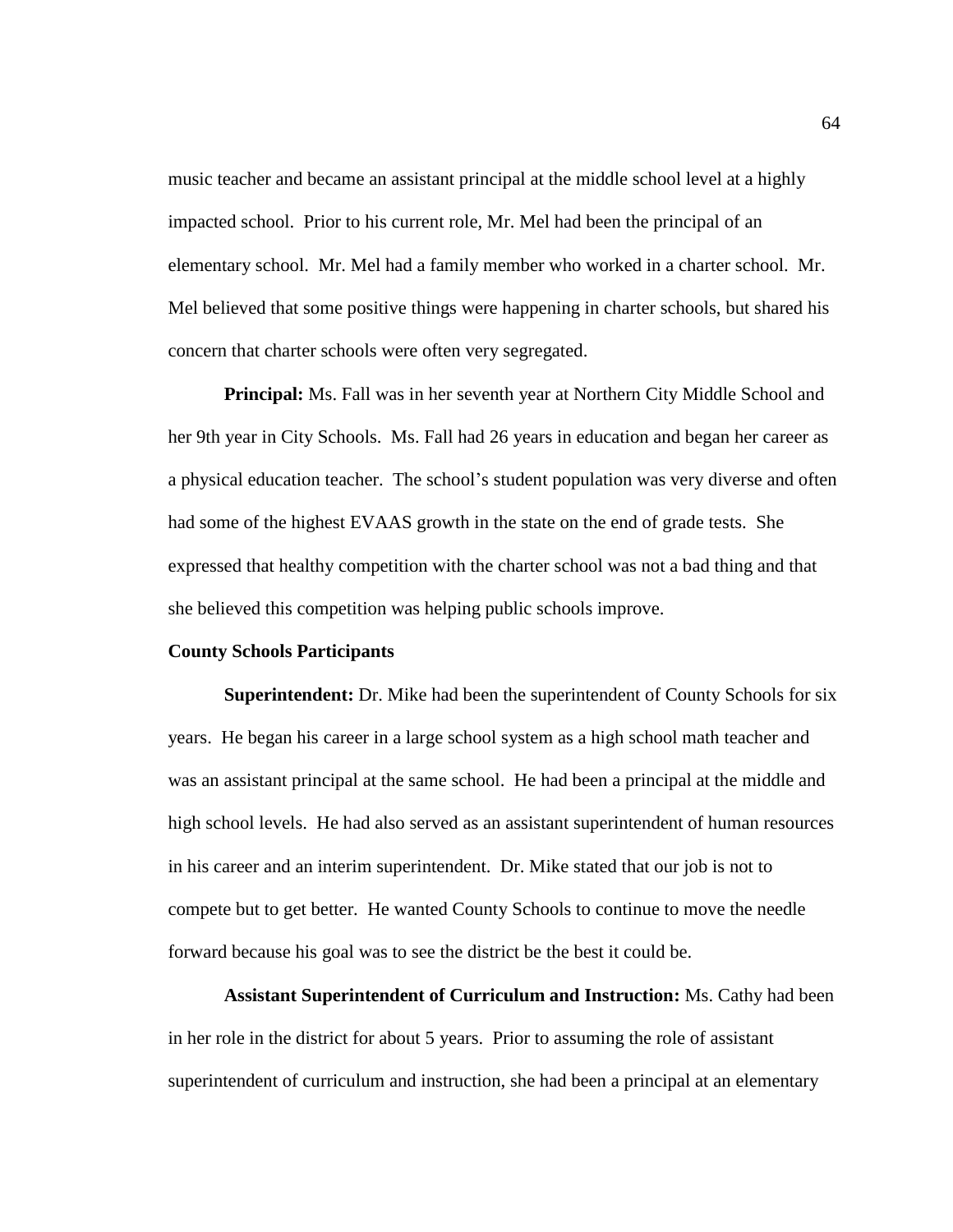music teacher and became an assistant principal at the middle school level at a highly impacted school. Prior to his current role, Mr. Mel had been the principal of an elementary school. Mr. Mel had a family member who worked in a charter school. Mr. Mel believed that some positive things were happening in charter schools, but shared his concern that charter schools were often very segregated.

**Principal:** Ms. Fall was in her seventh year at Northern City Middle School and her 9th year in City Schools. Ms. Fall had 26 years in education and began her career as a physical education teacher. The school's student population was very diverse and often had some of the highest EVAAS growth in the state on the end of grade tests. She expressed that healthy competition with the charter school was not a bad thing and that she believed this competition was helping public schools improve.

**County Schools Participants**

**Superintendent:** Dr. Mike had been the superintendent of County Schools for six years. He began his career in a large school system as a high school math teacher and was an assistant principal at the same school. He had been a principal at the middle and high school levels. He had also served as an assistant superintendent of human resources in his career and an interim superintendent. Dr. Mike stated that our job is not to compete but to get better. He wanted County Schools to continue to move the needle forward because his goal was to see the district be the best it could be.

**Assistant Superintendent of Curriculum and Instruction:** Ms. Cathy had been in her role in the district for about 5 years. Prior to assuming the role of assistant superintendent of curriculum and instruction, she had been a principal at an elementary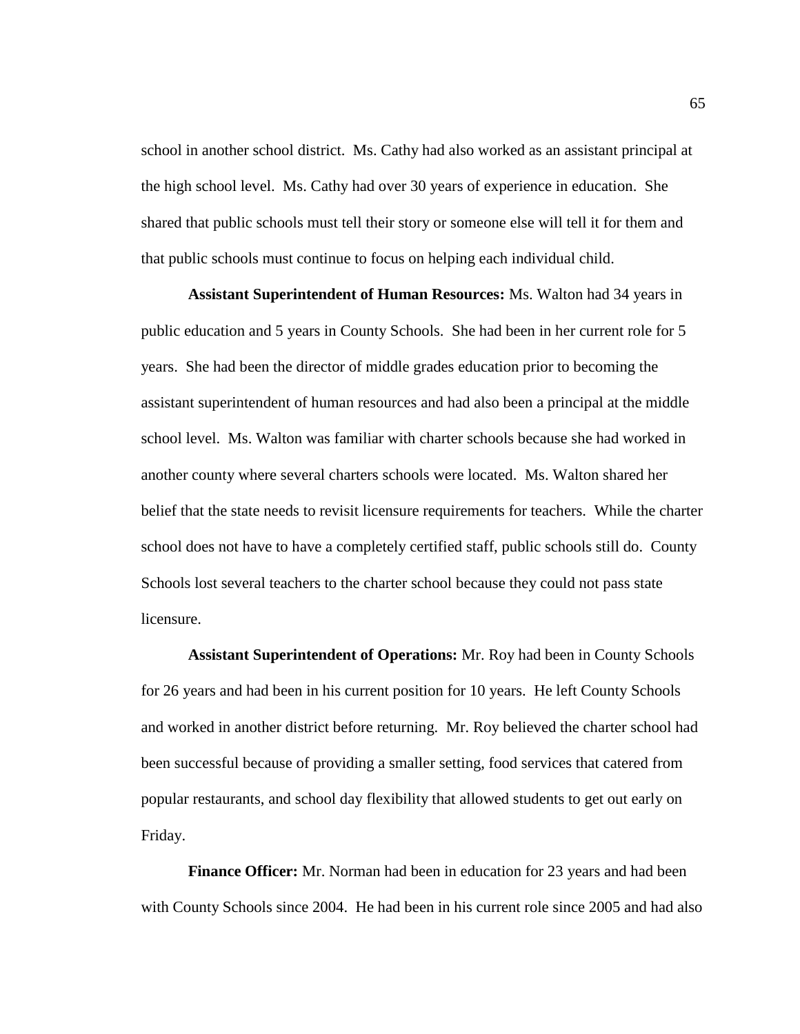school in another school district. Ms. Cathy had also worked as an assistant principal at the high school level. Ms. Cathy had over 30 years of experience in education. She shared that public schools must tell their story or someone else will tell it for them and that public schools must continue to focus on helping each individual child.

**Assistant Superintendent of Human Resources:** Ms. Walton had 34 years in public education and 5 years in County Schools. She had been in her current role for 5 years. She had been the director of middle grades education prior to becoming the assistant superintendent of human resources and had also been a principal at the middle school level. Ms. Walton was familiar with charter schools because she had worked in another county where several charters schools were located. Ms. Walton shared her belief that the state needs to revisit licensure requirements for teachers. While the charter school does not have to have a completely certified staff, public schools still do. County Schools lost several teachers to the charter school because they could not pass state licensure.

**Assistant Superintendent of Operations:** Mr. Roy had been in County Schools for 26 years and had been in his current position for 10 years. He left County Schools and worked in another district before returning. Mr. Roy believed the charter school had been successful because of providing a smaller setting, food services that catered from popular restaurants, and school day flexibility that allowed students to get out early on Friday.

**Finance Officer:** Mr. Norman had been in education for 23 years and had been with County Schools since 2004. He had been in his current role since 2005 and had also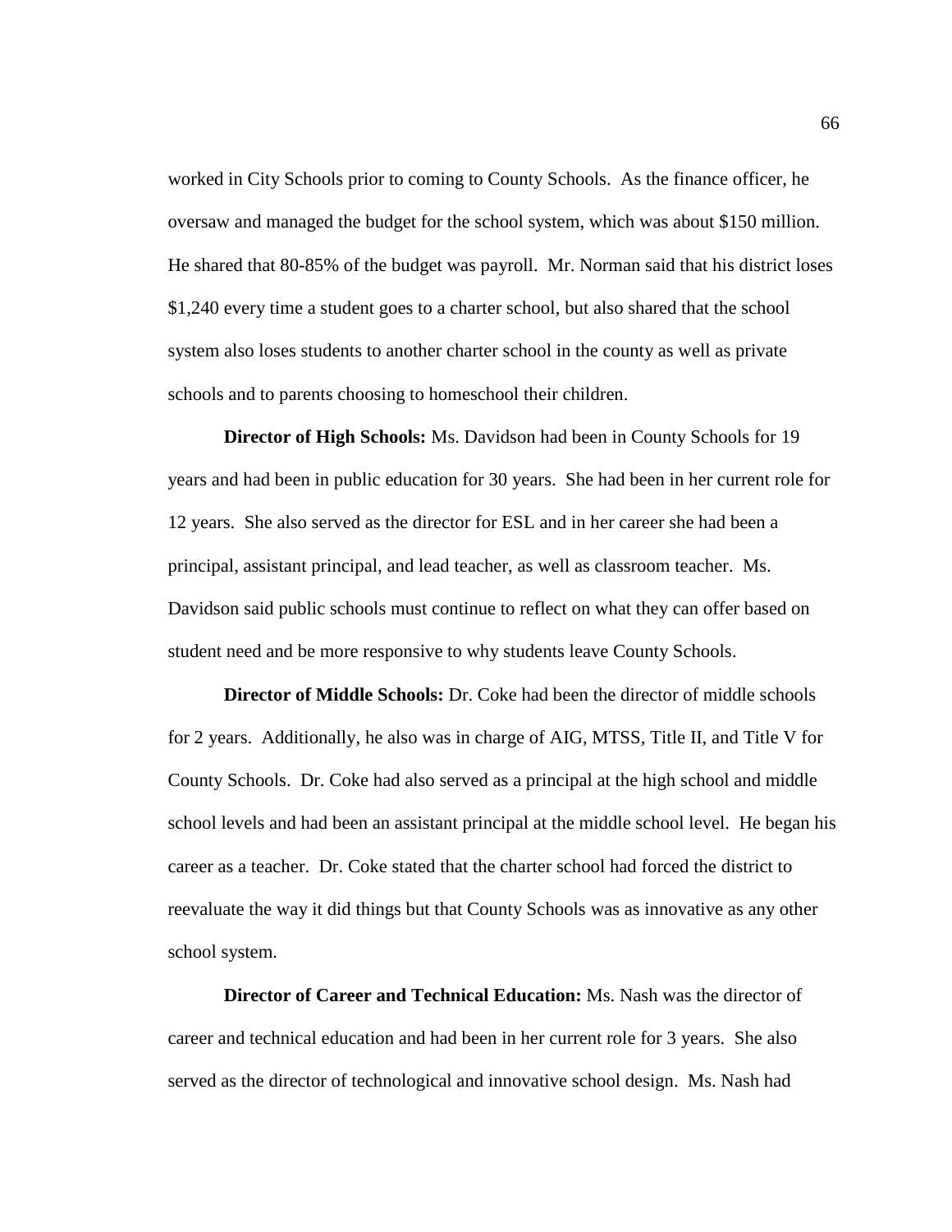worked in City Schools prior to coming to County Schools. As the finance officer, he oversaw and managed the budget for the school system, which was about $150 million. He shared that 80-85% of the budget was payroll. Mr. Norman said that his district loses $1,240 every time a student goes to a charter school, but also shared that the school system also loses students to another charter school in the county as well as private schools and to parents choosing to homeschool their children.

**Director of High Schools:** Ms. Davidson had been in County Schools for 19 years and had been in public education for 30 years. She had been in her current role for 12 years. She also served as the director for ESL and in her career she had been a principal, assistant principal, and lead teacher, as well as classroom teacher. Ms. Davidson said public schools must continue to reflect on what they can offer based on student need and be more responsive to why students leave County Schools.

**Director of Middle Schools:** Dr. Coke had been the director of middle schools for 2 years. Additionally, he also was in charge of AIG, MTSS, Title II, and Title V for County Schools. Dr. Coke had also served as a principal at the high school and middle school levels and had been an assistant principal at the middle school level. He began his career as a teacher. Dr. Coke stated that the charter school had forced the district to reevaluate the way it did things but that County Schools was as innovative as any other school system.

**Director of Career and Technical Education:** Ms. Nash was the director of career and technical education and had been in her current role for 3 years. She also served as the director of technological and innovative school design. Ms. Nash had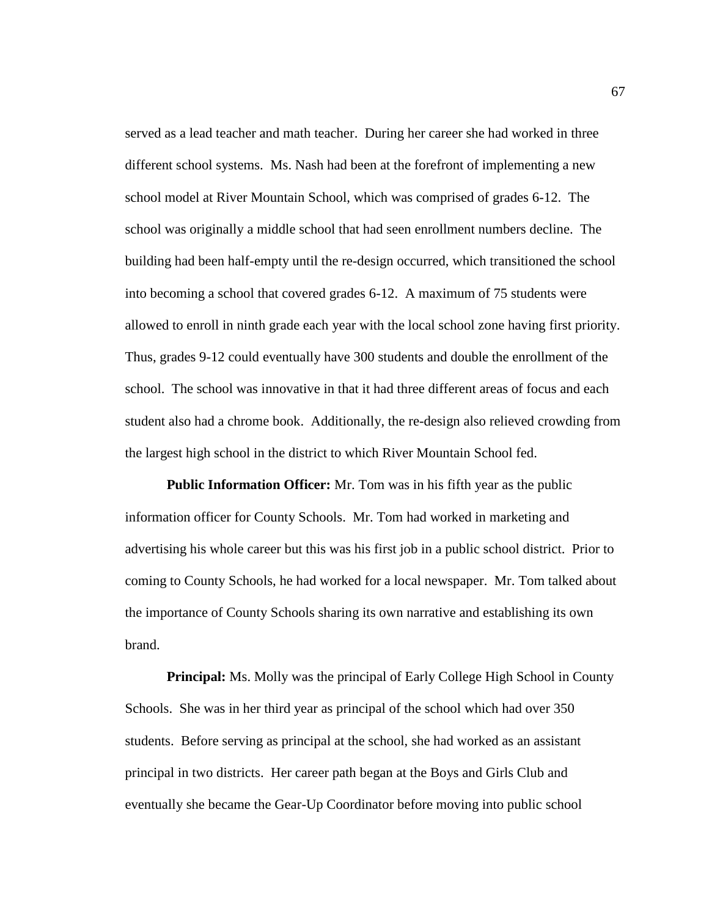served as a lead teacher and math teacher. During her career she had worked in three different school systems. Ms. Nash had been at the forefront of implementing a new school model at River Mountain School, which was comprised of grades 6-12. The school was originally a middle school that had seen enrollment numbers decline. The building had been half-empty until the re-design occurred, which transitioned the school into becoming a school that covered grades 6-12. A maximum of 75 students were allowed to enroll in ninth grade each year with the local school zone having first priority. Thus, grades 9-12 could eventually have 300 students and double the enrollment of the school. The school was innovative in that it had three different areas of focus and each student also had a chrome book. Additionally, the re-design also relieved crowding from the largest high school in the district to which River Mountain School fed.

**Public Information Officer:** Mr. Tom was in his fifth year as the public information officer for County Schools. Mr. Tom had worked in marketing and advertising his whole career but this was his first job in a public school district. Prior to coming to County Schools, he had worked for a local newspaper. Mr. Tom talked about the importance of County Schools sharing its own narrative and establishing its own brand.

**Principal:** Ms. Molly was the principal of Early College High School in County Schools. She was in her third year as principal of the school which had over 350 students. Before serving as principal at the school, she had worked as an assistant principal in two districts. Her career path began at the Boys and Girls Club and eventually she became the Gear-Up Coordinator before moving into public school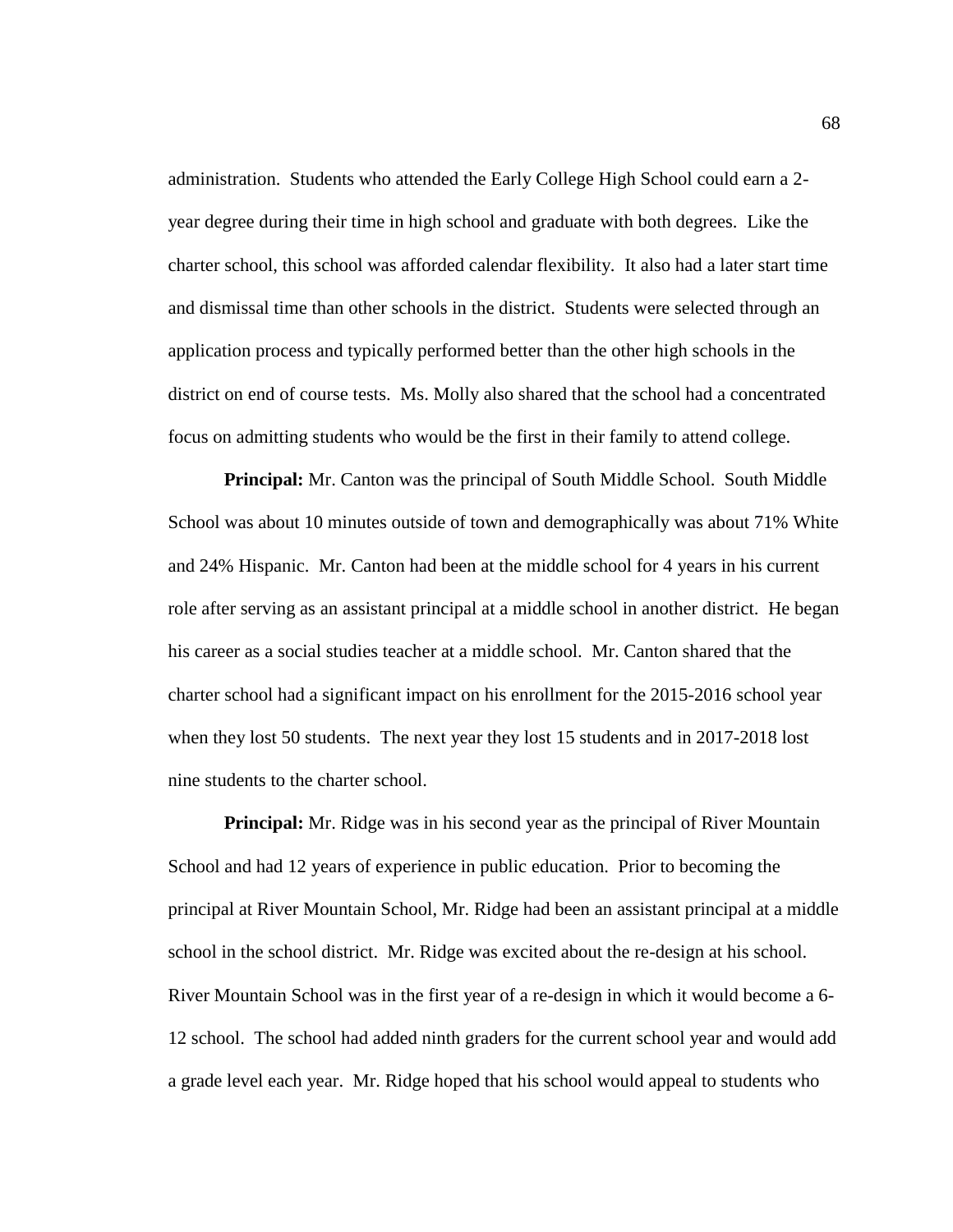administration. Students who attended the Early College High School could earn a 2-year degree during their time in high school and graduate with both degrees. Like the charter school, this school was afforded calendar flexibility. It also had a later start time and dismissal time than other schools in the district. Students were selected through an application process and typically performed better than the other high schools in the district on end of course tests. Ms. Molly also shared that the school had a concentrated focus on admitting students who would be the first in their family to attend college.

**Principal:** Mr. Canton was the principal of South Middle School. South Middle School was about 10 minutes outside of town and demographically was about 71% White and 24% Hispanic. Mr. Canton had been at the middle school for 4 years in his current role after serving as an assistant principal at a middle school in another district. He began his career as a social studies teacher at a middle school. Mr. Canton shared that the charter school had a significant impact on his enrollment for the 2015-2016 school year when they lost 50 students. The next year they lost 15 students and in 2017-2018 lost nine students to the charter school.

**Principal:** Mr. Ridge was in his second year as the principal of River Mountain School and had 12 years of experience in public education. Prior to becoming the principal at River Mountain School, Mr. Ridge had been an assistant principal at a middle school in the school district. Mr. Ridge was excited about the re-design at his school. River Mountain School was in the first year of a re-design in which it would become a 6-12 school. The school had added ninth graders for the current school year and would add a grade level each year. Mr. Ridge hoped that his school would appeal to students who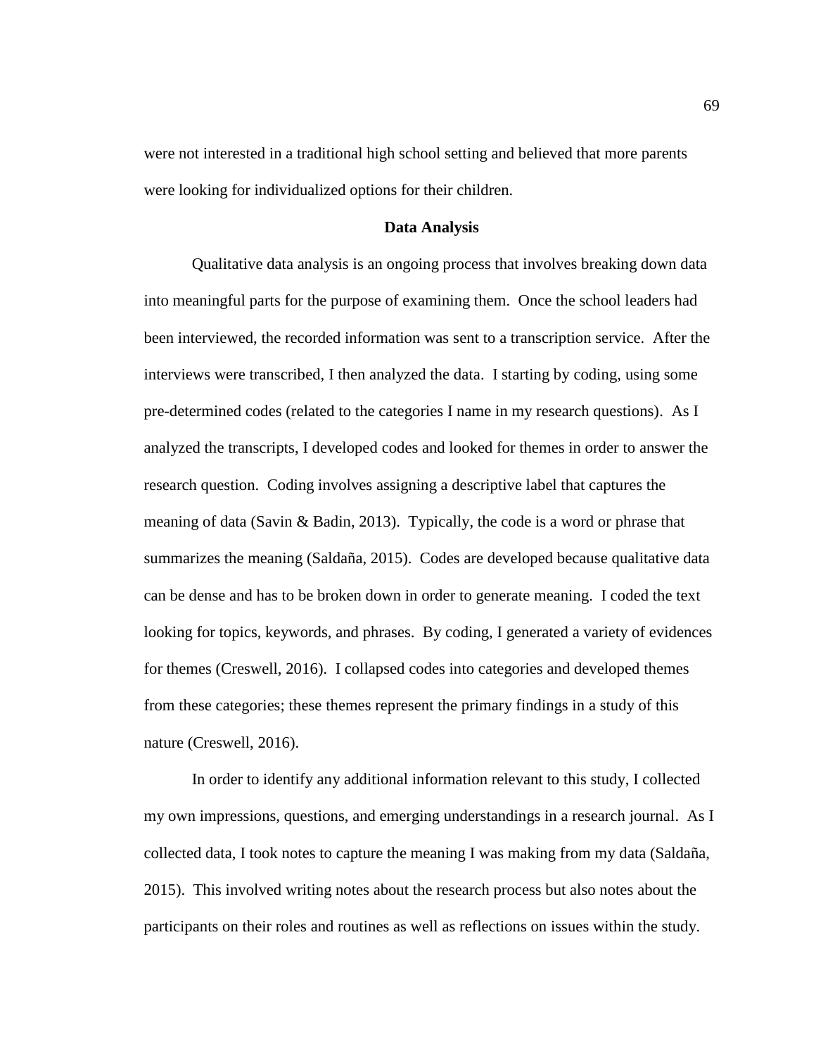were not interested in a traditional high school setting and believed that more parents were looking for individualized options for their children.

## Data Analysis

Qualitative data analysis is an ongoing process that involves breaking down data into meaningful parts for the purpose of examining them. Once the school leaders had been interviewed, the recorded information was sent to a transcription service. After the interviews were transcribed, I then analyzed the data. I starting by coding, using some pre-determined codes (related to the categories I name in my research questions). As I analyzed the transcripts, I developed codes and looked for themes in order to answer the research question. Coding involves assigning a descriptive label that captures the meaning of data (Savin & Badin, 2013). Typically, the code is a word or phrase that summarizes the meaning (Saldaña, 2015). Codes are developed because qualitative data can be dense and has to be broken down in order to generate meaning. I coded the text looking for topics, keywords, and phrases. By coding, I generated a variety of evidences for themes (Creswell, 2016). I collapsed codes into categories and developed themes from these categories; these themes represent the primary findings in a study of this nature (Creswell, 2016).

In order to identify any additional information relevant to this study, I collected my own impressions, questions, and emerging understandings in a research journal. As I collected data, I took notes to capture the meaning I was making from my data (Saldaña, 2015). This involved writing notes about the research process but also notes about the participants on their roles and routines as well as reflections on issues within the study.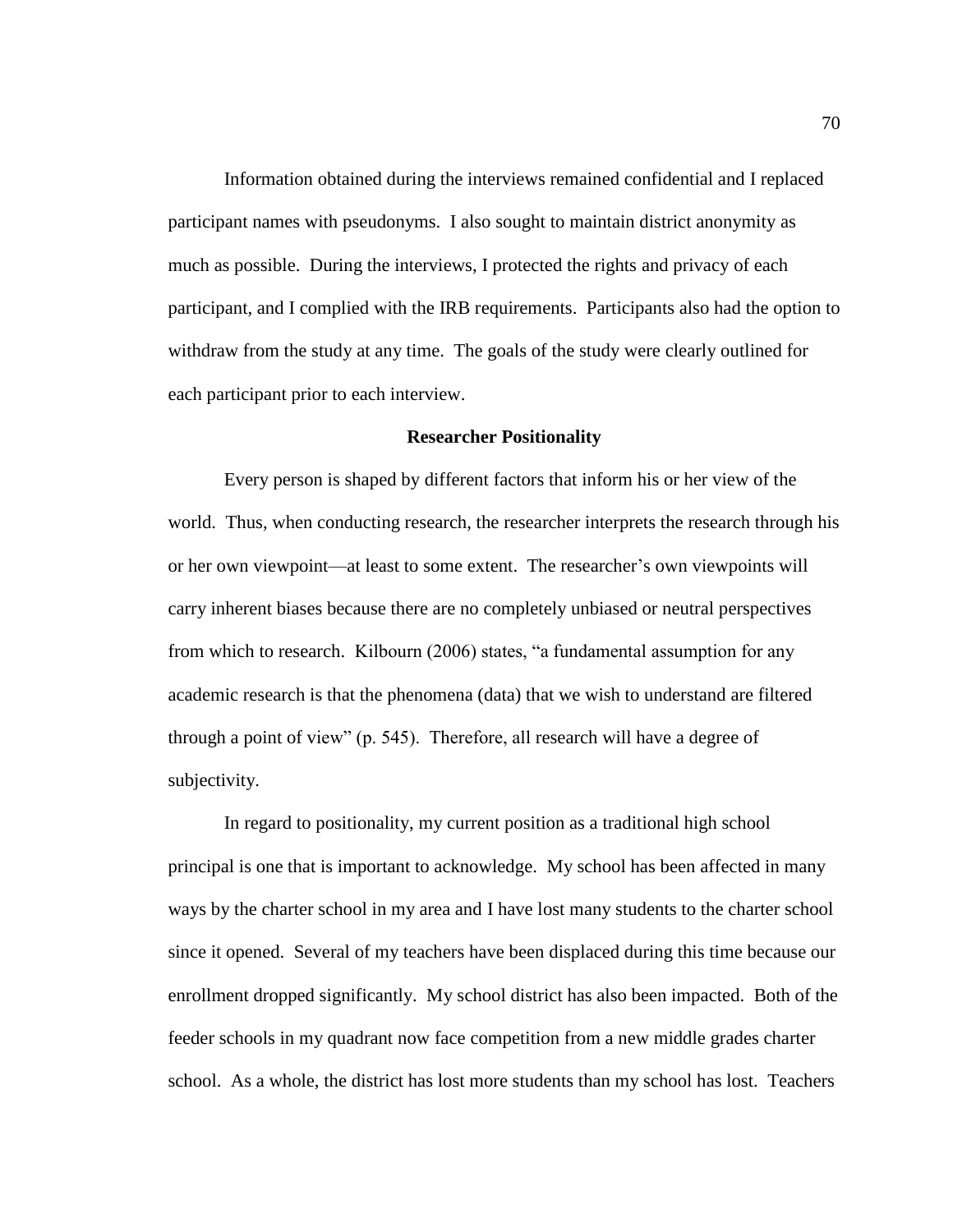Information obtained during the interviews remained confidential and I replaced participant names with pseudonyms. I also sought to maintain district anonymity as much as possible. During the interviews, I protected the rights and privacy of each participant, and I complied with the IRB requirements. Participants also had the option to withdraw from the study at any time. The goals of the study were clearly outlined for each participant prior to each interview.

## Researcher Positionality

Every person is shaped by different factors that inform his or her view of the world. Thus, when conducting research, the researcher interprets the research through his or her own viewpoint—at least to some extent. The researcher's own viewpoints will carry inherent biases because there are no completely unbiased or neutral perspectives from which to research. Kilbourn (2006) states, "a fundamental assumption for any academic research is that the phenomena (data) that we wish to understand are filtered through a point of view" (p. 545). Therefore, all research will have a degree of subjectivity.

In regard to positionality, my current position as a traditional high school principal is one that is important to acknowledge. My school has been affected in many ways by the charter school in my area and I have lost many students to the charter school since it opened. Several of my teachers have been displaced during this time because our enrollment dropped significantly. My school district has also been impacted. Both of the feeder schools in my quadrant now face competition from a new middle grades charter school. As a whole, the district has lost more students than my school has lost. Teachers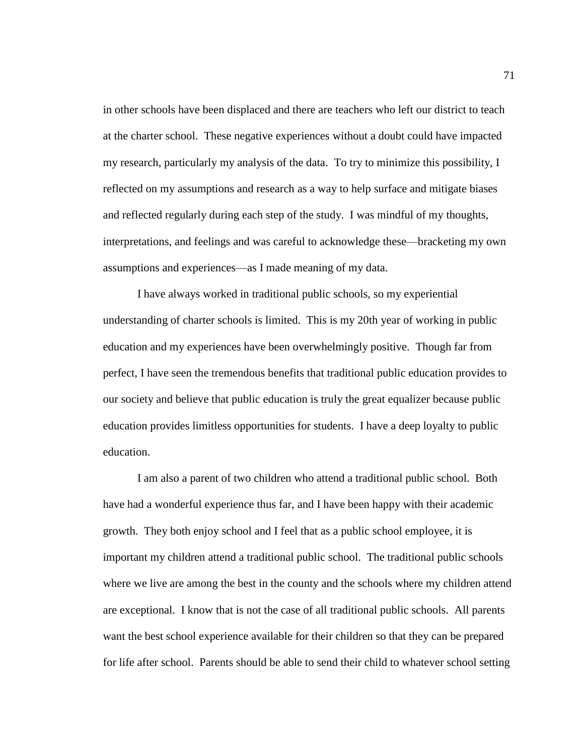in other schools have been displaced and there are teachers who left our district to teach at the charter school. These negative experiences without a doubt could have impacted my research, particularly my analysis of the data. To try to minimize this possibility, I reflected on my assumptions and research as a way to help surface and mitigate biases and reflected regularly during each step of the study. I was mindful of my thoughts, interpretations, and feelings and was careful to acknowledge these—bracketing my own assumptions and experiences—as I made meaning of my data.

I have always worked in traditional public schools, so my experiential understanding of charter schools is limited. This is my 20th year of working in public education and my experiences have been overwhelmingly positive. Though far from perfect, I have seen the tremendous benefits that traditional public education provides to our society and believe that public education is truly the great equalizer because public education provides limitless opportunities for students. I have a deep loyalty to public education.

I am also a parent of two children who attend a traditional public school. Both have had a wonderful experience thus far, and I have been happy with their academic growth. They both enjoy school and I feel that as a public school employee, it is important my children attend a traditional public school. The traditional public schools where we live are among the best in the county and the schools where my children attend are exceptional. I know that is not the case of all traditional public schools. All parents want the best school experience available for their children so that they can be prepared for life after school. Parents should be able to send their child to whatever school setting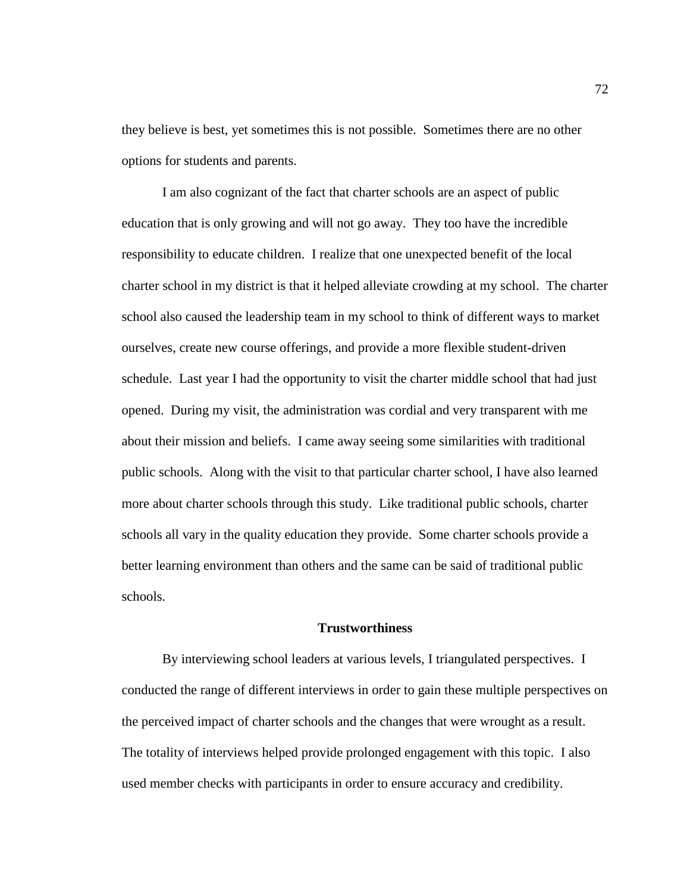they believe is best, yet sometimes this is not possible. Sometimes there are no other options for students and parents.

I am also cognizant of the fact that charter schools are an aspect of public education that is only growing and will not go away. They too have the incredible responsibility to educate children. I realize that one unexpected benefit of the local charter school in my district is that it helped alleviate crowding at my school. The charter school also caused the leadership team in my school to think of different ways to market ourselves, create new course offerings, and provide a more flexible student-driven schedule. Last year I had the opportunity to visit the charter middle school that had just opened. During my visit, the administration was cordial and very transparent with me about their mission and beliefs. I came away seeing some similarities with traditional public schools. Along with the visit to that particular charter school, I have also learned more about charter schools through this study. Like traditional public schools, charter schools all vary in the quality education they provide. Some charter schools provide a better learning environment than others and the same can be said of traditional public schools.

## Trustworthiness

By interviewing school leaders at various levels, I triangulated perspectives. I conducted the range of different interviews in order to gain these multiple perspectives on the perceived impact of charter schools and the changes that were wrought as a result. The totality of interviews helped provide prolonged engagement with this topic. I also used member checks with participants in order to ensure accuracy and credibility.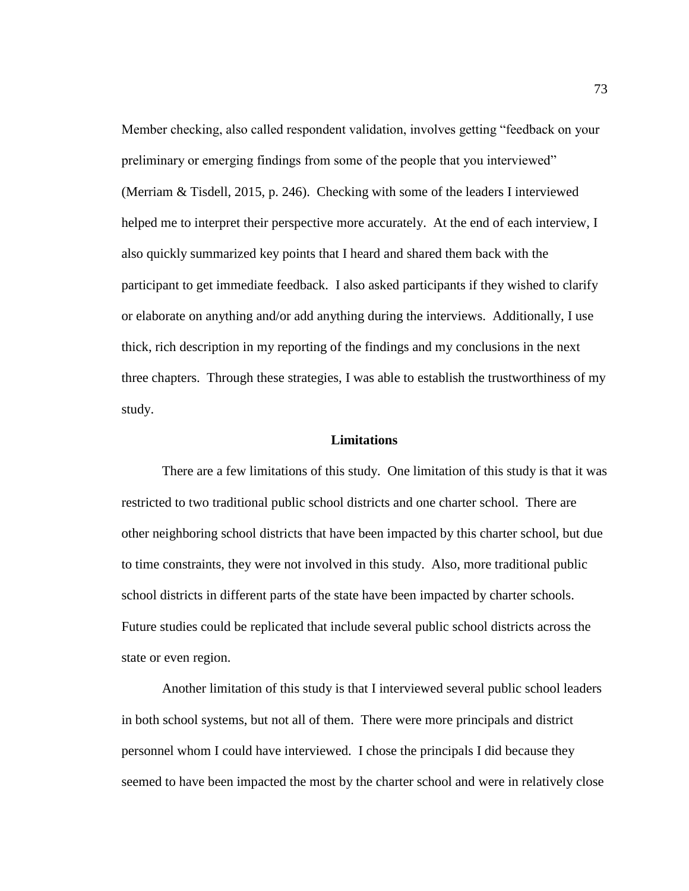Member checking, also called respondent validation, involves getting "feedback on your preliminary or emerging findings from some of the people that you interviewed" (Merriam & Tisdell, 2015, p. 246). Checking with some of the leaders I interviewed helped me to interpret their perspective more accurately. At the end of each interview, I also quickly summarized key points that I heard and shared them back with the participant to get immediate feedback. I also asked participants if they wished to clarify or elaborate on anything and/or add anything during the interviews. Additionally, I use thick, rich description in my reporting of the findings and my conclusions in the next three chapters. Through these strategies, I was able to establish the trustworthiness of my study.

## Limitations

There are a few limitations of this study. One limitation of this study is that it was restricted to two traditional public school districts and one charter school. There are other neighboring school districts that have been impacted by this charter school, but due to time constraints, they were not involved in this study. Also, more traditional public school districts in different parts of the state have been impacted by charter schools. Future studies could be replicated that include several public school districts across the state or even region.

Another limitation of this study is that I interviewed several public school leaders in both school systems, but not all of them. There were more principals and district personnel whom I could have interviewed. I chose the principals I did because they seemed to have been impacted the most by the charter school and were in relatively close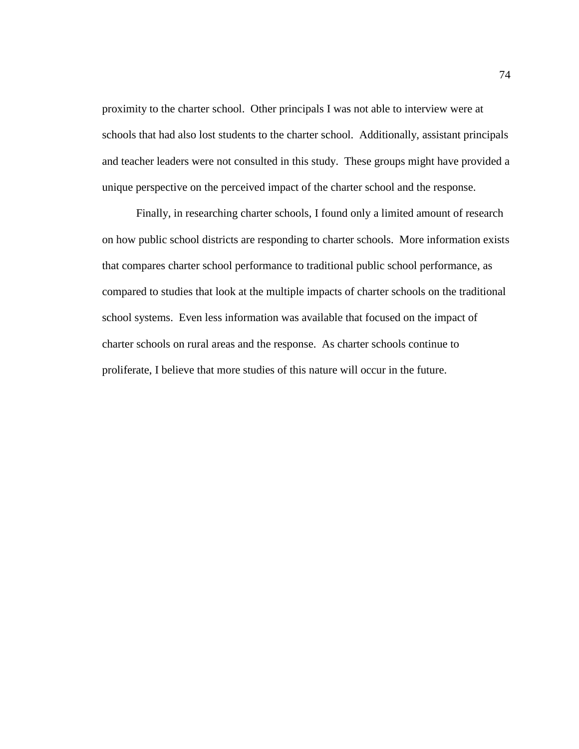proximity to the charter school. Other principals I was not able to interview were at schools that had also lost students to the charter school. Additionally, assistant principals and teacher leaders were not consulted in this study. These groups might have provided a unique perspective on the perceived impact of the charter school and the response.

Finally, in researching charter schools, I found only a limited amount of research on how public school districts are responding to charter schools. More information exists that compares charter school performance to traditional public school performance, as compared to studies that look at the multiple impacts of charter schools on the traditional school systems. Even less information was available that focused on the impact of charter schools on rural areas and the response. As charter schools continue to proliferate, I believe that more studies of this nature will occur in the future.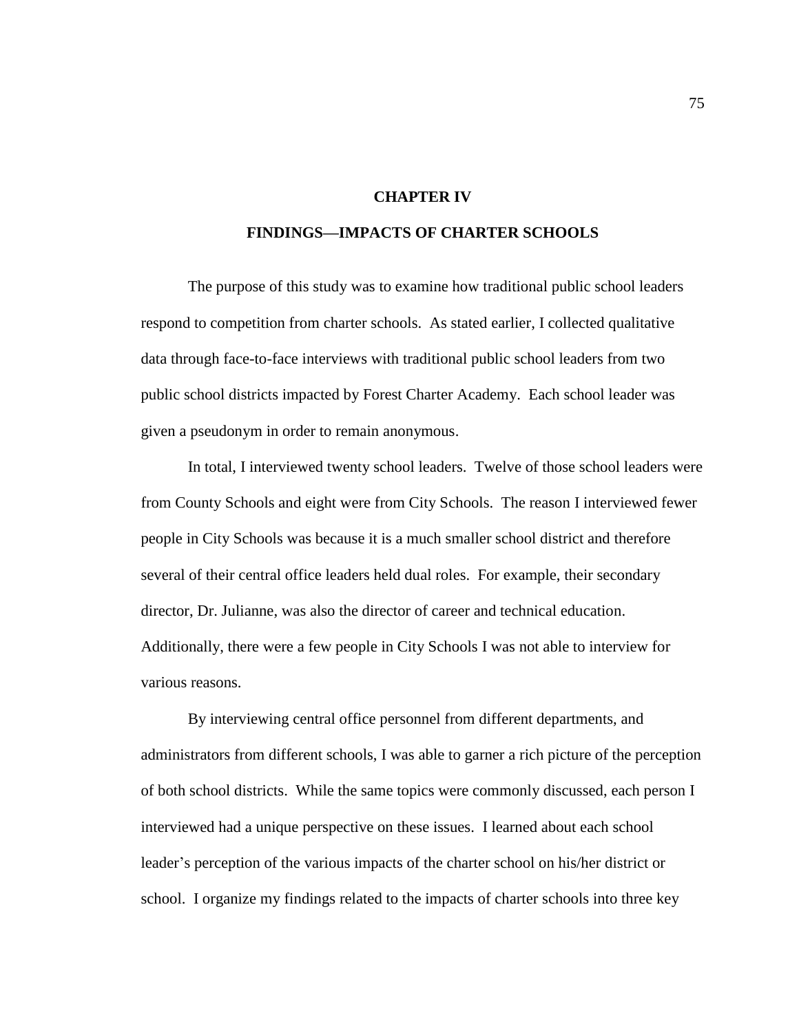# CHAPTER IV

# FINDINGS—IMPACTS OF CHARTER SCHOOLS

The purpose of this study was to examine how traditional public school leaders respond to competition from charter schools. As stated earlier, I collected qualitative data through face-to-face interviews with traditional public school leaders from two public school districts impacted by Forest Charter Academy. Each school leader was given a pseudonym in order to remain anonymous.

In total, I interviewed twenty school leaders. Twelve of those school leaders were from County Schools and eight were from City Schools. The reason I interviewed fewer people in City Schools was because it is a much smaller school district and therefore several of their central office leaders held dual roles. For example, their secondary director, Dr. Julianne, was also the director of career and technical education. Additionally, there were a few people in City Schools I was not able to interview for various reasons.

By interviewing central office personnel from different departments, and administrators from different schools, I was able to garner a rich picture of the perception of both school districts. While the same topics were commonly discussed, each person I interviewed had a unique perspective on these issues. I learned about each school leader's perception of the various impacts of the charter school on his/her district or school. I organize my findings related to the impacts of charter schools into three key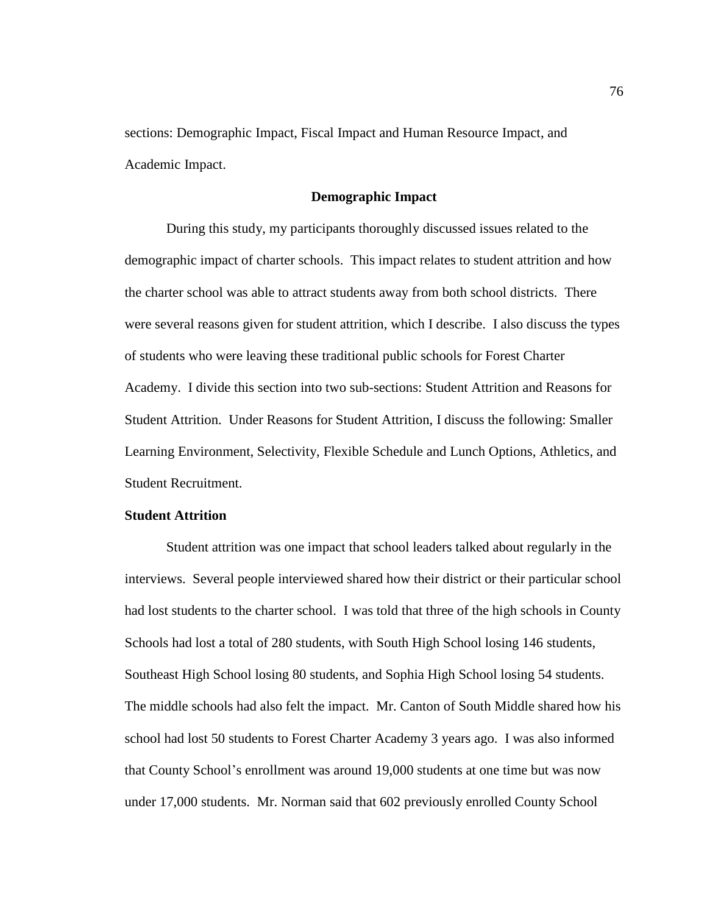sections: Demographic Impact, Fiscal Impact and Human Resource Impact, and Academic Impact.

## Demographic Impact

During this study, my participants thoroughly discussed issues related to the demographic impact of charter schools. This impact relates to student attrition and how the charter school was able to attract students away from both school districts. There were several reasons given for student attrition, which I describe. I also discuss the types of students who were leaving these traditional public schools for Forest Charter Academy. I divide this section into two sub-sections: Student Attrition and Reasons for Student Attrition. Under Reasons for Student Attrition, I discuss the following: Smaller Learning Environment, Selectivity, Flexible Schedule and Lunch Options, Athletics, and Student Recruitment.

### Student Attrition

Student attrition was one impact that school leaders talked about regularly in the interviews. Several people interviewed shared how their district or their particular school had lost students to the charter school. I was told that three of the high schools in County Schools had lost a total of 280 students, with South High School losing 146 students, Southeast High School losing 80 students, and Sophia High School losing 54 students. The middle schools had also felt the impact. Mr. Canton of South Middle shared how his school had lost 50 students to Forest Charter Academy 3 years ago. I was also informed that County School's enrollment was around 19,000 students at one time but was now under 17,000 students. Mr. Norman said that 602 previously enrolled County School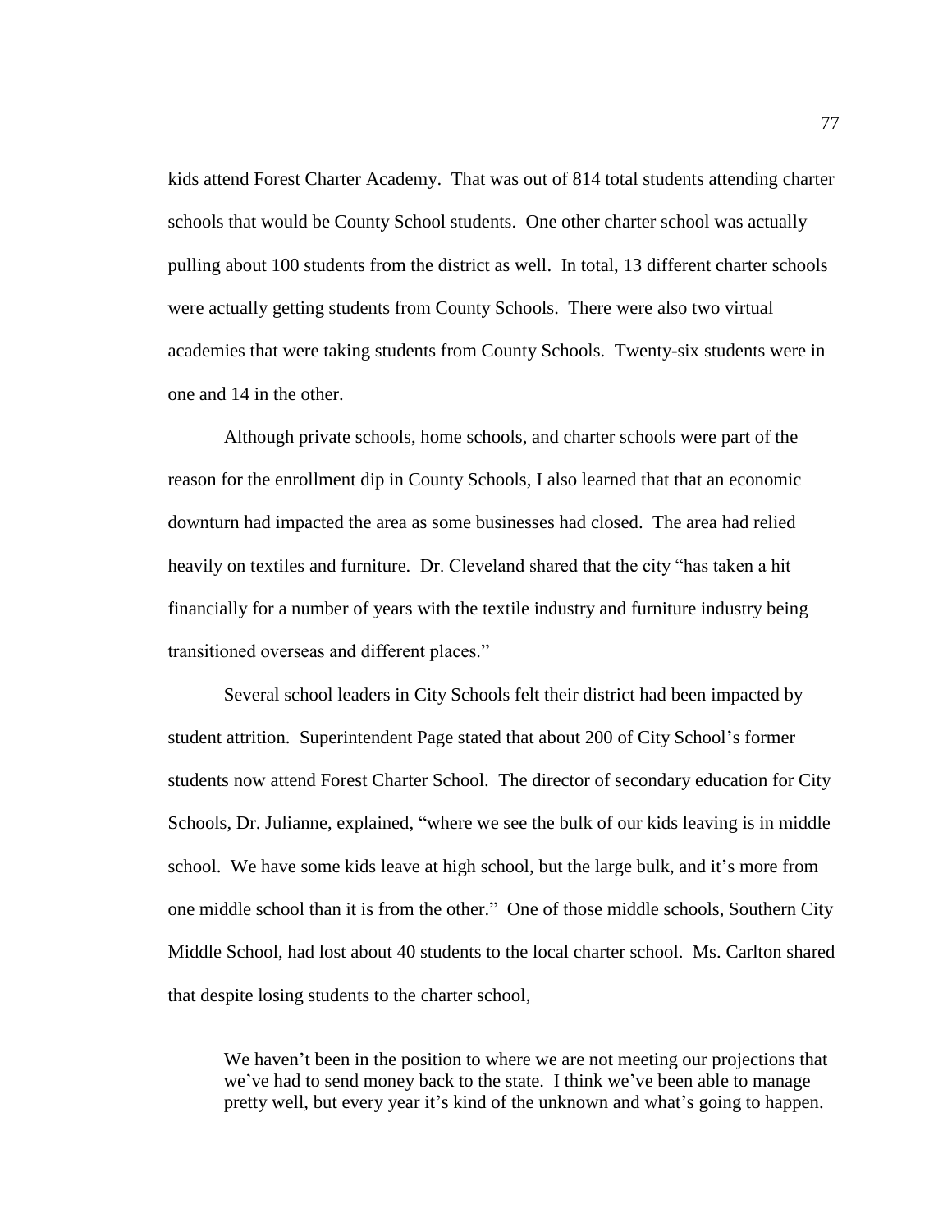kids attend Forest Charter Academy. That was out of 814 total students attending charter schools that would be County School students. One other charter school was actually pulling about 100 students from the district as well. In total, 13 different charter schools were actually getting students from County Schools. There were also two virtual academies that were taking students from County Schools. Twenty-six students were in one and 14 in the other.

Although private schools, home schools, and charter schools were part of the reason for the enrollment dip in County Schools, I also learned that that an economic downturn had impacted the area as some businesses had closed. The area had relied heavily on textiles and furniture. Dr. Cleveland shared that the city "has taken a hit financially for a number of years with the textile industry and furniture industry being transitioned overseas and different places."

Several school leaders in City Schools felt their district had been impacted by student attrition. Superintendent Page stated that about 200 of City School's former students now attend Forest Charter School. The director of secondary education for City Schools, Dr. Julianne, explained, "where we see the bulk of our kids leaving is in middle school. We have some kids leave at high school, but the large bulk, and it's more from one middle school than it is from the other." One of those middle schools, Southern City Middle School, had lost about 40 students to the local charter school. Ms. Carlton shared that despite losing students to the charter school,

> We haven't been in the position to where we are not meeting our projections that we've had to send money back to the state. I think we've been able to manage pretty well, but every year it's kind of the unknown and what's going to happen.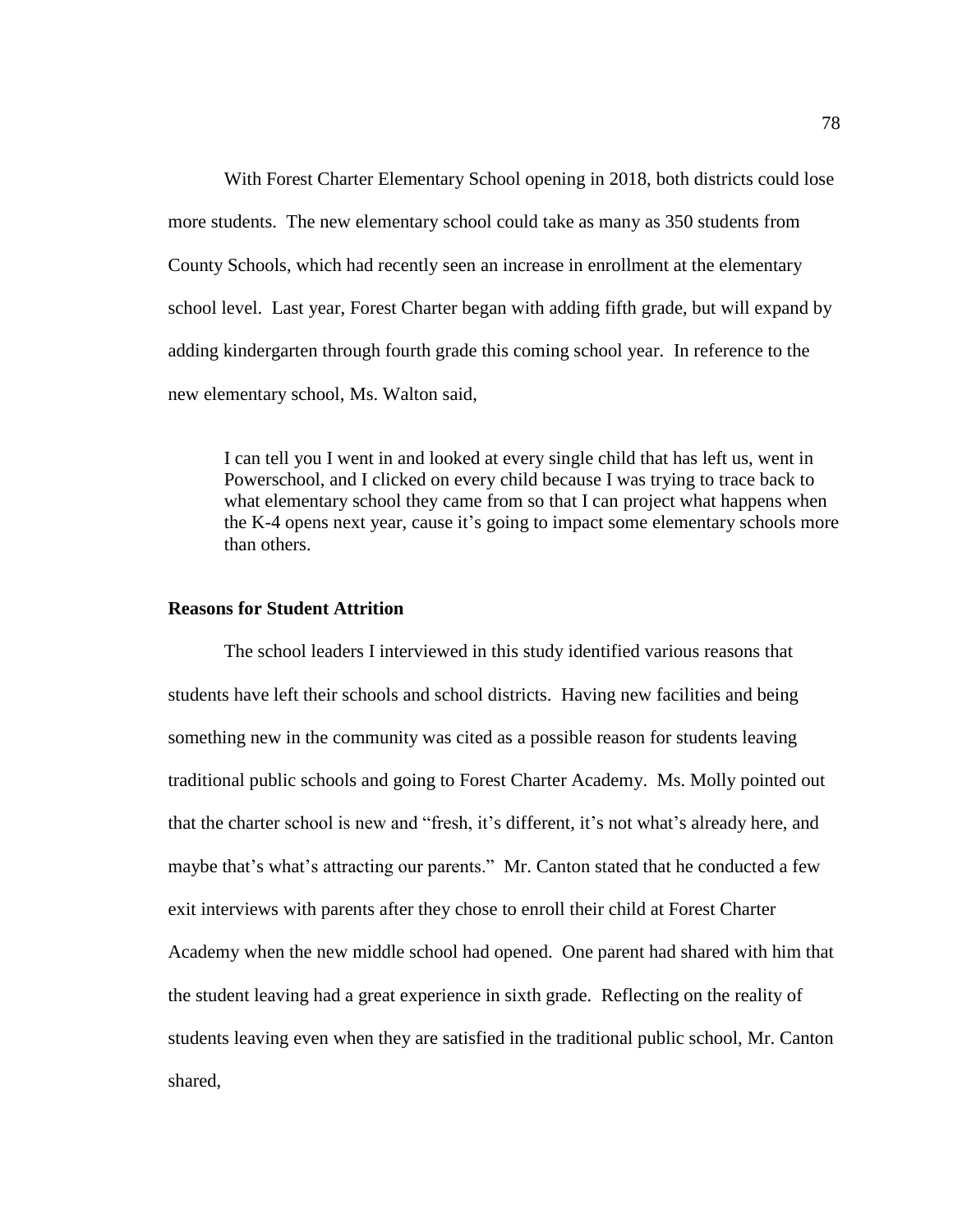With Forest Charter Elementary School opening in 2018, both districts could lose more students. The new elementary school could take as many as 350 students from County Schools, which had recently seen an increase in enrollment at the elementary school level. Last year, Forest Charter began with adding fifth grade, but will expand by adding kindergarten through fourth grade this coming school year. In reference to the new elementary school, Ms. Walton said,

> I can tell you I went in and looked at every single child that has left us, went in Powerschool, and I clicked on every child because I was trying to trace back to what elementary school they came from so that I can project what happens when the K-4 opens next year, cause it's going to impact some elementary schools more than others.

### Reasons for Student Attrition

The school leaders I interviewed in this study identified various reasons that students have left their schools and school districts. Having new facilities and being something new in the community was cited as a possible reason for students leaving traditional public schools and going to Forest Charter Academy. Ms. Molly pointed out that the charter school is new and "fresh, it's different, it's not what's already here, and maybe that's what's attracting our parents." Mr. Canton stated that he conducted a few exit interviews with parents after they chose to enroll their child at Forest Charter Academy when the new middle school had opened. One parent had shared with him that the student leaving had a great experience in sixth grade. Reflecting on the reality of students leaving even when they are satisfied in the traditional public school, Mr. Canton shared,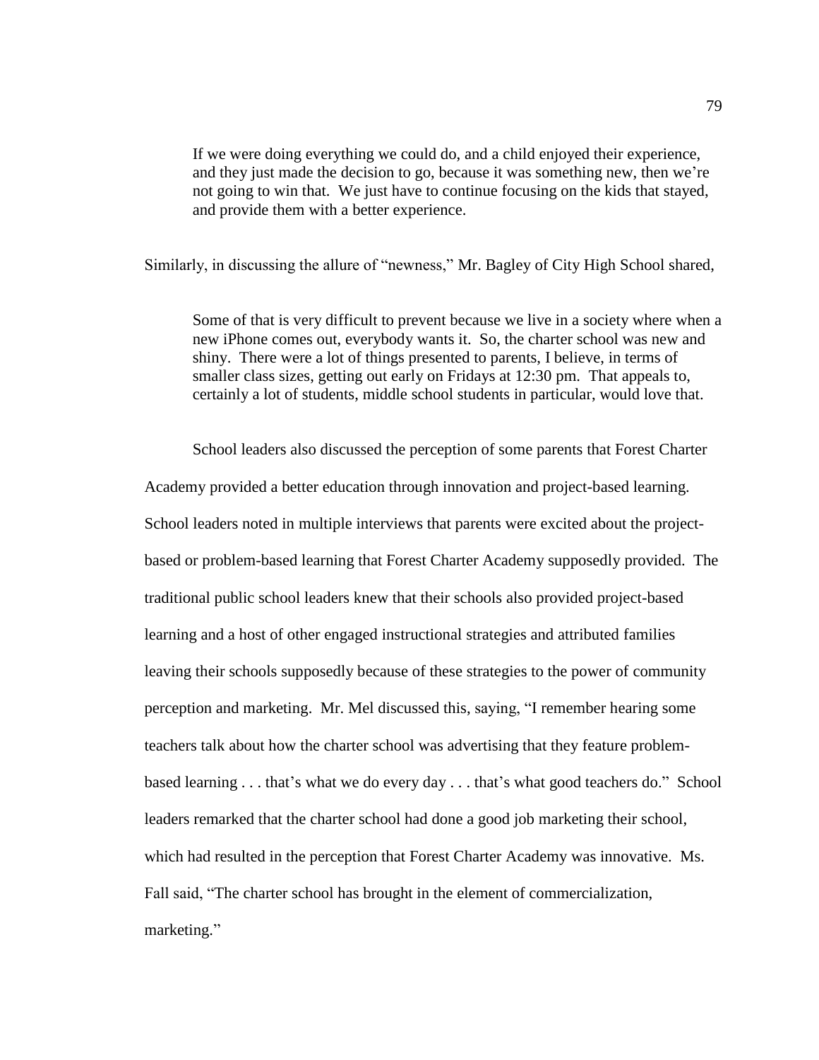> If we were doing everything we could do, and a child enjoyed their experience, and they just made the decision to go, because it was something new, then we're not going to win that. We just have to continue focusing on the kids that stayed, and provide them with a better experience.

Similarly, in discussing the allure of "newness," Mr. Bagley of City High School shared,

> Some of that is very difficult to prevent because we live in a society where when a new iPhone comes out, everybody wants it. So, the charter school was new and shiny. There were a lot of things presented to parents, I believe, in terms of smaller class sizes, getting out early on Fridays at 12:30 pm. That appeals to, certainly a lot of students, middle school students in particular, would love that.

School leaders also discussed the perception of some parents that Forest Charter Academy provided a better education through innovation and project-based learning. School leaders noted in multiple interviews that parents were excited about the project-based or problem-based learning that Forest Charter Academy supposedly provided. The traditional public school leaders knew that their schools also provided project-based learning and a host of other engaged instructional strategies and attributed families leaving their schools supposedly because of these strategies to the power of community perception and marketing. Mr. Mel discussed this, saying, "I remember hearing some teachers talk about how the charter school was advertising that they feature problem-based learning . . . that's what we do every day . . . that's what good teachers do." School leaders remarked that the charter school had done a good job marketing their school, which had resulted in the perception that Forest Charter Academy was innovative. Ms. Fall said, "The charter school has brought in the element of commercialization, marketing."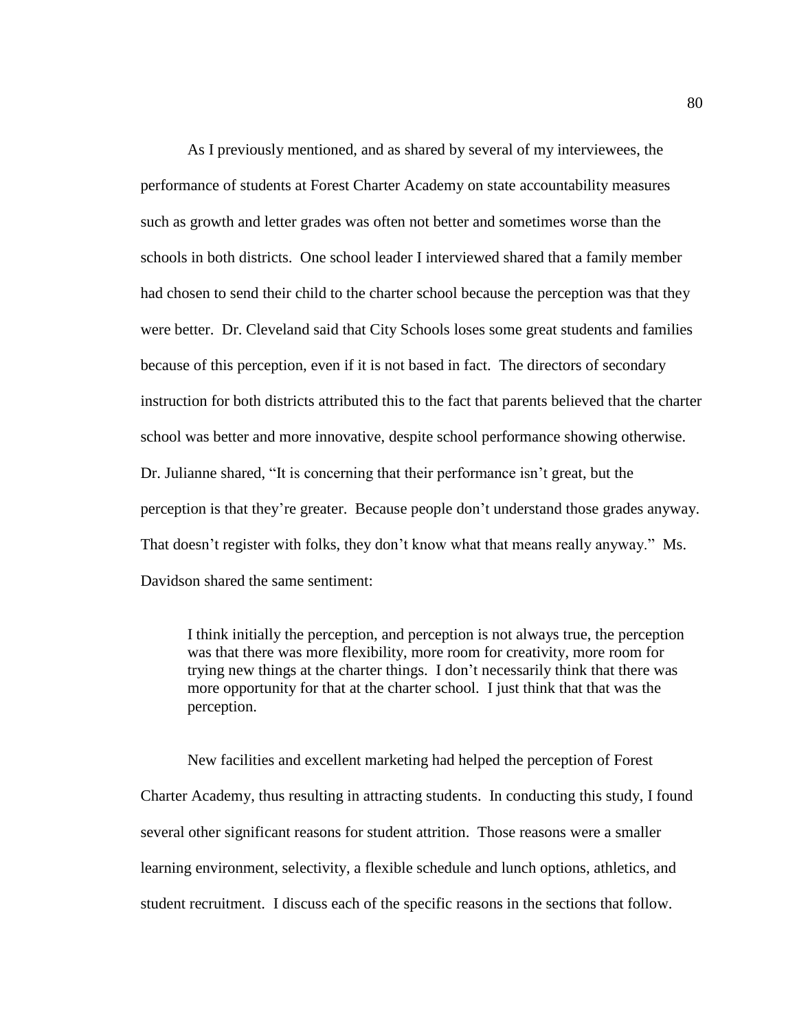As I previously mentioned, and as shared by several of my interviewees, the performance of students at Forest Charter Academy on state accountability measures such as growth and letter grades was often not better and sometimes worse than the schools in both districts. One school leader I interviewed shared that a family member had chosen to send their child to the charter school because the perception was that they were better. Dr. Cleveland said that City Schools loses some great students and families because of this perception, even if it is not based in fact. The directors of secondary instruction for both districts attributed this to the fact that parents believed that the charter school was better and more innovative, despite school performance showing otherwise. Dr. Julianne shared, "It is concerning that their performance isn't great, but the perception is that they're greater. Because people don't understand those grades anyway. That doesn't register with folks, they don't know what that means really anyway." Ms. Davidson shared the same sentiment:

> I think initially the perception, and perception is not always true, the perception was that there was more flexibility, more room for creativity, more room for trying new things at the charter things. I don't necessarily think that there was more opportunity for that at the charter school. I just think that that was the perception.

New facilities and excellent marketing had helped the perception of Forest Charter Academy, thus resulting in attracting students. In conducting this study, I found several other significant reasons for student attrition. Those reasons were a smaller learning environment, selectivity, a flexible schedule and lunch options, athletics, and student recruitment. I discuss each of the specific reasons in the sections that follow.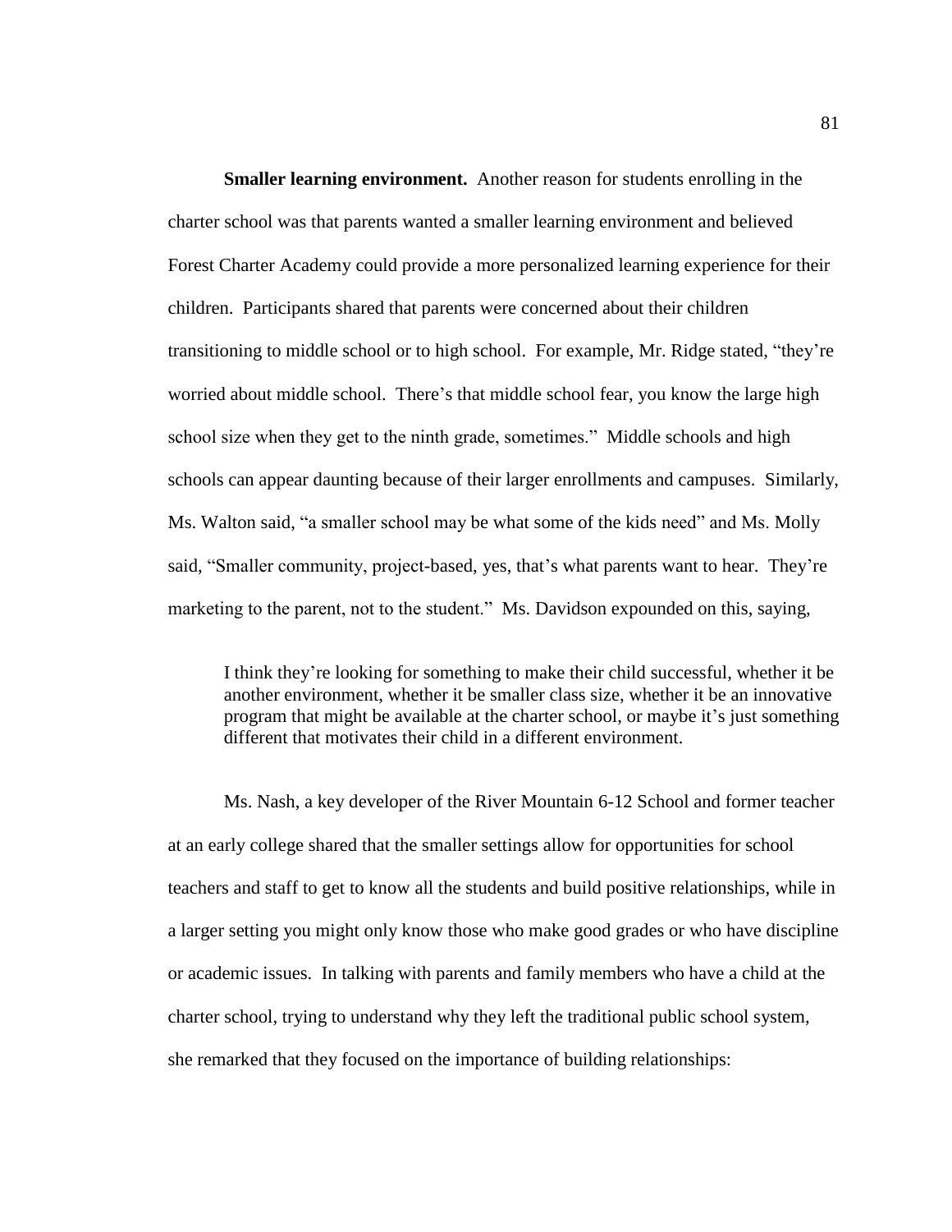**Smaller learning environment.** Another reason for students enrolling in the charter school was that parents wanted a smaller learning environment and believed Forest Charter Academy could provide a more personalized learning experience for their children. Participants shared that parents were concerned about their children transitioning to middle school or to high school. For example, Mr. Ridge stated, "they're worried about middle school. There's that middle school fear, you know the large high school size when they get to the ninth grade, sometimes." Middle schools and high schools can appear daunting because of their larger enrollments and campuses. Similarly, Ms. Walton said, "a smaller school may be what some of the kids need" and Ms. Molly said, "Smaller community, project-based, yes, that's what parents want to hear. They're marketing to the parent, not to the student." Ms. Davidson expounded on this, saying,

> I think they're looking for something to make their child successful, whether it be another environment, whether it be smaller class size, whether it be an innovative program that might be available at the charter school, or maybe it's just something different that motivates their child in a different environment.

Ms. Nash, a key developer of the River Mountain 6-12 School and former teacher at an early college shared that the smaller settings allow for opportunities for school teachers and staff to get to know all the students and build positive relationships, while in a larger setting you might only know those who make good grades or who have discipline or academic issues. In talking with parents and family members who have a child at the charter school, trying to understand why they left the traditional public school system, she remarked that they focused on the importance of building relationships: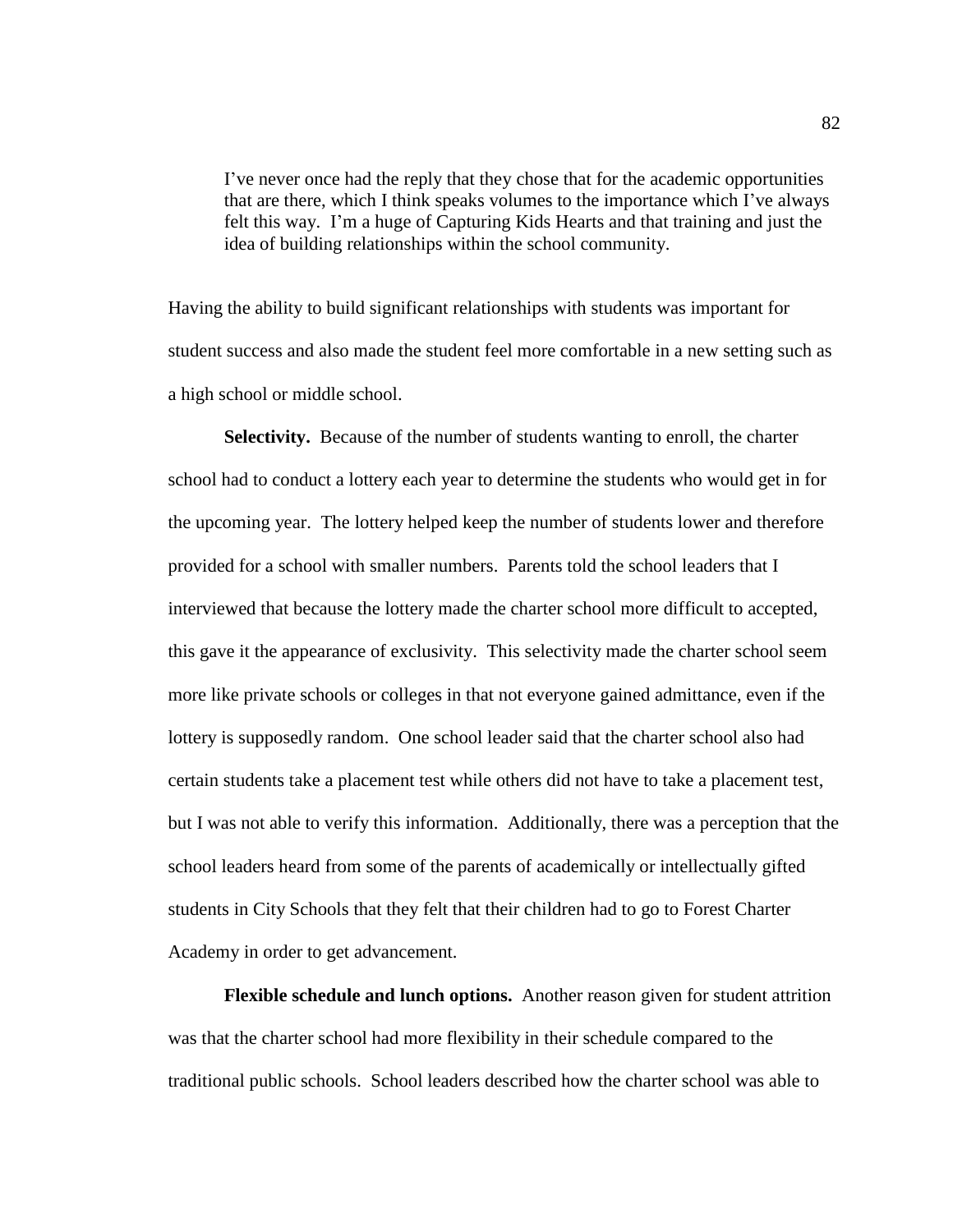> I've never once had the reply that they chose that for the academic opportunities that are there, which I think speaks volumes to the importance which I've always felt this way. I'm a huge of Capturing Kids Hearts and that training and just the idea of building relationships within the school community.

Having the ability to build significant relationships with students was important for student success and also made the student feel more comfortable in a new setting such as a high school or middle school.

**Selectivity.** Because of the number of students wanting to enroll, the charter school had to conduct a lottery each year to determine the students who would get in for the upcoming year. The lottery helped keep the number of students lower and therefore provided for a school with smaller numbers. Parents told the school leaders that I interviewed that because the lottery made the charter school more difficult to accepted, this gave it the appearance of exclusivity. This selectivity made the charter school seem more like private schools or colleges in that not everyone gained admittance, even if the lottery is supposedly random. One school leader said that the charter school also had certain students take a placement test while others did not have to take a placement test, but I was not able to verify this information. Additionally, there was a perception that the school leaders heard from some of the parents of academically or intellectually gifted students in City Schools that they felt that their children had to go to Forest Charter Academy in order to get advancement.

**Flexible schedule and lunch options.** Another reason given for student attrition was that the charter school had more flexibility in their schedule compared to the traditional public schools. School leaders described how the charter school was able to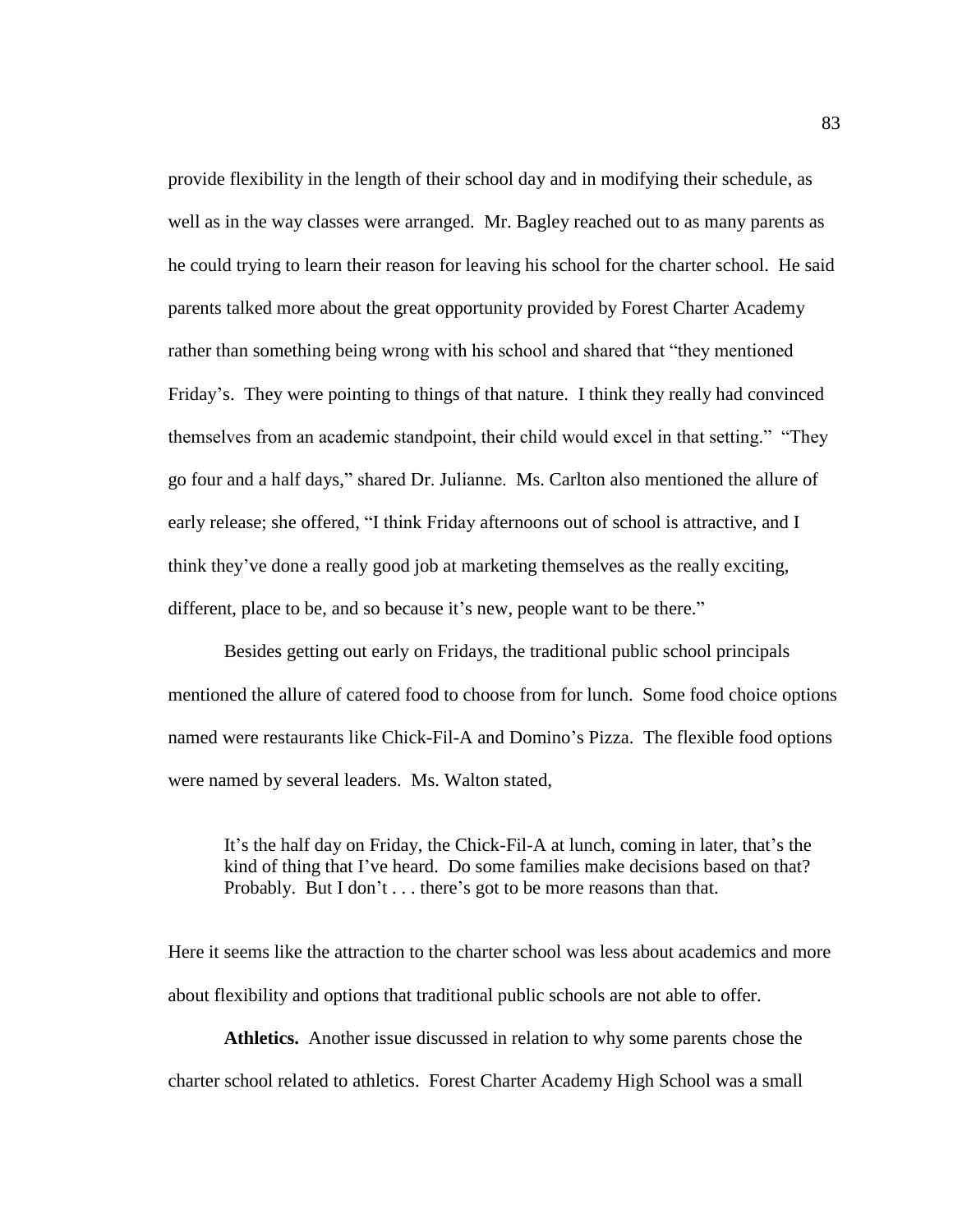provide flexibility in the length of their school day and in modifying their schedule, as well as in the way classes were arranged. Mr. Bagley reached out to as many parents as he could trying to learn their reason for leaving his school for the charter school. He said parents talked more about the great opportunity provided by Forest Charter Academy rather than something being wrong with his school and shared that "they mentioned Friday's. They were pointing to things of that nature. I think they really had convinced themselves from an academic standpoint, their child would excel in that setting." "They go four and a half days," shared Dr. Julianne. Ms. Carlton also mentioned the allure of early release; she offered, "I think Friday afternoons out of school is attractive, and I think they've done a really good job at marketing themselves as the really exciting, different, place to be, and so because it's new, people want to be there."

Besides getting out early on Fridays, the traditional public school principals mentioned the allure of catered food to choose from for lunch. Some food choice options named were restaurants like Chick-Fil-A and Domino's Pizza. The flexible food options were named by several leaders. Ms. Walton stated,

> It's the half day on Friday, the Chick-Fil-A at lunch, coming in later, that's the kind of thing that I've heard. Do some families make decisions based on that? Probably. But I don't . . . there's got to be more reasons than that.

Here it seems like the attraction to the charter school was less about academics and more about flexibility and options that traditional public schools are not able to offer.

**Athletics.** Another issue discussed in relation to why some parents chose the charter school related to athletics. Forest Charter Academy High School was a small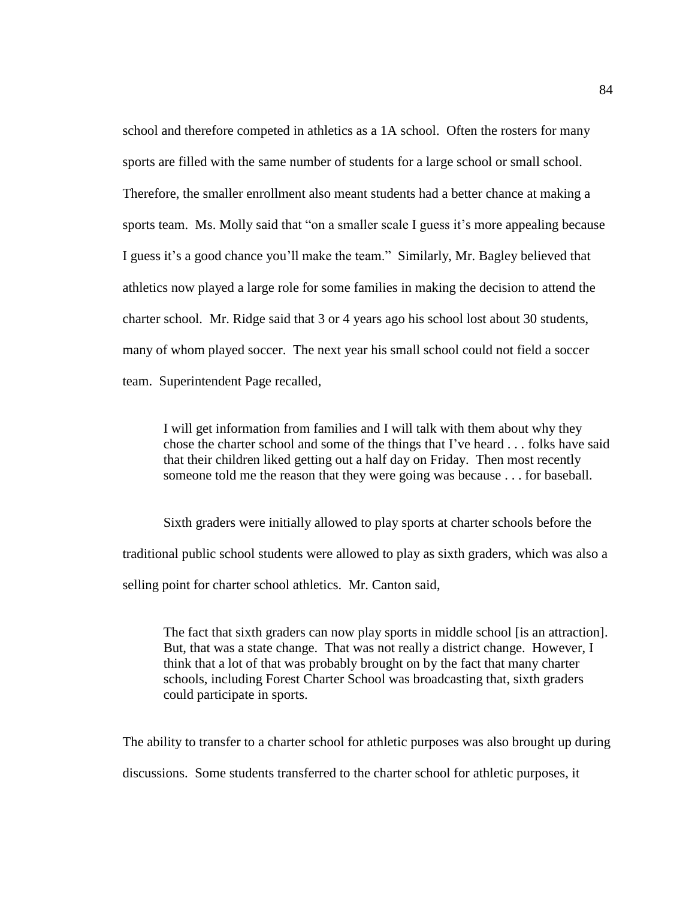school and therefore competed in athletics as a 1A school. Often the rosters for many sports are filled with the same number of students for a large school or small school. Therefore, the smaller enrollment also meant students had a better chance at making a sports team. Ms. Molly said that "on a smaller scale I guess it's more appealing because I guess it's a good chance you'll make the team." Similarly, Mr. Bagley believed that athletics now played a large role for some families in making the decision to attend the charter school. Mr. Ridge said that 3 or 4 years ago his school lost about 30 students, many of whom played soccer. The next year his small school could not field a soccer team. Superintendent Page recalled,

> I will get information from families and I will talk with them about why they chose the charter school and some of the things that I've heard . . . folks have said that their children liked getting out a half day on Friday. Then most recently someone told me the reason that they were going was because . . . for baseball.

Sixth graders were initially allowed to play sports at charter schools before the traditional public school students were allowed to play as sixth graders, which was also a selling point for charter school athletics. Mr. Canton said,

> The fact that sixth graders can now play sports in middle school [is an attraction]. But, that was a state change. That was not really a district change. However, I think that a lot of that was probably brought on by the fact that many charter schools, including Forest Charter School was broadcasting that, sixth graders could participate in sports.

The ability to transfer to a charter school for athletic purposes was also brought up during discussions. Some students transferred to the charter school for athletic purposes, it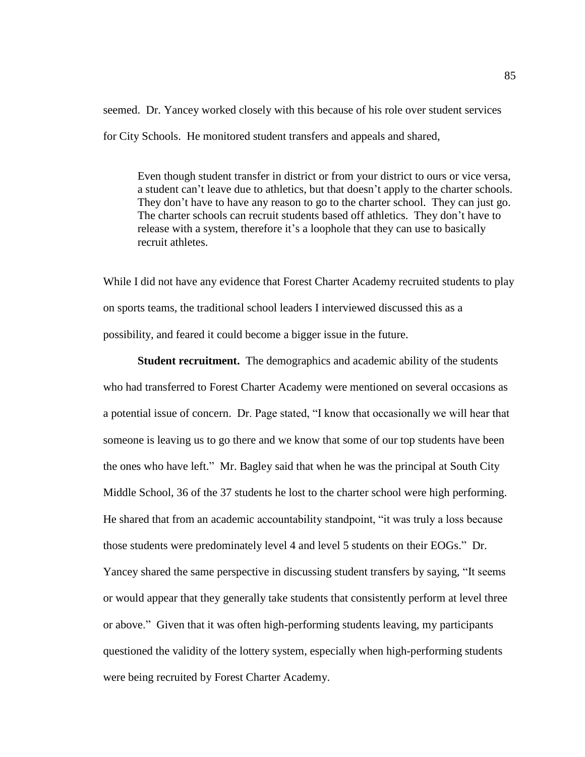seemed. Dr. Yancey worked closely with this because of his role over student services for City Schools. He monitored student transfers and appeals and shared,

> Even though student transfer in district or from your district to ours or vice versa, a student can't leave due to athletics, but that doesn't apply to the charter schools. They don't have to have any reason to go to the charter school. They can just go. The charter schools can recruit students based off athletics. They don't have to release with a system, therefore it's a loophole that they can use to basically recruit athletes.

While I did not have any evidence that Forest Charter Academy recruited students to play on sports teams, the traditional school leaders I interviewed discussed this as a possibility, and feared it could become a bigger issue in the future.

**Student recruitment.** The demographics and academic ability of the students who had transferred to Forest Charter Academy were mentioned on several occasions as a potential issue of concern. Dr. Page stated, "I know that occasionally we will hear that someone is leaving us to go there and we know that some of our top students have been the ones who have left." Mr. Bagley said that when he was the principal at South City Middle School, 36 of the 37 students he lost to the charter school were high performing. He shared that from an academic accountability standpoint, "it was truly a loss because those students were predominately level 4 and level 5 students on their EOGs." Dr. Yancey shared the same perspective in discussing student transfers by saying, "It seems or would appear that they generally take students that consistently perform at level three or above." Given that it was often high-performing students leaving, my participants questioned the validity of the lottery system, especially when high-performing students were being recruited by Forest Charter Academy.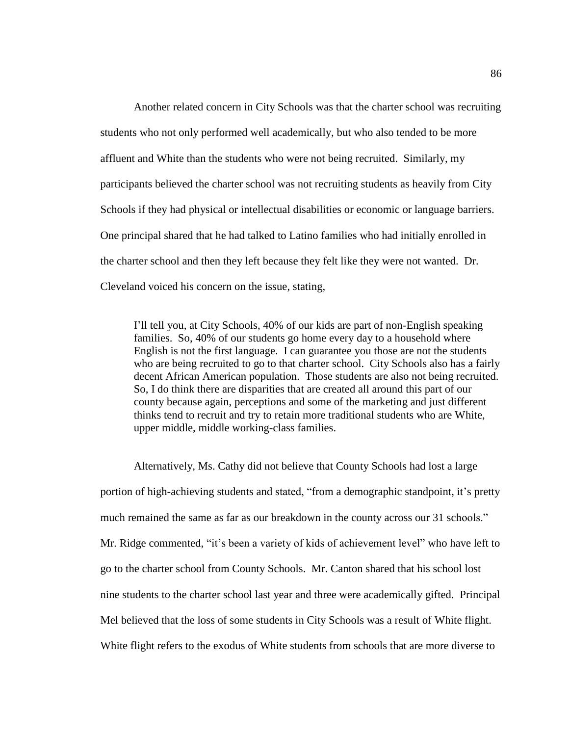Another related concern in City Schools was that the charter school was recruiting students who not only performed well academically, but who also tended to be more affluent and White than the students who were not being recruited. Similarly, my participants believed the charter school was not recruiting students as heavily from City Schools if they had physical or intellectual disabilities or economic or language barriers. One principal shared that he had talked to Latino families who had initially enrolled in the charter school and then they left because they felt like they were not wanted. Dr. Cleveland voiced his concern on the issue, stating,

> I'll tell you, at City Schools, 40% of our kids are part of non-English speaking families. So, 40% of our students go home every day to a household where English is not the first language. I can guarantee you those are not the students who are being recruited to go to that charter school. City Schools also has a fairly decent African American population. Those students are also not being recruited. So, I do think there are disparities that are created all around this part of our county because again, perceptions and some of the marketing and just different thinks tend to recruit and try to retain more traditional students who are White, upper middle, middle working-class families.

Alternatively, Ms. Cathy did not believe that County Schools had lost a large portion of high-achieving students and stated, "from a demographic standpoint, it's pretty much remained the same as far as our breakdown in the county across our 31 schools." Mr. Ridge commented, "it's been a variety of kids of achievement level" who have left to go to the charter school from County Schools. Mr. Canton shared that his school lost nine students to the charter school last year and three were academically gifted. Principal Mel believed that the loss of some students in City Schools was a result of White flight. White flight refers to the exodus of White students from schools that are more diverse to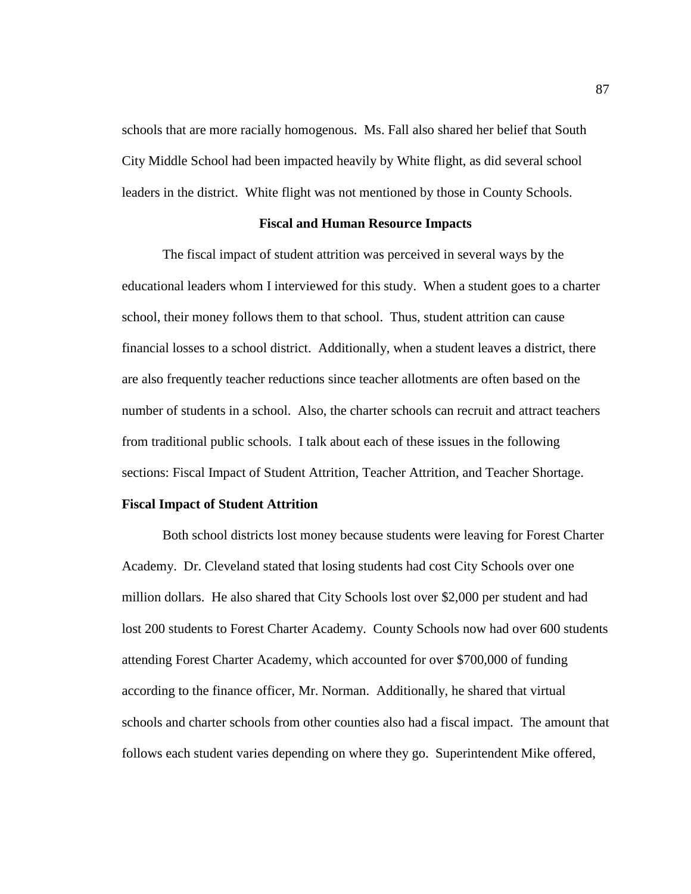schools that are more racially homogenous. Ms. Fall also shared her belief that South City Middle School had been impacted heavily by White flight, as did several school leaders in the district. White flight was not mentioned by those in County Schools.

## Fiscal and Human Resource Impacts

The fiscal impact of student attrition was perceived in several ways by the educational leaders whom I interviewed for this study. When a student goes to a charter school, their money follows them to that school. Thus, student attrition can cause financial losses to a school district. Additionally, when a student leaves a district, there are also frequently teacher reductions since teacher allotments are often based on the number of students in a school. Also, the charter schools can recruit and attract teachers from traditional public schools. I talk about each of these issues in the following sections: Fiscal Impact of Student Attrition, Teacher Attrition, and Teacher Shortage.

### Fiscal Impact of Student Attrition

Both school districts lost money because students were leaving for Forest Charter Academy. Dr. Cleveland stated that losing students had cost City Schools over one million dollars. He also shared that City Schools lost over $2,000 per student and had lost 200 students to Forest Charter Academy. County Schools now had over 600 students attending Forest Charter Academy, which accounted for over $700,000 of funding according to the finance officer, Mr. Norman. Additionally, he shared that virtual schools and charter schools from other counties also had a fiscal impact. The amount that follows each student varies depending on where they go. Superintendent Mike offered,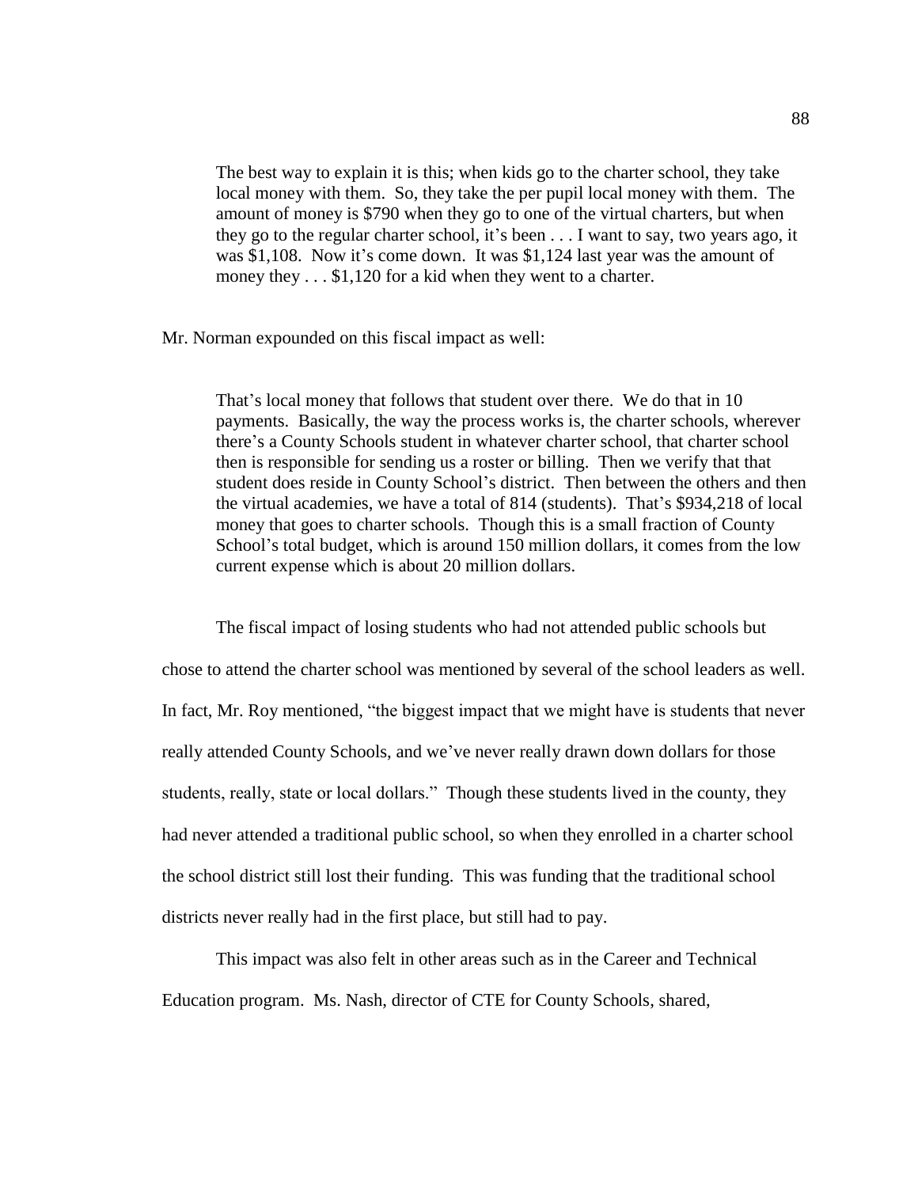> The best way to explain it is this; when kids go to the charter school, they take local money with them. So, they take the per pupil local money with them. The amount of money is $790 when they go to one of the virtual charters, but when they go to the regular charter school, it's been . . . I want to say, two years ago, it was $1,108. Now it's come down. It was $1,124 last year was the amount of money they . . . $1,120 for a kid when they went to a charter.

Mr. Norman expounded on this fiscal impact as well:

> That's local money that follows that student over there. We do that in 10 payments. Basically, the way the process works is, the charter schools, wherever there's a County Schools student in whatever charter school, that charter school then is responsible for sending us a roster or billing. Then we verify that that student does reside in County School's district. Then between the others and then the virtual academies, we have a total of 814 (students). That's $934,218 of local money that goes to charter schools. Though this is a small fraction of County School's total budget, which is around 150 million dollars, it comes from the low current expense which is about 20 million dollars.

The fiscal impact of losing students who had not attended public schools but chose to attend the charter school was mentioned by several of the school leaders as well. In fact, Mr. Roy mentioned, "the biggest impact that we might have is students that never really attended County Schools, and we've never really drawn down dollars for those students, really, state or local dollars." Though these students lived in the county, they had never attended a traditional public school, so when they enrolled in a charter school the school district still lost their funding. This was funding that the traditional school districts never really had in the first place, but still had to pay.

This impact was also felt in other areas such as in the Career and Technical Education program. Ms. Nash, director of CTE for County Schools, shared,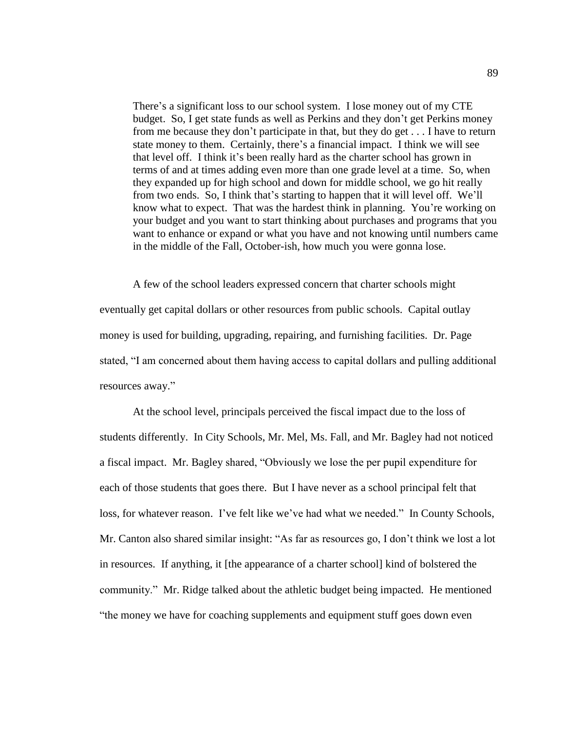> There's a significant loss to our school system. I lose money out of my CTE budget. So, I get state funds as well as Perkins and they don't get Perkins money from me because they don't participate in that, but they do get . . . I have to return state money to them. Certainly, there's a financial impact. I think we will see that level off. I think it's been really hard as the charter school has grown in terms of and at times adding even more than one grade level at a time. So, when they expanded up for high school and down for middle school, we go hit really from two ends. So, I think that's starting to happen that it will level off. We'll know what to expect. That was the hardest think in planning. You're working on your budget and you want to start thinking about purchases and programs that you want to enhance or expand or what you have and not knowing until numbers came in the middle of the Fall, October-ish, how much you were gonna lose.

A few of the school leaders expressed concern that charter schools might eventually get capital dollars or other resources from public schools. Capital outlay money is used for building, upgrading, repairing, and furnishing facilities. Dr. Page stated, "I am concerned about them having access to capital dollars and pulling additional resources away."

At the school level, principals perceived the fiscal impact due to the loss of students differently. In City Schools, Mr. Mel, Ms. Fall, and Mr. Bagley had not noticed a fiscal impact. Mr. Bagley shared, "Obviously we lose the per pupil expenditure for each of those students that goes there. But I have never as a school principal felt that loss, for whatever reason. I've felt like we've had what we needed." In County Schools, Mr. Canton also shared similar insight: "As far as resources go, I don't think we lost a lot in resources. If anything, it [the appearance of a charter school] kind of bolstered the community." Mr. Ridge talked about the athletic budget being impacted. He mentioned "the money we have for coaching supplements and equipment stuff goes down even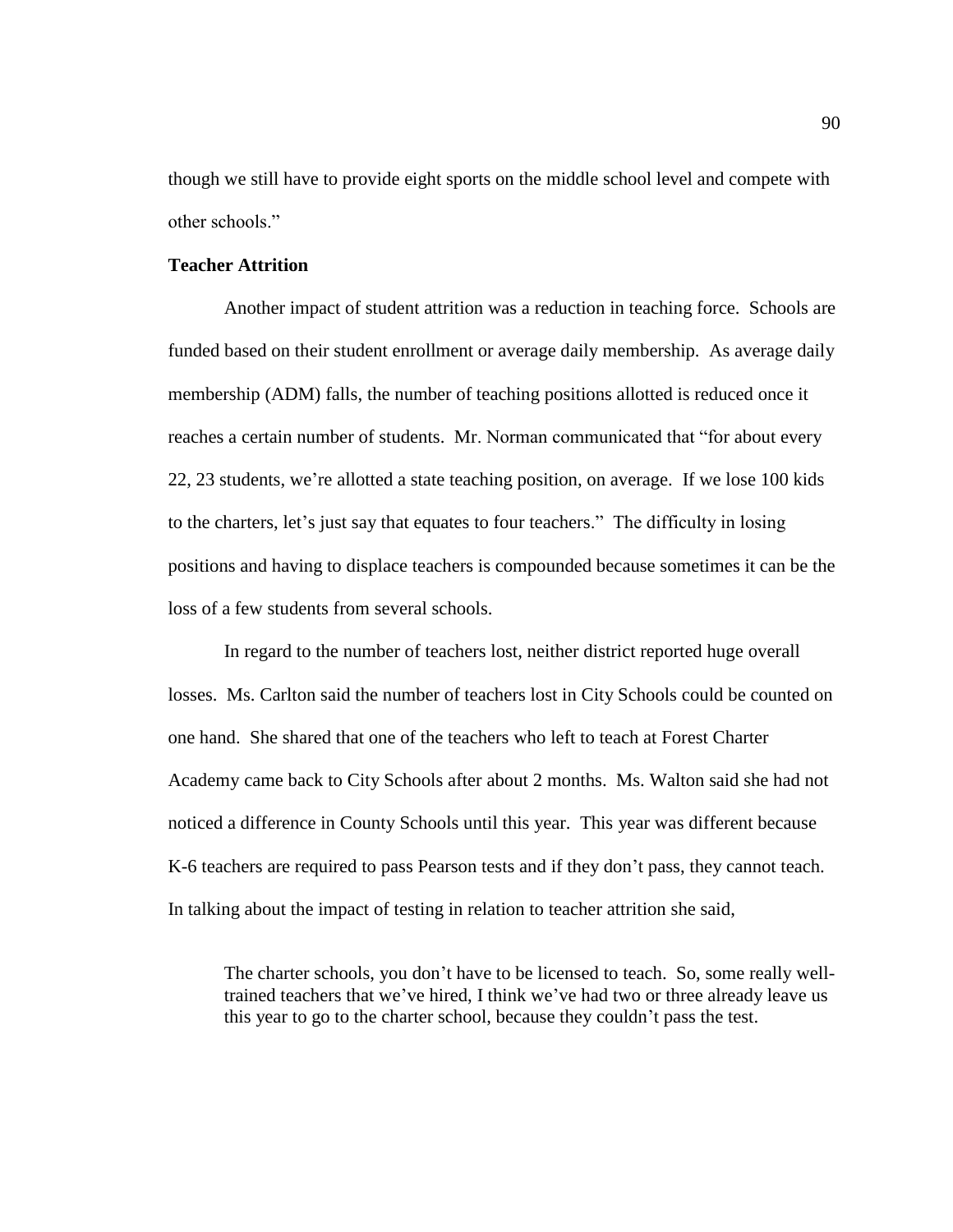though we still have to provide eight sports on the middle school level and compete with other schools."

### Teacher Attrition

Another impact of student attrition was a reduction in teaching force. Schools are funded based on their student enrollment or average daily membership. As average daily membership (ADM) falls, the number of teaching positions allotted is reduced once it reaches a certain number of students. Mr. Norman communicated that "for about every 22, 23 students, we're allotted a state teaching position, on average. If we lose 100 kids to the charters, let's just say that equates to four teachers." The difficulty in losing positions and having to displace teachers is compounded because sometimes it can be the loss of a few students from several schools.

In regard to the number of teachers lost, neither district reported huge overall losses. Ms. Carlton said the number of teachers lost in City Schools could be counted on one hand. She shared that one of the teachers who left to teach at Forest Charter Academy came back to City Schools after about 2 months. Ms. Walton said she had not noticed a difference in County Schools until this year. This year was different because K-6 teachers are required to pass Pearson tests and if they don't pass, they cannot teach. In talking about the impact of testing in relation to teacher attrition she said,

> The charter schools, you don't have to be licensed to teach. So, some really well-trained teachers that we've hired, I think we've had two or three already leave us this year to go to the charter school, because they couldn't pass the test.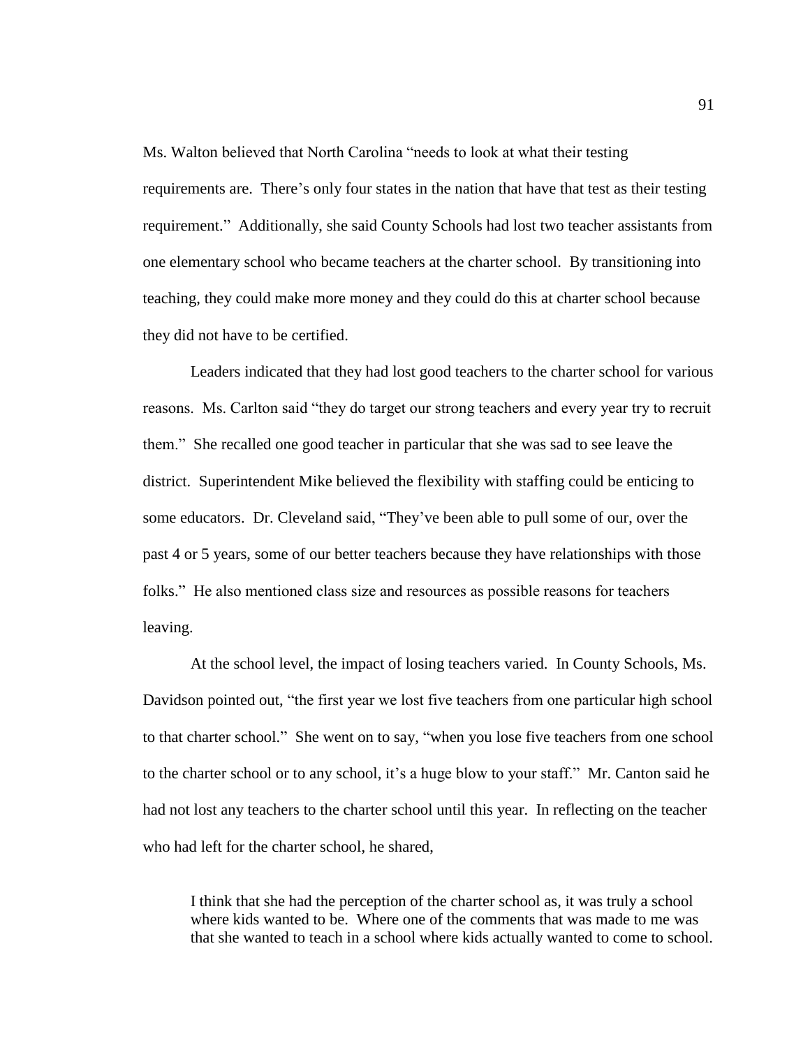Ms. Walton believed that North Carolina "needs to look at what their testing requirements are. There's only four states in the nation that have that test as their testing requirement." Additionally, she said County Schools had lost two teacher assistants from one elementary school who became teachers at the charter school. By transitioning into teaching, they could make more money and they could do this at charter school because they did not have to be certified.

Leaders indicated that they had lost good teachers to the charter school for various reasons. Ms. Carlton said "they do target our strong teachers and every year try to recruit them." She recalled one good teacher in particular that she was sad to see leave the district. Superintendent Mike believed the flexibility with staffing could be enticing to some educators. Dr. Cleveland said, "They've been able to pull some of our, over the past 4 or 5 years, some of our better teachers because they have relationships with those folks." He also mentioned class size and resources as possible reasons for teachers leaving.

At the school level, the impact of losing teachers varied. In County Schools, Ms. Davidson pointed out, "the first year we lost five teachers from one particular high school to that charter school." She went on to say, "when you lose five teachers from one school to the charter school or to any school, it's a huge blow to your staff." Mr. Canton said he had not lost any teachers to the charter school until this year. In reflecting on the teacher who had left for the charter school, he shared,

> I think that she had the perception of the charter school as, it was truly a school where kids wanted to be. Where one of the comments that was made to me was that she wanted to teach in a school where kids actually wanted to come to school.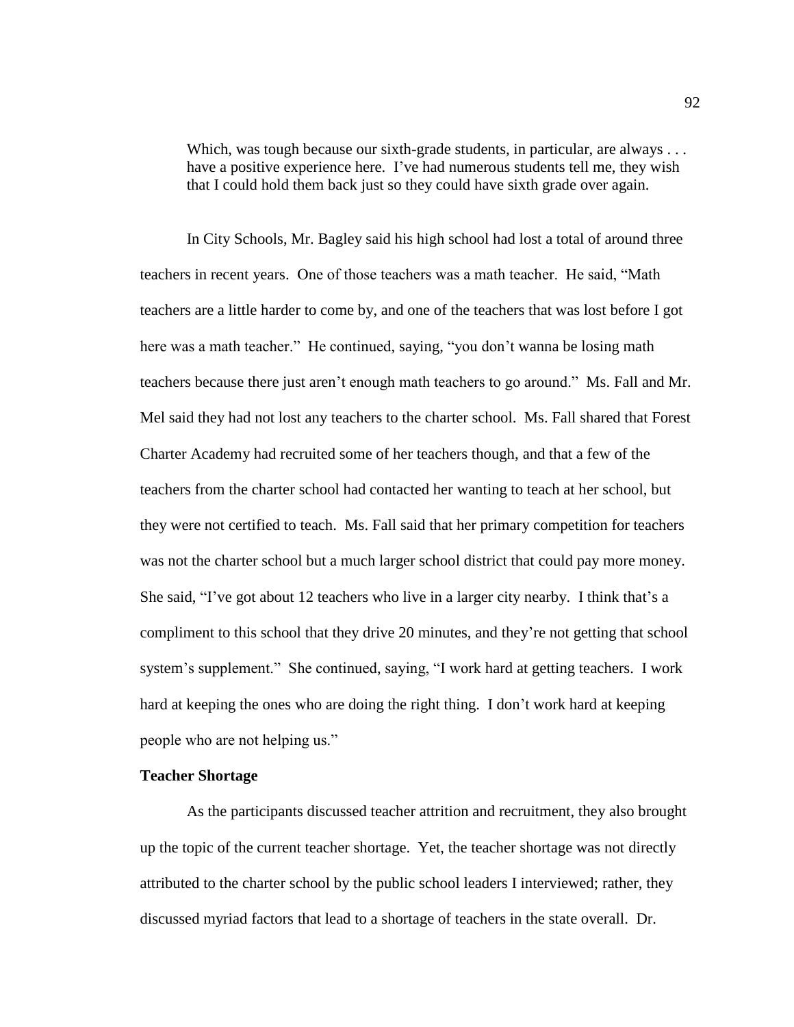> Which, was tough because our sixth-grade students, in particular, are always . . . have a positive experience here. I've had numerous students tell me, they wish that I could hold them back just so they could have sixth grade over again.

In City Schools, Mr. Bagley said his high school had lost a total of around three teachers in recent years. One of those teachers was a math teacher. He said, "Math teachers are a little harder to come by, and one of the teachers that was lost before I got here was a math teacher." He continued, saying, "you don't wanna be losing math teachers because there just aren't enough math teachers to go around." Ms. Fall and Mr. Mel said they had not lost any teachers to the charter school. Ms. Fall shared that Forest Charter Academy had recruited some of her teachers though, and that a few of the teachers from the charter school had contacted her wanting to teach at her school, but they were not certified to teach. Ms. Fall said that her primary competition for teachers was not the charter school but a much larger school district that could pay more money. She said, "I've got about 12 teachers who live in a larger city nearby. I think that's a compliment to this school that they drive 20 minutes, and they're not getting that school system's supplement." She continued, saying, "I work hard at getting teachers. I work hard at keeping the ones who are doing the right thing. I don't work hard at keeping people who are not helping us."

**Teacher Shortage**

As the participants discussed teacher attrition and recruitment, they also brought up the topic of the current teacher shortage. Yet, the teacher shortage was not directly attributed to the charter school by the public school leaders I interviewed; rather, they discussed myriad factors that lead to a shortage of teachers in the state overall. Dr.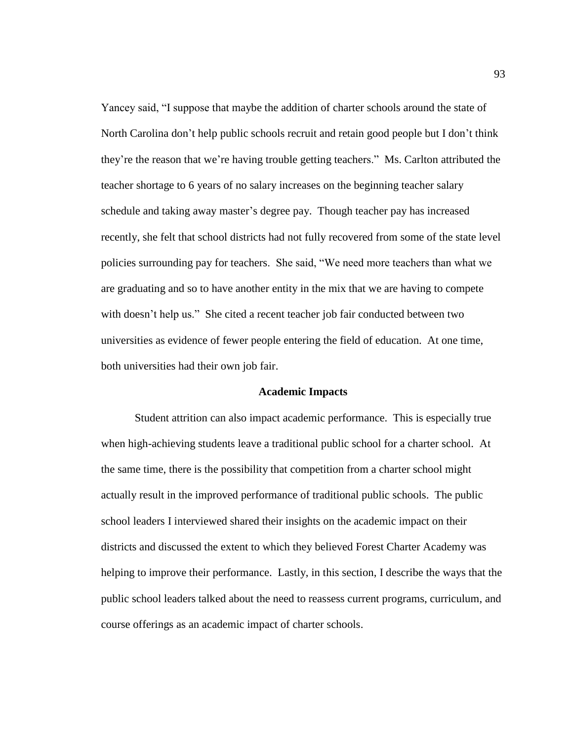Yancey said, "I suppose that maybe the addition of charter schools around the state of North Carolina don't help public schools recruit and retain good people but I don't think they're the reason that we're having trouble getting teachers." Ms. Carlton attributed the teacher shortage to 6 years of no salary increases on the beginning teacher salary schedule and taking away master's degree pay. Though teacher pay has increased recently, she felt that school districts had not fully recovered from some of the state level policies surrounding pay for teachers. She said, "We need more teachers than what we are graduating and so to have another entity in the mix that we are having to compete with doesn't help us." She cited a recent teacher job fair conducted between two universities as evidence of fewer people entering the field of education. At one time, both universities had their own job fair.

## Academic Impacts

Student attrition can also impact academic performance. This is especially true when high-achieving students leave a traditional public school for a charter school. At the same time, there is the possibility that competition from a charter school might actually result in the improved performance of traditional public schools. The public school leaders I interviewed shared their insights on the academic impact on their districts and discussed the extent to which they believed Forest Charter Academy was helping to improve their performance. Lastly, in this section, I describe the ways that the public school leaders talked about the need to reassess current programs, curriculum, and course offerings as an academic impact of charter schools.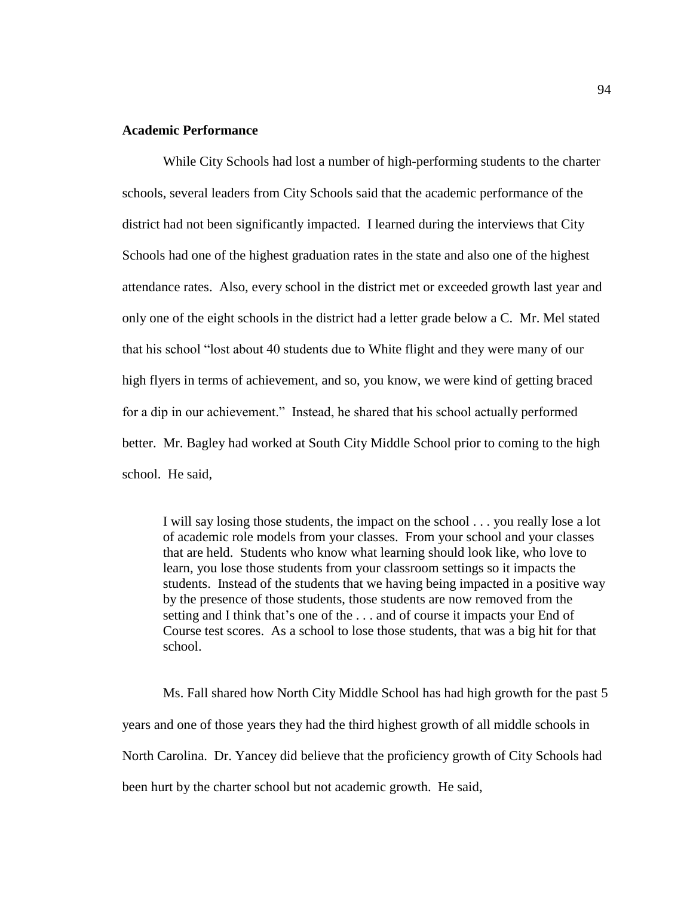## Academic Performance

While City Schools had lost a number of high-performing students to the charter schools, several leaders from City Schools said that the academic performance of the district had not been significantly impacted. I learned during the interviews that City Schools had one of the highest graduation rates in the state and also one of the highest attendance rates. Also, every school in the district met or exceeded growth last year and only one of the eight schools in the district had a letter grade below a C. Mr. Mel stated that his school "lost about 40 students due to White flight and they were many of our high flyers in terms of achievement, and so, you know, we were kind of getting braced for a dip in our achievement." Instead, he shared that his school actually performed better. Mr. Bagley had worked at South City Middle School prior to coming to the high school. He said,

> I will say losing those students, the impact on the school . . . you really lose a lot of academic role models from your classes. From your school and your classes that are held. Students who know what learning should look like, who love to learn, you lose those students from your classroom settings so it impacts the students. Instead of the students that we having being impacted in a positive way by the presence of those students, those students are now removed from the setting and I think that's one of the . . . and of course it impacts your End of Course test scores. As a school to lose those students, that was a big hit for that school.

Ms. Fall shared how North City Middle School has had high growth for the past 5 years and one of those years they had the third highest growth of all middle schools in North Carolina. Dr. Yancey did believe that the proficiency growth of City Schools had been hurt by the charter school but not academic growth. He said,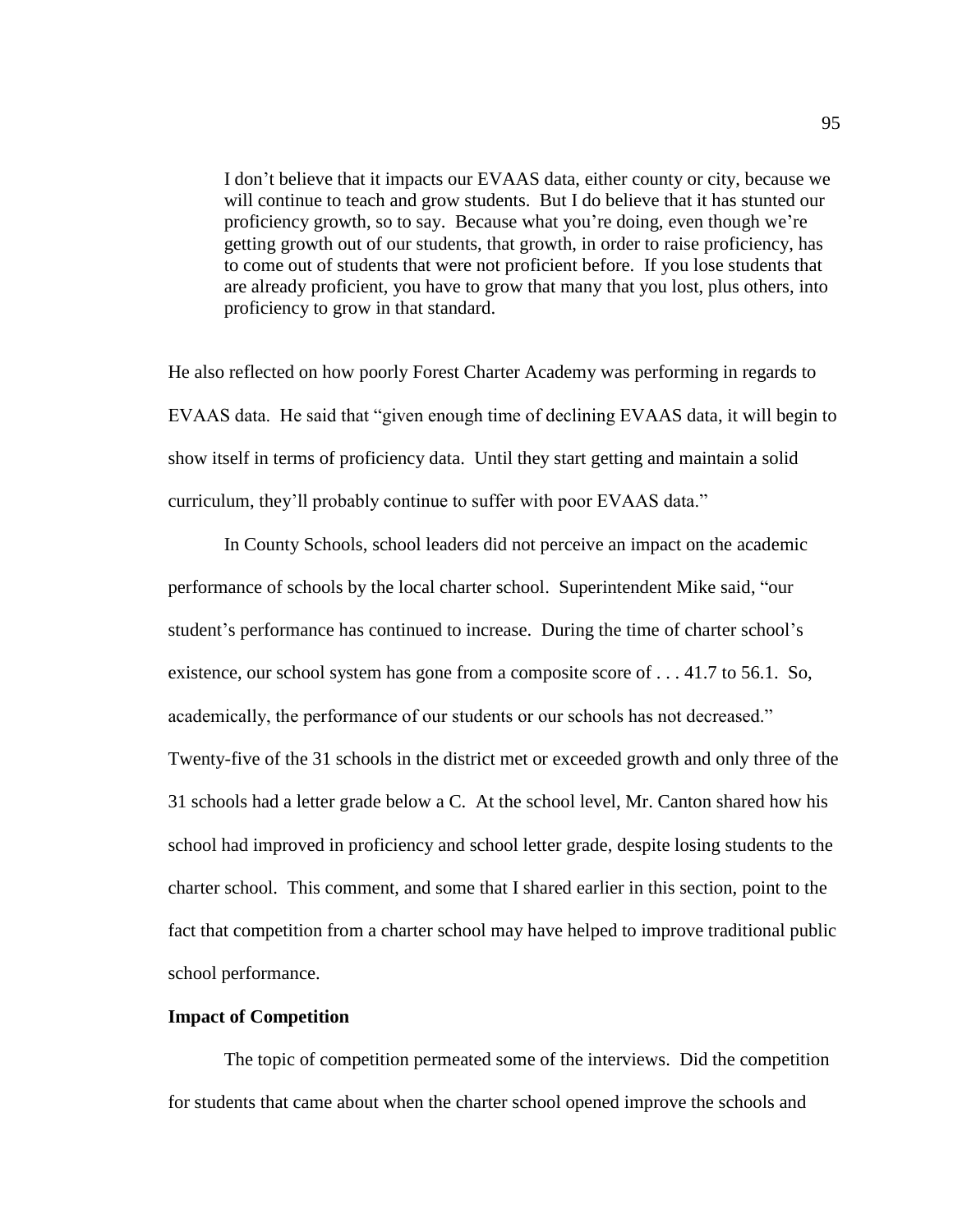> I don't believe that it impacts our EVAAS data, either county or city, because we will continue to teach and grow students. But I do believe that it has stunted our proficiency growth, so to say. Because what you're doing, even though we're getting growth out of our students, that growth, in order to raise proficiency, has to come out of students that were not proficient before. If you lose students that are already proficient, you have to grow that many that you lost, plus others, into proficiency to grow in that standard.

He also reflected on how poorly Forest Charter Academy was performing in regards to EVAAS data. He said that "given enough time of declining EVAAS data, it will begin to show itself in terms of proficiency data. Until they start getting and maintain a solid curriculum, they'll probably continue to suffer with poor EVAAS data."

In County Schools, school leaders did not perceive an impact on the academic performance of schools by the local charter school. Superintendent Mike said, "our student's performance has continued to increase. During the time of charter school's existence, our school system has gone from a composite score of . . . 41.7 to 56.1. So, academically, the performance of our students or our schools has not decreased." Twenty-five of the 31 schools in the district met or exceeded growth and only three of the 31 schools had a letter grade below a C. At the school level, Mr. Canton shared how his school had improved in proficiency and school letter grade, despite losing students to the charter school. This comment, and some that I shared earlier in this section, point to the fact that competition from a charter school may have helped to improve traditional public school performance.

**Impact of Competition**

The topic of competition permeated some of the interviews. Did the competition for students that came about when the charter school opened improve the schools and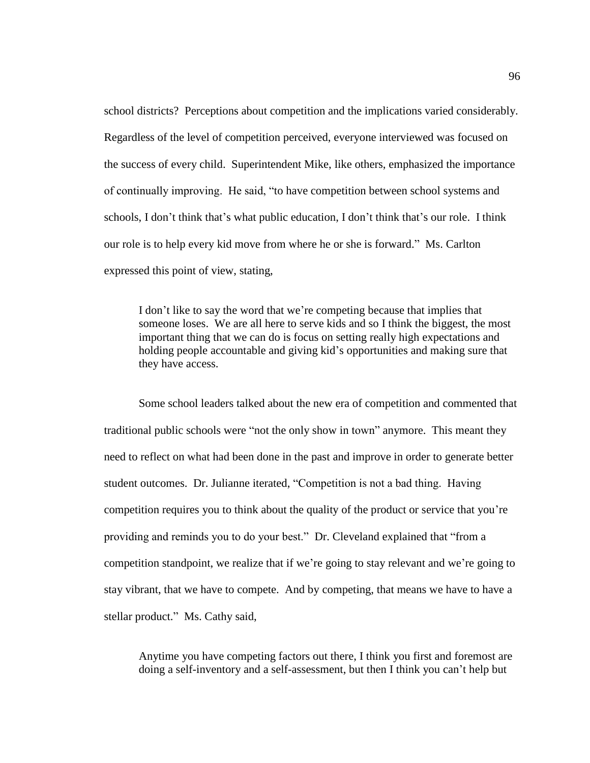school districts? Perceptions about competition and the implications varied considerably. Regardless of the level of competition perceived, everyone interviewed was focused on the success of every child. Superintendent Mike, like others, emphasized the importance of continually improving. He said, "to have competition between school systems and schools, I don't think that's what public education, I don't think that's our role. I think our role is to help every kid move from where he or she is forward." Ms. Carlton expressed this point of view, stating,

> I don't like to say the word that we're competing because that implies that someone loses. We are all here to serve kids and so I think the biggest, the most important thing that we can do is focus on setting really high expectations and holding people accountable and giving kid's opportunities and making sure that they have access.

Some school leaders talked about the new era of competition and commented that traditional public schools were "not the only show in town" anymore. This meant they need to reflect on what had been done in the past and improve in order to generate better student outcomes. Dr. Julianne iterated, "Competition is not a bad thing. Having competition requires you to think about the quality of the product or service that you're providing and reminds you to do your best." Dr. Cleveland explained that "from a competition standpoint, we realize that if we're going to stay relevant and we're going to stay vibrant, that we have to compete. And by competing, that means we have to have a stellar product." Ms. Cathy said,

> Anytime you have competing factors out there, I think you first and foremost are doing a self-inventory and a self-assessment, but then I think you can't help but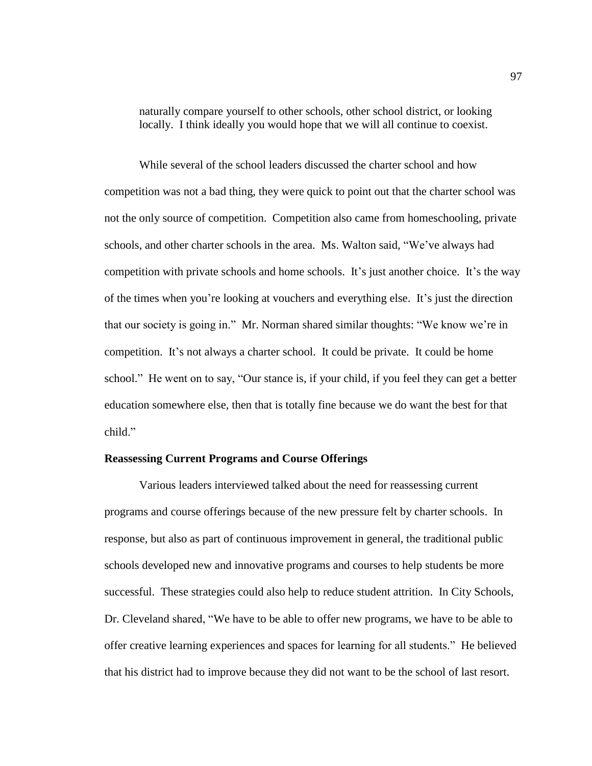> naturally compare yourself to other schools, other school district, or looking locally. I think ideally you would hope that we will all continue to coexist.

While several of the school leaders discussed the charter school and how competition was not a bad thing, they were quick to point out that the charter school was not the only source of competition. Competition also came from homeschooling, private schools, and other charter schools in the area. Ms. Walton said, "We've always had competition with private schools and home schools. It's just another choice. It's the way of the times when you're looking at vouchers and everything else. It's just the direction that our society is going in." Mr. Norman shared similar thoughts: "We know we're in competition. It's not always a charter school. It could be private. It could be home school." He went on to say, "Our stance is, if your child, if you feel they can get a better education somewhere else, then that is totally fine because we do want the best for that child."

**Reassessing Current Programs and Course Offerings**

Various leaders interviewed talked about the need for reassessing current programs and course offerings because of the new pressure felt by charter schools. In response, but also as part of continuous improvement in general, the traditional public schools developed new and innovative programs and courses to help students be more successful. These strategies could also help to reduce student attrition. In City Schools, Dr. Cleveland shared, "We have to be able to offer new programs, we have to be able to offer creative learning experiences and spaces for learning for all students." He believed that his district had to improve because they did not want to be the school of last resort.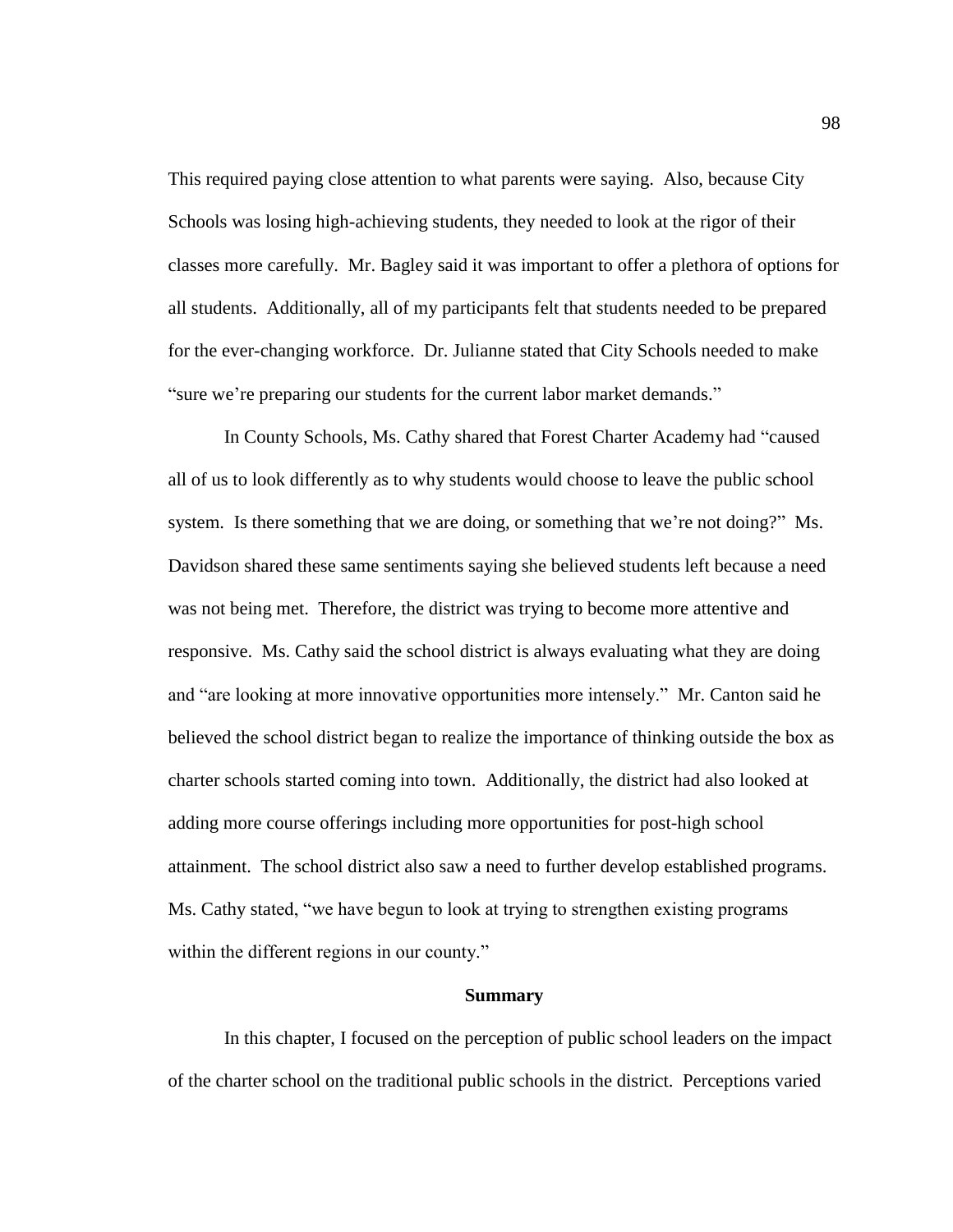This required paying close attention to what parents were saying. Also, because City Schools was losing high-achieving students, they needed to look at the rigor of their classes more carefully. Mr. Bagley said it was important to offer a plethora of options for all students. Additionally, all of my participants felt that students needed to be prepared for the ever-changing workforce. Dr. Julianne stated that City Schools needed to make "sure we're preparing our students for the current labor market demands."

In County Schools, Ms. Cathy shared that Forest Charter Academy had "caused all of us to look differently as to why students would choose to leave the public school system. Is there something that we are doing, or something that we're not doing?" Ms. Davidson shared these same sentiments saying she believed students left because a need was not being met. Therefore, the district was trying to become more attentive and responsive. Ms. Cathy said the school district is always evaluating what they are doing and "are looking at more innovative opportunities more intensely." Mr. Canton said he believed the school district began to realize the importance of thinking outside the box as charter schools started coming into town. Additionally, the district had also looked at adding more course offerings including more opportunities for post-high school attainment. The school district also saw a need to further develop established programs. Ms. Cathy stated, "we have begun to look at trying to strengthen existing programs within the different regions in our county."

## Summary

In this chapter, I focused on the perception of public school leaders on the impact of the charter school on the traditional public schools in the district. Perceptions varied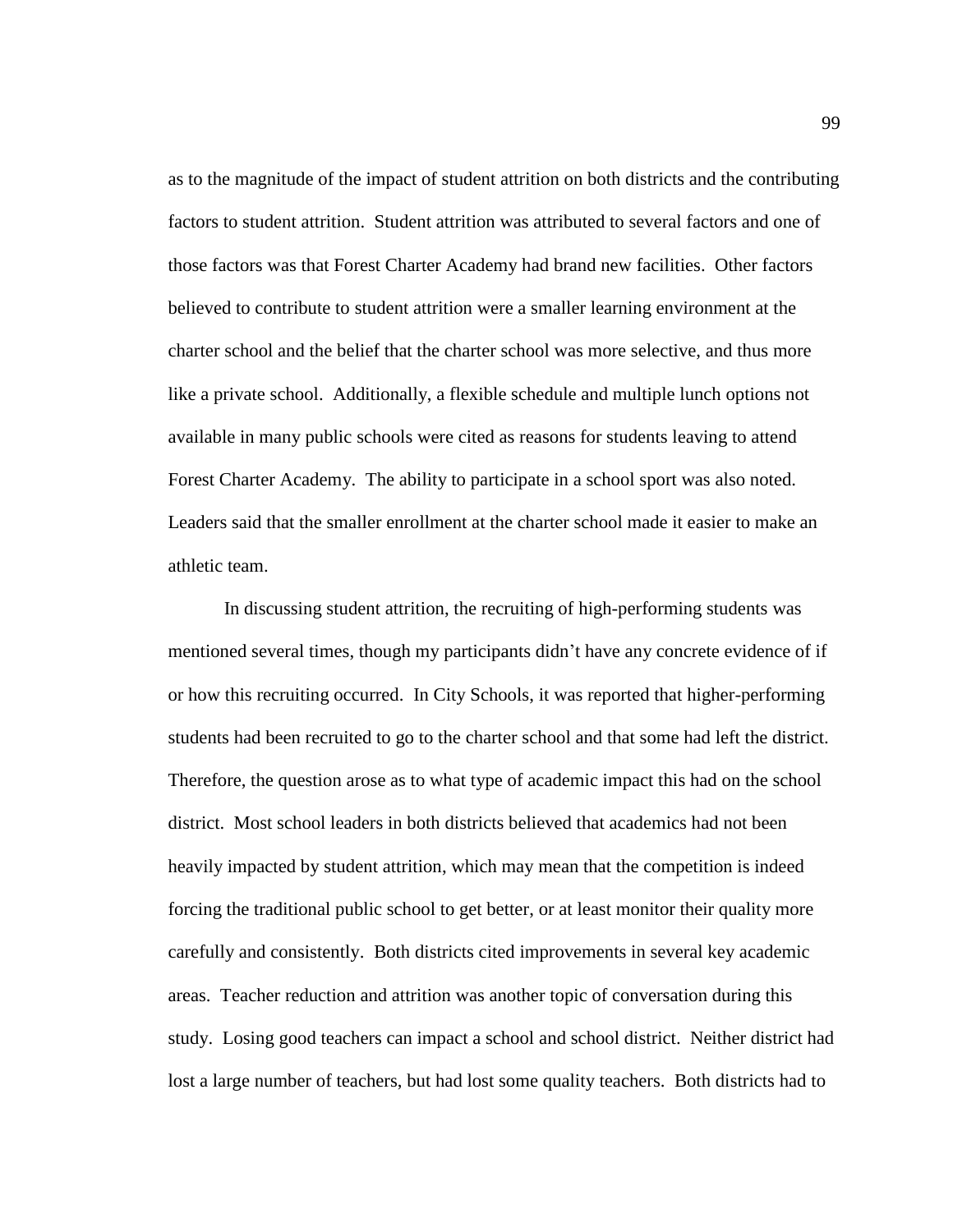as to the magnitude of the impact of student attrition on both districts and the contributing factors to student attrition. Student attrition was attributed to several factors and one of those factors was that Forest Charter Academy had brand new facilities. Other factors believed to contribute to student attrition were a smaller learning environment at the charter school and the belief that the charter school was more selective, and thus more like a private school. Additionally, a flexible schedule and multiple lunch options not available in many public schools were cited as reasons for students leaving to attend Forest Charter Academy. The ability to participate in a school sport was also noted. Leaders said that the smaller enrollment at the charter school made it easier to make an athletic team.

In discussing student attrition, the recruiting of high-performing students was mentioned several times, though my participants didn't have any concrete evidence of if or how this recruiting occurred. In City Schools, it was reported that higher-performing students had been recruited to go to the charter school and that some had left the district. Therefore, the question arose as to what type of academic impact this had on the school district. Most school leaders in both districts believed that academics had not been heavily impacted by student attrition, which may mean that the competition is indeed forcing the traditional public school to get better, or at least monitor their quality more carefully and consistently. Both districts cited improvements in several key academic areas. Teacher reduction and attrition was another topic of conversation during this study. Losing good teachers can impact a school and school district. Neither district had lost a large number of teachers, but had lost some quality teachers. Both districts had to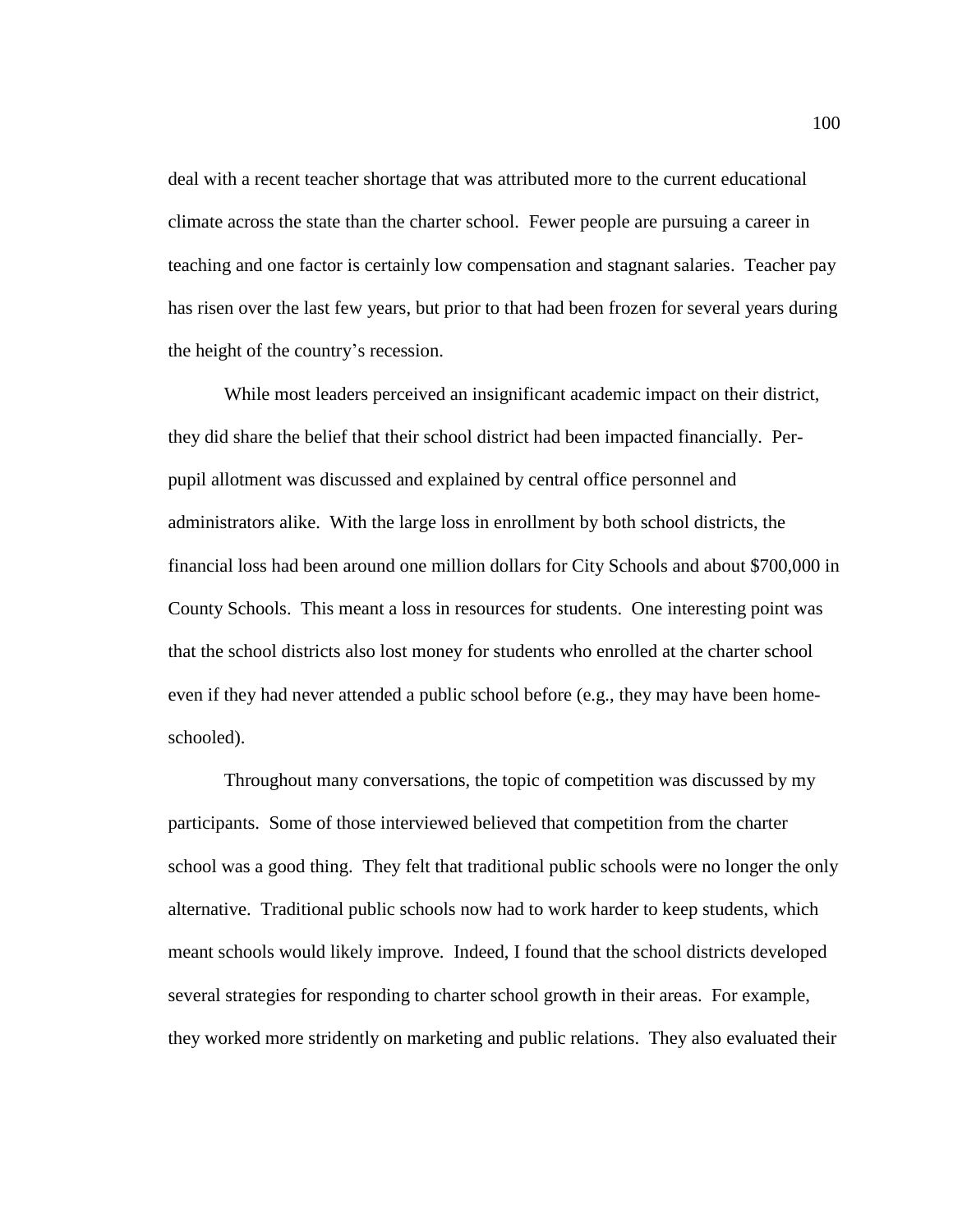deal with a recent teacher shortage that was attributed more to the current educational climate across the state than the charter school. Fewer people are pursuing a career in teaching and one factor is certainly low compensation and stagnant salaries. Teacher pay has risen over the last few years, but prior to that had been frozen for several years during the height of the country's recession.

While most leaders perceived an insignificant academic impact on their district, they did share the belief that their school district had been impacted financially. Per-pupil allotment was discussed and explained by central office personnel and administrators alike. With the large loss in enrollment by both school districts, the financial loss had been around one million dollars for City Schools and about $700,000 in County Schools. This meant a loss in resources for students. One interesting point was that the school districts also lost money for students who enrolled at the charter school even if they had never attended a public school before (e.g., they may have been home-schooled).

Throughout many conversations, the topic of competition was discussed by my participants. Some of those interviewed believed that competition from the charter school was a good thing. They felt that traditional public schools were no longer the only alternative. Traditional public schools now had to work harder to keep students, which meant schools would likely improve. Indeed, I found that the school districts developed several strategies for responding to charter school growth in their areas. For example, they worked more stridently on marketing and public relations. They also evaluated their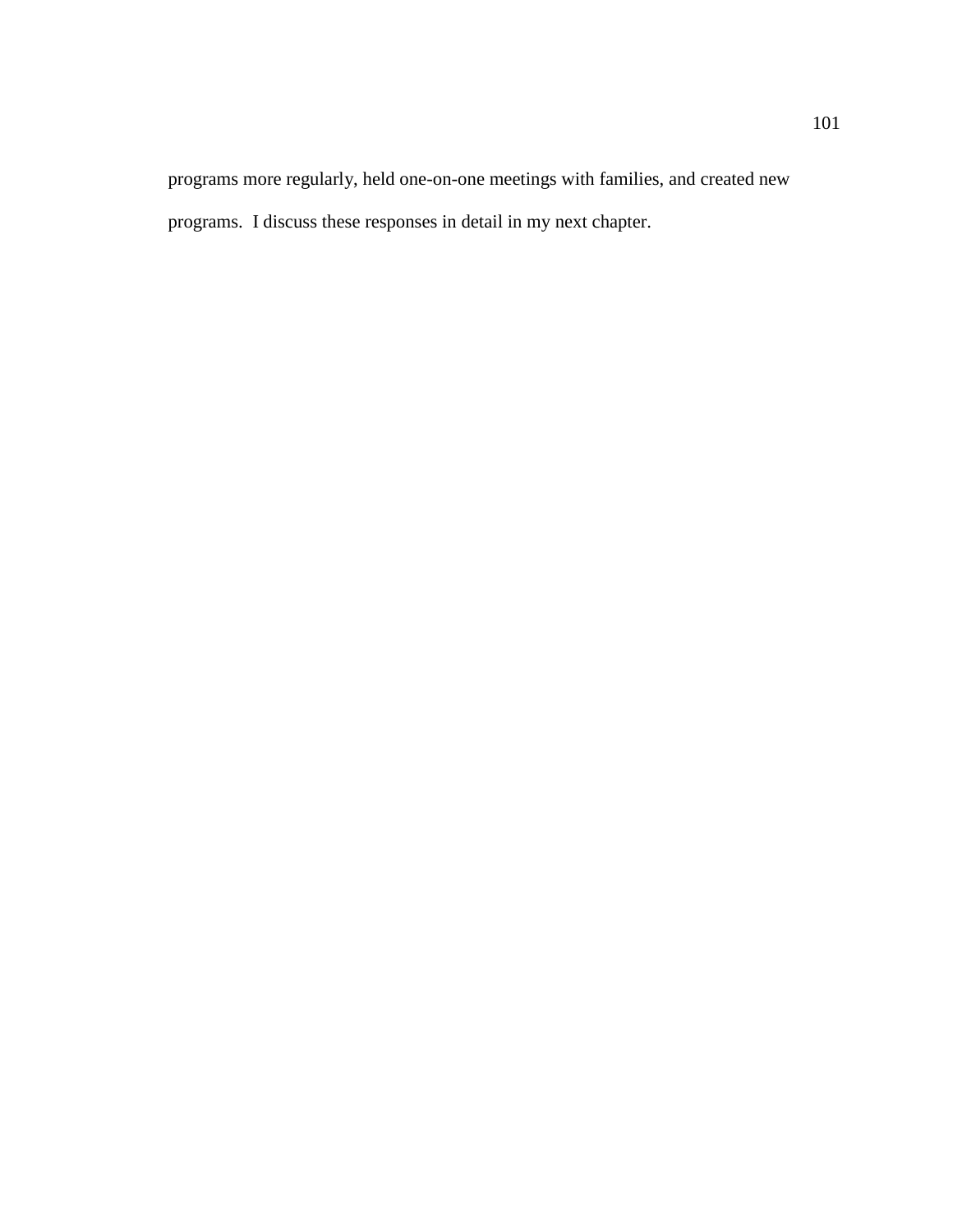programs more regularly, held one-on-one meetings with families, and created new programs.  I discuss these responses in detail in my next chapter.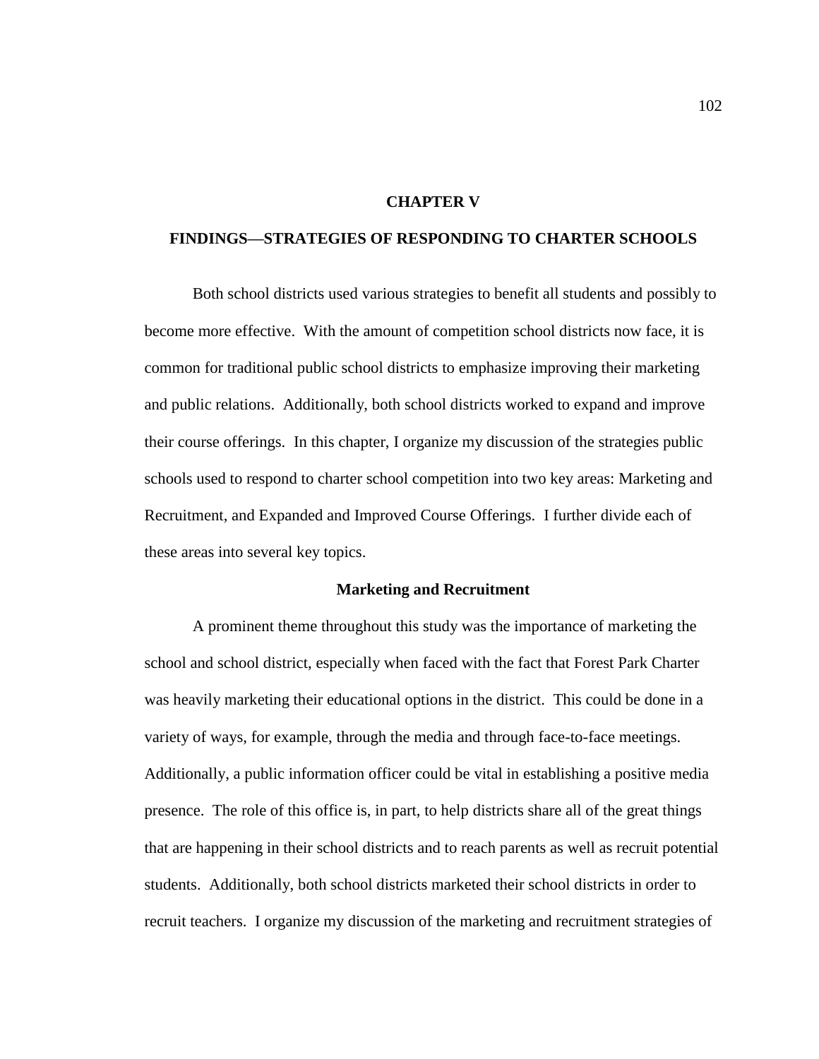# CHAPTER V

# FINDINGS—STRATEGIES OF RESPONDING TO CHARTER SCHOOLS

Both school districts used various strategies to benefit all students and possibly to become more effective. With the amount of competition school districts now face, it is common for traditional public school districts to emphasize improving their marketing and public relations. Additionally, both school districts worked to expand and improve their course offerings. In this chapter, I organize my discussion of the strategies public schools used to respond to charter school competition into two key areas: Marketing and Recruitment, and Expanded and Improved Course Offerings. I further divide each of these areas into several key topics.

## Marketing and Recruitment

A prominent theme throughout this study was the importance of marketing the school and school district, especially when faced with the fact that Forest Park Charter was heavily marketing their educational options in the district. This could be done in a variety of ways, for example, through the media and through face-to-face meetings. Additionally, a public information officer could be vital in establishing a positive media presence. The role of this office is, in part, to help districts share all of the great things that are happening in their school districts and to reach parents as well as recruit potential students. Additionally, both school districts marketed their school districts in order to recruit teachers. I organize my discussion of the marketing and recruitment strategies of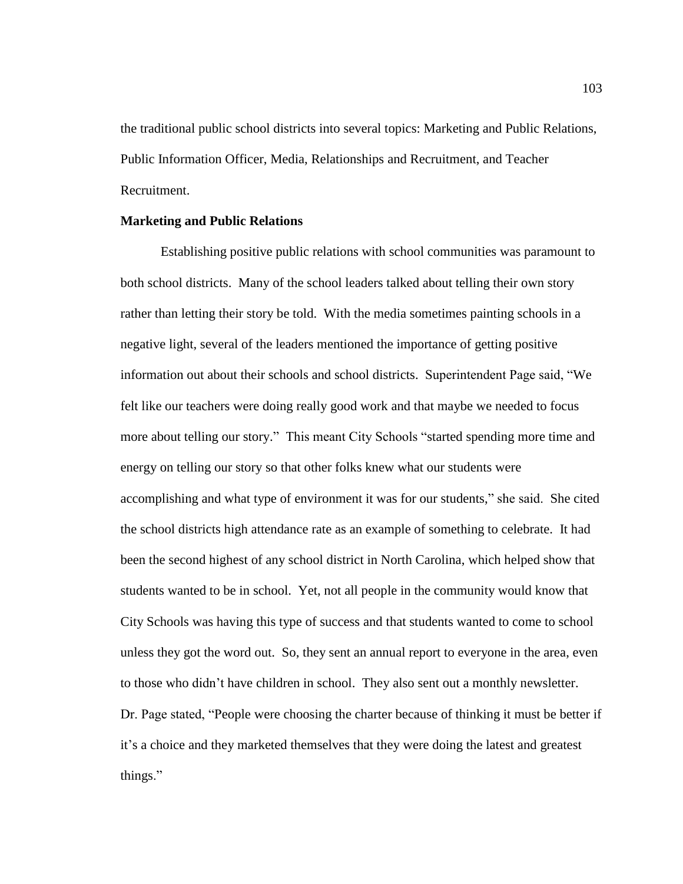the traditional public school districts into several topics: Marketing and Public Relations, Public Information Officer, Media, Relationships and Recruitment, and Teacher Recruitment.

**Marketing and Public Relations**

Establishing positive public relations with school communities was paramount to both school districts. Many of the school leaders talked about telling their own story rather than letting their story be told. With the media sometimes painting schools in a negative light, several of the leaders mentioned the importance of getting positive information out about their schools and school districts. Superintendent Page said, "We felt like our teachers were doing really good work and that maybe we needed to focus more about telling our story." This meant City Schools "started spending more time and energy on telling our story so that other folks knew what our students were accomplishing and what type of environment it was for our students," she said. She cited the school districts high attendance rate as an example of something to celebrate. It had been the second highest of any school district in North Carolina, which helped show that students wanted to be in school. Yet, not all people in the community would know that City Schools was having this type of success and that students wanted to come to school unless they got the word out. So, they sent an annual report to everyone in the area, even to those who didn't have children in school. They also sent out a monthly newsletter. Dr. Page stated, "People were choosing the charter because of thinking it must be better if it's a choice and they marketed themselves that they were doing the latest and greatest things."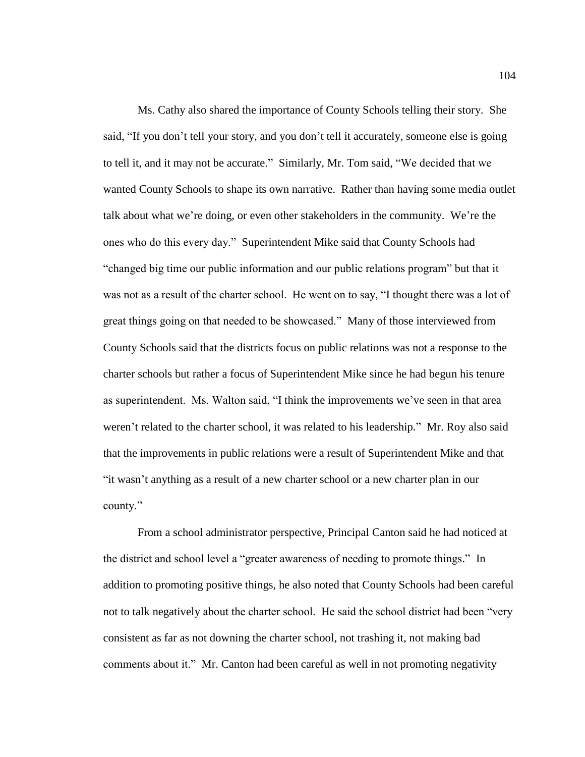Ms. Cathy also shared the importance of County Schools telling their story. She said, "If you don't tell your story, and you don't tell it accurately, someone else is going to tell it, and it may not be accurate." Similarly, Mr. Tom said, "We decided that we wanted County Schools to shape its own narrative. Rather than having some media outlet talk about what we're doing, or even other stakeholders in the community. We're the ones who do this every day." Superintendent Mike said that County Schools had "changed big time our public information and our public relations program" but that it was not as a result of the charter school. He went on to say, "I thought there was a lot of great things going on that needed to be showcased." Many of those interviewed from County Schools said that the districts focus on public relations was not a response to the charter schools but rather a focus of Superintendent Mike since he had begun his tenure as superintendent. Ms. Walton said, "I think the improvements we've seen in that area weren't related to the charter school, it was related to his leadership." Mr. Roy also said that the improvements in public relations were a result of Superintendent Mike and that "it wasn't anything as a result of a new charter school or a new charter plan in our county."

From a school administrator perspective, Principal Canton said he had noticed at the district and school level a "greater awareness of needing to promote things." In addition to promoting positive things, he also noted that County Schools had been careful not to talk negatively about the charter school. He said the school district had been "very consistent as far as not downing the charter school, not trashing it, not making bad comments about it." Mr. Canton had been careful as well in not promoting negativity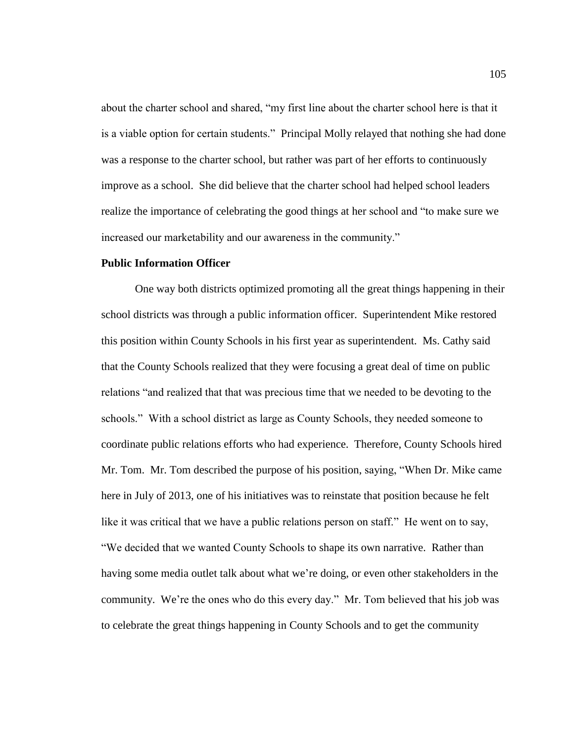about the charter school and shared, "my first line about the charter school here is that it is a viable option for certain students." Principal Molly relayed that nothing she had done was a response to the charter school, but rather was part of her efforts to continuously improve as a school. She did believe that the charter school had helped school leaders realize the importance of celebrating the good things at her school and "to make sure we increased our marketability and our awareness in the community."

**Public Information Officer**

One way both districts optimized promoting all the great things happening in their school districts was through a public information officer. Superintendent Mike restored this position within County Schools in his first year as superintendent. Ms. Cathy said that the County Schools realized that they were focusing a great deal of time on public relations "and realized that that was precious time that we needed to be devoting to the schools." With a school district as large as County Schools, they needed someone to coordinate public relations efforts who had experience. Therefore, County Schools hired Mr. Tom. Mr. Tom described the purpose of his position, saying, "When Dr. Mike came here in July of 2013, one of his initiatives was to reinstate that position because he felt like it was critical that we have a public relations person on staff." He went on to say, "We decided that we wanted County Schools to shape its own narrative. Rather than having some media outlet talk about what we're doing, or even other stakeholders in the community. We're the ones who do this every day." Mr. Tom believed that his job was to celebrate the great things happening in County Schools and to get the community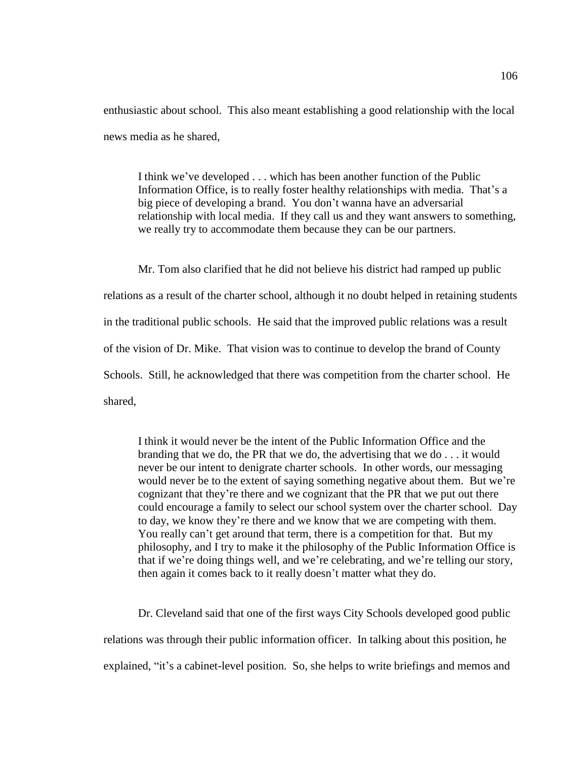enthusiastic about school. This also meant establishing a good relationship with the local news media as he shared,

> I think we've developed . . . which has been another function of the Public Information Office, is to really foster healthy relationships with media. That's a big piece of developing a brand. You don't wanna have an adversarial relationship with local media. If they call us and they want answers to something, we really try to accommodate them because they can be our partners.

Mr. Tom also clarified that he did not believe his district had ramped up public relations as a result of the charter school, although it no doubt helped in retaining students in the traditional public schools. He said that the improved public relations was a result of the vision of Dr. Mike. That vision was to continue to develop the brand of County Schools. Still, he acknowledged that there was competition from the charter school. He shared,

> I think it would never be the intent of the Public Information Office and the branding that we do, the PR that we do, the advertising that we do . . . it would never be our intent to denigrate charter schools. In other words, our messaging would never be to the extent of saying something negative about them. But we're cognizant that they're there and we cognizant that the PR that we put out there could encourage a family to select our school system over the charter school. Day to day, we know they're there and we know that we are competing with them. You really can't get around that term, there is a competition for that. But my philosophy, and I try to make it the philosophy of the Public Information Office is that if we're doing things well, and we're celebrating, and we're telling our story, then again it comes back to it really doesn't matter what they do.

Dr. Cleveland said that one of the first ways City Schools developed good public relations was through their public information officer. In talking about this position, he explained, "it's a cabinet-level position. So, she helps to write briefings and memos and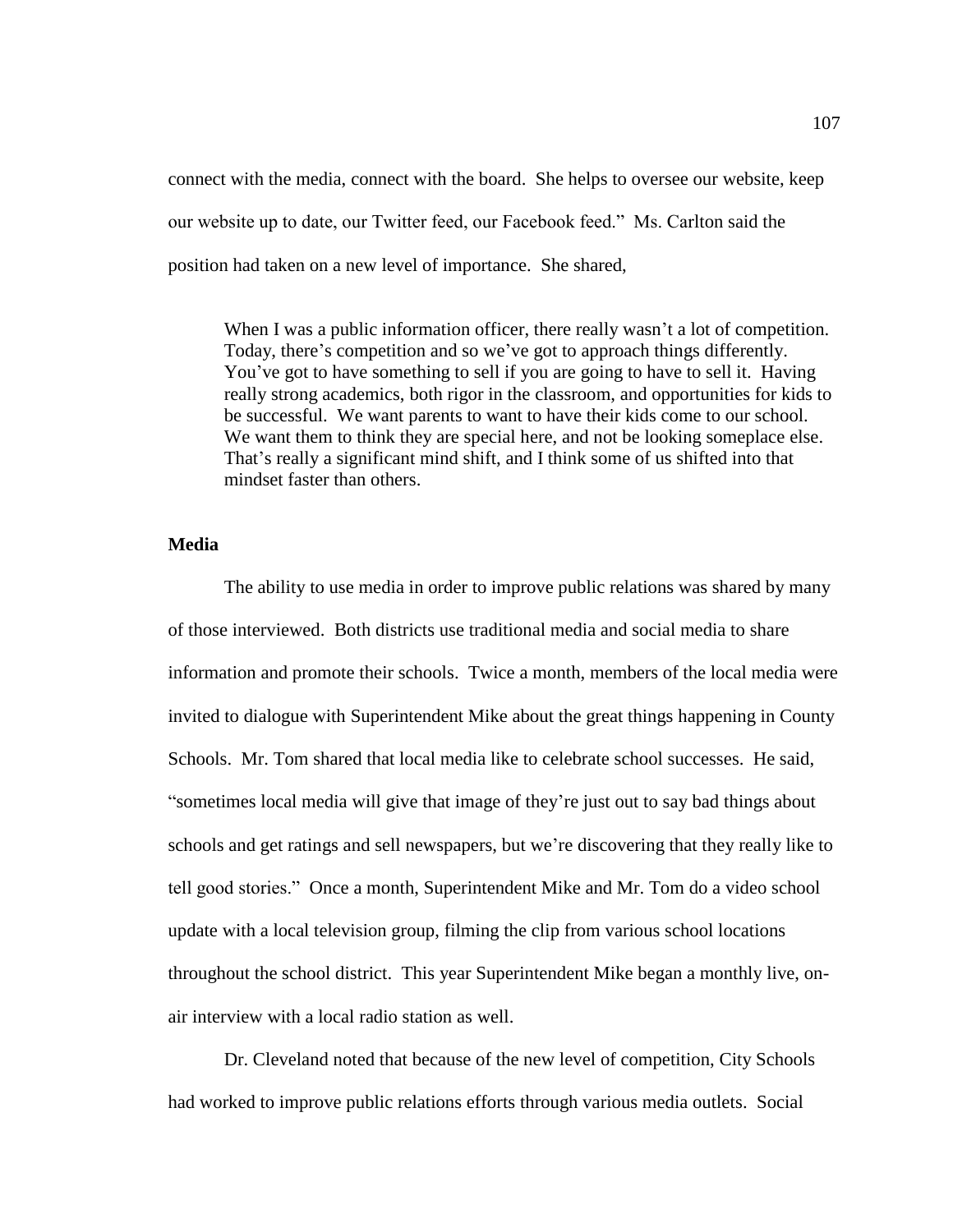connect with the media, connect with the board. She helps to oversee our website, keep our website up to date, our Twitter feed, our Facebook feed." Ms. Carlton said the position had taken on a new level of importance. She shared,

> When I was a public information officer, there really wasn't a lot of competition. Today, there's competition and so we've got to approach things differently. You've got to have something to sell if you are going to have to sell it. Having really strong academics, both rigor in the classroom, and opportunities for kids to be successful. We want parents to want to have their kids come to our school. We want them to think they are special here, and not be looking someplace else. That's really a significant mind shift, and I think some of us shifted into that mindset faster than others.

### Media

The ability to use media in order to improve public relations was shared by many of those interviewed. Both districts use traditional media and social media to share information and promote their schools. Twice a month, members of the local media were invited to dialogue with Superintendent Mike about the great things happening in County Schools. Mr. Tom shared that local media like to celebrate school successes. He said, "sometimes local media will give that image of they're just out to say bad things about schools and get ratings and sell newspapers, but we're discovering that they really like to tell good stories." Once a month, Superintendent Mike and Mr. Tom do a video school update with a local television group, filming the clip from various school locations throughout the school district. This year Superintendent Mike began a monthly live, on-air interview with a local radio station as well.

Dr. Cleveland noted that because of the new level of competition, City Schools had worked to improve public relations efforts through various media outlets. Social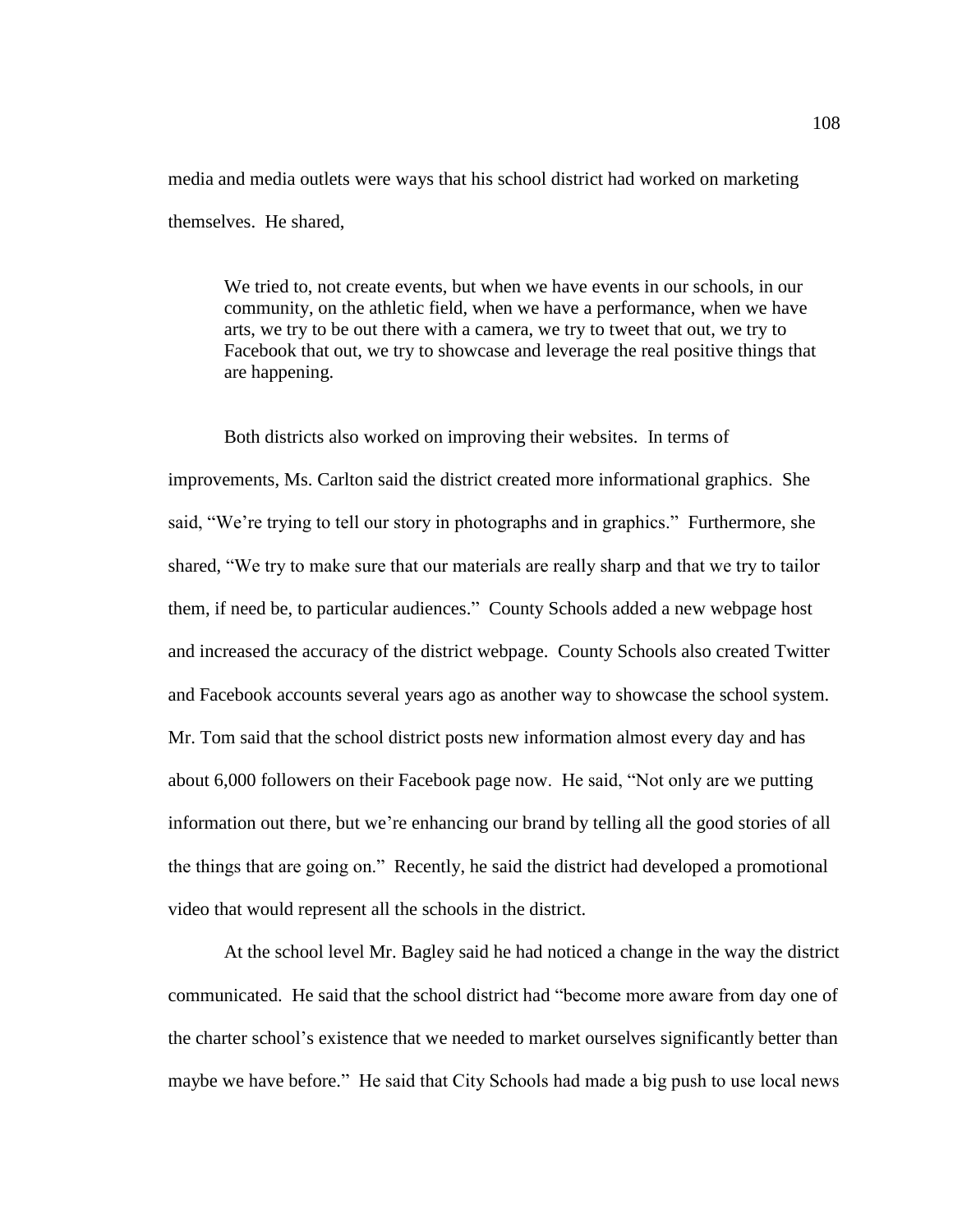media and media outlets were ways that his school district had worked on marketing themselves. He shared,

> We tried to, not create events, but when we have events in our schools, in our community, on the athletic field, when we have a performance, when we have arts, we try to be out there with a camera, we try to tweet that out, we try to Facebook that out, we try to showcase and leverage the real positive things that are happening.

Both districts also worked on improving their websites. In terms of improvements, Ms. Carlton said the district created more informational graphics. She said, "We're trying to tell our story in photographs and in graphics." Furthermore, she shared, "We try to make sure that our materials are really sharp and that we try to tailor them, if need be, to particular audiences." County Schools added a new webpage host and increased the accuracy of the district webpage. County Schools also created Twitter and Facebook accounts several years ago as another way to showcase the school system. Mr. Tom said that the school district posts new information almost every day and has about 6,000 followers on their Facebook page now. He said, "Not only are we putting information out there, but we're enhancing our brand by telling all the good stories of all the things that are going on." Recently, he said the district had developed a promotional video that would represent all the schools in the district.

At the school level Mr. Bagley said he had noticed a change in the way the district communicated. He said that the school district had "become more aware from day one of the charter school's existence that we needed to market ourselves significantly better than maybe we have before." He said that City Schools had made a big push to use local news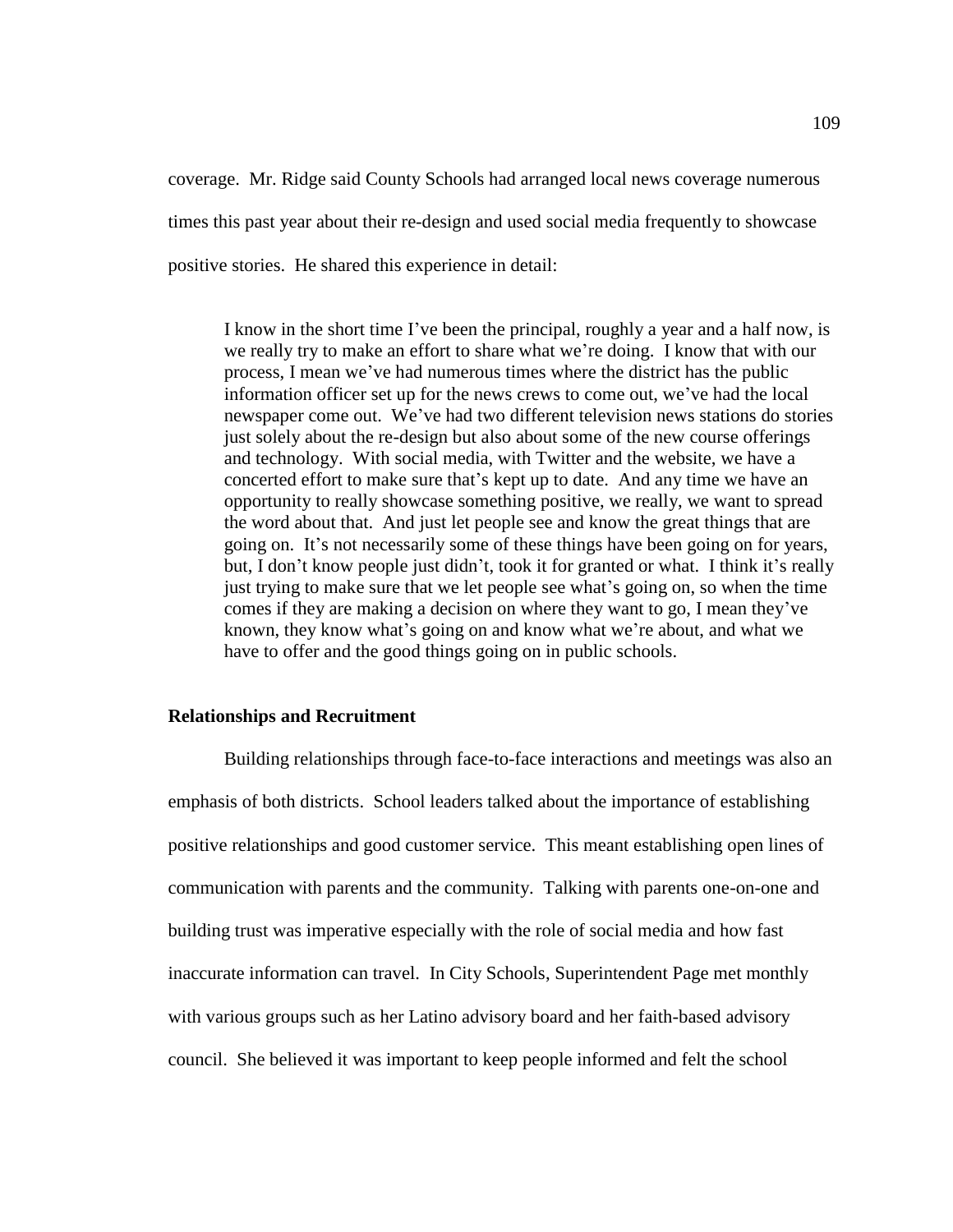coverage. Mr. Ridge said County Schools had arranged local news coverage numerous times this past year about their re-design and used social media frequently to showcase positive stories. He shared this experience in detail:

> I know in the short time I've been the principal, roughly a year and a half now, is we really try to make an effort to share what we're doing. I know that with our process, I mean we've had numerous times where the district has the public information officer set up for the news crews to come out, we've had the local newspaper come out. We've had two different television news stations do stories just solely about the re-design but also about some of the new course offerings and technology. With social media, with Twitter and the website, we have a concerted effort to make sure that's kept up to date. And any time we have an opportunity to really showcase something positive, we really, we want to spread the word about that. And just let people see and know the great things that are going on. It's not necessarily some of these things have been going on for years, but, I don't know people just didn't, took it for granted or what. I think it's really just trying to make sure that we let people see what's going on, so when the time comes if they are making a decision on where they want to go, I mean they've known, they know what's going on and know what we're about, and what we have to offer and the good things going on in public schools.

**Relationships and Recruitment**

Building relationships through face-to-face interactions and meetings was also an emphasis of both districts. School leaders talked about the importance of establishing positive relationships and good customer service. This meant establishing open lines of communication with parents and the community. Talking with parents one-on-one and building trust was imperative especially with the role of social media and how fast inaccurate information can travel. In City Schools, Superintendent Page met monthly with various groups such as her Latino advisory board and her faith-based advisory council. She believed it was important to keep people informed and felt the school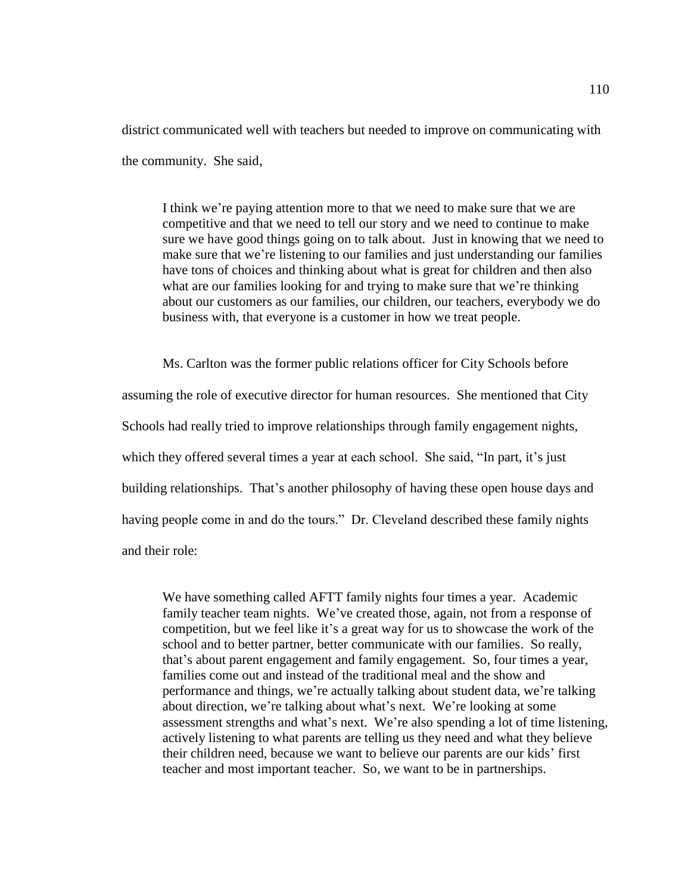district communicated well with teachers but needed to improve on communicating with the community. She said,

> I think we're paying attention more to that we need to make sure that we are competitive and that we need to tell our story and we need to continue to make sure we have good things going on to talk about. Just in knowing that we need to make sure that we're listening to our families and just understanding our families have tons of choices and thinking about what is great for children and then also what are our families looking for and trying to make sure that we're thinking about our customers as our families, our children, our teachers, everybody we do business with, that everyone is a customer in how we treat people.

Ms. Carlton was the former public relations officer for City Schools before assuming the role of executive director for human resources. She mentioned that City Schools had really tried to improve relationships through family engagement nights, which they offered several times a year at each school. She said, "In part, it's just building relationships. That's another philosophy of having these open house days and having people come in and do the tours." Dr. Cleveland described these family nights and their role:

> We have something called AFTT family nights four times a year. Academic family teacher team nights. We've created those, again, not from a response of competition, but we feel like it's a great way for us to showcase the work of the school and to better partner, better communicate with our families. So really, that's about parent engagement and family engagement. So, four times a year, families come out and instead of the traditional meal and the show and performance and things, we're actually talking about student data, we're talking about direction, we're talking about what's next. We're looking at some assessment strengths and what's next. We're also spending a lot of time listening, actively listening to what parents are telling us they need and what they believe their children need, because we want to believe our parents are our kids' first teacher and most important teacher. So, we want to be in partnerships.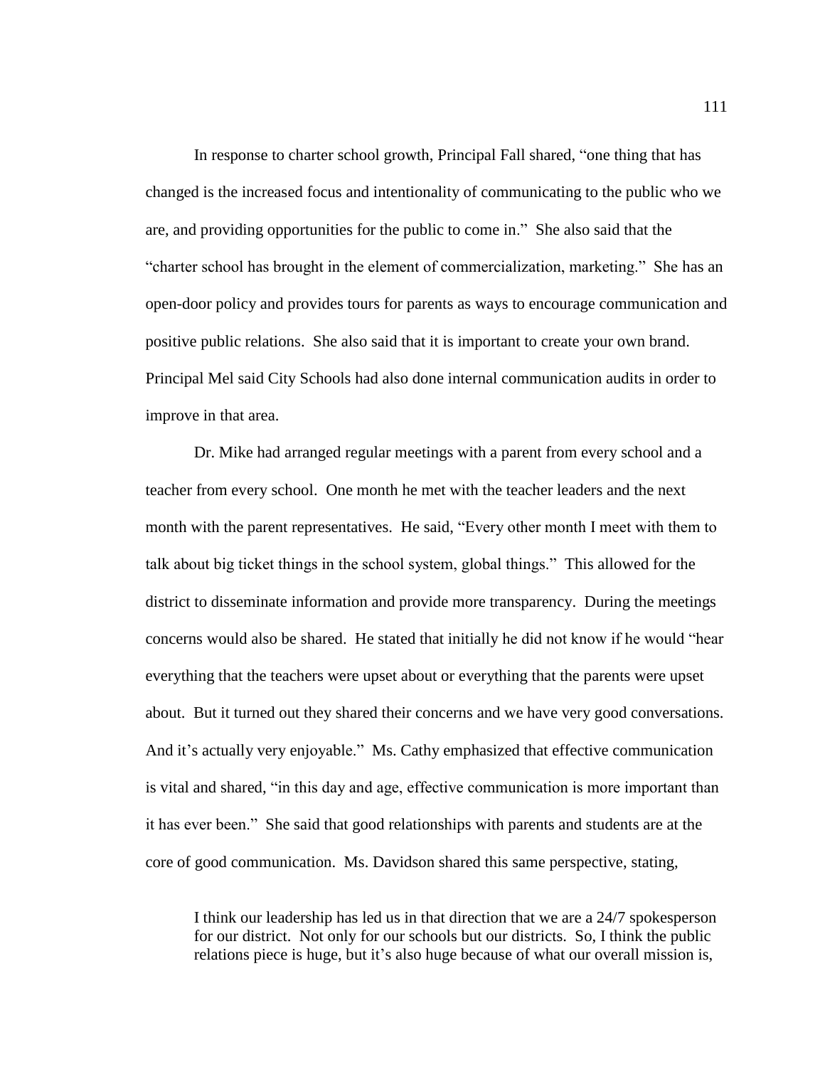In response to charter school growth, Principal Fall shared, "one thing that has changed is the increased focus and intentionality of communicating to the public who we are, and providing opportunities for the public to come in." She also said that the "charter school has brought in the element of commercialization, marketing." She has an open-door policy and provides tours for parents as ways to encourage communication and positive public relations. She also said that it is important to create your own brand. Principal Mel said City Schools had also done internal communication audits in order to improve in that area.

Dr. Mike had arranged regular meetings with a parent from every school and a teacher from every school. One month he met with the teacher leaders and the next month with the parent representatives. He said, "Every other month I meet with them to talk about big ticket things in the school system, global things." This allowed for the district to disseminate information and provide more transparency. During the meetings concerns would also be shared. He stated that initially he did not know if he would "hear everything that the teachers were upset about or everything that the parents were upset about. But it turned out they shared their concerns and we have very good conversations. And it's actually very enjoyable." Ms. Cathy emphasized that effective communication is vital and shared, "in this day and age, effective communication is more important than it has ever been." She said that good relationships with parents and students are at the core of good communication. Ms. Davidson shared this same perspective, stating,

> I think our leadership has led us in that direction that we are a 24/7 spokesperson for our district. Not only for our schools but our districts. So, I think the public relations piece is huge, but it's also huge because of what our overall mission is,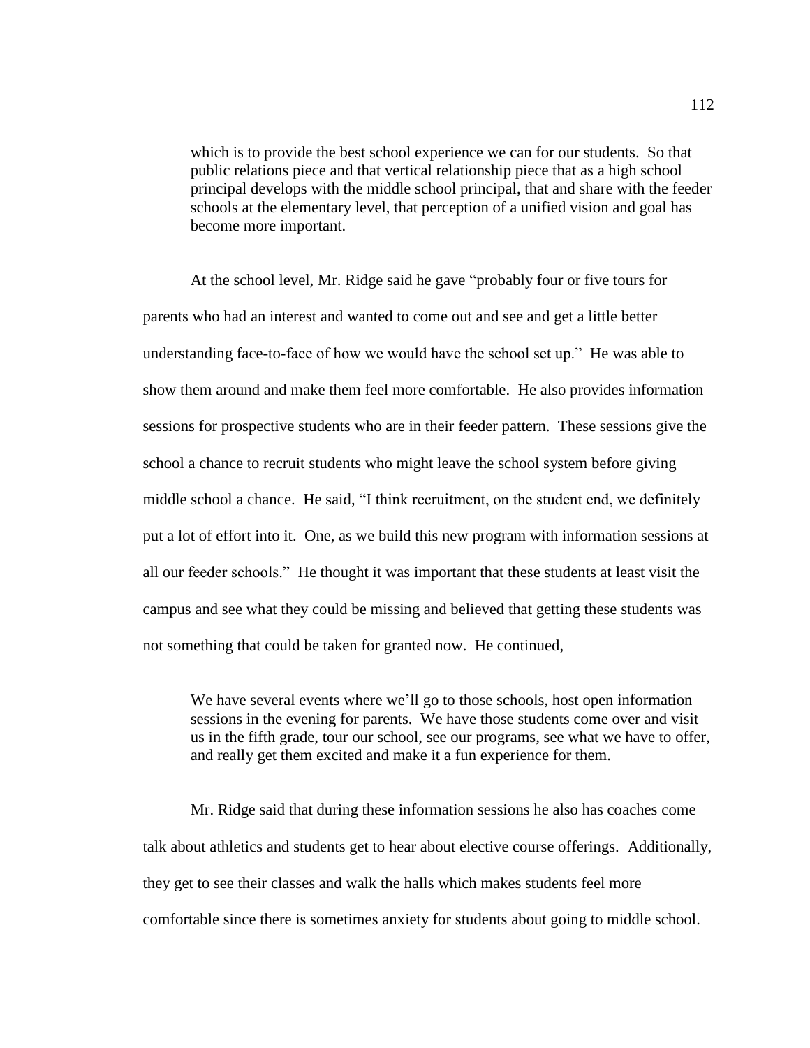> which is to provide the best school experience we can for our students. So that public relations piece and that vertical relationship piece that as a high school principal develops with the middle school principal, that and share with the feeder schools at the elementary level, that perception of a unified vision and goal has become more important.

At the school level, Mr. Ridge said he gave "probably four or five tours for parents who had an interest and wanted to come out and see and get a little better understanding face-to-face of how we would have the school set up." He was able to show them around and make them feel more comfortable. He also provides information sessions for prospective students who are in their feeder pattern. These sessions give the school a chance to recruit students who might leave the school system before giving middle school a chance. He said, "I think recruitment, on the student end, we definitely put a lot of effort into it. One, as we build this new program with information sessions at all our feeder schools." He thought it was important that these students at least visit the campus and see what they could be missing and believed that getting these students was not something that could be taken for granted now. He continued,

> We have several events where we'll go to those schools, host open information sessions in the evening for parents. We have those students come over and visit us in the fifth grade, tour our school, see our programs, see what we have to offer, and really get them excited and make it a fun experience for them.

Mr. Ridge said that during these information sessions he also has coaches come talk about athletics and students get to hear about elective course offerings. Additionally, they get to see their classes and walk the halls which makes students feel more comfortable since there is sometimes anxiety for students about going to middle school.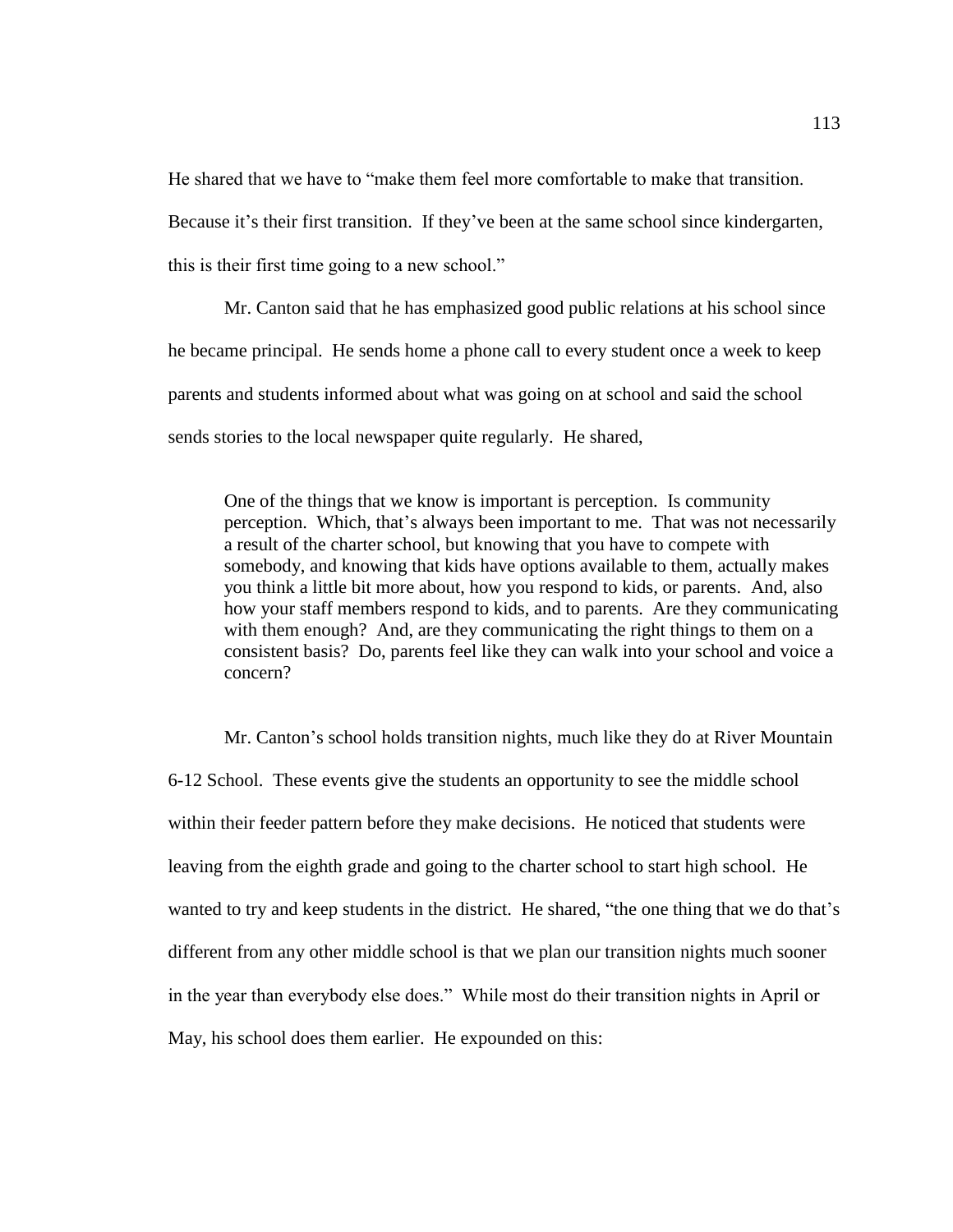He shared that we have to "make them feel more comfortable to make that transition. Because it's their first transition. If they've been at the same school since kindergarten, this is their first time going to a new school."

Mr. Canton said that he has emphasized good public relations at his school since he became principal. He sends home a phone call to every student once a week to keep parents and students informed about what was going on at school and said the school sends stories to the local newspaper quite regularly. He shared,

> One of the things that we know is important is perception. Is community perception. Which, that's always been important to me. That was not necessarily a result of the charter school, but knowing that you have to compete with somebody, and knowing that kids have options available to them, actually makes you think a little bit more about, how you respond to kids, or parents. And, also how your staff members respond to kids, and to parents. Are they communicating with them enough? And, are they communicating the right things to them on a consistent basis? Do, parents feel like they can walk into your school and voice a concern?

Mr. Canton's school holds transition nights, much like they do at River Mountain 6-12 School. These events give the students an opportunity to see the middle school within their feeder pattern before they make decisions. He noticed that students were leaving from the eighth grade and going to the charter school to start high school. He wanted to try and keep students in the district. He shared, "the one thing that we do that's different from any other middle school is that we plan our transition nights much sooner in the year than everybody else does." While most do their transition nights in April or May, his school does them earlier. He expounded on this: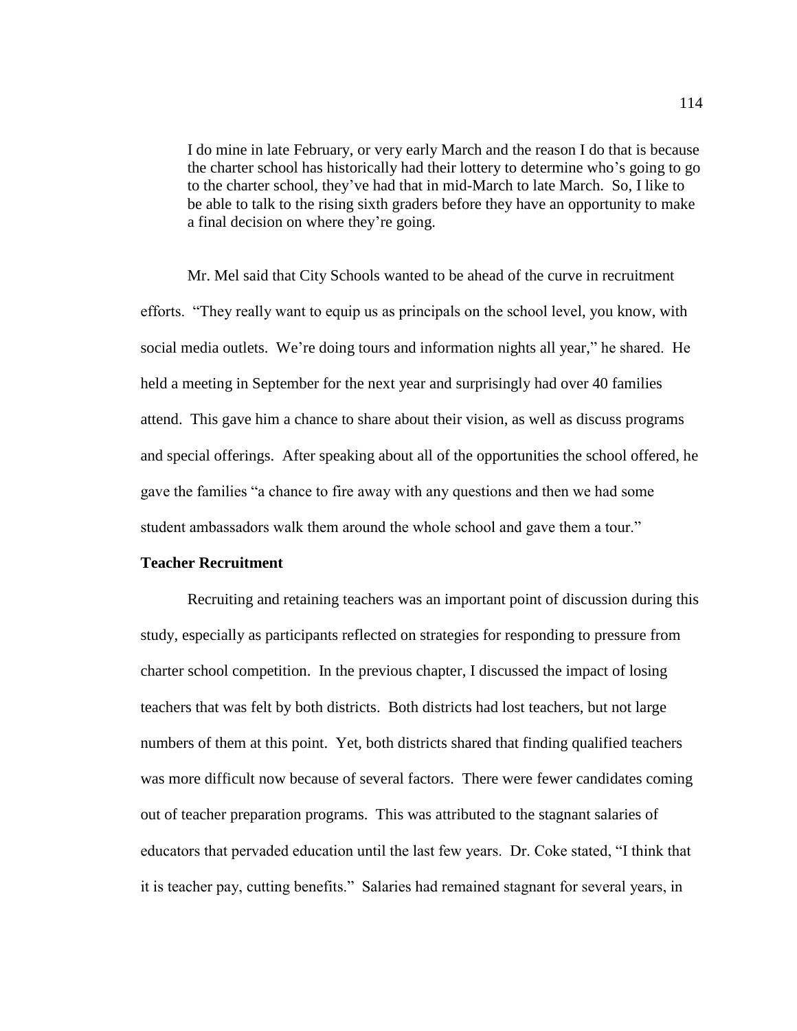> I do mine in late February, or very early March and the reason I do that is because the charter school has historically had their lottery to determine who's going to go to the charter school, they've had that in mid-March to late March. So, I like to be able to talk to the rising sixth graders before they have an opportunity to make a final decision on where they're going.

Mr. Mel said that City Schools wanted to be ahead of the curve in recruitment efforts. "They really want to equip us as principals on the school level, you know, with social media outlets. We're doing tours and information nights all year," he shared. He held a meeting in September for the next year and surprisingly had over 40 families attend. This gave him a chance to share about their vision, as well as discuss programs and special offerings. After speaking about all of the opportunities the school offered, he gave the families "a chance to fire away with any questions and then we had some student ambassadors walk them around the whole school and gave them a tour."

**Teacher Recruitment**

Recruiting and retaining teachers was an important point of discussion during this study, especially as participants reflected on strategies for responding to pressure from charter school competition. In the previous chapter, I discussed the impact of losing teachers that was felt by both districts. Both districts had lost teachers, but not large numbers of them at this point. Yet, both districts shared that finding qualified teachers was more difficult now because of several factors. There were fewer candidates coming out of teacher preparation programs. This was attributed to the stagnant salaries of educators that pervaded education until the last few years. Dr. Coke stated, "I think that it is teacher pay, cutting benefits." Salaries had remained stagnant for several years, in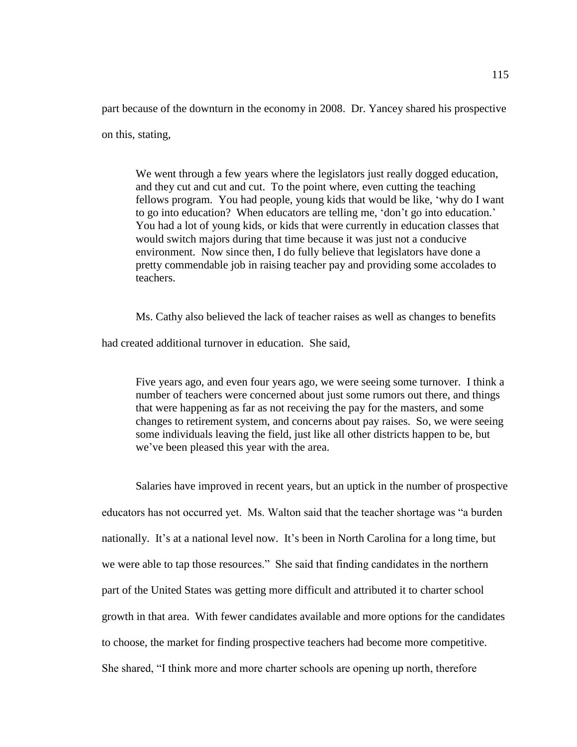part because of the downturn in the economy in 2008. Dr. Yancey shared his prospective on this, stating,

> We went through a few years where the legislators just really dogged education, and they cut and cut and cut. To the point where, even cutting the teaching fellows program. You had people, young kids that would be like, 'why do I want to go into education? When educators are telling me, 'don't go into education.' You had a lot of young kids, or kids that were currently in education classes that would switch majors during that time because it was just not a conducive environment. Now since then, I do fully believe that legislators have done a pretty commendable job in raising teacher pay and providing some accolades to teachers.

Ms. Cathy also believed the lack of teacher raises as well as changes to benefits had created additional turnover in education. She said,

> Five years ago, and even four years ago, we were seeing some turnover. I think a number of teachers were concerned about just some rumors out there, and things that were happening as far as not receiving the pay for the masters, and some changes to retirement system, and concerns about pay raises. So, we were seeing some individuals leaving the field, just like all other districts happen to be, but we've been pleased this year with the area.

Salaries have improved in recent years, but an uptick in the number of prospective educators has not occurred yet. Ms. Walton said that the teacher shortage was "a burden nationally. It's at a national level now. It's been in North Carolina for a long time, but we were able to tap those resources." She said that finding candidates in the northern part of the United States was getting more difficult and attributed it to charter school growth in that area. With fewer candidates available and more options for the candidates to choose, the market for finding prospective teachers had become more competitive. She shared, "I think more and more charter schools are opening up north, therefore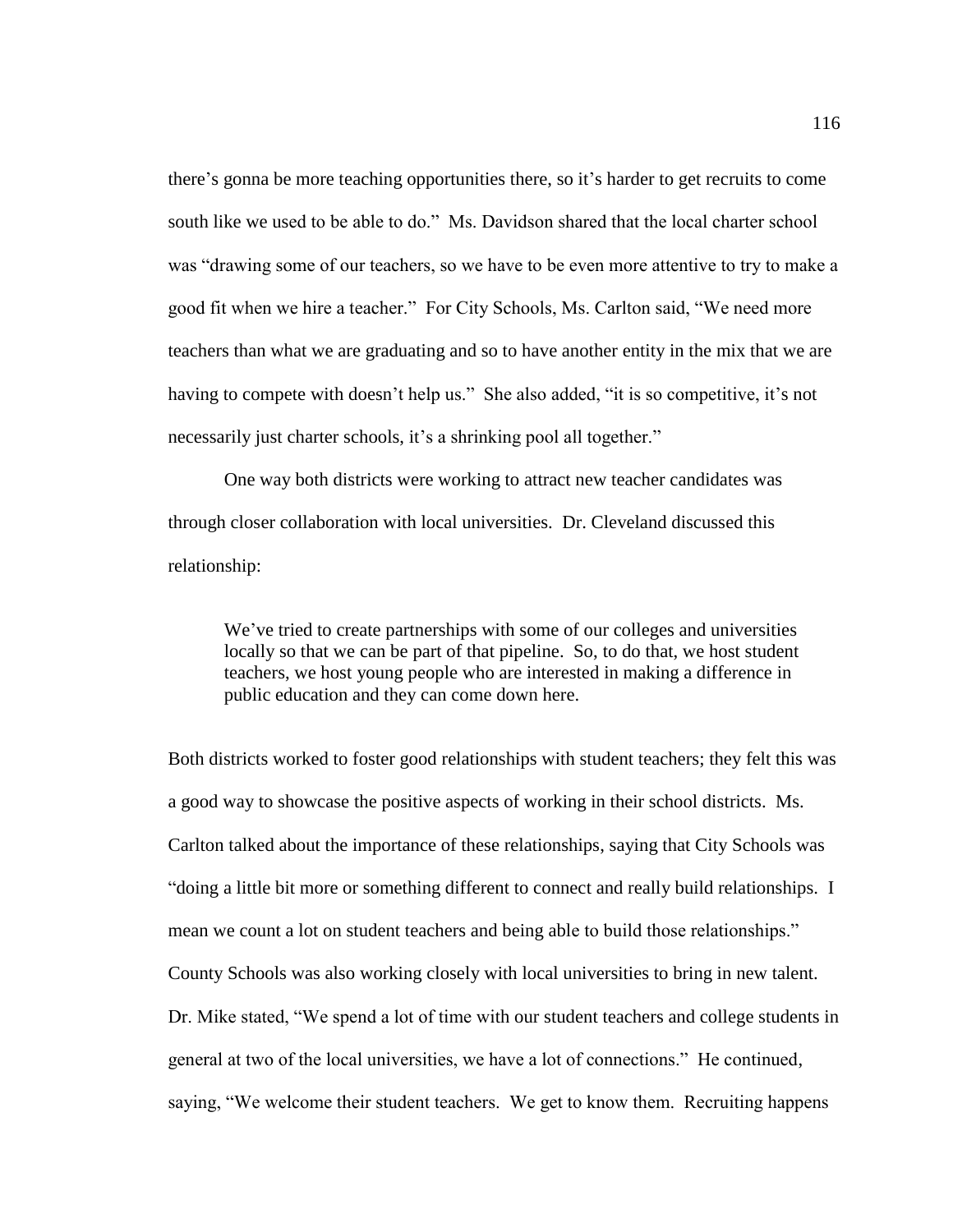there's gonna be more teaching opportunities there, so it's harder to get recruits to come south like we used to be able to do." Ms. Davidson shared that the local charter school was "drawing some of our teachers, so we have to be even more attentive to try to make a good fit when we hire a teacher." For City Schools, Ms. Carlton said, "We need more teachers than what we are graduating and so to have another entity in the mix that we are having to compete with doesn't help us." She also added, "it is so competitive, it's not necessarily just charter schools, it's a shrinking pool all together."

One way both districts were working to attract new teacher candidates was through closer collaboration with local universities. Dr. Cleveland discussed this relationship:

> We've tried to create partnerships with some of our colleges and universities locally so that we can be part of that pipeline. So, to do that, we host student teachers, we host young people who are interested in making a difference in public education and they can come down here.

Both districts worked to foster good relationships with student teachers; they felt this was a good way to showcase the positive aspects of working in their school districts. Ms. Carlton talked about the importance of these relationships, saying that City Schools was "doing a little bit more or something different to connect and really build relationships. I mean we count a lot on student teachers and being able to build those relationships." County Schools was also working closely with local universities to bring in new talent. Dr. Mike stated, "We spend a lot of time with our student teachers and college students in general at two of the local universities, we have a lot of connections." He continued, saying, "We welcome their student teachers. We get to know them. Recruiting happens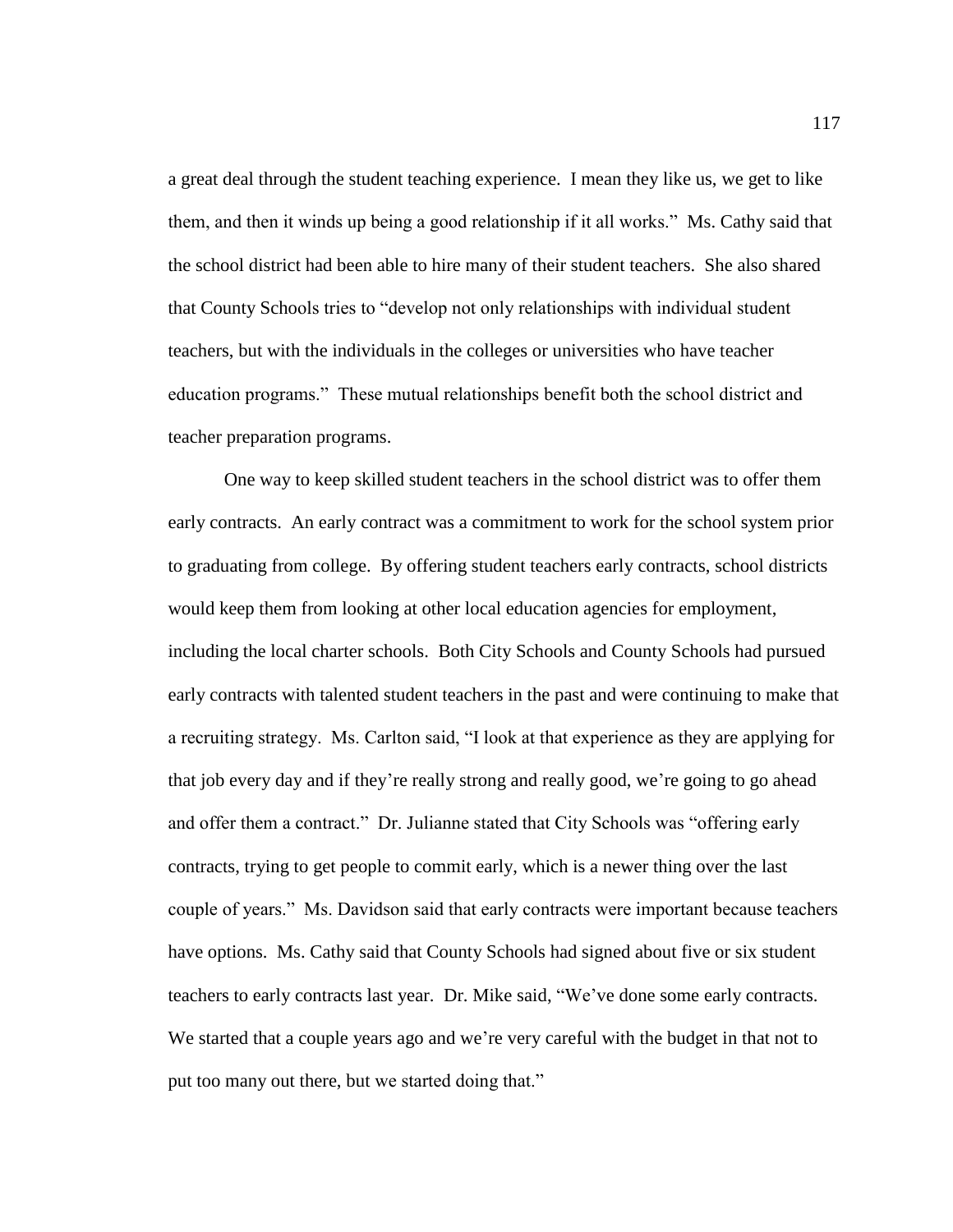a great deal through the student teaching experience. I mean they like us, we get to like them, and then it winds up being a good relationship if it all works." Ms. Cathy said that the school district had been able to hire many of their student teachers. She also shared that County Schools tries to "develop not only relationships with individual student teachers, but with the individuals in the colleges or universities who have teacher education programs." These mutual relationships benefit both the school district and teacher preparation programs.

One way to keep skilled student teachers in the school district was to offer them early contracts. An early contract was a commitment to work for the school system prior to graduating from college. By offering student teachers early contracts, school districts would keep them from looking at other local education agencies for employment, including the local charter schools. Both City Schools and County Schools had pursued early contracts with talented student teachers in the past and were continuing to make that a recruiting strategy. Ms. Carlton said, "I look at that experience as they are applying for that job every day and if they're really strong and really good, we're going to go ahead and offer them a contract." Dr. Julianne stated that City Schools was "offering early contracts, trying to get people to commit early, which is a newer thing over the last couple of years." Ms. Davidson said that early contracts were important because teachers have options. Ms. Cathy said that County Schools had signed about five or six student teachers to early contracts last year. Dr. Mike said, "We've done some early contracts. We started that a couple years ago and we're very careful with the budget in that not to put too many out there, but we started doing that."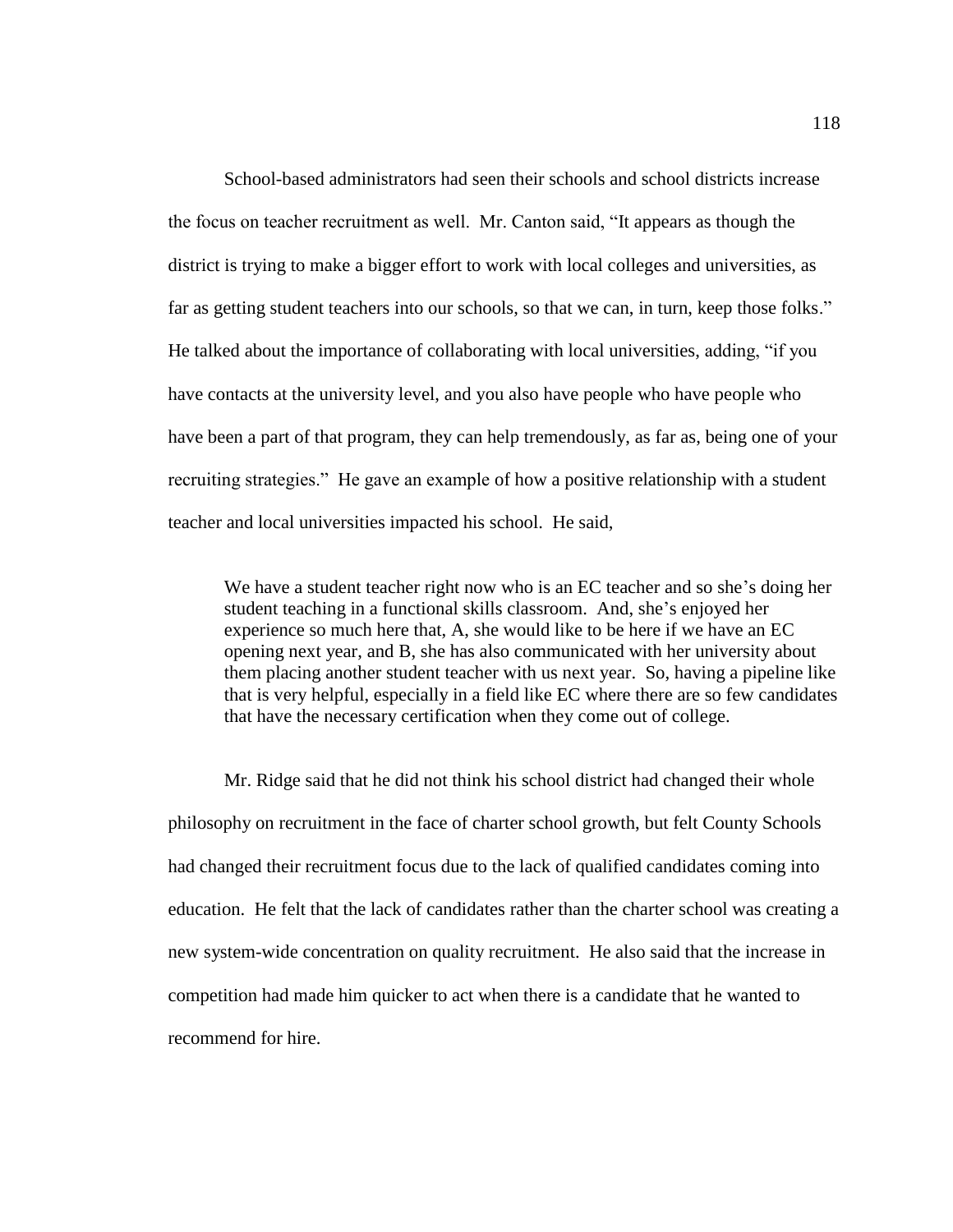School-based administrators had seen their schools and school districts increase the focus on teacher recruitment as well. Mr. Canton said, "It appears as though the district is trying to make a bigger effort to work with local colleges and universities, as far as getting student teachers into our schools, so that we can, in turn, keep those folks." He talked about the importance of collaborating with local universities, adding, "if you have contacts at the university level, and you also have people who have people who have been a part of that program, they can help tremendously, as far as, being one of your recruiting strategies." He gave an example of how a positive relationship with a student teacher and local universities impacted his school. He said,

> We have a student teacher right now who is an EC teacher and so she's doing her student teaching in a functional skills classroom. And, she's enjoyed her experience so much here that, A, she would like to be here if we have an EC opening next year, and B, she has also communicated with her university about them placing another student teacher with us next year. So, having a pipeline like that is very helpful, especially in a field like EC where there are so few candidates that have the necessary certification when they come out of college.

Mr. Ridge said that he did not think his school district had changed their whole philosophy on recruitment in the face of charter school growth, but felt County Schools had changed their recruitment focus due to the lack of qualified candidates coming into education. He felt that the lack of candidates rather than the charter school was creating a new system-wide concentration on quality recruitment. He also said that the increase in competition had made him quicker to act when there is a candidate that he wanted to recommend for hire.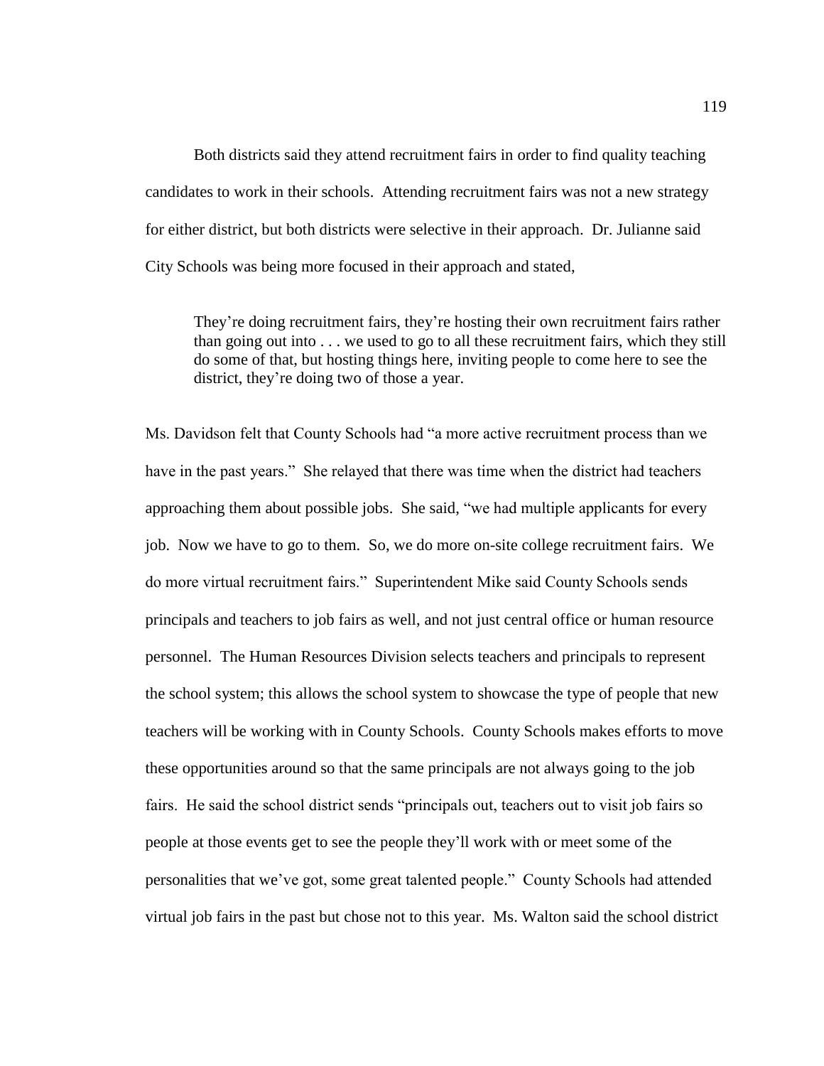Both districts said they attend recruitment fairs in order to find quality teaching candidates to work in their schools. Attending recruitment fairs was not a new strategy for either district, but both districts were selective in their approach. Dr. Julianne said City Schools was being more focused in their approach and stated,

> They're doing recruitment fairs, they're hosting their own recruitment fairs rather than going out into . . . we used to go to all these recruitment fairs, which they still do some of that, but hosting things here, inviting people to come here to see the district, they're doing two of those a year.

Ms. Davidson felt that County Schools had "a more active recruitment process than we have in the past years." She relayed that there was time when the district had teachers approaching them about possible jobs. She said, "we had multiple applicants for every job. Now we have to go to them. So, we do more on-site college recruitment fairs. We do more virtual recruitment fairs." Superintendent Mike said County Schools sends principals and teachers to job fairs as well, and not just central office or human resource personnel. The Human Resources Division selects teachers and principals to represent the school system; this allows the school system to showcase the type of people that new teachers will be working with in County Schools. County Schools makes efforts to move these opportunities around so that the same principals are not always going to the job fairs. He said the school district sends "principals out, teachers out to visit job fairs so people at those events get to see the people they'll work with or meet some of the personalities that we've got, some great talented people." County Schools had attended virtual job fairs in the past but chose not to this year. Ms. Walton said the school district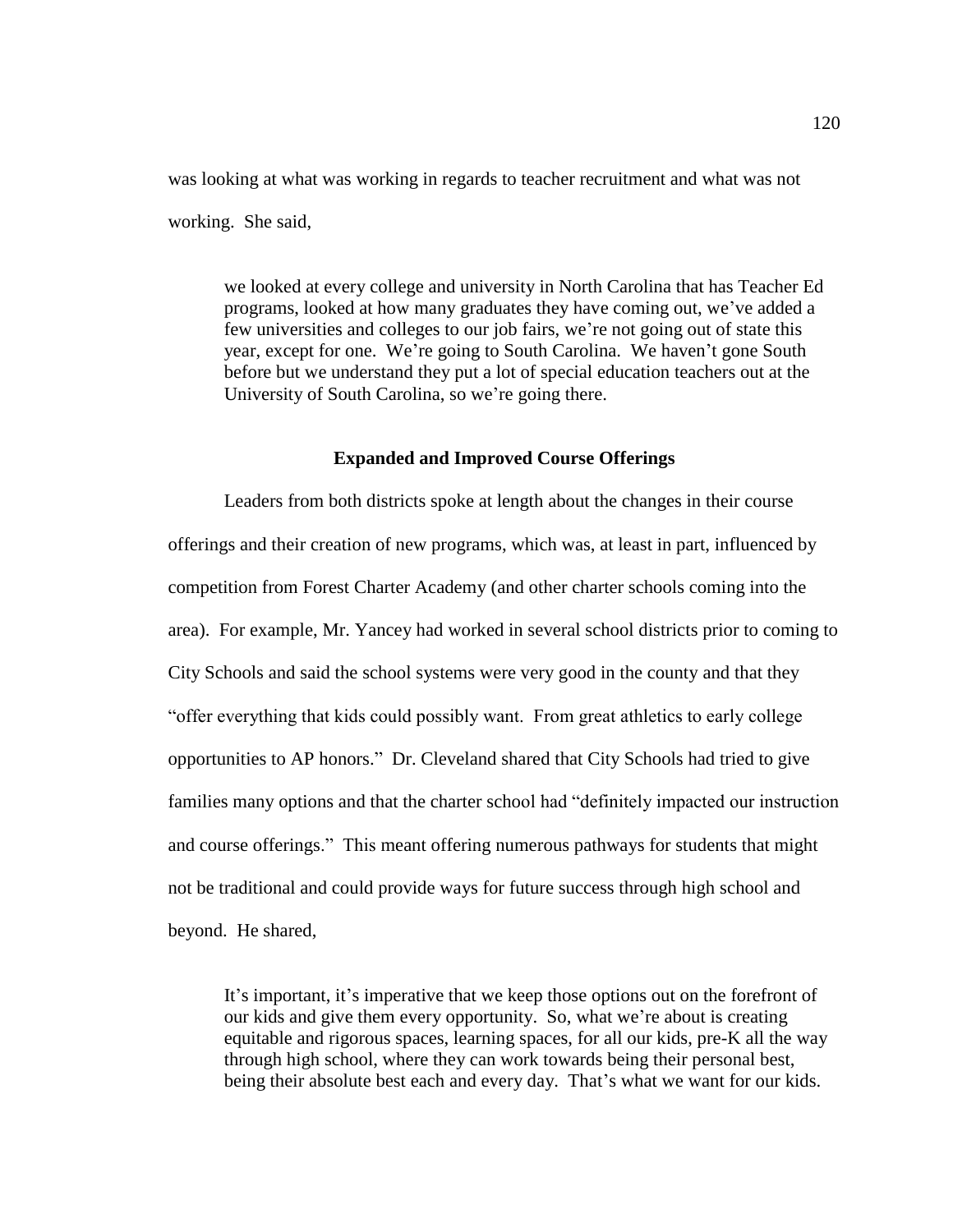was looking at what was working in regards to teacher recruitment and what was not working. She said,

> we looked at every college and university in North Carolina that has Teacher Ed programs, looked at how many graduates they have coming out, we've added a few universities and colleges to our job fairs, we're not going out of state this year, except for one. We're going to South Carolina. We haven't gone South before but we understand they put a lot of special education teachers out at the University of South Carolina, so we're going there.

## Expanded and Improved Course Offerings

Leaders from both districts spoke at length about the changes in their course offerings and their creation of new programs, which was, at least in part, influenced by competition from Forest Charter Academy (and other charter schools coming into the area). For example, Mr. Yancey had worked in several school districts prior to coming to City Schools and said the school systems were very good in the county and that they "offer everything that kids could possibly want. From great athletics to early college opportunities to AP honors." Dr. Cleveland shared that City Schools had tried to give families many options and that the charter school had "definitely impacted our instruction and course offerings." This meant offering numerous pathways for students that might not be traditional and could provide ways for future success through high school and beyond. He shared,

> It's important, it's imperative that we keep those options out on the forefront of our kids and give them every opportunity. So, what we're about is creating equitable and rigorous spaces, learning spaces, for all our kids, pre-K all the way through high school, where they can work towards being their personal best, being their absolute best each and every day. That's what we want for our kids.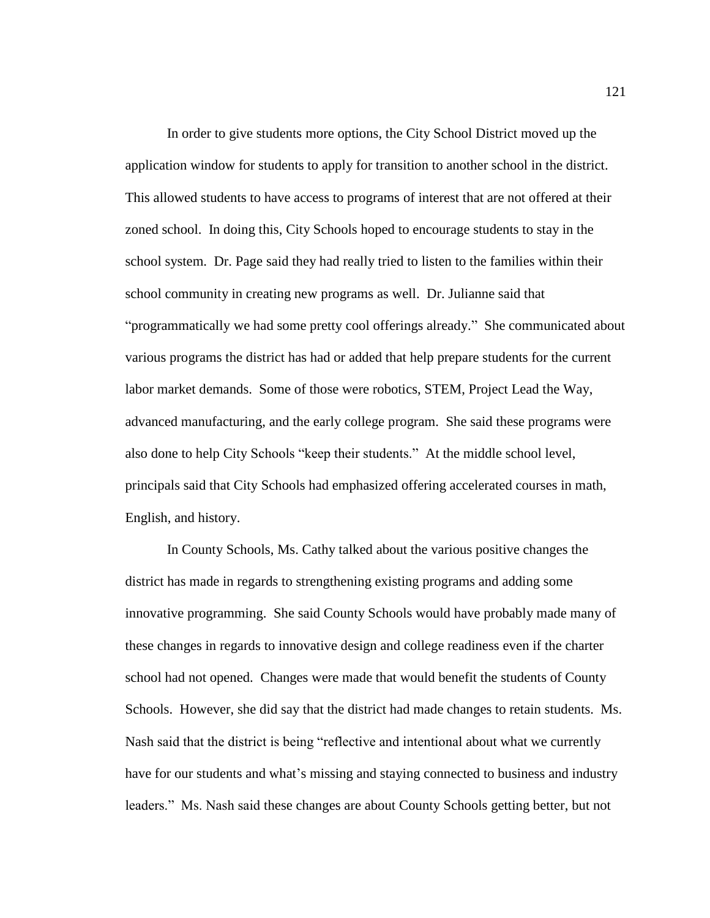In order to give students more options, the City School District moved up the application window for students to apply for transition to another school in the district. This allowed students to have access to programs of interest that are not offered at their zoned school. In doing this, City Schools hoped to encourage students to stay in the school system. Dr. Page said they had really tried to listen to the families within their school community in creating new programs as well. Dr. Julianne said that "programmatically we had some pretty cool offerings already." She communicated about various programs the district has had or added that help prepare students for the current labor market demands. Some of those were robotics, STEM, Project Lead the Way, advanced manufacturing, and the early college program. She said these programs were also done to help City Schools "keep their students." At the middle school level, principals said that City Schools had emphasized offering accelerated courses in math, English, and history.

In County Schools, Ms. Cathy talked about the various positive changes the district has made in regards to strengthening existing programs and adding some innovative programming. She said County Schools would have probably made many of these changes in regards to innovative design and college readiness even if the charter school had not opened. Changes were made that would benefit the students of County Schools. However, she did say that the district had made changes to retain students. Ms. Nash said that the district is being "reflective and intentional about what we currently have for our students and what's missing and staying connected to business and industry leaders." Ms. Nash said these changes are about County Schools getting better, but not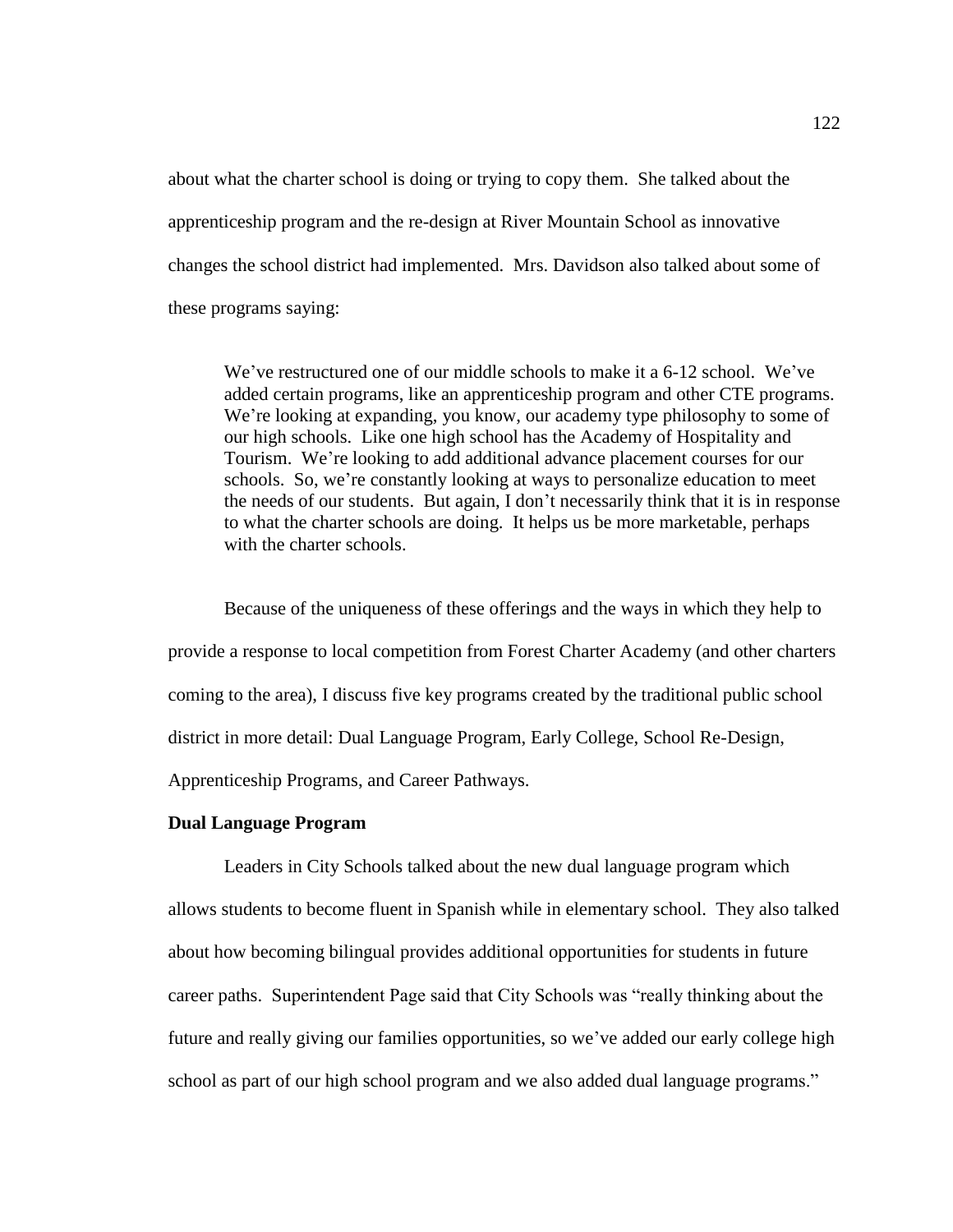about what the charter school is doing or trying to copy them. She talked about the apprenticeship program and the re-design at River Mountain School as innovative changes the school district had implemented. Mrs. Davidson also talked about some of these programs saying:

> We've restructured one of our middle schools to make it a 6-12 school. We've added certain programs, like an apprenticeship program and other CTE programs. We're looking at expanding, you know, our academy type philosophy to some of our high schools. Like one high school has the Academy of Hospitality and Tourism. We're looking to add additional advance placement courses for our schools. So, we're constantly looking at ways to personalize education to meet the needs of our students. But again, I don't necessarily think that it is in response to what the charter schools are doing. It helps us be more marketable, perhaps with the charter schools.

Because of the uniqueness of these offerings and the ways in which they help to provide a response to local competition from Forest Charter Academy (and other charters coming to the area), I discuss five key programs created by the traditional public school district in more detail: Dual Language Program, Early College, School Re-Design, Apprenticeship Programs, and Career Pathways.

**Dual Language Program**

Leaders in City Schools talked about the new dual language program which allows students to become fluent in Spanish while in elementary school. They also talked about how becoming bilingual provides additional opportunities for students in future career paths. Superintendent Page said that City Schools was "really thinking about the future and really giving our families opportunities, so we've added our early college high school as part of our high school program and we also added dual language programs."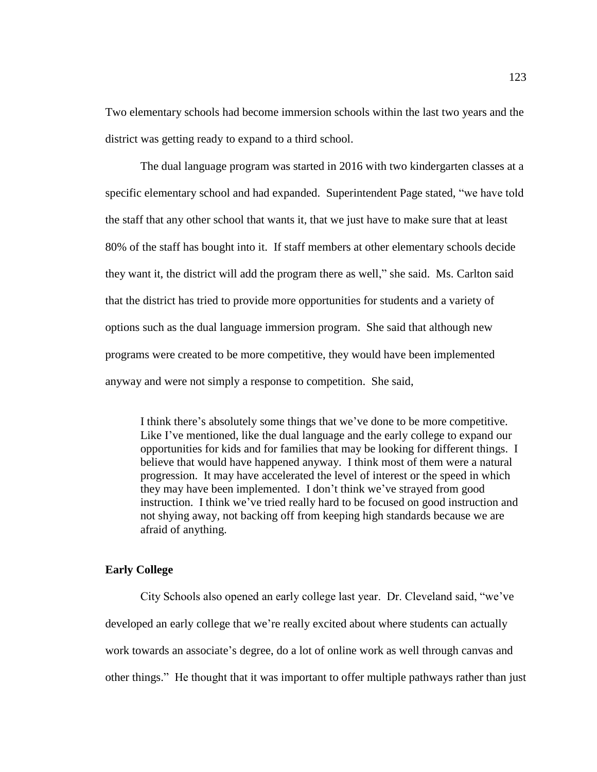Two elementary schools had become immersion schools within the last two years and the district was getting ready to expand to a third school.

The dual language program was started in 2016 with two kindergarten classes at a specific elementary school and had expanded. Superintendent Page stated, "we have told the staff that any other school that wants it, that we just have to make sure that at least 80% of the staff has bought into it. If staff members at other elementary schools decide they want it, the district will add the program there as well," she said. Ms. Carlton said that the district has tried to provide more opportunities for students and a variety of options such as the dual language immersion program. She said that although new programs were created to be more competitive, they would have been implemented anyway and were not simply a response to competition. She said,

> I think there's absolutely some things that we've done to be more competitive. Like I've mentioned, like the dual language and the early college to expand our opportunities for kids and for families that may be looking for different things. I believe that would have happened anyway. I think most of them were a natural progression. It may have accelerated the level of interest or the speed in which they may have been implemented. I don't think we've strayed from good instruction. I think we've tried really hard to be focused on good instruction and not shying away, not backing off from keeping high standards because we are afraid of anything.

**Early College**

City Schools also opened an early college last year. Dr. Cleveland said, "we've developed an early college that we're really excited about where students can actually work towards an associate's degree, do a lot of online work as well through canvas and other things." He thought that it was important to offer multiple pathways rather than just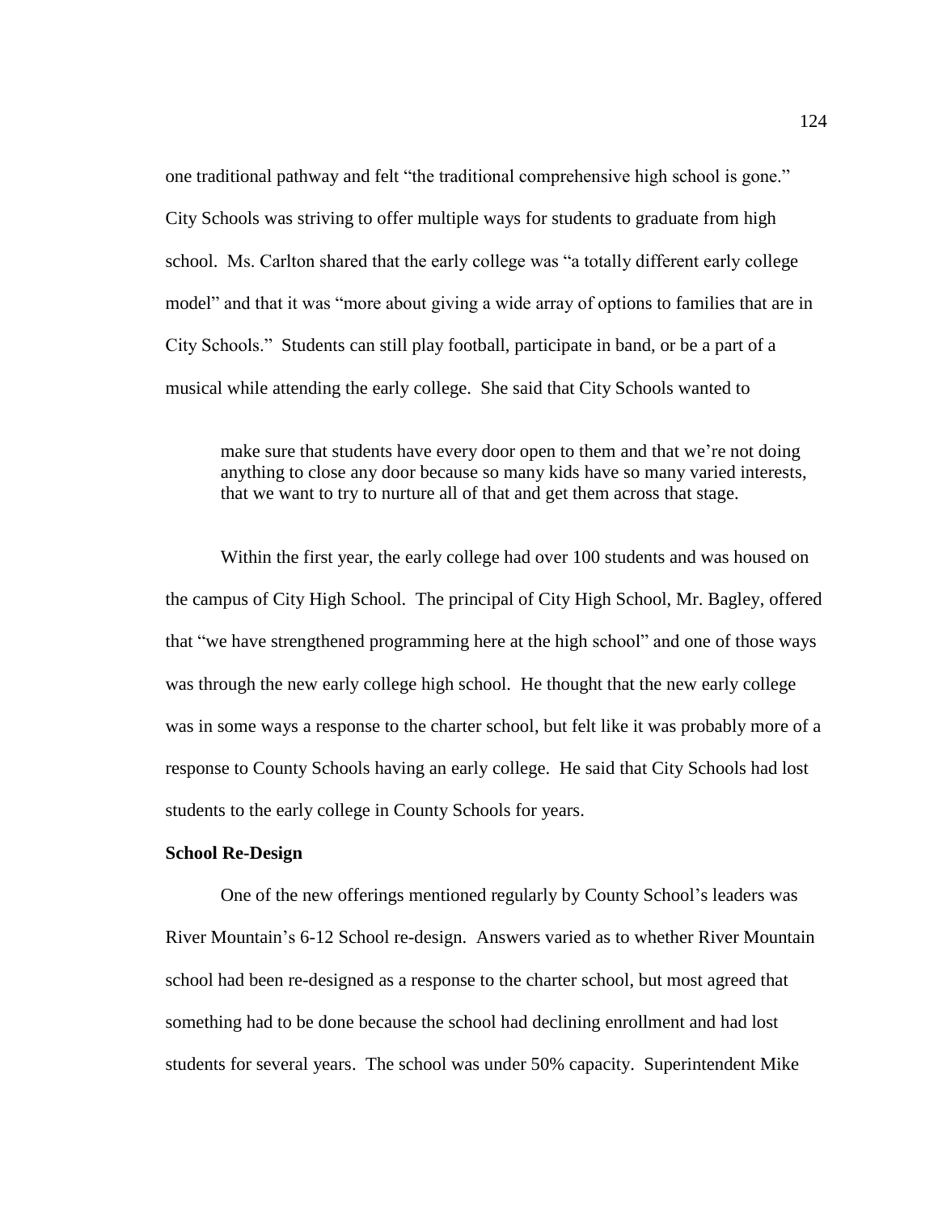one traditional pathway and felt "the traditional comprehensive high school is gone." City Schools was striving to offer multiple ways for students to graduate from high school. Ms. Carlton shared that the early college was "a totally different early college model" and that it was "more about giving a wide array of options to families that are in City Schools." Students can still play football, participate in band, or be a part of a musical while attending the early college. She said that City Schools wanted to

> make sure that students have every door open to them and that we're not doing anything to close any door because so many kids have so many varied interests, that we want to try to nurture all of that and get them across that stage.

Within the first year, the early college had over 100 students and was housed on the campus of City High School. The principal of City High School, Mr. Bagley, offered that "we have strengthened programming here at the high school" and one of those ways was through the new early college high school. He thought that the new early college was in some ways a response to the charter school, but felt like it was probably more of a response to County Schools having an early college. He said that City Schools had lost students to the early college in County Schools for years.

**School Re-Design**

One of the new offerings mentioned regularly by County School's leaders was River Mountain's 6-12 School re-design. Answers varied as to whether River Mountain school had been re-designed as a response to the charter school, but most agreed that something had to be done because the school had declining enrollment and had lost students for several years. The school was under 50% capacity. Superintendent Mike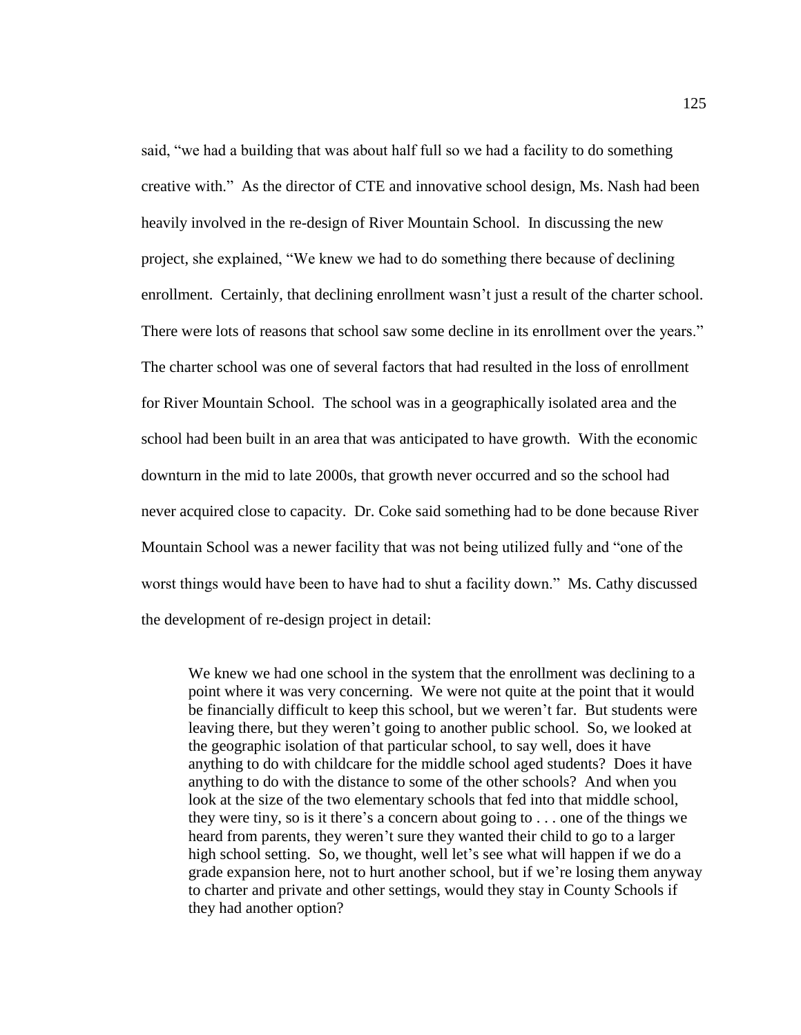said, "we had a building that was about half full so we had a facility to do something creative with." As the director of CTE and innovative school design, Ms. Nash had been heavily involved in the re-design of River Mountain School. In discussing the new project, she explained, "We knew we had to do something there because of declining enrollment. Certainly, that declining enrollment wasn't just a result of the charter school. There were lots of reasons that school saw some decline in its enrollment over the years." The charter school was one of several factors that had resulted in the loss of enrollment for River Mountain School. The school was in a geographically isolated area and the school had been built in an area that was anticipated to have growth. With the economic downturn in the mid to late 2000s, that growth never occurred and so the school had never acquired close to capacity. Dr. Coke said something had to be done because River Mountain School was a newer facility that was not being utilized fully and "one of the worst things would have been to have had to shut a facility down." Ms. Cathy discussed the development of re-design project in detail:

> We knew we had one school in the system that the enrollment was declining to a point where it was very concerning. We were not quite at the point that it would be financially difficult to keep this school, but we weren't far. But students were leaving there, but they weren't going to another public school. So, we looked at the geographic isolation of that particular school, to say well, does it have anything to do with childcare for the middle school aged students? Does it have anything to do with the distance to some of the other schools? And when you look at the size of the two elementary schools that fed into that middle school, they were tiny, so is it there's a concern about going to . . . one of the things we heard from parents, they weren't sure they wanted their child to go to a larger high school setting. So, we thought, well let's see what will happen if we do a grade expansion here, not to hurt another school, but if we're losing them anyway to charter and private and other settings, would they stay in County Schools if they had another option?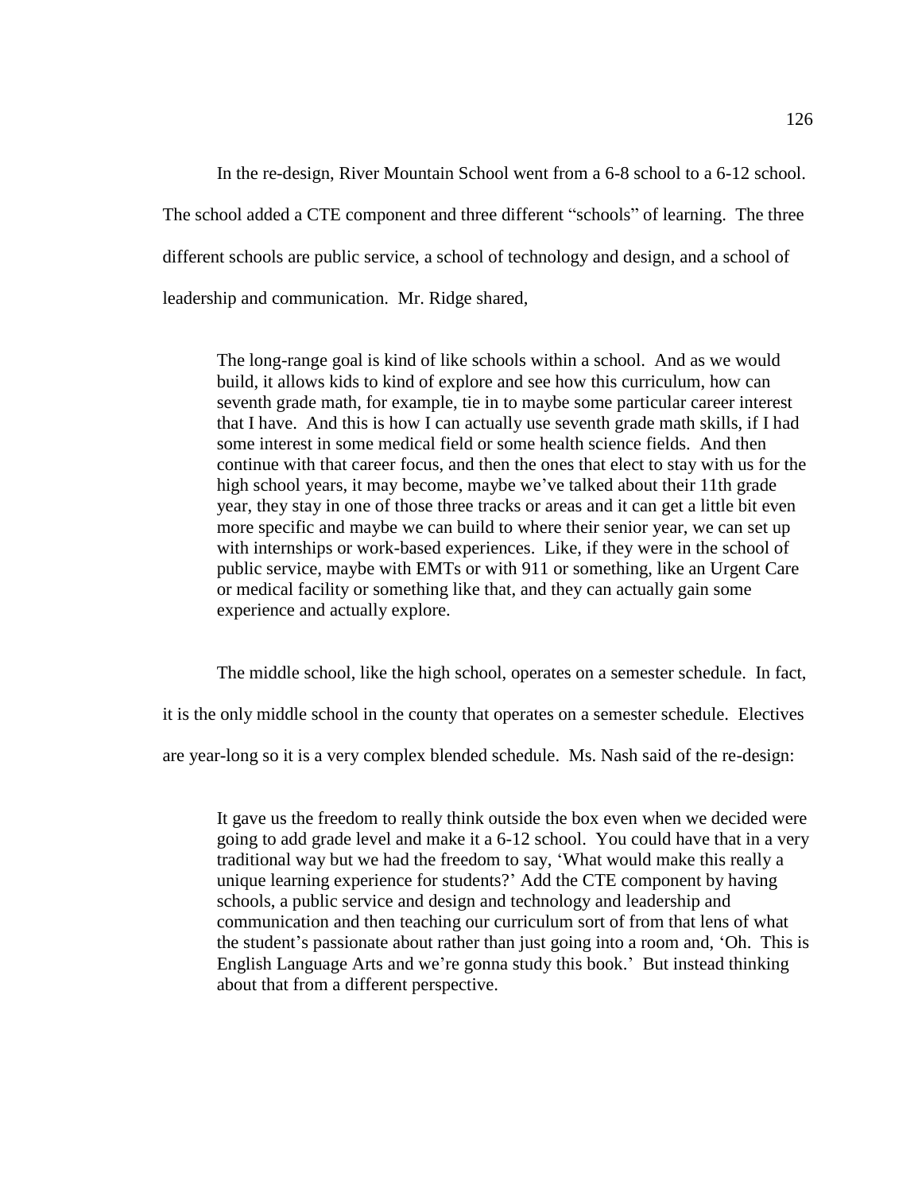In the re-design, River Mountain School went from a 6-8 school to a 6-12 school. The school added a CTE component and three different "schools" of learning. The three different schools are public service, a school of technology and design, and a school of leadership and communication. Mr. Ridge shared,

> The long-range goal is kind of like schools within a school. And as we would build, it allows kids to kind of explore and see how this curriculum, how can seventh grade math, for example, tie in to maybe some particular career interest that I have. And this is how I can actually use seventh grade math skills, if I had some interest in some medical field or some health science fields. And then continue with that career focus, and then the ones that elect to stay with us for the high school years, it may become, maybe we've talked about their 11th grade year, they stay in one of those three tracks or areas and it can get a little bit even more specific and maybe we can build to where their senior year, we can set up with internships or work-based experiences. Like, if they were in the school of public service, maybe with EMTs or with 911 or something, like an Urgent Care or medical facility or something like that, and they can actually gain some experience and actually explore.

The middle school, like the high school, operates on a semester schedule. In fact, it is the only middle school in the county that operates on a semester schedule. Electives are year-long so it is a very complex blended schedule. Ms. Nash said of the re-design:

> It gave us the freedom to really think outside the box even when we decided were going to add grade level and make it a 6-12 school. You could have that in a very traditional way but we had the freedom to say, 'What would make this really a unique learning experience for students?' Add the CTE component by having schools, a public service and design and technology and leadership and communication and then teaching our curriculum sort of from that lens of what the student's passionate about rather than just going into a room and, 'Oh. This is English Language Arts and we're gonna study this book.' But instead thinking about that from a different perspective.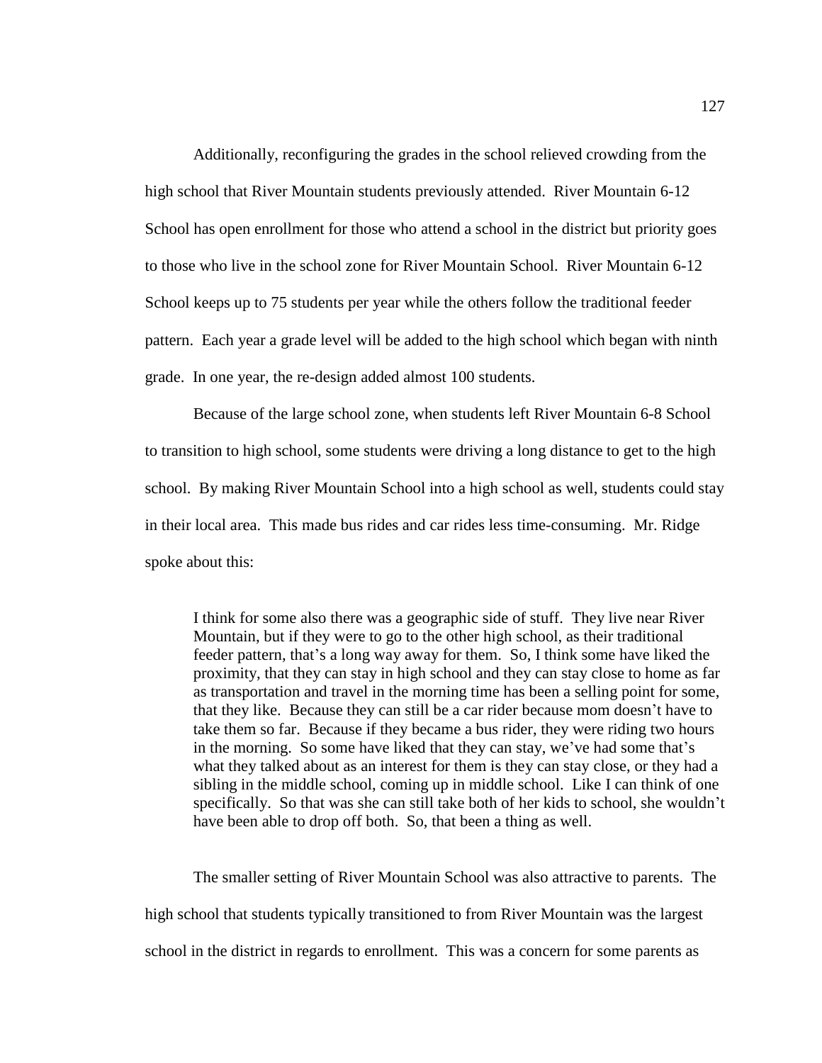Additionally, reconfiguring the grades in the school relieved crowding from the high school that River Mountain students previously attended. River Mountain 6-12 School has open enrollment for those who attend a school in the district but priority goes to those who live in the school zone for River Mountain School. River Mountain 6-12 School keeps up to 75 students per year while the others follow the traditional feeder pattern. Each year a grade level will be added to the high school which began with ninth grade. In one year, the re-design added almost 100 students.

Because of the large school zone, when students left River Mountain 6-8 School to transition to high school, some students were driving a long distance to get to the high school. By making River Mountain School into a high school as well, students could stay in their local area. This made bus rides and car rides less time-consuming. Mr. Ridge spoke about this:

> I think for some also there was a geographic side of stuff. They live near River Mountain, but if they were to go to the other high school, as their traditional feeder pattern, that's a long way away for them. So, I think some have liked the proximity, that they can stay in high school and they can stay close to home as far as transportation and travel in the morning time has been a selling point for some, that they like. Because they can still be a car rider because mom doesn't have to take them so far. Because if they became a bus rider, they were riding two hours in the morning. So some have liked that they can stay, we've had some that's what they talked about as an interest for them is they can stay close, or they had a sibling in the middle school, coming up in middle school. Like I can think of one specifically. So that was she can still take both of her kids to school, she wouldn't have been able to drop off both. So, that been a thing as well.

The smaller setting of River Mountain School was also attractive to parents. The high school that students typically transitioned to from River Mountain was the largest school in the district in regards to enrollment. This was a concern for some parents as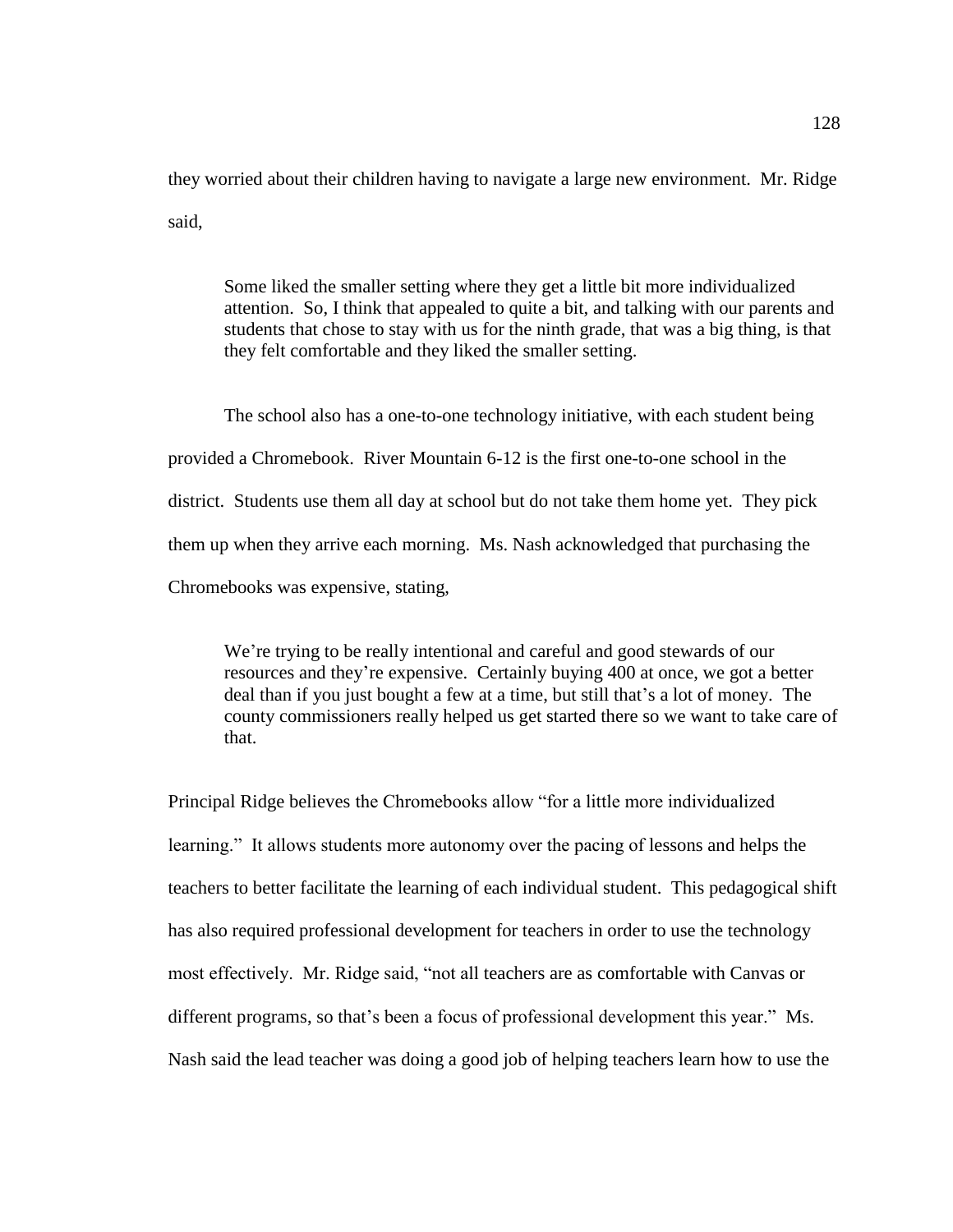they worried about their children having to navigate a large new environment. Mr. Ridge said,

> Some liked the smaller setting where they get a little bit more individualized attention. So, I think that appealed to quite a bit, and talking with our parents and students that chose to stay with us for the ninth grade, that was a big thing, is that they felt comfortable and they liked the smaller setting.

The school also has a one-to-one technology initiative, with each student being provided a Chromebook. River Mountain 6-12 is the first one-to-one school in the district. Students use them all day at school but do not take them home yet. They pick them up when they arrive each morning. Ms. Nash acknowledged that purchasing the Chromebooks was expensive, stating,

> We're trying to be really intentional and careful and good stewards of our resources and they're expensive. Certainly buying 400 at once, we got a better deal than if you just bought a few at a time, but still that's a lot of money. The county commissioners really helped us get started there so we want to take care of that.

Principal Ridge believes the Chromebooks allow "for a little more individualized learning." It allows students more autonomy over the pacing of lessons and helps the teachers to better facilitate the learning of each individual student. This pedagogical shift has also required professional development for teachers in order to use the technology most effectively. Mr. Ridge said, "not all teachers are as comfortable with Canvas or different programs, so that's been a focus of professional development this year." Ms. Nash said the lead teacher was doing a good job of helping teachers learn how to use the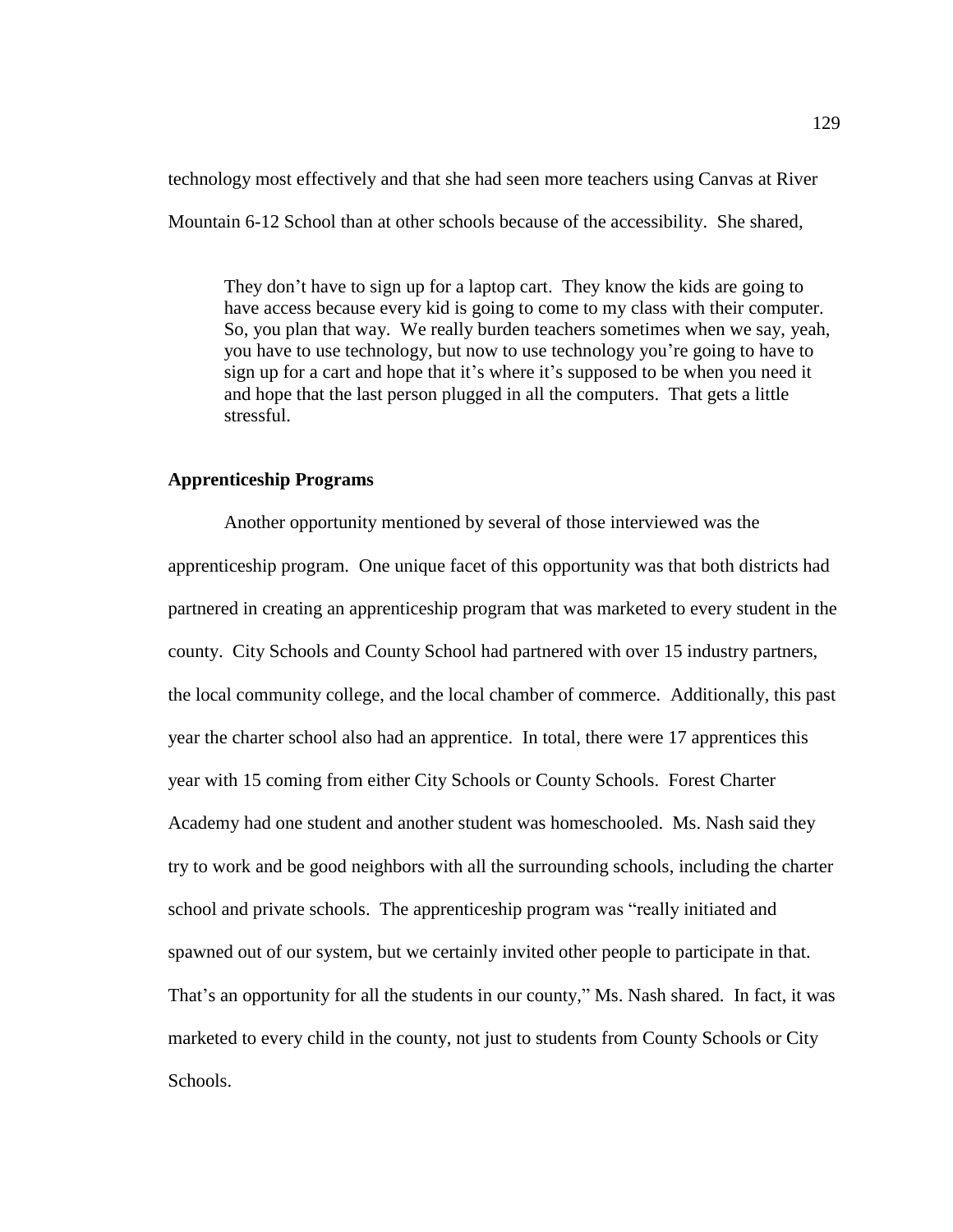technology most effectively and that she had seen more teachers using Canvas at River Mountain 6-12 School than at other schools because of the accessibility. She shared,

> They don't have to sign up for a laptop cart. They know the kids are going to have access because every kid is going to come to my class with their computer. So, you plan that way. We really burden teachers sometimes when we say, yeah, you have to use technology, but now to use technology you're going to have to sign up for a cart and hope that it's where it's supposed to be when you need it and hope that the last person plugged in all the computers. That gets a little stressful.

### Apprenticeship Programs

Another opportunity mentioned by several of those interviewed was the apprenticeship program. One unique facet of this opportunity was that both districts had partnered in creating an apprenticeship program that was marketed to every student in the county. City Schools and County School had partnered with over 15 industry partners, the local community college, and the local chamber of commerce. Additionally, this past year the charter school also had an apprentice. In total, there were 17 apprentices this year with 15 coming from either City Schools or County Schools. Forest Charter Academy had one student and another student was homeschooled. Ms. Nash said they try to work and be good neighbors with all the surrounding schools, including the charter school and private schools. The apprenticeship program was "really initiated and spawned out of our system, but we certainly invited other people to participate in that. That's an opportunity for all the students in our county," Ms. Nash shared. In fact, it was marketed to every child in the county, not just to students from County Schools or City Schools.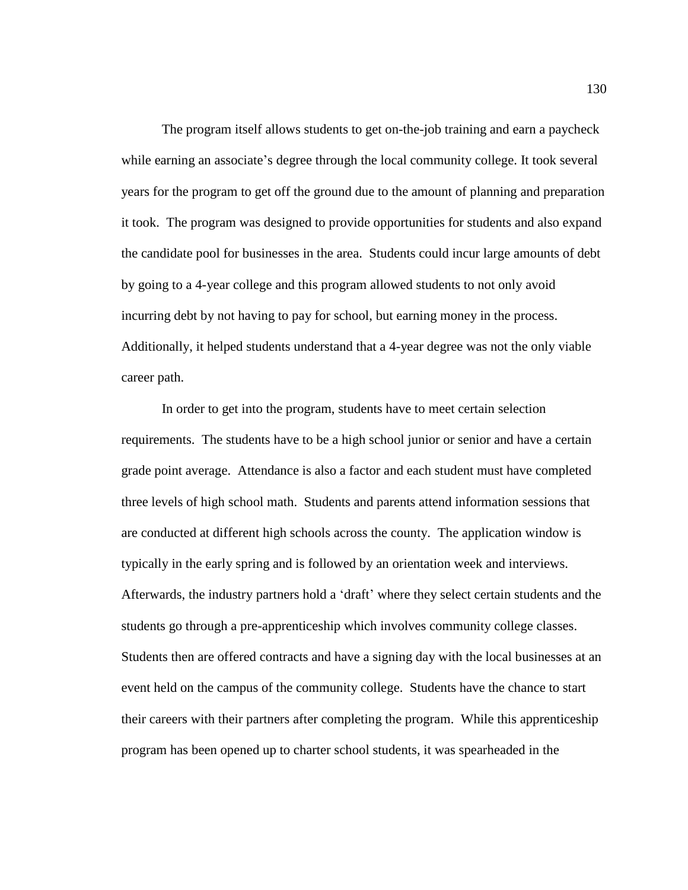The program itself allows students to get on-the-job training and earn a paycheck while earning an associate's degree through the local community college. It took several years for the program to get off the ground due to the amount of planning and preparation it took. The program was designed to provide opportunities for students and also expand the candidate pool for businesses in the area. Students could incur large amounts of debt by going to a 4-year college and this program allowed students to not only avoid incurring debt by not having to pay for school, but earning money in the process. Additionally, it helped students understand that a 4-year degree was not the only viable career path.

In order to get into the program, students have to meet certain selection requirements. The students have to be a high school junior or senior and have a certain grade point average. Attendance is also a factor and each student must have completed three levels of high school math. Students and parents attend information sessions that are conducted at different high schools across the county. The application window is typically in the early spring and is followed by an orientation week and interviews. Afterwards, the industry partners hold a 'draft' where they select certain students and the students go through a pre-apprenticeship which involves community college classes. Students then are offered contracts and have a signing day with the local businesses at an event held on the campus of the community college. Students have the chance to start their careers with their partners after completing the program. While this apprenticeship program has been opened up to charter school students, it was spearheaded in the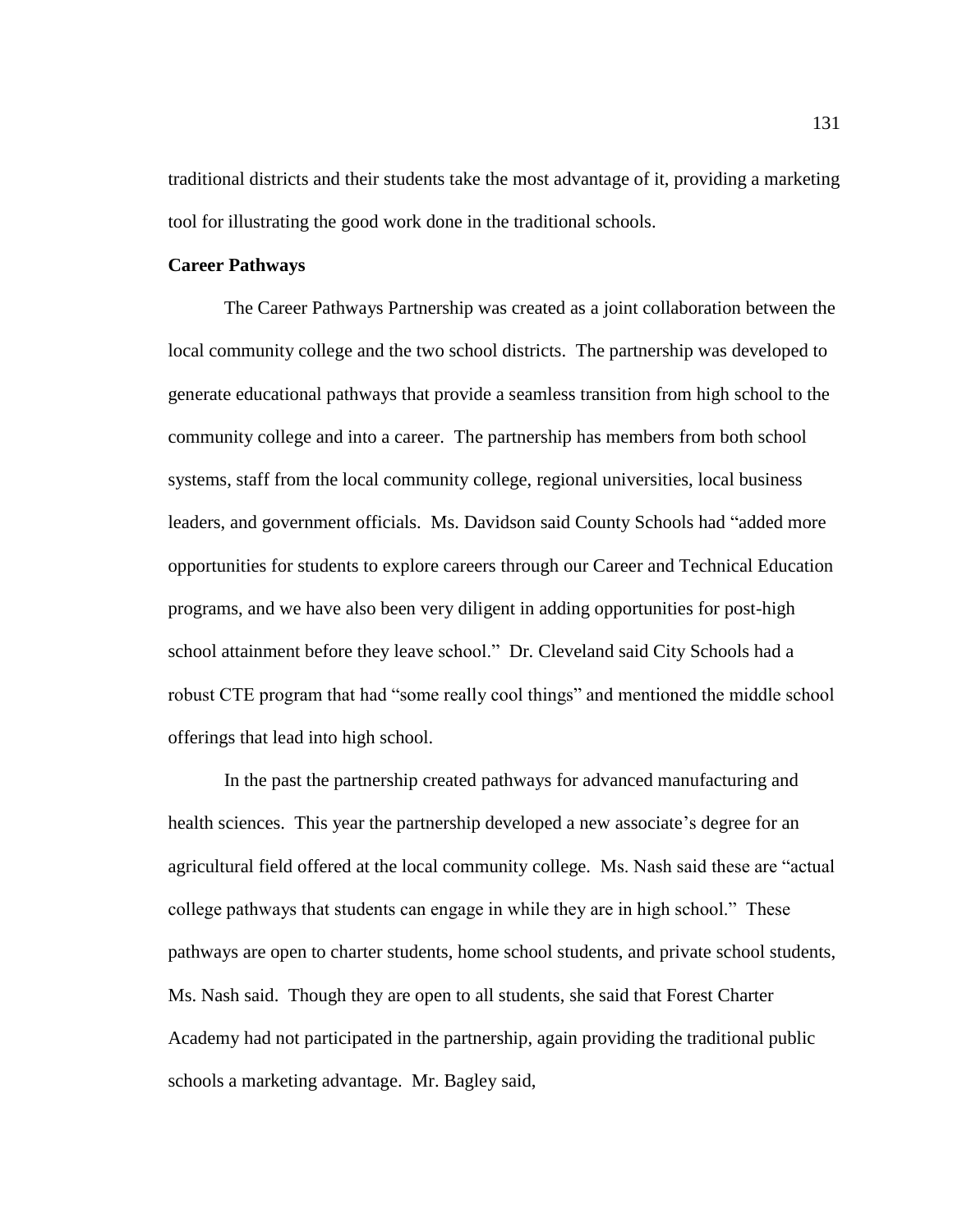traditional districts and their students take the most advantage of it, providing a marketing tool for illustrating the good work done in the traditional schools.

### Career Pathways

The Career Pathways Partnership was created as a joint collaboration between the local community college and the two school districts. The partnership was developed to generate educational pathways that provide a seamless transition from high school to the community college and into a career. The partnership has members from both school systems, staff from the local community college, regional universities, local business leaders, and government officials. Ms. Davidson said County Schools had "added more opportunities for students to explore careers through our Career and Technical Education programs, and we have also been very diligent in adding opportunities for post-high school attainment before they leave school." Dr. Cleveland said City Schools had a robust CTE program that had "some really cool things" and mentioned the middle school offerings that lead into high school.

In the past the partnership created pathways for advanced manufacturing and health sciences. This year the partnership developed a new associate's degree for an agricultural field offered at the local community college. Ms. Nash said these are "actual college pathways that students can engage in while they are in high school." These pathways are open to charter students, home school students, and private school students, Ms. Nash said. Though they are open to all students, she said that Forest Charter Academy had not participated in the partnership, again providing the traditional public schools a marketing advantage. Mr. Bagley said,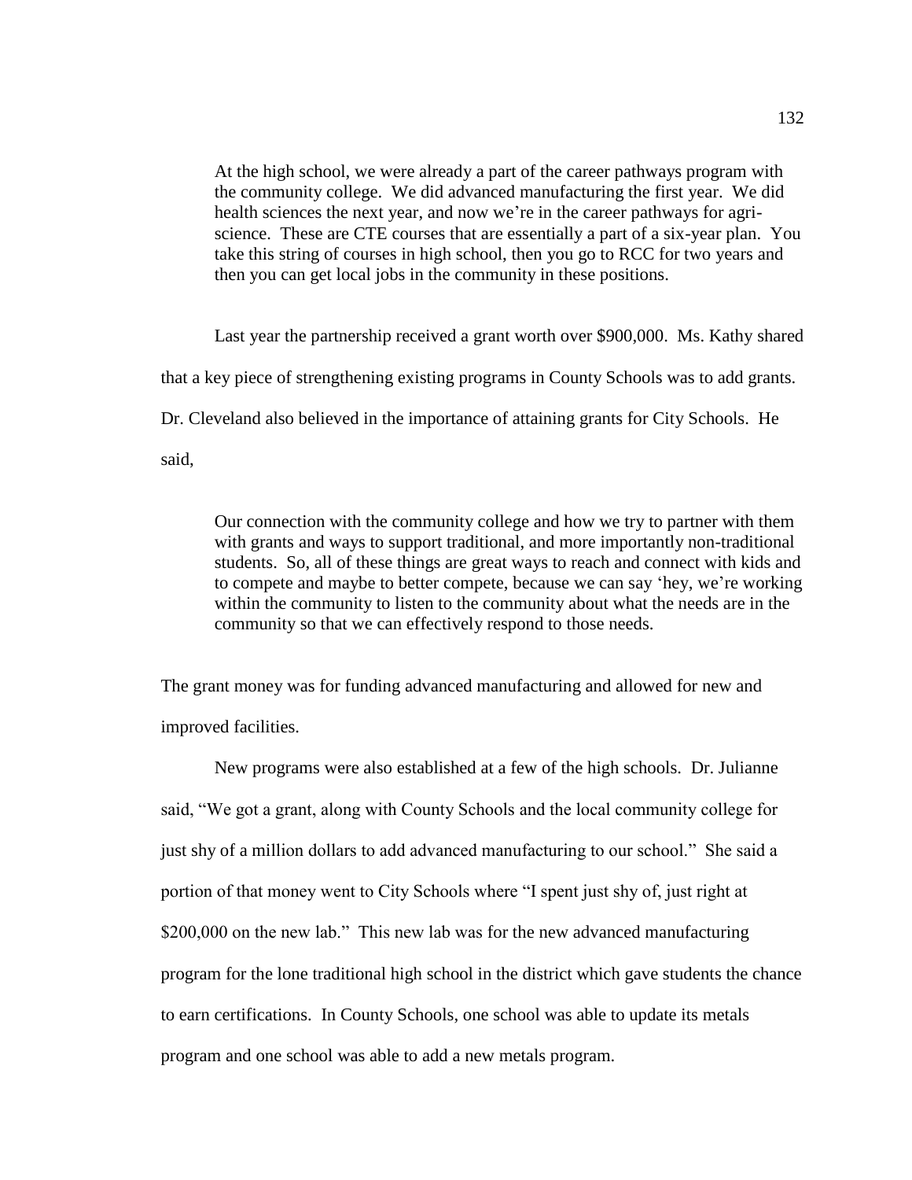> At the high school, we were already a part of the career pathways program with the community college. We did advanced manufacturing the first year. We did health sciences the next year, and now we're in the career pathways for agri-science. These are CTE courses that are essentially a part of a six-year plan. You take this string of courses in high school, then you go to RCC for two years and then you can get local jobs in the community in these positions.

Last year the partnership received a grant worth over $900,000. Ms. Kathy shared that a key piece of strengthening existing programs in County Schools was to add grants. Dr. Cleveland also believed in the importance of attaining grants for City Schools. He said,

> Our connection with the community college and how we try to partner with them with grants and ways to support traditional, and more importantly non-traditional students. So, all of these things are great ways to reach and connect with kids and to compete and maybe to better compete, because we can say 'hey, we're working within the community to listen to the community about what the needs are in the community so that we can effectively respond to those needs.

The grant money was for funding advanced manufacturing and allowed for new and improved facilities.

New programs were also established at a few of the high schools. Dr. Julianne said, "We got a grant, along with County Schools and the local community college for just shy of a million dollars to add advanced manufacturing to our school." She said a portion of that money went to City Schools where "I spent just shy of, just right at $200,000 on the new lab." This new lab was for the new advanced manufacturing program for the lone traditional high school in the district which gave students the chance to earn certifications. In County Schools, one school was able to update its metals program and one school was able to add a new metals program.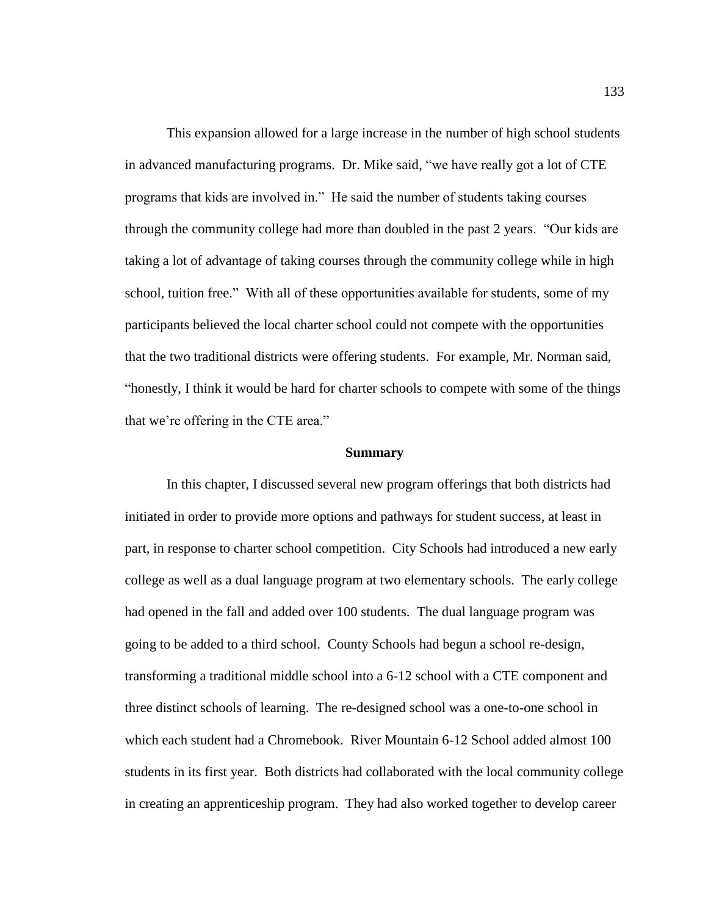This expansion allowed for a large increase in the number of high school students in advanced manufacturing programs. Dr. Mike said, "we have really got a lot of CTE programs that kids are involved in." He said the number of students taking courses through the community college had more than doubled in the past 2 years. "Our kids are taking a lot of advantage of taking courses through the community college while in high school, tuition free." With all of these opportunities available for students, some of my participants believed the local charter school could not compete with the opportunities that the two traditional districts were offering students. For example, Mr. Norman said, "honestly, I think it would be hard for charter schools to compete with some of the things that we're offering in the CTE area."

## Summary

In this chapter, I discussed several new program offerings that both districts had initiated in order to provide more options and pathways for student success, at least in part, in response to charter school competition. City Schools had introduced a new early college as well as a dual language program at two elementary schools. The early college had opened in the fall and added over 100 students. The dual language program was going to be added to a third school. County Schools had begun a school re-design, transforming a traditional middle school into a 6-12 school with a CTE component and three distinct schools of learning. The re-designed school was a one-to-one school in which each student had a Chromebook. River Mountain 6-12 School added almost 100 students in its first year. Both districts had collaborated with the local community college in creating an apprenticeship program. They had also worked together to develop career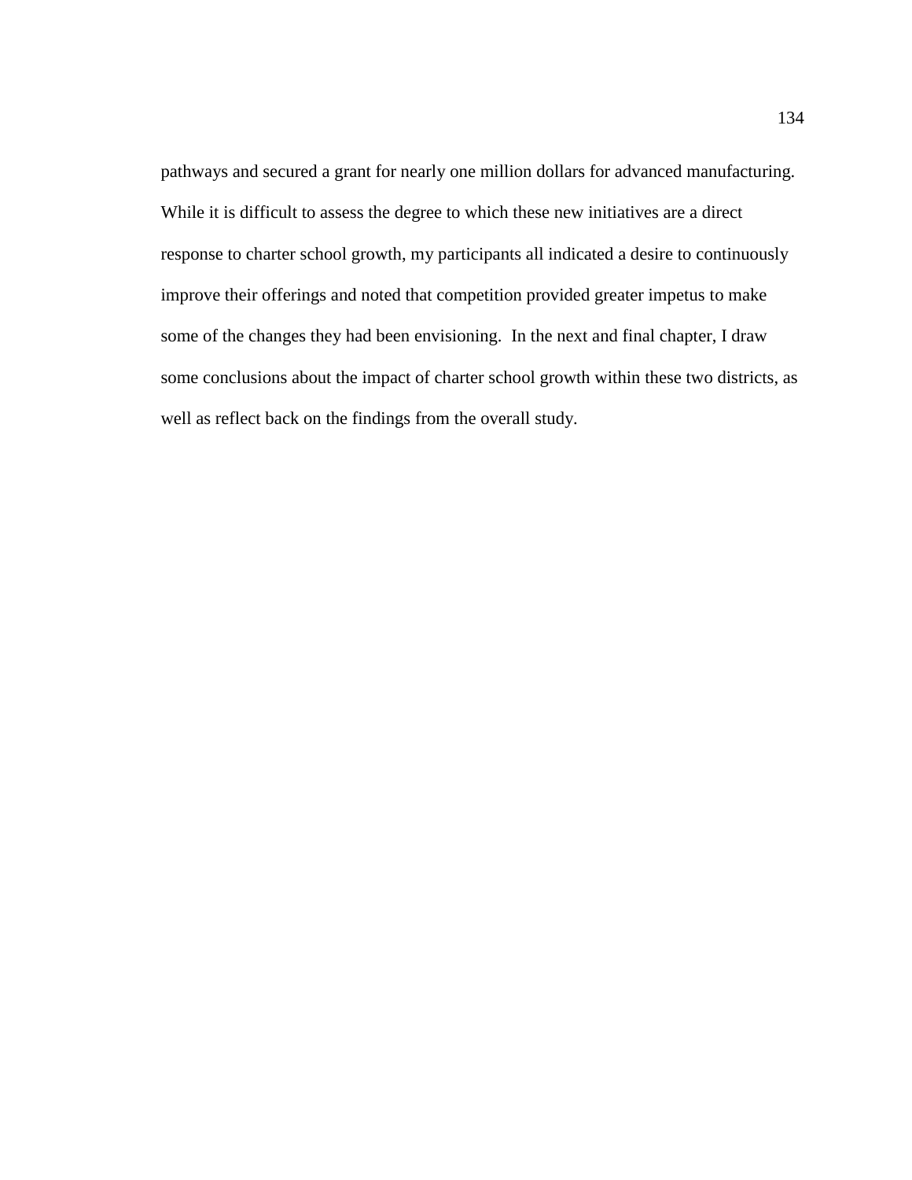pathways and secured a grant for nearly one million dollars for advanced manufacturing. While it is difficult to assess the degree to which these new initiatives are a direct response to charter school growth, my participants all indicated a desire to continuously improve their offerings and noted that competition provided greater impetus to make some of the changes they had been envisioning.  In the next and final chapter, I draw some conclusions about the impact of charter school growth within these two districts, as well as reflect back on the findings from the overall study.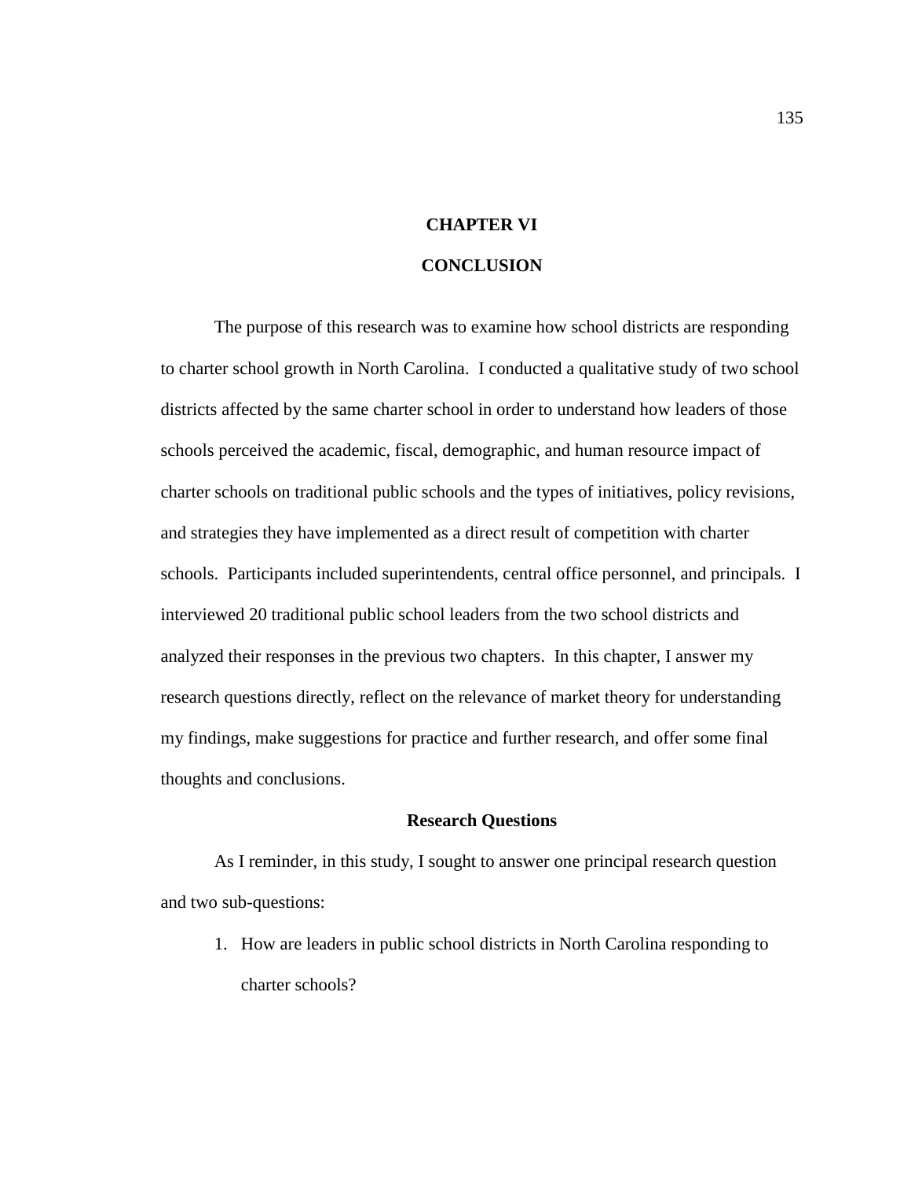# CHAPTER VI

# CONCLUSION

The purpose of this research was to examine how school districts are responding to charter school growth in North Carolina. I conducted a qualitative study of two school districts affected by the same charter school in order to understand how leaders of those schools perceived the academic, fiscal, demographic, and human resource impact of charter schools on traditional public schools and the types of initiatives, policy revisions, and strategies they have implemented as a direct result of competition with charter schools. Participants included superintendents, central office personnel, and principals. I interviewed 20 traditional public school leaders from the two school districts and analyzed their responses in the previous two chapters. In this chapter, I answer my research questions directly, reflect on the relevance of market theory for understanding my findings, make suggestions for practice and further research, and offer some final thoughts and conclusions.

## Research Questions

As I reminder, in this study, I sought to answer one principal research question and two sub-questions:

1. How are leaders in public school districts in North Carolina responding to charter schools?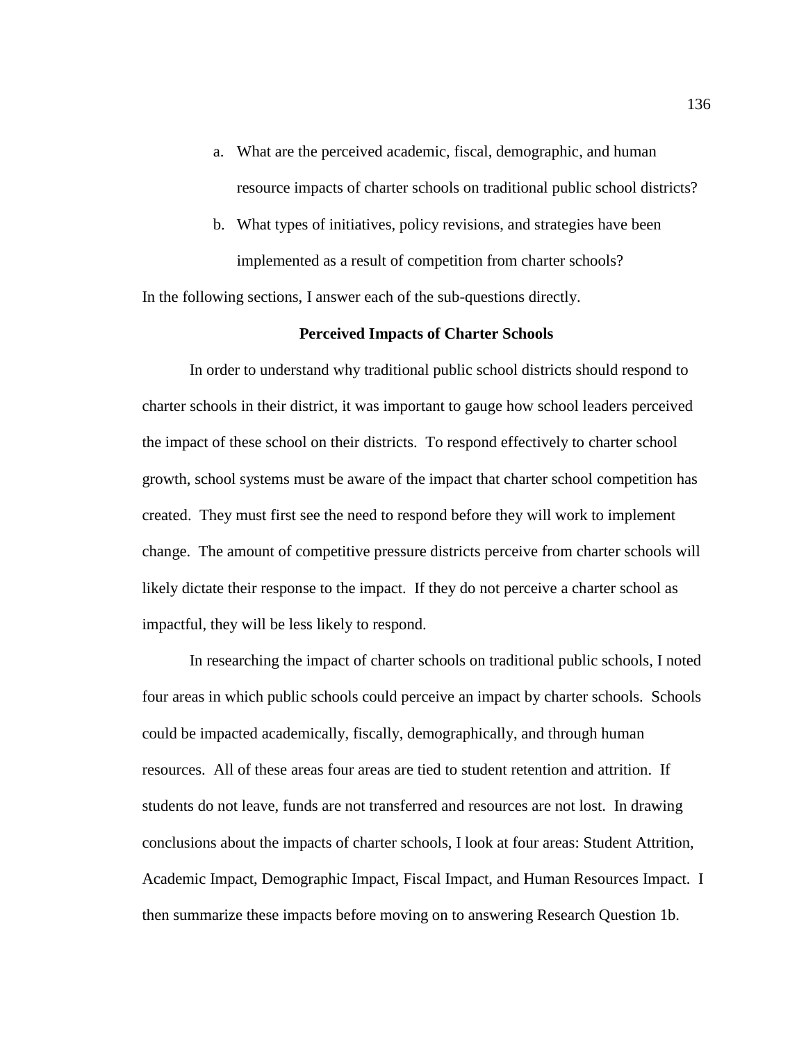a. What are the perceived academic, fiscal, demographic, and human resource impacts of charter schools on traditional public school districts?

b. What types of initiatives, policy revisions, and strategies have been implemented as a result of competition from charter schools?

In the following sections, I answer each of the sub-questions directly.

**Perceived Impacts of Charter Schools**

In order to understand why traditional public school districts should respond to charter schools in their district, it was important to gauge how school leaders perceived the impact of these school on their districts. To respond effectively to charter school growth, school systems must be aware of the impact that charter school competition has created. They must first see the need to respond before they will work to implement change. The amount of competitive pressure districts perceive from charter schools will likely dictate their response to the impact. If they do not perceive a charter school as impactful, they will be less likely to respond.

In researching the impact of charter schools on traditional public schools, I noted four areas in which public schools could perceive an impact by charter schools. Schools could be impacted academically, fiscally, demographically, and through human resources. All of these areas four areas are tied to student retention and attrition. If students do not leave, funds are not transferred and resources are not lost. In drawing conclusions about the impacts of charter schools, I look at four areas: Student Attrition, Academic Impact, Demographic Impact, Fiscal Impact, and Human Resources Impact. I then summarize these impacts before moving on to answering Research Question 1b.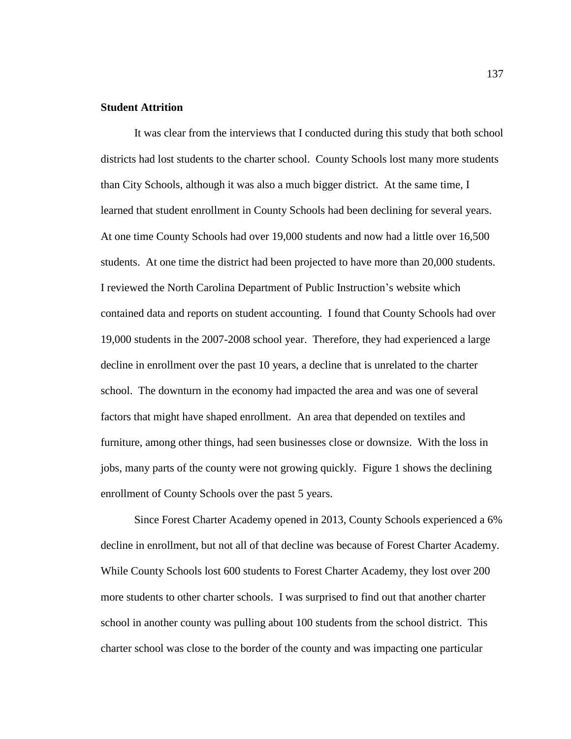**Student Attrition**

It was clear from the interviews that I conducted during this study that both school districts had lost students to the charter school. County Schools lost many more students than City Schools, although it was also a much bigger district. At the same time, I learned that student enrollment in County Schools had been declining for several years. At one time County Schools had over 19,000 students and now had a little over 16,500 students. At one time the district had been projected to have more than 20,000 students. I reviewed the North Carolina Department of Public Instruction's website which contained data and reports on student accounting. I found that County Schools had over 19,000 students in the 2007-2008 school year. Therefore, they had experienced a large decline in enrollment over the past 10 years, a decline that is unrelated to the charter school. The downturn in the economy had impacted the area and was one of several factors that might have shaped enrollment. An area that depended on textiles and furniture, among other things, had seen businesses close or downsize. With the loss in jobs, many parts of the county were not growing quickly. Figure 1 shows the declining enrollment of County Schools over the past 5 years.

Since Forest Charter Academy opened in 2013, County Schools experienced a 6% decline in enrollment, but not all of that decline was because of Forest Charter Academy. While County Schools lost 600 students to Forest Charter Academy, they lost over 200 more students to other charter schools. I was surprised to find out that another charter school in another county was pulling about 100 students from the school district. This charter school was close to the border of the county and was impacting one particular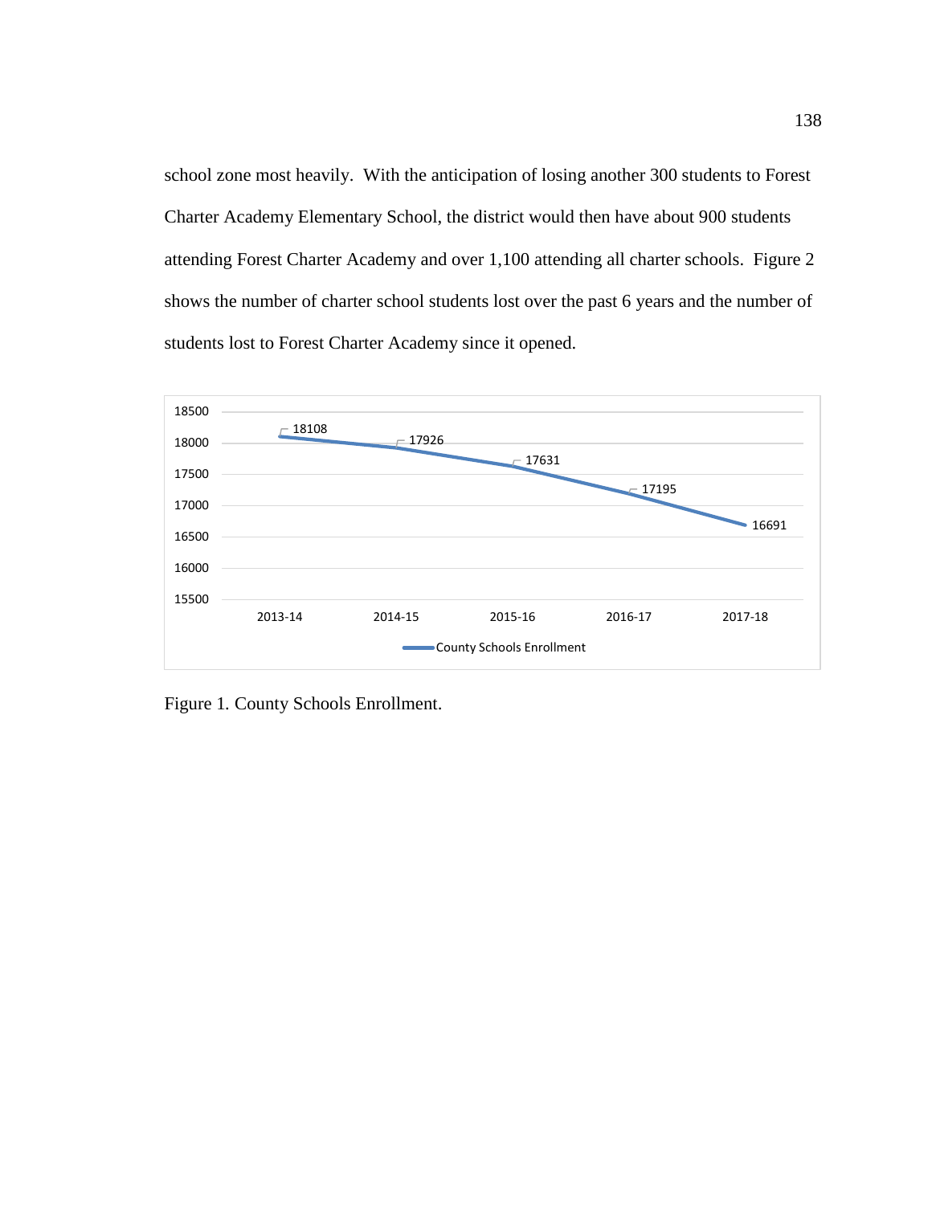school zone most heavily. With the anticipation of losing another 300 students to Forest Charter Academy Elementary School, the district would then have about 900 students attending Forest Charter Academy and over 1,100 attending all charter schools. Figure 2 shows the number of charter school students lost over the past 6 years and the number of students lost to Forest Charter Academy since it opened.

| Year | County Schools Enrollment |
| --- | --- |
| 2013-14 | 18108 |
| 2014-15 | 17926 |
| 2015-16 | 17631 |
| 2016-17 | 17195 |
| 2017-18 | 16691 |

Figure 1. County Schools Enrollment.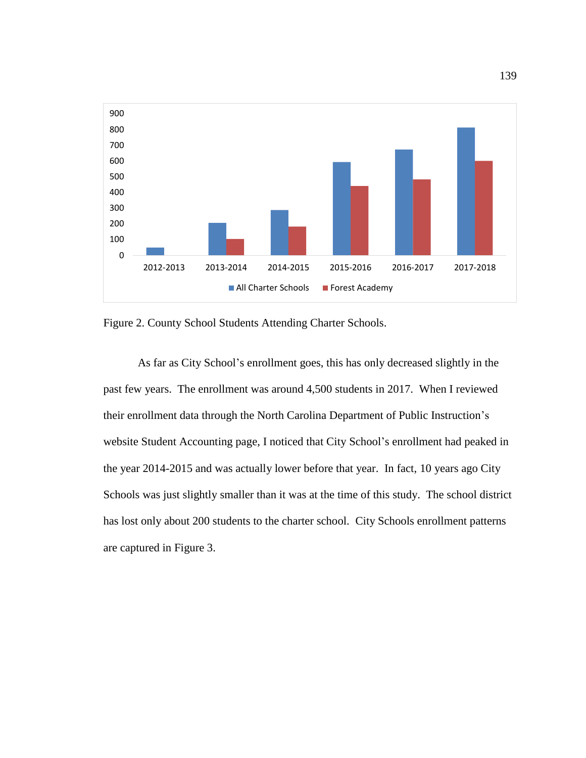Figure 2. County School Students Attending Charter Schools.

As far as City School's enrollment goes, this has only decreased slightly in the past few years. The enrollment was around 4,500 students in 2017. When I reviewed their enrollment data through the North Carolina Department of Public Instruction's website Student Accounting page, I noticed that City School's enrollment had peaked in the year 2014-2015 and was actually lower before that year. In fact, 10 years ago City Schools was just slightly smaller than it was at the time of this study. The school district has lost only about 200 students to the charter school. City Schools enrollment patterns are captured in Figure 3.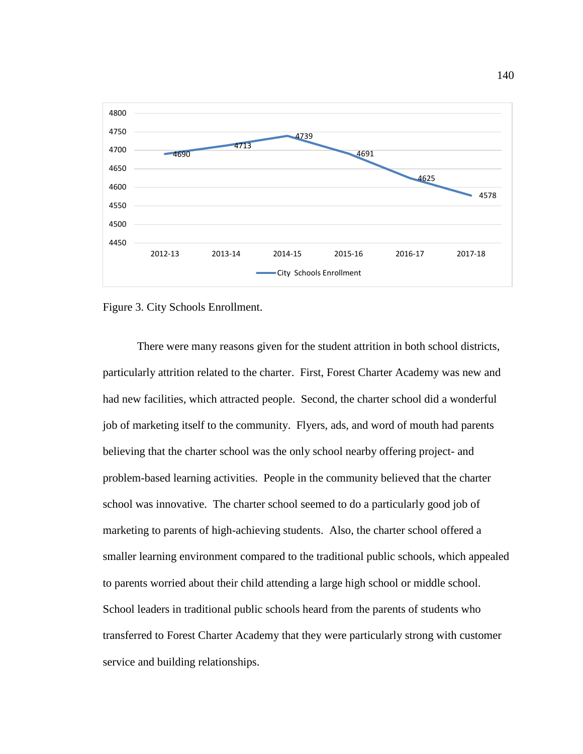Figure 3. City Schools Enrollment.

There were many reasons given for the student attrition in both school districts, particularly attrition related to the charter. First, Forest Charter Academy was new and had new facilities, which attracted people. Second, the charter school did a wonderful job of marketing itself to the community. Flyers, ads, and word of mouth had parents believing that the charter school was the only school nearby offering project- and problem-based learning activities. People in the community believed that the charter school was innovative. The charter school seemed to do a particularly good job of marketing to parents of high-achieving students. Also, the charter school offered a smaller learning environment compared to the traditional public schools, which appealed to parents worried about their child attending a large high school or middle school. School leaders in traditional public schools heard from the parents of students who transferred to Forest Charter Academy that they were particularly strong with customer service and building relationships.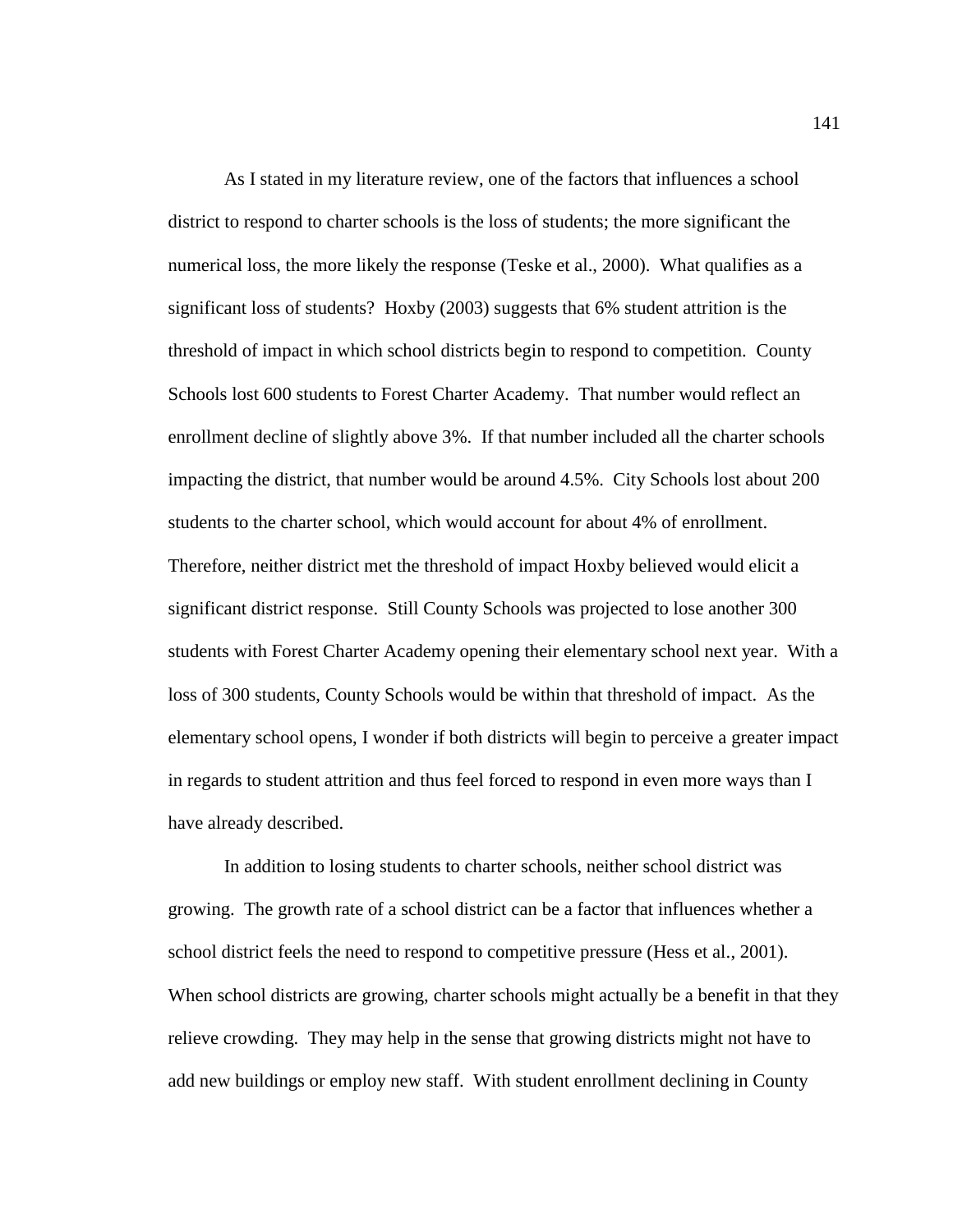As I stated in my literature review, one of the factors that influences a school district to respond to charter schools is the loss of students; the more significant the numerical loss, the more likely the response (Teske et al., 2000). What qualifies as a significant loss of students? Hoxby (2003) suggests that 6% student attrition is the threshold of impact in which school districts begin to respond to competition. County Schools lost 600 students to Forest Charter Academy. That number would reflect an enrollment decline of slightly above 3%. If that number included all the charter schools impacting the district, that number would be around 4.5%. City Schools lost about 200 students to the charter school, which would account for about 4% of enrollment. Therefore, neither district met the threshold of impact Hoxby believed would elicit a significant district response. Still County Schools was projected to lose another 300 students with Forest Charter Academy opening their elementary school next year. With a loss of 300 students, County Schools would be within that threshold of impact. As the elementary school opens, I wonder if both districts will begin to perceive a greater impact in regards to student attrition and thus feel forced to respond in even more ways than I have already described.

In addition to losing students to charter schools, neither school district was growing. The growth rate of a school district can be a factor that influences whether a school district feels the need to respond to competitive pressure (Hess et al., 2001). When school districts are growing, charter schools might actually be a benefit in that they relieve crowding. They may help in the sense that growing districts might not have to add new buildings or employ new staff. With student enrollment declining in County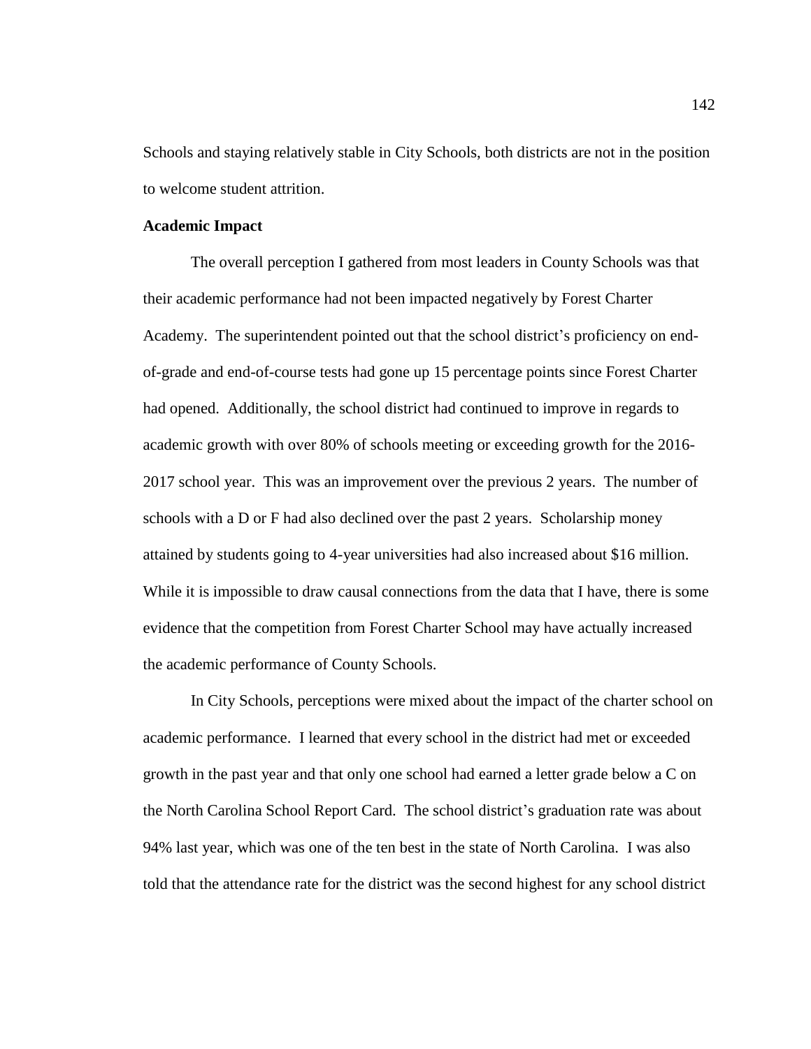Schools and staying relatively stable in City Schools, both districts are not in the position to welcome student attrition.

**Academic Impact**

The overall perception I gathered from most leaders in County Schools was that their academic performance had not been impacted negatively by Forest Charter Academy. The superintendent pointed out that the school district's proficiency on end-of-grade and end-of-course tests had gone up 15 percentage points since Forest Charter had opened. Additionally, the school district had continued to improve in regards to academic growth with over 80% of schools meeting or exceeding growth for the 2016-2017 school year. This was an improvement over the previous 2 years. The number of schools with a D or F had also declined over the past 2 years. Scholarship money attained by students going to 4-year universities had also increased about $16 million. While it is impossible to draw causal connections from the data that I have, there is some evidence that the competition from Forest Charter School may have actually increased the academic performance of County Schools.

In City Schools, perceptions were mixed about the impact of the charter school on academic performance. I learned that every school in the district had met or exceeded growth in the past year and that only one school had earned a letter grade below a C on the North Carolina School Report Card. The school district's graduation rate was about 94% last year, which was one of the ten best in the state of North Carolina. I was also told that the attendance rate for the district was the second highest for any school district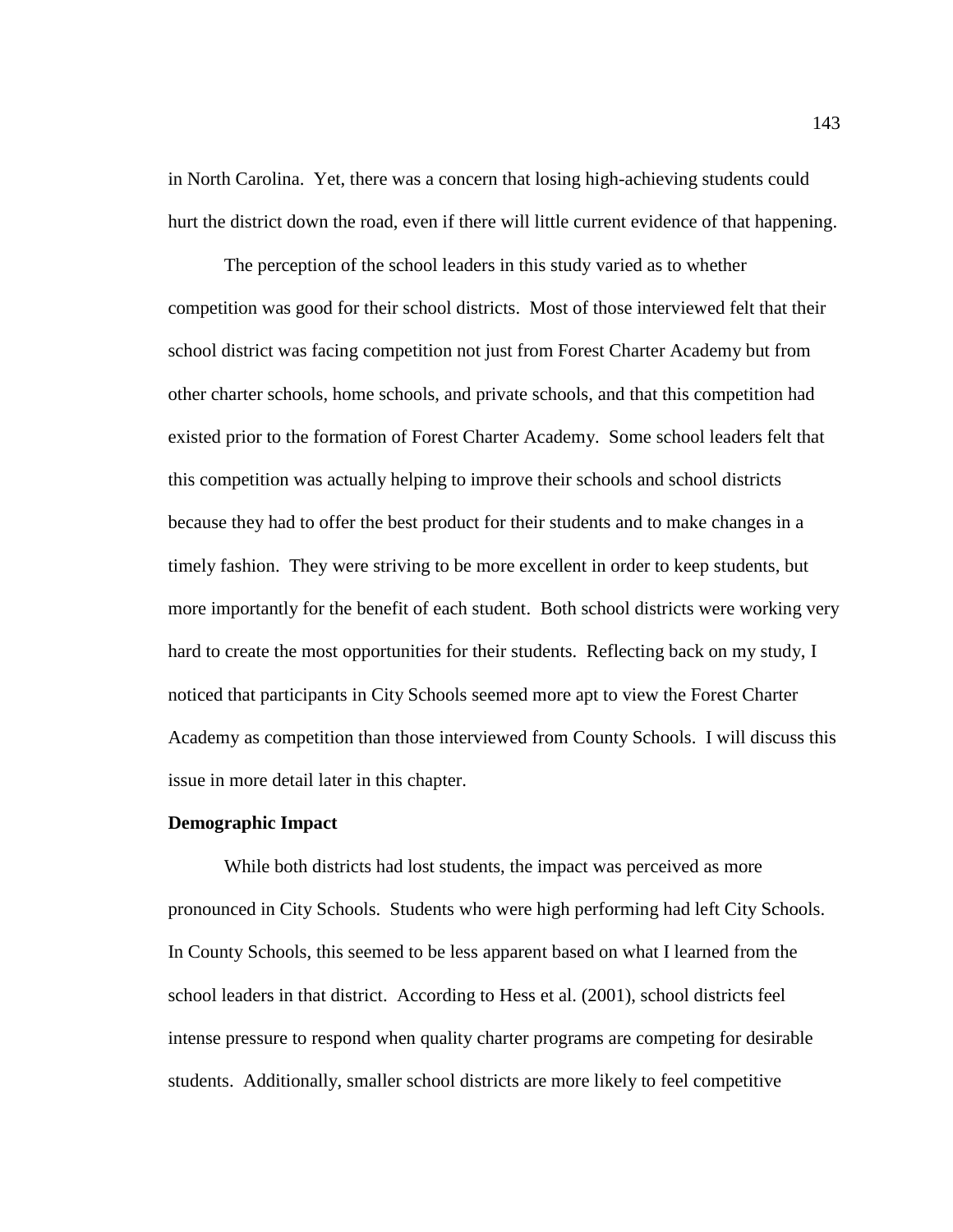in North Carolina. Yet, there was a concern that losing high-achieving students could hurt the district down the road, even if there will little current evidence of that happening.

The perception of the school leaders in this study varied as to whether competition was good for their school districts. Most of those interviewed felt that their school district was facing competition not just from Forest Charter Academy but from other charter schools, home schools, and private schools, and that this competition had existed prior to the formation of Forest Charter Academy. Some school leaders felt that this competition was actually helping to improve their schools and school districts because they had to offer the best product for their students and to make changes in a timely fashion. They were striving to be more excellent in order to keep students, but more importantly for the benefit of each student. Both school districts were working very hard to create the most opportunities for their students. Reflecting back on my study, I noticed that participants in City Schools seemed more apt to view the Forest Charter Academy as competition than those interviewed from County Schools. I will discuss this issue in more detail later in this chapter.

**Demographic Impact**

While both districts had lost students, the impact was perceived as more pronounced in City Schools. Students who were high performing had left City Schools. In County Schools, this seemed to be less apparent based on what I learned from the school leaders in that district. According to Hess et al. (2001), school districts feel intense pressure to respond when quality charter programs are competing for desirable students. Additionally, smaller school districts are more likely to feel competitive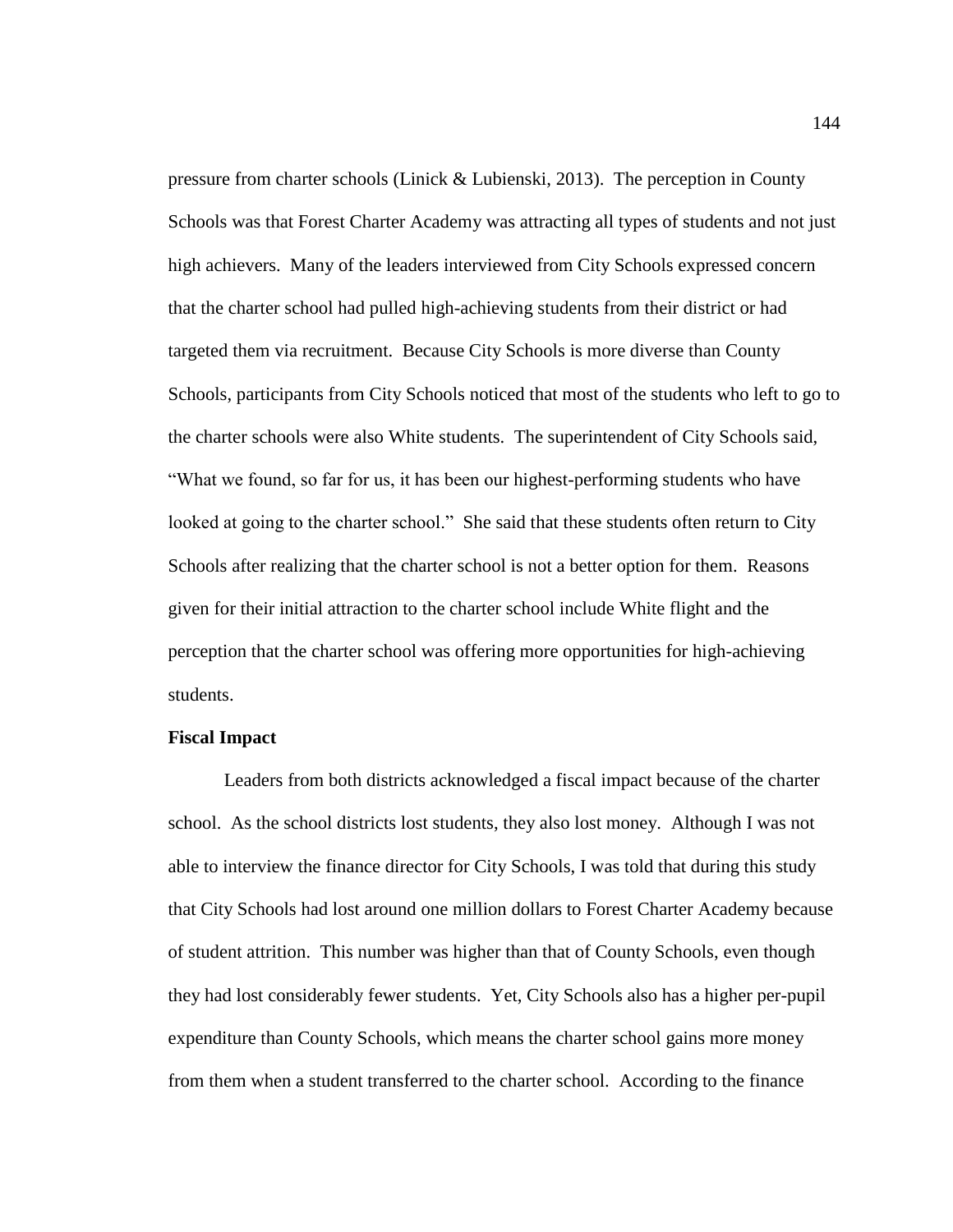pressure from charter schools (Linick & Lubienski, 2013). The perception in County Schools was that Forest Charter Academy was attracting all types of students and not just high achievers. Many of the leaders interviewed from City Schools expressed concern that the charter school had pulled high-achieving students from their district or had targeted them via recruitment. Because City Schools is more diverse than County Schools, participants from City Schools noticed that most of the students who left to go to the charter schools were also White students. The superintendent of City Schools said, "What we found, so far for us, it has been our highest-performing students who have looked at going to the charter school." She said that these students often return to City Schools after realizing that the charter school is not a better option for them. Reasons given for their initial attraction to the charter school include White flight and the perception that the charter school was offering more opportunities for high-achieving students.

**Fiscal Impact**

Leaders from both districts acknowledged a fiscal impact because of the charter school. As the school districts lost students, they also lost money. Although I was not able to interview the finance director for City Schools, I was told that during this study that City Schools had lost around one million dollars to Forest Charter Academy because of student attrition. This number was higher than that of County Schools, even though they had lost considerably fewer students. Yet, City Schools also has a higher per-pupil expenditure than County Schools, which means the charter school gains more money from them when a student transferred to the charter school. According to the finance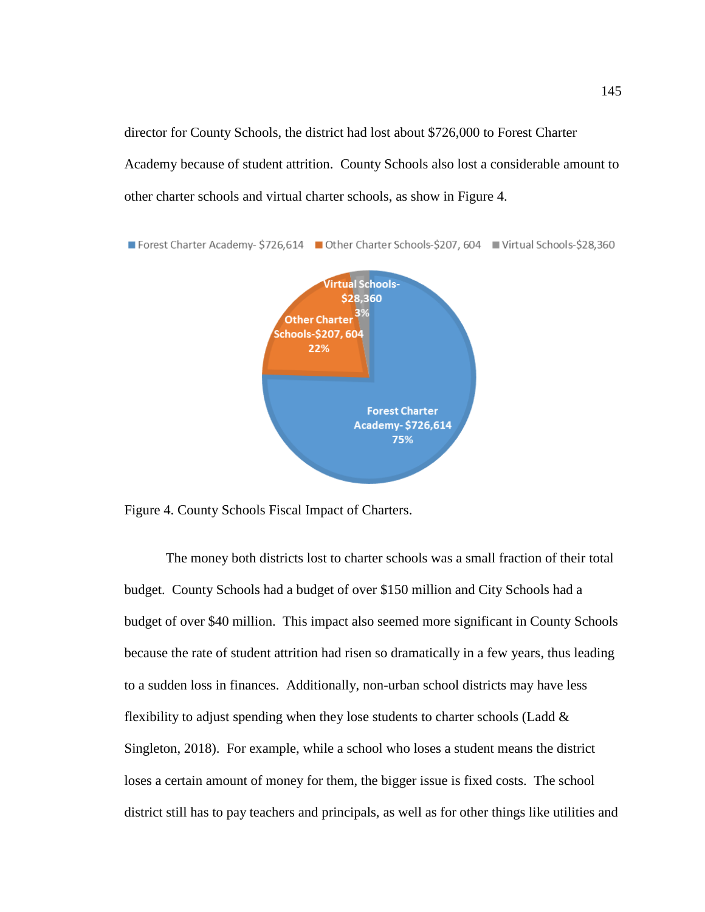director for County Schools, the district had lost about $726,000 to Forest Charter Academy because of student attrition. County Schools also lost a considerable amount to other charter schools and virtual charter schools, as show in Figure 4.

Figure 4. County Schools Fiscal Impact of Charters.

The money both districts lost to charter schools was a small fraction of their total budget. County Schools had a budget of over $150 million and City Schools had a budget of over $40 million. This impact also seemed more significant in County Schools because the rate of student attrition had risen so dramatically in a few years, thus leading to a sudden loss in finances. Additionally, non-urban school districts may have less flexibility to adjust spending when they lose students to charter schools (Ladd & Singleton, 2018). For example, while a school who loses a student means the district loses a certain amount of money for them, the bigger issue is fixed costs. The school district still has to pay teachers and principals, as well as for other things like utilities and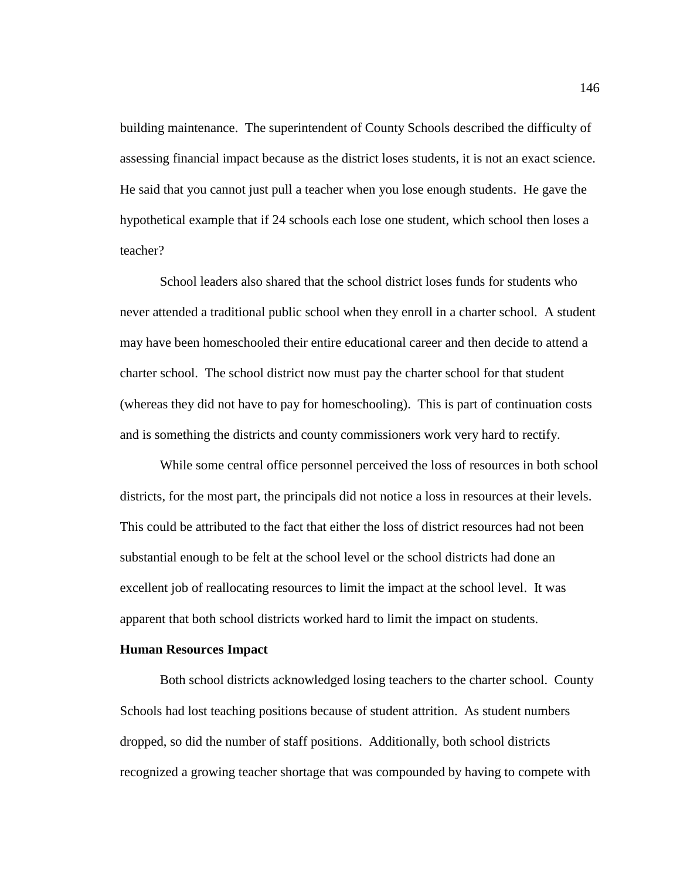building maintenance. The superintendent of County Schools described the difficulty of assessing financial impact because as the district loses students, it is not an exact science. He said that you cannot just pull a teacher when you lose enough students. He gave the hypothetical example that if 24 schools each lose one student, which school then loses a teacher?

School leaders also shared that the school district loses funds for students who never attended a traditional public school when they enroll in a charter school. A student may have been homeschooled their entire educational career and then decide to attend a charter school. The school district now must pay the charter school for that student (whereas they did not have to pay for homeschooling). This is part of continuation costs and is something the districts and county commissioners work very hard to rectify.

While some central office personnel perceived the loss of resources in both school districts, for the most part, the principals did not notice a loss in resources at their levels. This could be attributed to the fact that either the loss of district resources had not been substantial enough to be felt at the school level or the school districts had done an excellent job of reallocating resources to limit the impact at the school level. It was apparent that both school districts worked hard to limit the impact on students.

**Human Resources Impact**

Both school districts acknowledged losing teachers to the charter school. County Schools had lost teaching positions because of student attrition. As student numbers dropped, so did the number of staff positions. Additionally, both school districts recognized a growing teacher shortage that was compounded by having to compete with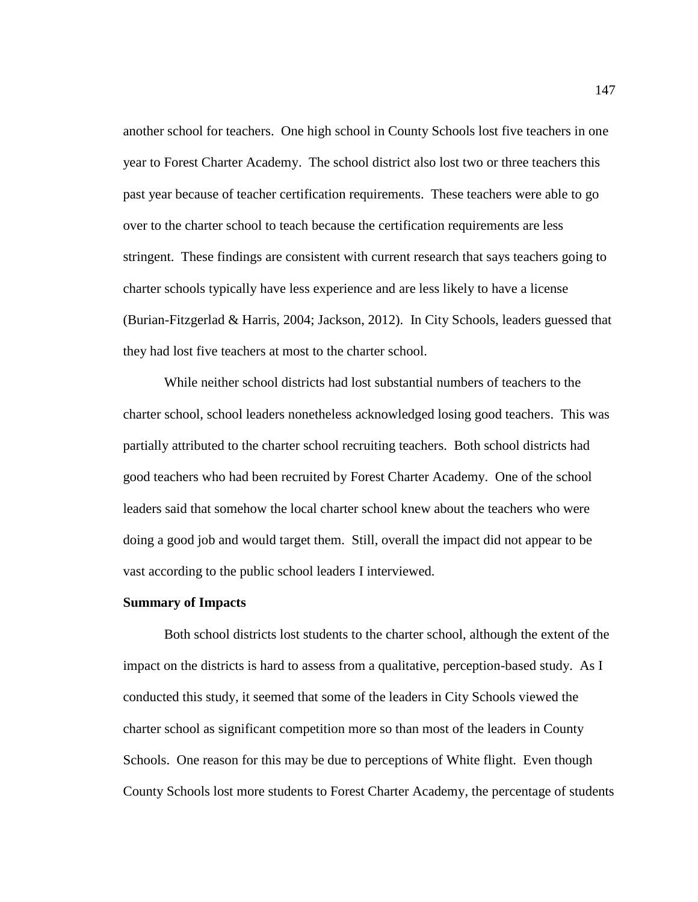another school for teachers. One high school in County Schools lost five teachers in one year to Forest Charter Academy. The school district also lost two or three teachers this past year because of teacher certification requirements. These teachers were able to go over to the charter school to teach because the certification requirements are less stringent. These findings are consistent with current research that says teachers going to charter schools typically have less experience and are less likely to have a license (Burian-Fitzgerlad & Harris, 2004; Jackson, 2012). In City Schools, leaders guessed that they had lost five teachers at most to the charter school.

While neither school districts had lost substantial numbers of teachers to the charter school, school leaders nonetheless acknowledged losing good teachers. This was partially attributed to the charter school recruiting teachers. Both school districts had good teachers who had been recruited by Forest Charter Academy. One of the school leaders said that somehow the local charter school knew about the teachers who were doing a good job and would target them. Still, overall the impact did not appear to be vast according to the public school leaders I interviewed.

**Summary of Impacts**

Both school districts lost students to the charter school, although the extent of the impact on the districts is hard to assess from a qualitative, perception-based study. As I conducted this study, it seemed that some of the leaders in City Schools viewed the charter school as significant competition more so than most of the leaders in County Schools. One reason for this may be due to perceptions of White flight. Even though County Schools lost more students to Forest Charter Academy, the percentage of students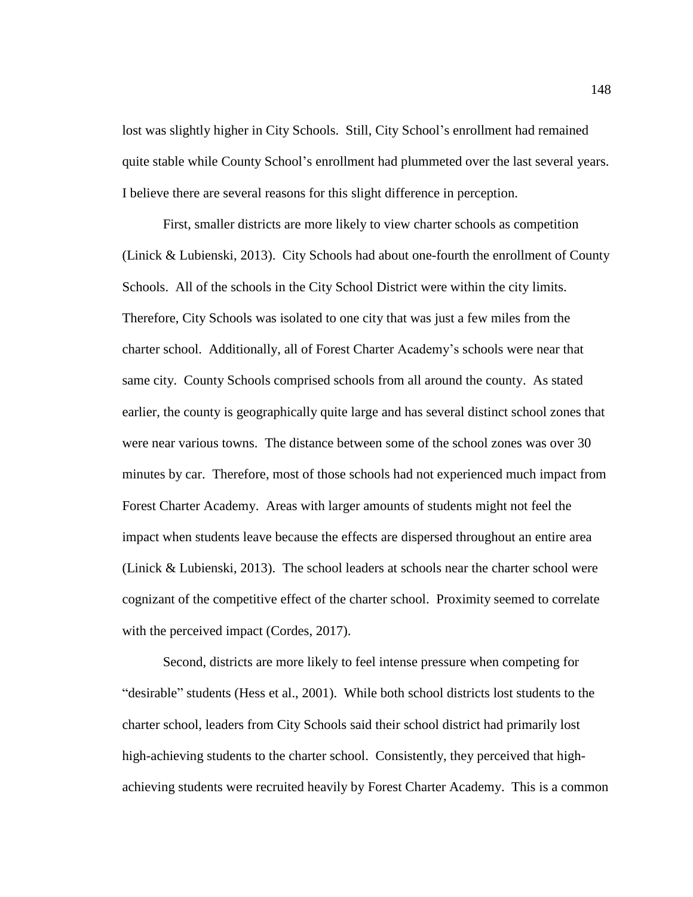lost was slightly higher in City Schools. Still, City School's enrollment had remained quite stable while County School's enrollment had plummeted over the last several years. I believe there are several reasons for this slight difference in perception.

First, smaller districts are more likely to view charter schools as competition (Linick & Lubienski, 2013). City Schools had about one-fourth the enrollment of County Schools. All of the schools in the City School District were within the city limits. Therefore, City Schools was isolated to one city that was just a few miles from the charter school. Additionally, all of Forest Charter Academy's schools were near that same city. County Schools comprised schools from all around the county. As stated earlier, the county is geographically quite large and has several distinct school zones that were near various towns. The distance between some of the school zones was over 30 minutes by car. Therefore, most of those schools had not experienced much impact from Forest Charter Academy. Areas with larger amounts of students might not feel the impact when students leave because the effects are dispersed throughout an entire area (Linick & Lubienski, 2013). The school leaders at schools near the charter school were cognizant of the competitive effect of the charter school. Proximity seemed to correlate with the perceived impact (Cordes, 2017).

Second, districts are more likely to feel intense pressure when competing for "desirable" students (Hess et al., 2001). While both school districts lost students to the charter school, leaders from City Schools said their school district had primarily lost high-achieving students to the charter school. Consistently, they perceived that high-achieving students were recruited heavily by Forest Charter Academy. This is a common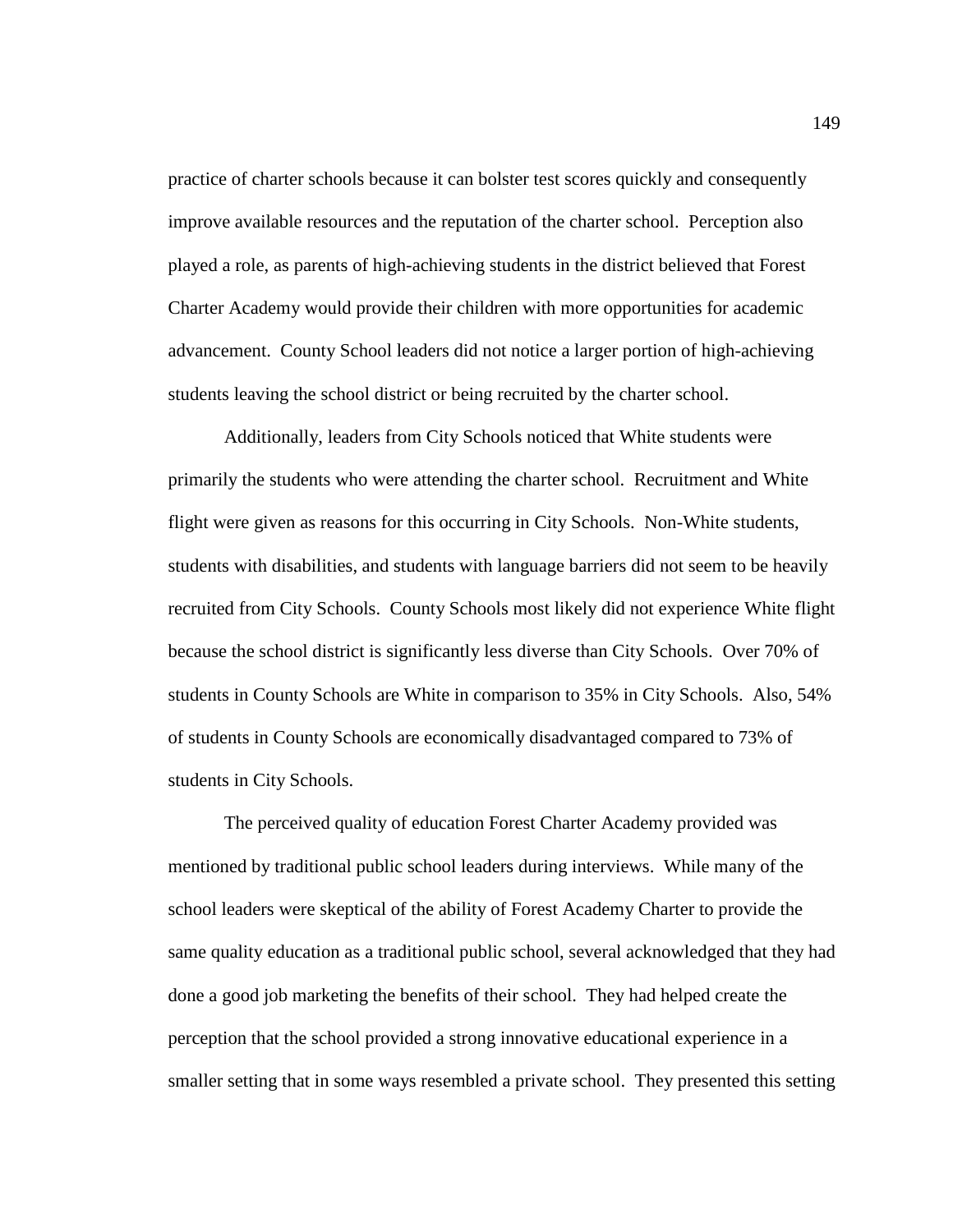practice of charter schools because it can bolster test scores quickly and consequently improve available resources and the reputation of the charter school. Perception also played a role, as parents of high-achieving students in the district believed that Forest Charter Academy would provide their children with more opportunities for academic advancement. County School leaders did not notice a larger portion of high-achieving students leaving the school district or being recruited by the charter school.

Additionally, leaders from City Schools noticed that White students were primarily the students who were attending the charter school. Recruitment and White flight were given as reasons for this occurring in City Schools. Non-White students, students with disabilities, and students with language barriers did not seem to be heavily recruited from City Schools. County Schools most likely did not experience White flight because the school district is significantly less diverse than City Schools. Over 70% of students in County Schools are White in comparison to 35% in City Schools. Also, 54% of students in County Schools are economically disadvantaged compared to 73% of students in City Schools.

The perceived quality of education Forest Charter Academy provided was mentioned by traditional public school leaders during interviews. While many of the school leaders were skeptical of the ability of Forest Academy Charter to provide the same quality education as a traditional public school, several acknowledged that they had done a good job marketing the benefits of their school. They had helped create the perception that the school provided a strong innovative educational experience in a smaller setting that in some ways resembled a private school. They presented this setting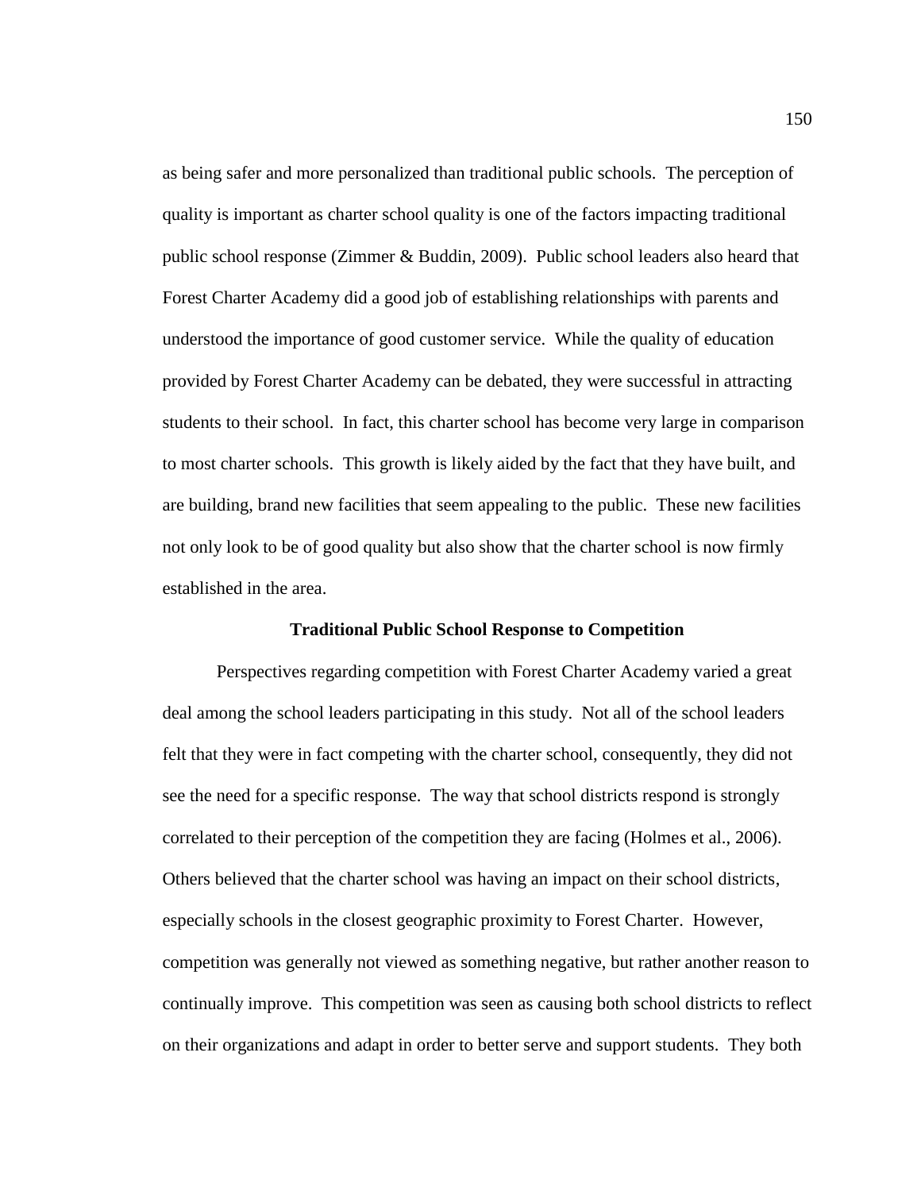as being safer and more personalized than traditional public schools. The perception of quality is important as charter school quality is one of the factors impacting traditional public school response (Zimmer & Buddin, 2009). Public school leaders also heard that Forest Charter Academy did a good job of establishing relationships with parents and understood the importance of good customer service. While the quality of education provided by Forest Charter Academy can be debated, they were successful in attracting students to their school. In fact, this charter school has become very large in comparison to most charter schools. This growth is likely aided by the fact that they have built, and are building, brand new facilities that seem appealing to the public. These new facilities not only look to be of good quality but also show that the charter school is now firmly established in the area.

## Traditional Public School Response to Competition

Perspectives regarding competition with Forest Charter Academy varied a great deal among the school leaders participating in this study. Not all of the school leaders felt that they were in fact competing with the charter school, consequently, they did not see the need for a specific response. The way that school districts respond is strongly correlated to their perception of the competition they are facing (Holmes et al., 2006). Others believed that the charter school was having an impact on their school districts, especially schools in the closest geographic proximity to Forest Charter. However, competition was generally not viewed as something negative, but rather another reason to continually improve. This competition was seen as causing both school districts to reflect on their organizations and adapt in order to better serve and support students. They both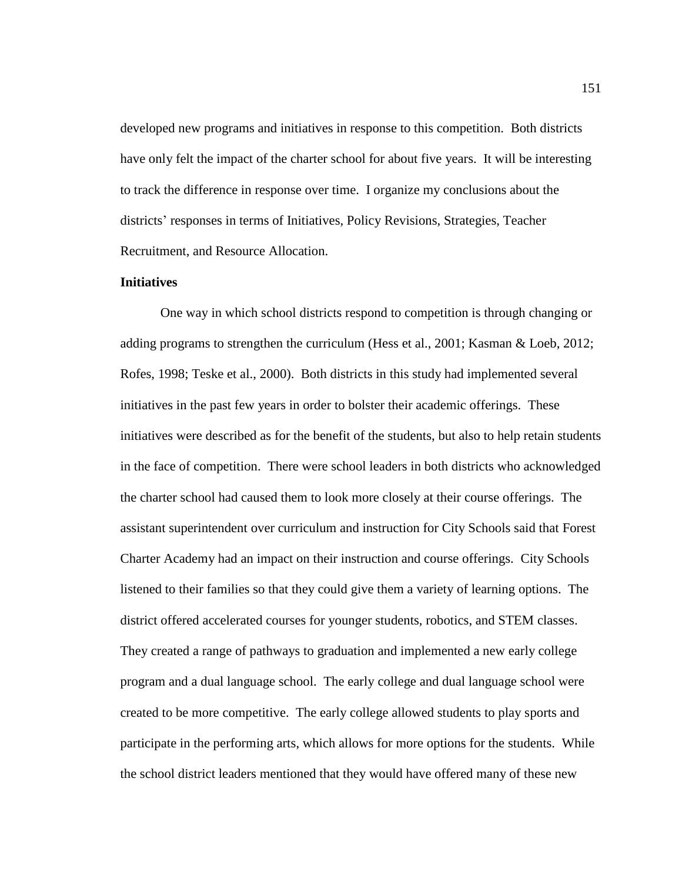developed new programs and initiatives in response to this competition. Both districts have only felt the impact of the charter school for about five years. It will be interesting to track the difference in response over time. I organize my conclusions about the districts' responses in terms of Initiatives, Policy Revisions, Strategies, Teacher Recruitment, and Resource Allocation.

**Initiatives**

One way in which school districts respond to competition is through changing or adding programs to strengthen the curriculum (Hess et al., 2001; Kasman & Loeb, 2012; Rofes, 1998; Teske et al., 2000). Both districts in this study had implemented several initiatives in the past few years in order to bolster their academic offerings. These initiatives were described as for the benefit of the students, but also to help retain students in the face of competition. There were school leaders in both districts who acknowledged the charter school had caused them to look more closely at their course offerings. The assistant superintendent over curriculum and instruction for City Schools said that Forest Charter Academy had an impact on their instruction and course offerings. City Schools listened to their families so that they could give them a variety of learning options. The district offered accelerated courses for younger students, robotics, and STEM classes. They created a range of pathways to graduation and implemented a new early college program and a dual language school. The early college and dual language school were created to be more competitive. The early college allowed students to play sports and participate in the performing arts, which allows for more options for the students. While the school district leaders mentioned that they would have offered many of these new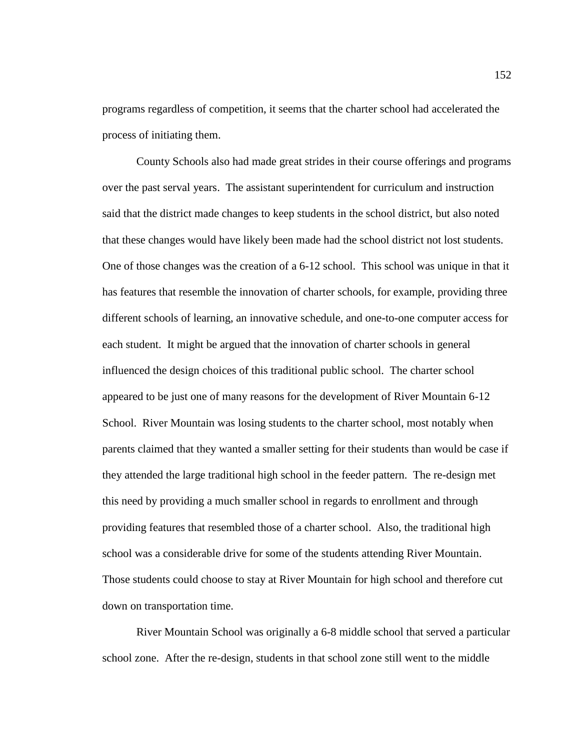programs regardless of competition, it seems that the charter school had accelerated the process of initiating them.

County Schools also had made great strides in their course offerings and programs over the past serval years. The assistant superintendent for curriculum and instruction said that the district made changes to keep students in the school district, but also noted that these changes would have likely been made had the school district not lost students. One of those changes was the creation of a 6-12 school. This school was unique in that it has features that resemble the innovation of charter schools, for example, providing three different schools of learning, an innovative schedule, and one-to-one computer access for each student. It might be argued that the innovation of charter schools in general influenced the design choices of this traditional public school. The charter school appeared to be just one of many reasons for the development of River Mountain 6-12 School. River Mountain was losing students to the charter school, most notably when parents claimed that they wanted a smaller setting for their students than would be case if they attended the large traditional high school in the feeder pattern. The re-design met this need by providing a much smaller school in regards to enrollment and through providing features that resembled those of a charter school. Also, the traditional high school was a considerable drive for some of the students attending River Mountain. Those students could choose to stay at River Mountain for high school and therefore cut down on transportation time.

River Mountain School was originally a 6-8 middle school that served a particular school zone. After the re-design, students in that school zone still went to the middle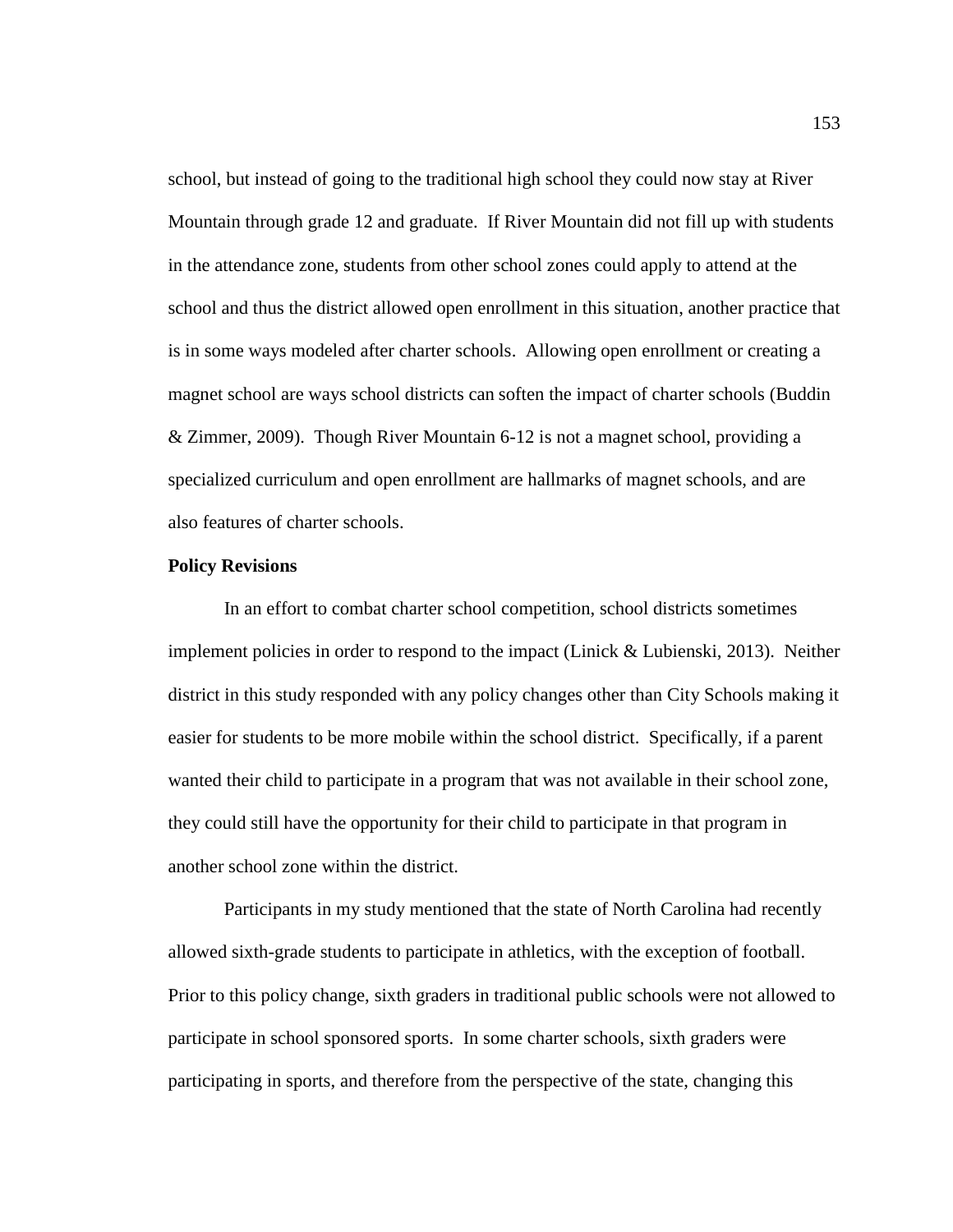school, but instead of going to the traditional high school they could now stay at River Mountain through grade 12 and graduate. If River Mountain did not fill up with students in the attendance zone, students from other school zones could apply to attend at the school and thus the district allowed open enrollment in this situation, another practice that is in some ways modeled after charter schools. Allowing open enrollment or creating a magnet school are ways school districts can soften the impact of charter schools (Buddin & Zimmer, 2009). Though River Mountain 6-12 is not a magnet school, providing a specialized curriculum and open enrollment are hallmarks of magnet schools, and are also features of charter schools.

**Policy Revisions**

In an effort to combat charter school competition, school districts sometimes implement policies in order to respond to the impact (Linick & Lubienski, 2013). Neither district in this study responded with any policy changes other than City Schools making it easier for students to be more mobile within the school district. Specifically, if a parent wanted their child to participate in a program that was not available in their school zone, they could still have the opportunity for their child to participate in that program in another school zone within the district.

Participants in my study mentioned that the state of North Carolina had recently allowed sixth-grade students to participate in athletics, with the exception of football. Prior to this policy change, sixth graders in traditional public schools were not allowed to participate in school sponsored sports. In some charter schools, sixth graders were participating in sports, and therefore from the perspective of the state, changing this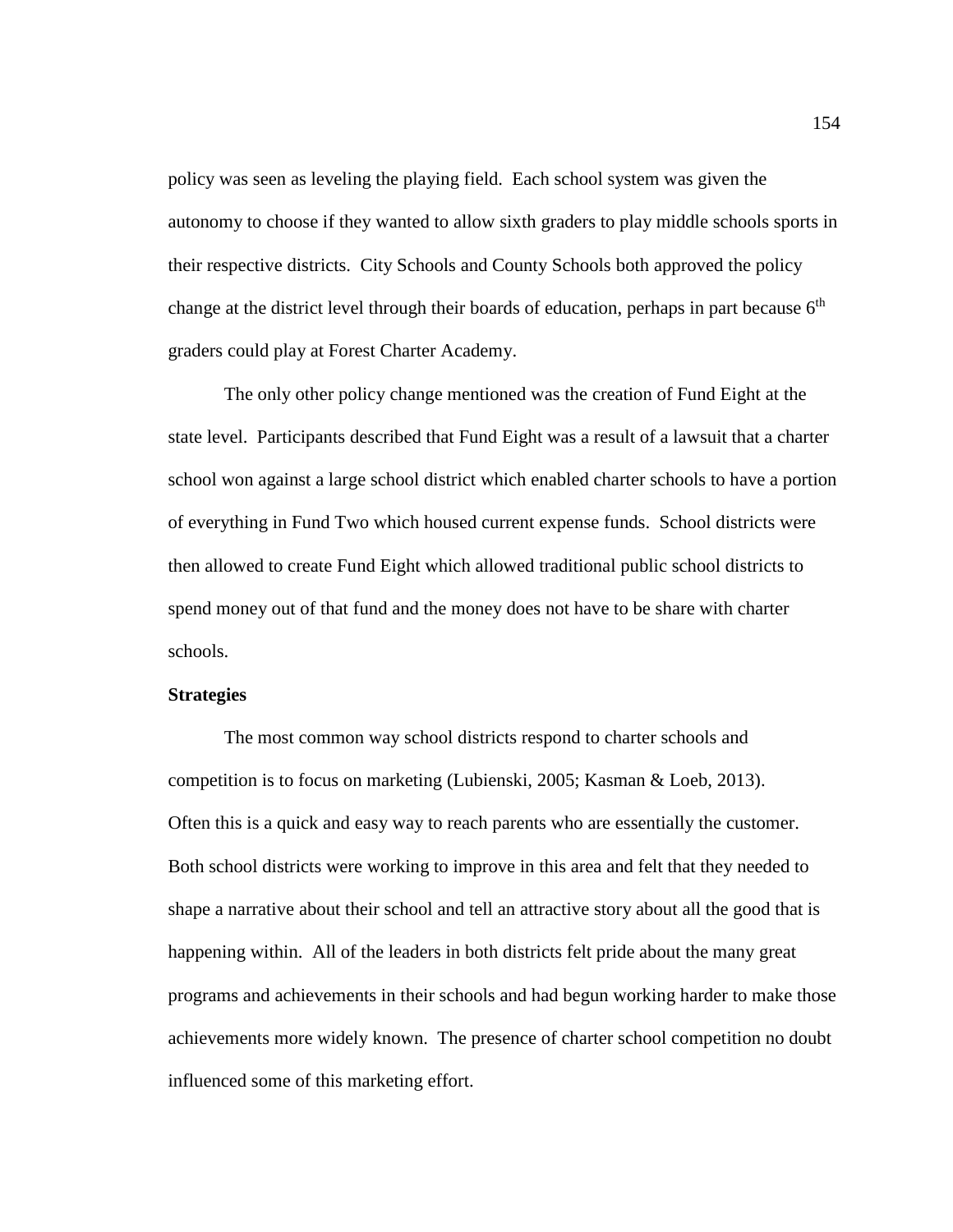policy was seen as leveling the playing field. Each school system was given the autonomy to choose if they wanted to allow sixth graders to play middle schools sports in their respective districts. City Schools and County Schools both approved the policy change at the district level through their boards of education, perhaps in part because $6^{th}$ graders could play at Forest Charter Academy.

The only other policy change mentioned was the creation of Fund Eight at the state level. Participants described that Fund Eight was a result of a lawsuit that a charter school won against a large school district which enabled charter schools to have a portion of everything in Fund Two which housed current expense funds. School districts were then allowed to create Fund Eight which allowed traditional public school districts to spend money out of that fund and the money does not have to be share with charter schools.

**Strategies**

The most common way school districts respond to charter schools and competition is to focus on marketing (Lubienski, 2005; Kasman & Loeb, 2013). Often this is a quick and easy way to reach parents who are essentially the customer. Both school districts were working to improve in this area and felt that they needed to shape a narrative about their school and tell an attractive story about all the good that is happening within. All of the leaders in both districts felt pride about the many great programs and achievements in their schools and had begun working harder to make those achievements more widely known. The presence of charter school competition no doubt influenced some of this marketing effort.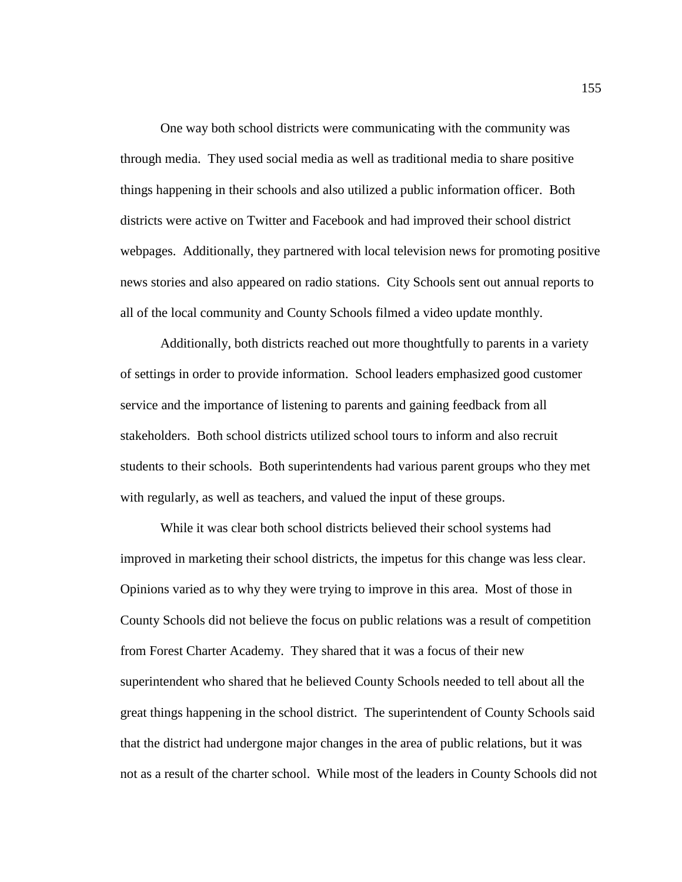One way both school districts were communicating with the community was through media. They used social media as well as traditional media to share positive things happening in their schools and also utilized a public information officer. Both districts were active on Twitter and Facebook and had improved their school district webpages. Additionally, they partnered with local television news for promoting positive news stories and also appeared on radio stations. City Schools sent out annual reports to all of the local community and County Schools filmed a video update monthly.

Additionally, both districts reached out more thoughtfully to parents in a variety of settings in order to provide information. School leaders emphasized good customer service and the importance of listening to parents and gaining feedback from all stakeholders. Both school districts utilized school tours to inform and also recruit students to their schools. Both superintendents had various parent groups who they met with regularly, as well as teachers, and valued the input of these groups.

While it was clear both school districts believed their school systems had improved in marketing their school districts, the impetus for this change was less clear. Opinions varied as to why they were trying to improve in this area. Most of those in County Schools did not believe the focus on public relations was a result of competition from Forest Charter Academy. They shared that it was a focus of their new superintendent who shared that he believed County Schools needed to tell about all the great things happening in the school district. The superintendent of County Schools said that the district had undergone major changes in the area of public relations, but it was not as a result of the charter school. While most of the leaders in County Schools did not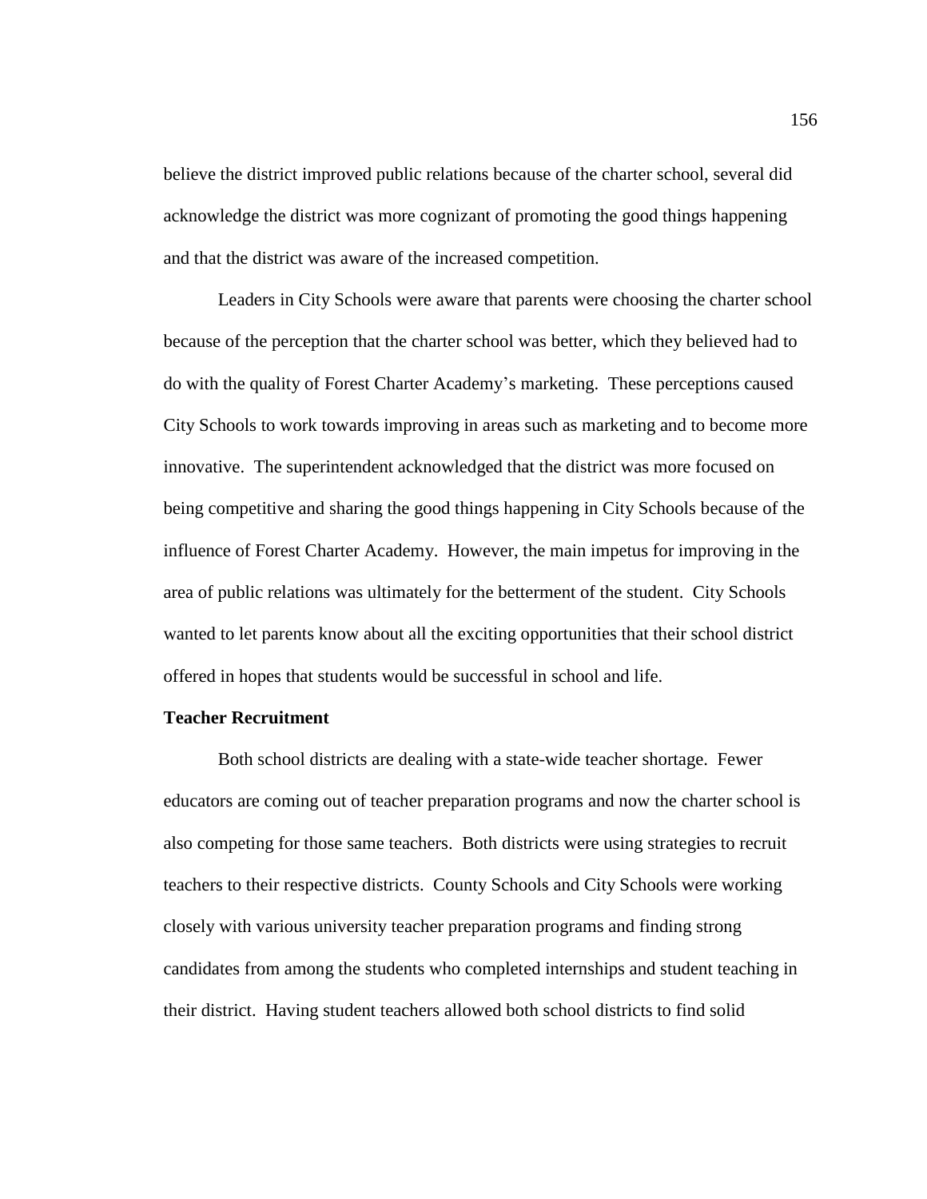believe the district improved public relations because of the charter school, several did acknowledge the district was more cognizant of promoting the good things happening and that the district was aware of the increased competition.

Leaders in City Schools were aware that parents were choosing the charter school because of the perception that the charter school was better, which they believed had to do with the quality of Forest Charter Academy's marketing. These perceptions caused City Schools to work towards improving in areas such as marketing and to become more innovative. The superintendent acknowledged that the district was more focused on being competitive and sharing the good things happening in City Schools because of the influence of Forest Charter Academy. However, the main impetus for improving in the area of public relations was ultimately for the betterment of the student. City Schools wanted to let parents know about all the exciting opportunities that their school district offered in hopes that students would be successful in school and life.

**Teacher Recruitment**

Both school districts are dealing with a state-wide teacher shortage. Fewer educators are coming out of teacher preparation programs and now the charter school is also competing for those same teachers. Both districts were using strategies to recruit teachers to their respective districts. County Schools and City Schools were working closely with various university teacher preparation programs and finding strong candidates from among the students who completed internships and student teaching in their district. Having student teachers allowed both school districts to find solid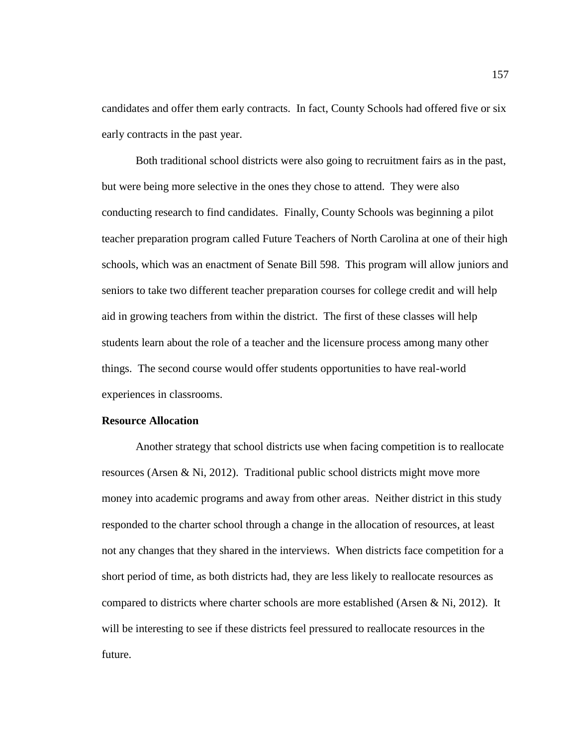candidates and offer them early contracts. In fact, County Schools had offered five or six early contracts in the past year.

Both traditional school districts were also going to recruitment fairs as in the past, but were being more selective in the ones they chose to attend. They were also conducting research to find candidates. Finally, County Schools was beginning a pilot teacher preparation program called Future Teachers of North Carolina at one of their high schools, which was an enactment of Senate Bill 598. This program will allow juniors and seniors to take two different teacher preparation courses for college credit and will help aid in growing teachers from within the district. The first of these classes will help students learn about the role of a teacher and the licensure process among many other things. The second course would offer students opportunities to have real-world experiences in classrooms.

**Resource Allocation**

Another strategy that school districts use when facing competition is to reallocate resources (Arsen & Ni, 2012). Traditional public school districts might move more money into academic programs and away from other areas. Neither district in this study responded to the charter school through a change in the allocation of resources, at least not any changes that they shared in the interviews. When districts face competition for a short period of time, as both districts had, they are less likely to reallocate resources as compared to districts where charter schools are more established (Arsen & Ni, 2012). It will be interesting to see if these districts feel pressured to reallocate resources in the future.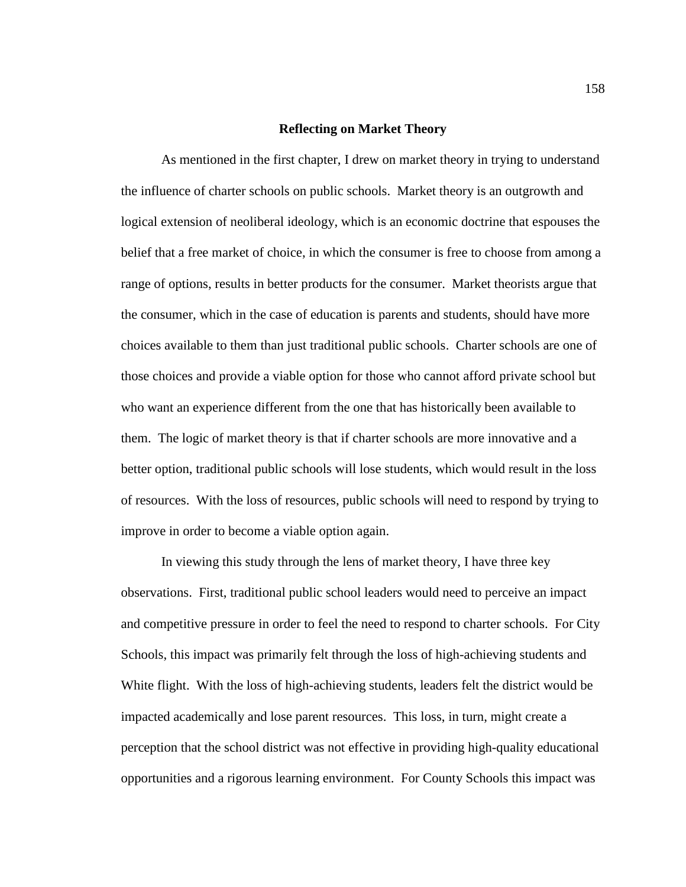## Reflecting on Market Theory

As mentioned in the first chapter, I drew on market theory in trying to understand the influence of charter schools on public schools. Market theory is an outgrowth and logical extension of neoliberal ideology, which is an economic doctrine that espouses the belief that a free market of choice, in which the consumer is free to choose from among a range of options, results in better products for the consumer. Market theorists argue that the consumer, which in the case of education is parents and students, should have more choices available to them than just traditional public schools. Charter schools are one of those choices and provide a viable option for those who cannot afford private school but who want an experience different from the one that has historically been available to them. The logic of market theory is that if charter schools are more innovative and a better option, traditional public schools will lose students, which would result in the loss of resources. With the loss of resources, public schools will need to respond by trying to improve in order to become a viable option again.

In viewing this study through the lens of market theory, I have three key observations. First, traditional public school leaders would need to perceive an impact and competitive pressure in order to feel the need to respond to charter schools. For City Schools, this impact was primarily felt through the loss of high-achieving students and White flight. With the loss of high-achieving students, leaders felt the district would be impacted academically and lose parent resources. This loss, in turn, might create a perception that the school district was not effective in providing high-quality educational opportunities and a rigorous learning environment. For County Schools this impact was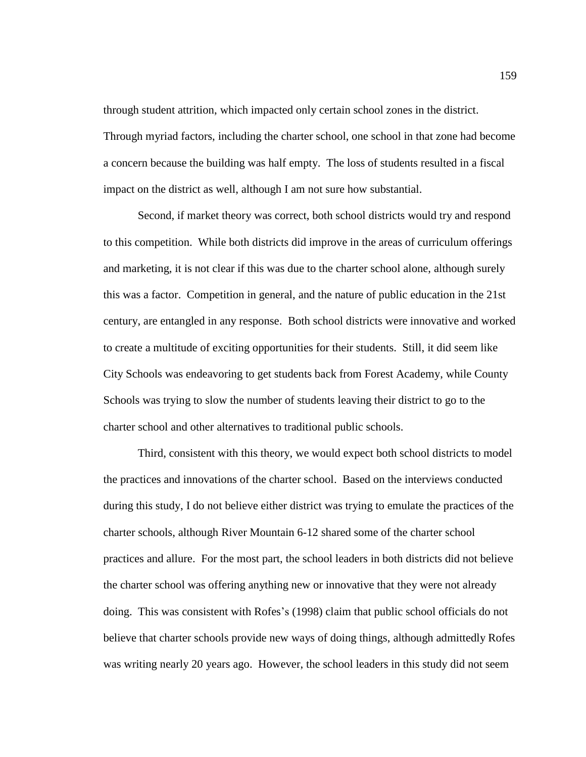through student attrition, which impacted only certain school zones in the district. Through myriad factors, including the charter school, one school in that zone had become a concern because the building was half empty. The loss of students resulted in a fiscal impact on the district as well, although I am not sure how substantial.

Second, if market theory was correct, both school districts would try and respond to this competition. While both districts did improve in the areas of curriculum offerings and marketing, it is not clear if this was due to the charter school alone, although surely this was a factor. Competition in general, and the nature of public education in the 21st century, are entangled in any response. Both school districts were innovative and worked to create a multitude of exciting opportunities for their students. Still, it did seem like City Schools was endeavoring to get students back from Forest Academy, while County Schools was trying to slow the number of students leaving their district to go to the charter school and other alternatives to traditional public schools.

Third, consistent with this theory, we would expect both school districts to model the practices and innovations of the charter school. Based on the interviews conducted during this study, I do not believe either district was trying to emulate the practices of the charter schools, although River Mountain 6-12 shared some of the charter school practices and allure. For the most part, the school leaders in both districts did not believe the charter school was offering anything new or innovative that they were not already doing. This was consistent with Rofes's (1998) claim that public school officials do not believe that charter schools provide new ways of doing things, although admittedly Rofes was writing nearly 20 years ago. However, the school leaders in this study did not seem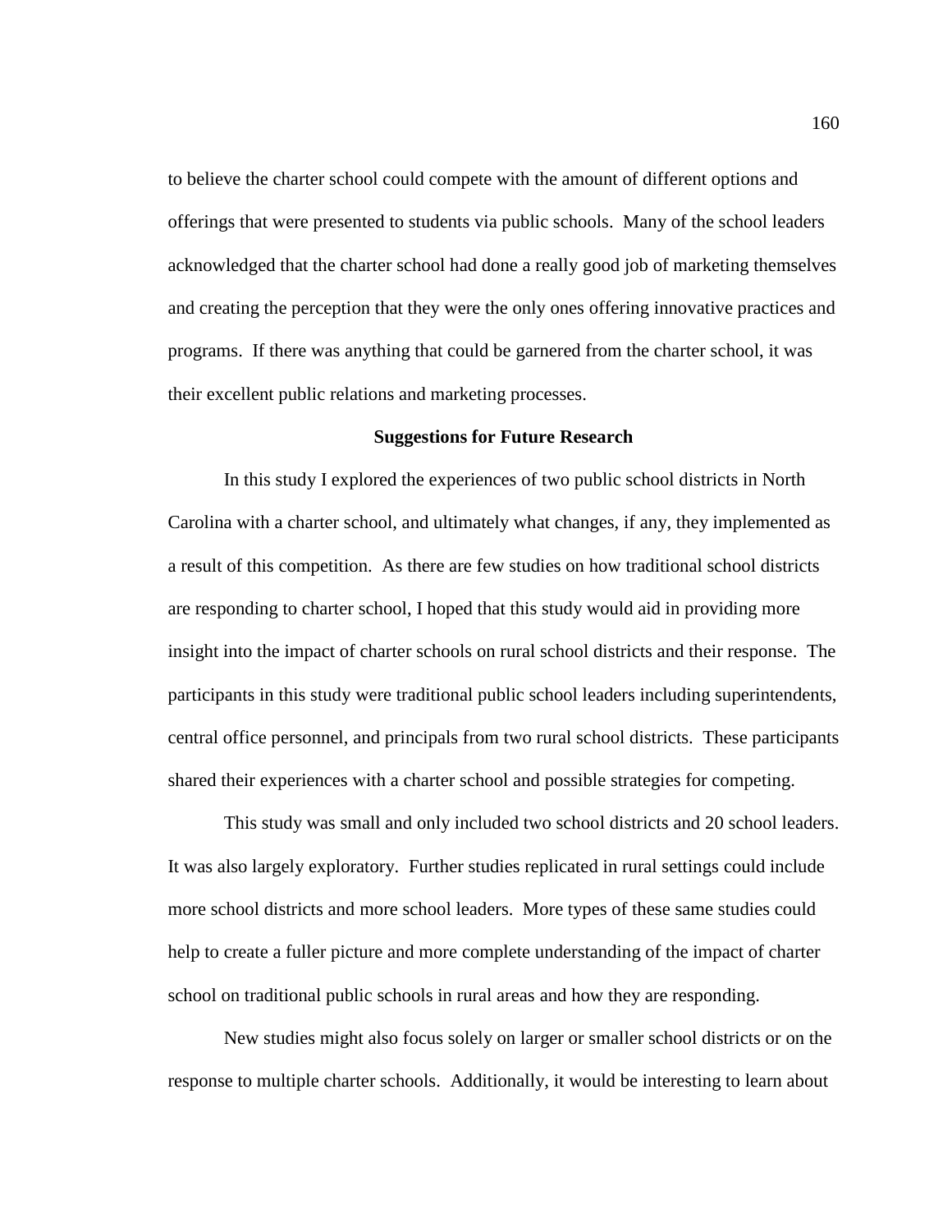to believe the charter school could compete with the amount of different options and offerings that were presented to students via public schools. Many of the school leaders acknowledged that the charter school had done a really good job of marketing themselves and creating the perception that they were the only ones offering innovative practices and programs. If there was anything that could be garnered from the charter school, it was their excellent public relations and marketing processes.

## Suggestions for Future Research

In this study I explored the experiences of two public school districts in North Carolina with a charter school, and ultimately what changes, if any, they implemented as a result of this competition. As there are few studies on how traditional school districts are responding to charter school, I hoped that this study would aid in providing more insight into the impact of charter schools on rural school districts and their response. The participants in this study were traditional public school leaders including superintendents, central office personnel, and principals from two rural school districts. These participants shared their experiences with a charter school and possible strategies for competing.

This study was small and only included two school districts and 20 school leaders. It was also largely exploratory. Further studies replicated in rural settings could include more school districts and more school leaders. More types of these same studies could help to create a fuller picture and more complete understanding of the impact of charter school on traditional public schools in rural areas and how they are responding.

New studies might also focus solely on larger or smaller school districts or on the response to multiple charter schools. Additionally, it would be interesting to learn about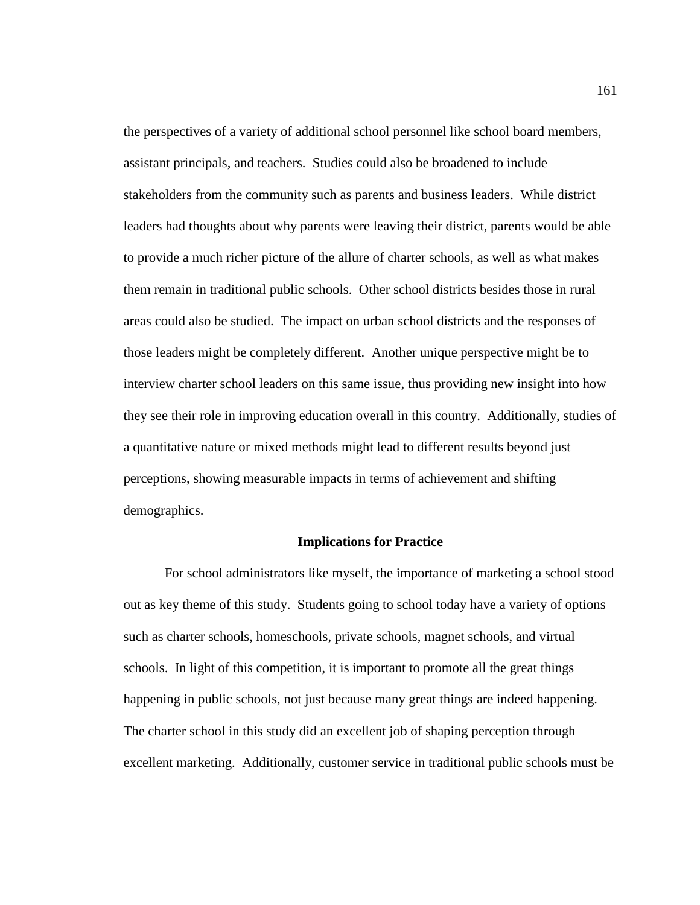the perspectives of a variety of additional school personnel like school board members, assistant principals, and teachers. Studies could also be broadened to include stakeholders from the community such as parents and business leaders. While district leaders had thoughts about why parents were leaving their district, parents would be able to provide a much richer picture of the allure of charter schools, as well as what makes them remain in traditional public schools. Other school districts besides those in rural areas could also be studied. The impact on urban school districts and the responses of those leaders might be completely different. Another unique perspective might be to interview charter school leaders on this same issue, thus providing new insight into how they see their role in improving education overall in this country. Additionally, studies of a quantitative nature or mixed methods might lead to different results beyond just perceptions, showing measurable impacts in terms of achievement and shifting demographics.

## Implications for Practice

For school administrators like myself, the importance of marketing a school stood out as key theme of this study. Students going to school today have a variety of options such as charter schools, homeschools, private schools, magnet schools, and virtual schools. In light of this competition, it is important to promote all the great things happening in public schools, not just because many great things are indeed happening. The charter school in this study did an excellent job of shaping perception through excellent marketing. Additionally, customer service in traditional public schools must be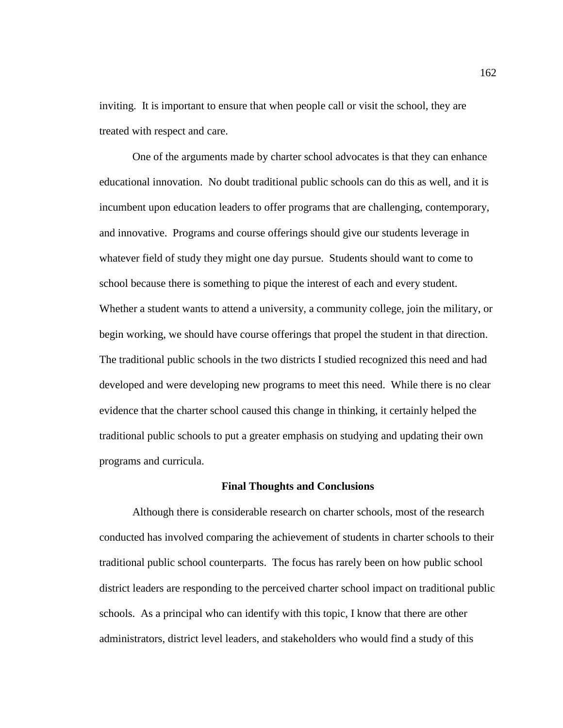inviting. It is important to ensure that when people call or visit the school, they are treated with respect and care.

One of the arguments made by charter school advocates is that they can enhance educational innovation. No doubt traditional public schools can do this as well, and it is incumbent upon education leaders to offer programs that are challenging, contemporary, and innovative. Programs and course offerings should give our students leverage in whatever field of study they might one day pursue. Students should want to come to school because there is something to pique the interest of each and every student. Whether a student wants to attend a university, a community college, join the military, or begin working, we should have course offerings that propel the student in that direction. The traditional public schools in the two districts I studied recognized this need and had developed and were developing new programs to meet this need. While there is no clear evidence that the charter school caused this change in thinking, it certainly helped the traditional public schools to put a greater emphasis on studying and updating their own programs and curricula.

## Final Thoughts and Conclusions

Although there is considerable research on charter schools, most of the research conducted has involved comparing the achievement of students in charter schools to their traditional public school counterparts. The focus has rarely been on how public school district leaders are responding to the perceived charter school impact on traditional public schools. As a principal who can identify with this topic, I know that there are other administrators, district level leaders, and stakeholders who would find a study of this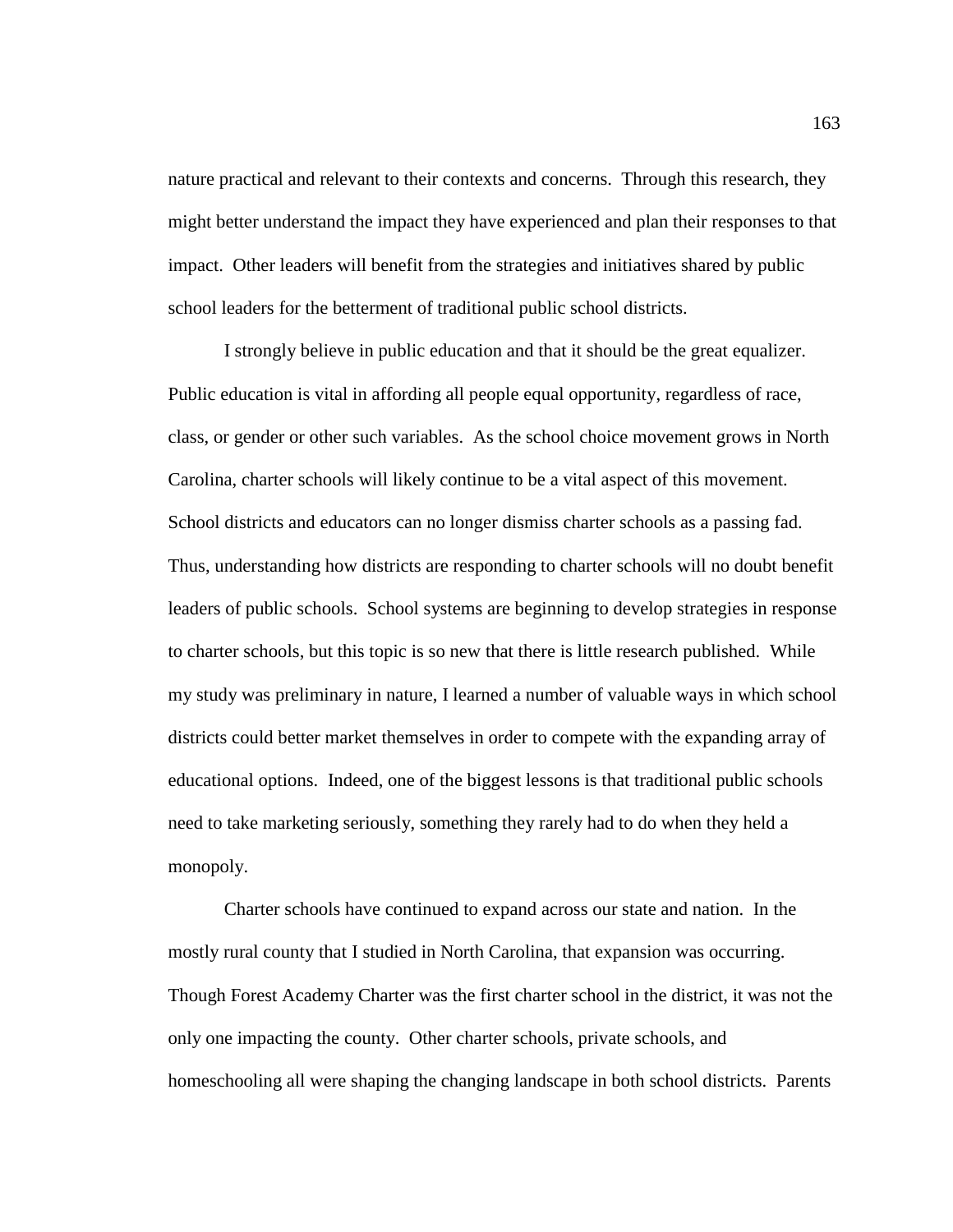nature practical and relevant to their contexts and concerns. Through this research, they might better understand the impact they have experienced and plan their responses to that impact. Other leaders will benefit from the strategies and initiatives shared by public school leaders for the betterment of traditional public school districts.

I strongly believe in public education and that it should be the great equalizer. Public education is vital in affording all people equal opportunity, regardless of race, class, or gender or other such variables. As the school choice movement grows in North Carolina, charter schools will likely continue to be a vital aspect of this movement. School districts and educators can no longer dismiss charter schools as a passing fad. Thus, understanding how districts are responding to charter schools will no doubt benefit leaders of public schools. School systems are beginning to develop strategies in response to charter schools, but this topic is so new that there is little research published. While my study was preliminary in nature, I learned a number of valuable ways in which school districts could better market themselves in order to compete with the expanding array of educational options. Indeed, one of the biggest lessons is that traditional public schools need to take marketing seriously, something they rarely had to do when they held a monopoly.

Charter schools have continued to expand across our state and nation. In the mostly rural county that I studied in North Carolina, that expansion was occurring. Though Forest Academy Charter was the first charter school in the district, it was not the only one impacting the county. Other charter schools, private schools, and homeschooling all were shaping the changing landscape in both school districts. Parents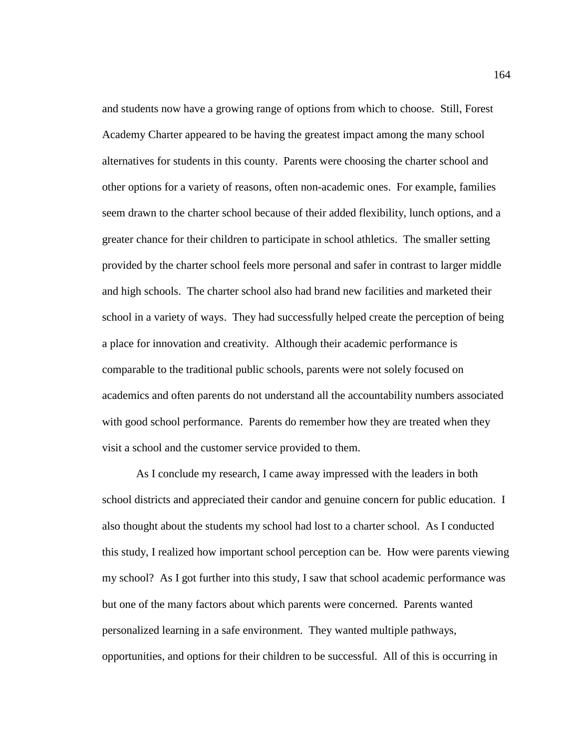and students now have a growing range of options from which to choose. Still, Forest Academy Charter appeared to be having the greatest impact among the many school alternatives for students in this county. Parents were choosing the charter school and other options for a variety of reasons, often non-academic ones. For example, families seem drawn to the charter school because of their added flexibility, lunch options, and a greater chance for their children to participate in school athletics. The smaller setting provided by the charter school feels more personal and safer in contrast to larger middle and high schools. The charter school also had brand new facilities and marketed their school in a variety of ways. They had successfully helped create the perception of being a place for innovation and creativity. Although their academic performance is comparable to the traditional public schools, parents were not solely focused on academics and often parents do not understand all the accountability numbers associated with good school performance. Parents do remember how they are treated when they visit a school and the customer service provided to them.

As I conclude my research, I came away impressed with the leaders in both school districts and appreciated their candor and genuine concern for public education. I also thought about the students my school had lost to a charter school. As I conducted this study, I realized how important school perception can be. How were parents viewing my school? As I got further into this study, I saw that school academic performance was but one of the many factors about which parents were concerned. Parents wanted personalized learning in a safe environment. They wanted multiple pathways, opportunities, and options for their children to be successful. All of this is occurring in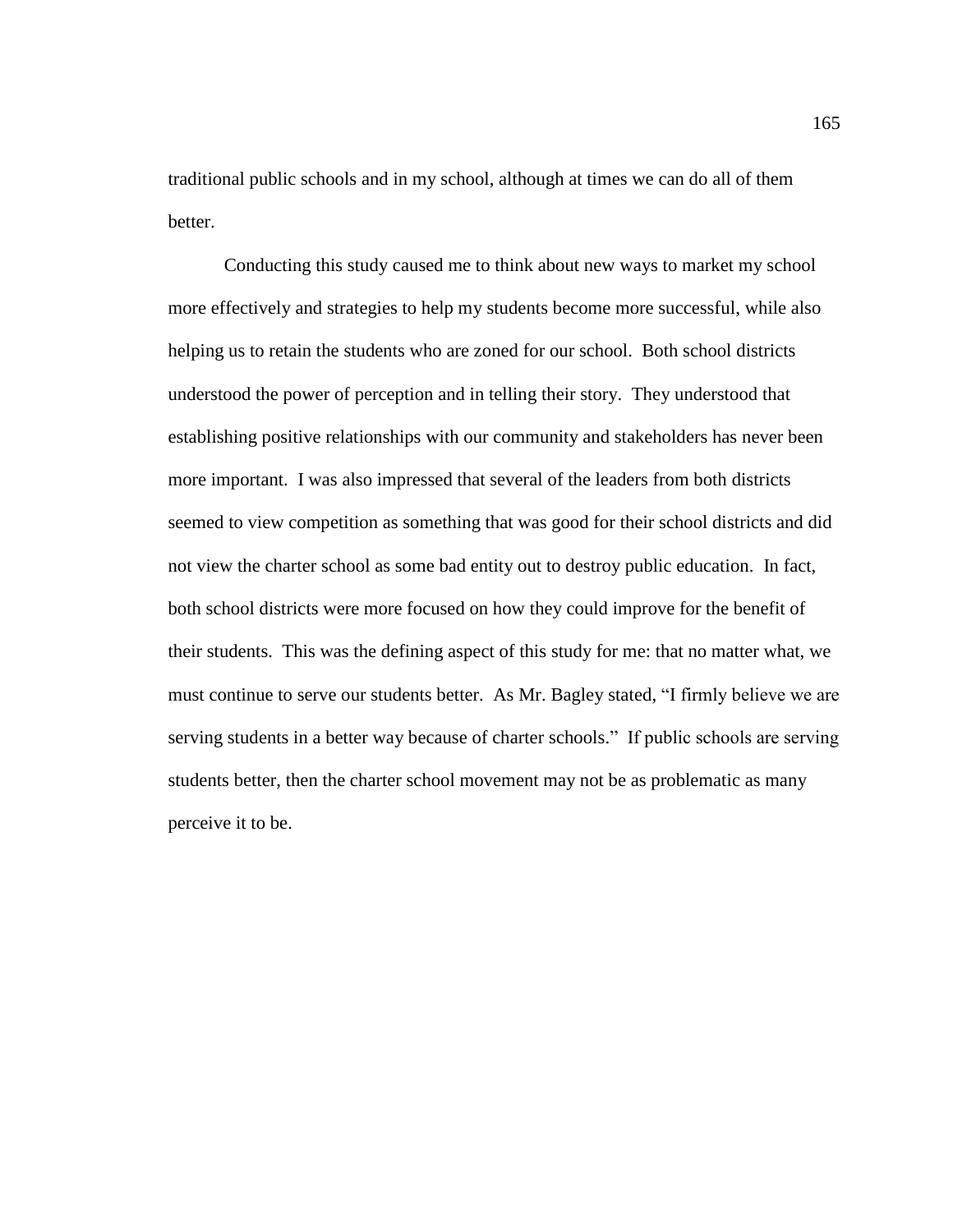traditional public schools and in my school, although at times we can do all of them better.

Conducting this study caused me to think about new ways to market my school more effectively and strategies to help my students become more successful, while also helping us to retain the students who are zoned for our school. Both school districts understood the power of perception and in telling their story. They understood that establishing positive relationships with our community and stakeholders has never been more important. I was also impressed that several of the leaders from both districts seemed to view competition as something that was good for their school districts and did not view the charter school as some bad entity out to destroy public education. In fact, both school districts were more focused on how they could improve for the benefit of their students. This was the defining aspect of this study for me: that no matter what, we must continue to serve our students better. As Mr. Bagley stated, "I firmly believe we are serving students in a better way because of charter schools." If public schools are serving students better, then the charter school movement may not be as problematic as many perceive it to be.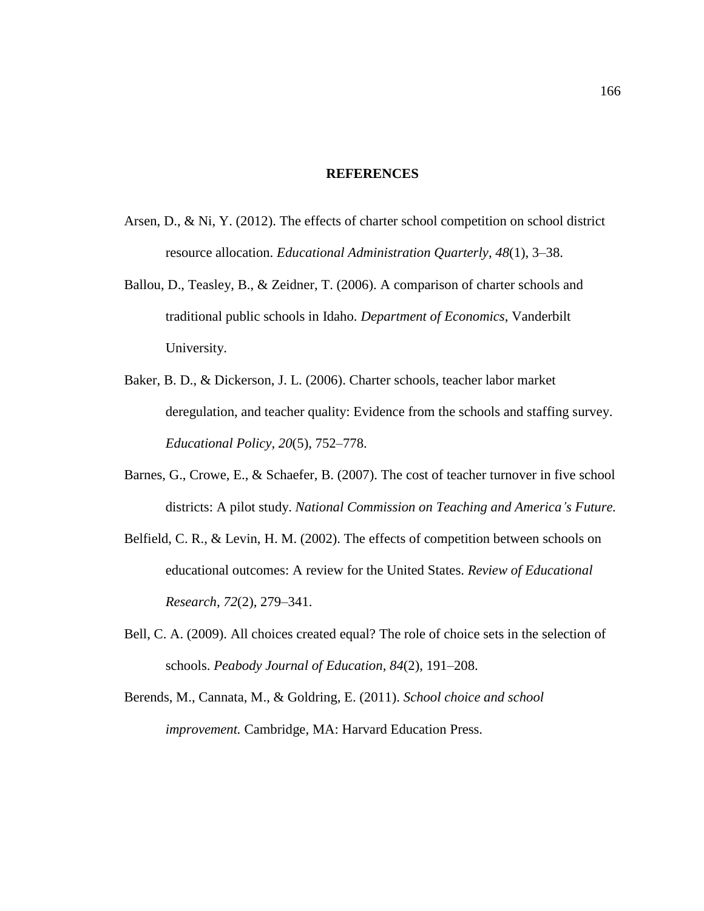# REFERENCES

Arsen, D., & Ni, Y. (2012). The effects of charter school competition on school district resource allocation. *Educational Administration Quarterly, 48*(1), 3–38.

Ballou, D., Teasley, B., & Zeidner, T. (2006). A comparison of charter schools and traditional public schools in Idaho. *Department of Economics*, Vanderbilt University.

Baker, B. D., & Dickerson, J. L. (2006). Charter schools, teacher labor market deregulation, and teacher quality: Evidence from the schools and staffing survey. *Educational Policy, 20*(5), 752–778.

Barnes, G., Crowe, E., & Schaefer, B. (2007). The cost of teacher turnover in five school districts: A pilot study. *National Commission on Teaching and America's Future.*

Belfield, C. R., & Levin, H. M. (2002). The effects of competition between schools on educational outcomes: A review for the United States. *Review of Educational Research, 72*(2), 279–341.

Bell, C. A. (2009). All choices created equal? The role of choice sets in the selection of schools. *Peabody Journal of Education, 84*(2), 191–208.

Berends, M., Cannata, M., & Goldring, E. (2011). *School choice and school improvement.* Cambridge, MA: Harvard Education Press.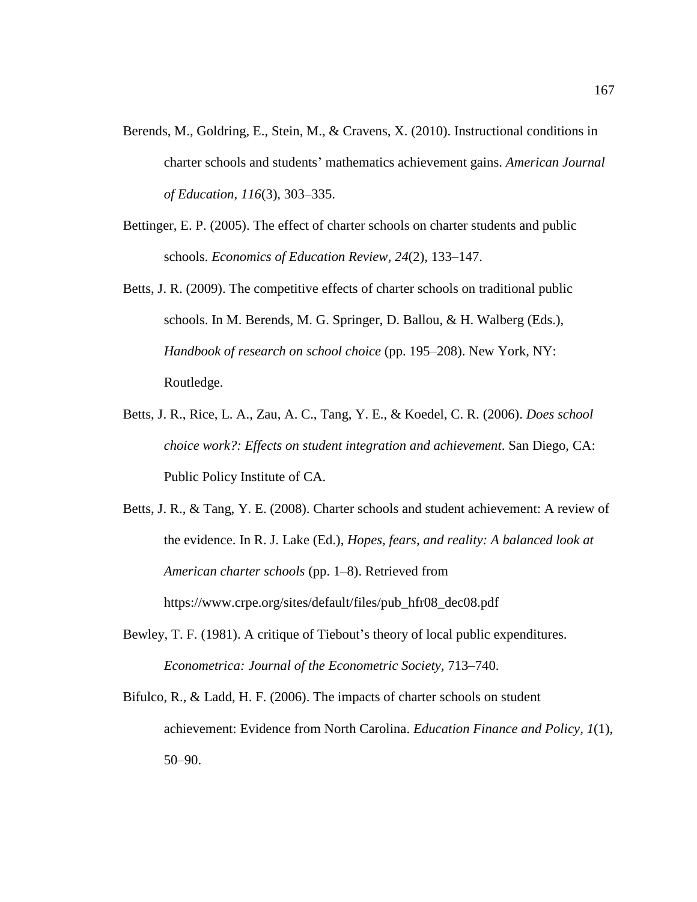Berends, M., Goldring, E., Stein, M., & Cravens, X. (2010). Instructional conditions in charter schools and students' mathematics achievement gains. *American Journal of Education, 116*(3), 303–335.

Bettinger, E. P. (2005). The effect of charter schools on charter students and public schools. *Economics of Education Review, 24*(2), 133–147.

Betts, J. R. (2009). The competitive effects of charter schools on traditional public schools. In M. Berends, M. G. Springer, D. Ballou, & H. Walberg (Eds.), *Handbook of research on school choice* (pp. 195–208). New York, NY: Routledge.

Betts, J. R., Rice, L. A., Zau, A. C., Tang, Y. E., & Koedel, C. R. (2006). *Does school choice work?: Effects on student integration and achievement*. San Diego, CA: Public Policy Institute of CA.

Betts, J. R., & Tang, Y. E. (2008). Charter schools and student achievement: A review of the evidence. In R. J. Lake (Ed.), *Hopes, fears, and reality: A balanced look at American charter schools* (pp. 1–8). Retrieved from https://www.crpe.org/sites/default/files/pub_hfr08_dec08.pdf

Bewley, T. F. (1981). A critique of Tiebout's theory of local public expenditures. *Econometrica: Journal of the Econometric Society*, 713–740.

Bifulco, R., & Ladd, H. F. (2006). The impacts of charter schools on student achievement: Evidence from North Carolina. *Education Finance and Policy, 1*(1), 50–90.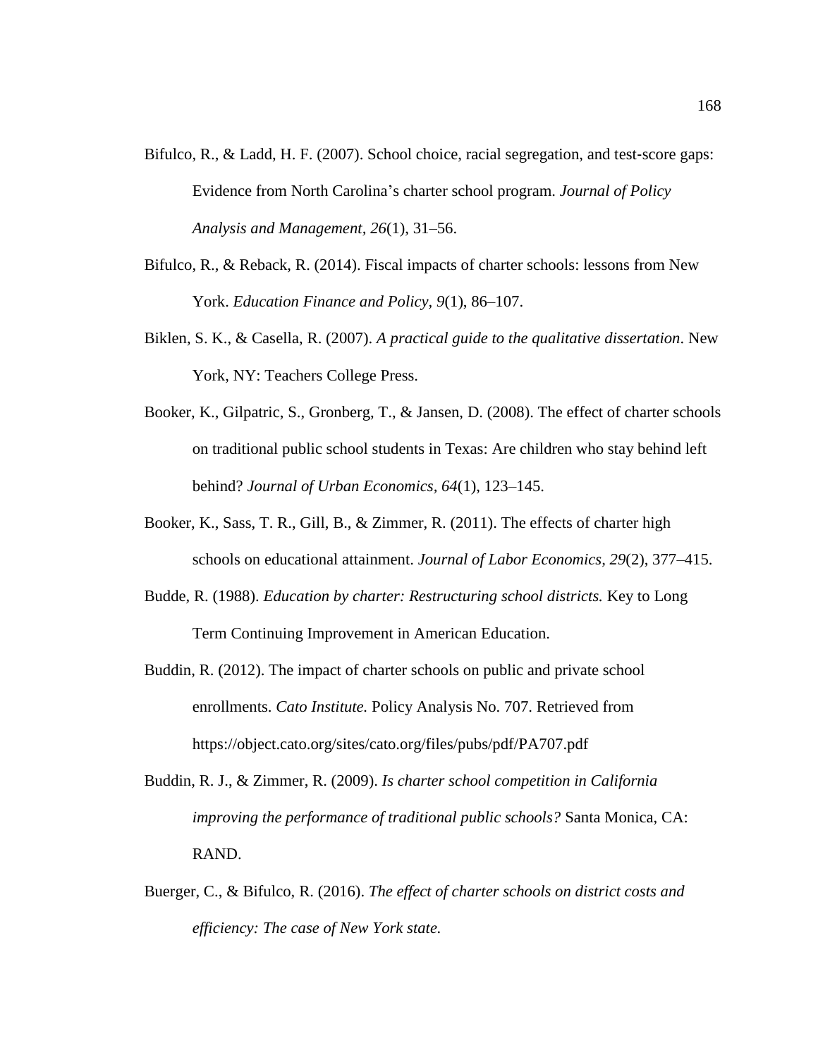Bifulco, R., & Ladd, H. F. (2007). School choice, racial segregation, and test-score gaps: Evidence from North Carolina's charter school program. *Journal of Policy Analysis and Management, 26*(1), 31–56.

Bifulco, R., & Reback, R. (2014). Fiscal impacts of charter schools: lessons from New York. *Education Finance and Policy, 9*(1), 86–107.

Biklen, S. K., & Casella, R. (2007). *A practical guide to the qualitative dissertation*. New York, NY: Teachers College Press.

Booker, K., Gilpatric, S., Gronberg, T., & Jansen, D. (2008). The effect of charter schools on traditional public school students in Texas: Are children who stay behind left behind? *Journal of Urban Economics, 64*(1), 123–145.

Booker, K., Sass, T. R., Gill, B., & Zimmer, R. (2011). The effects of charter high schools on educational attainment. *Journal of Labor Economics, 29*(2), 377–415.

Budde, R. (1988). *Education by charter: Restructuring school districts.* Key to Long Term Continuing Improvement in American Education.

Buddin, R. (2012). The impact of charter schools on public and private school enrollments. *Cato Institute.* Policy Analysis No. 707. Retrieved from https://object.cato.org/sites/cato.org/files/pubs/pdf/PA707.pdf

Buddin, R. J., & Zimmer, R. (2009). *Is charter school competition in California improving the performance of traditional public schools?* Santa Monica, CA: RAND.

Buerger, C., & Bifulco, R. (2016). *The effect of charter schools on district costs and efficiency: The case of New York state.*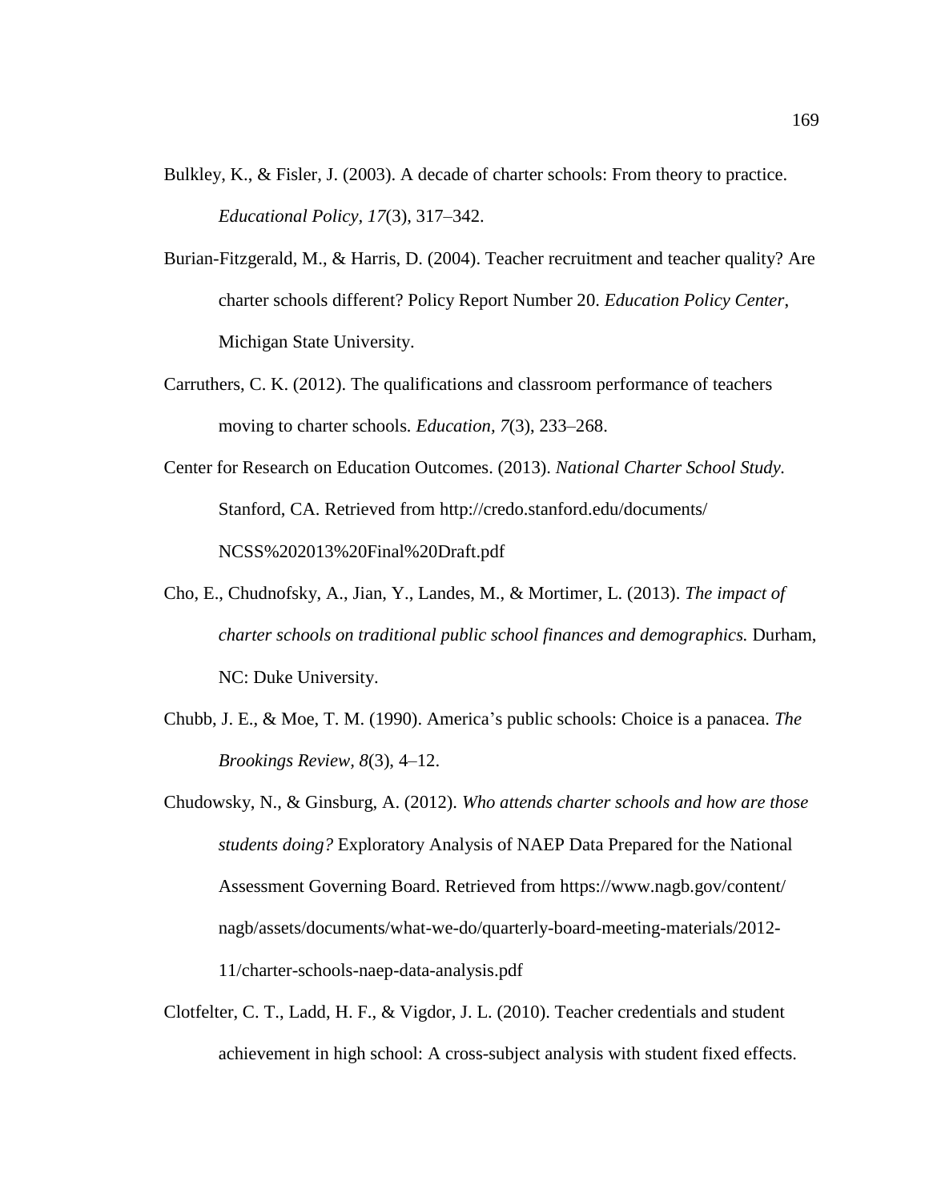Bulkley, K., & Fisler, J. (2003). A decade of charter schools: From theory to practice. *Educational Policy*, *17*(3), 317–342.

Burian-Fitzgerald, M., & Harris, D. (2004). Teacher recruitment and teacher quality? Are charter schools different? Policy Report Number 20. *Education Policy Center*, Michigan State University.

Carruthers, C. K. (2012). The qualifications and classroom performance of teachers moving to charter schools. *Education*, *7*(3), 233–268.

Center for Research on Education Outcomes. (2013). *National Charter School Study.* Stanford, CA. Retrieved from http://credo.stanford.edu/documents/NCSS%202013%20Final%20Draft.pdf

Cho, E., Chudnofsky, A., Jian, Y., Landes, M., & Mortimer, L. (2013). *The impact of charter schools on traditional public school finances and demographics.* Durham, NC: Duke University.

Chubb, J. E., & Moe, T. M. (1990). America's public schools: Choice is a panacea. *The Brookings Review, 8*(3), 4–12.

Chudowsky, N., & Ginsburg, A. (2012). *Who attends charter schools and how are those students doing?* Exploratory Analysis of NAEP Data Prepared for the National Assessment Governing Board. Retrieved from https://www.nagb.gov/content/nagb/assets/documents/what-we-do/quarterly-board-meeting-materials/2012-11/charter-schools-naep-data-analysis.pdf

Clotfelter, C. T., Ladd, H. F., & Vigdor, J. L. (2010). Teacher credentials and student achievement in high school: A cross-subject analysis with student fixed effects.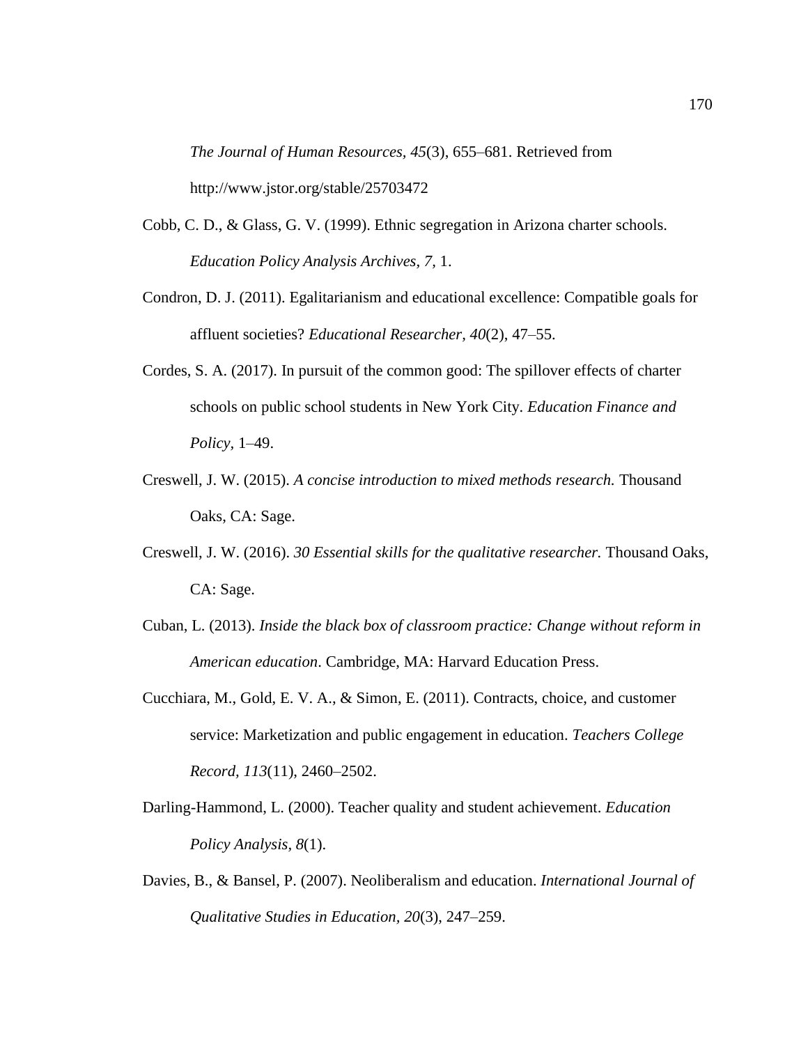*The Journal of Human Resources, 45*(3), 655–681. Retrieved from http://www.jstor.org/stable/25703472

Cobb, C. D., & Glass, G. V. (1999). Ethnic segregation in Arizona charter schools. *Education Policy Analysis Archives, 7,* 1.

Condron, D. J. (2011). Egalitarianism and educational excellence: Compatible goals for affluent societies? *Educational Researcher, 40*(2), 47–55.

Cordes, S. A. (2017). In pursuit of the common good: The spillover effects of charter schools on public school students in New York City. *Education Finance and Policy*, 1–49.

Creswell, J. W. (2015). *A concise introduction to mixed methods research.* Thousand Oaks, CA: Sage.

Creswell, J. W. (2016). *30 Essential skills for the qualitative researcher.* Thousand Oaks, CA: Sage.

Cuban, L. (2013). *Inside the black box of classroom practice: Change without reform in American education*. Cambridge, MA: Harvard Education Press.

Cucchiara, M., Gold, E. V. A., & Simon, E. (2011). Contracts, choice, and customer service: Marketization and public engagement in education. *Teachers College Record, 113*(11), 2460–2502.

Darling-Hammond, L. (2000). Teacher quality and student achievement. *Education Policy Analysis, 8*(1).

Davies, B., & Bansel, P. (2007). Neoliberalism and education. *International Journal of Qualitative Studies in Education, 20*(3), 247–259.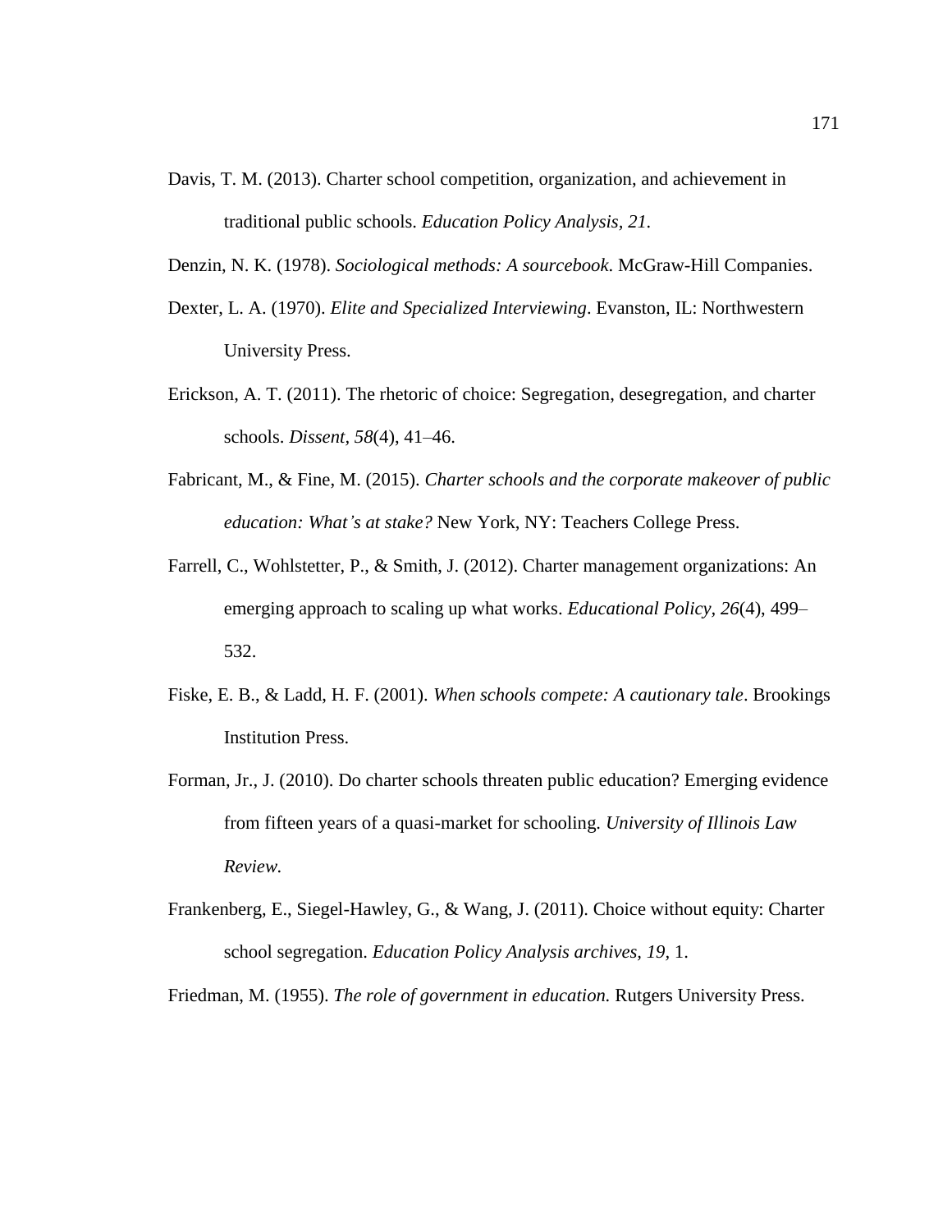Davis, T. M. (2013). Charter school competition, organization, and achievement in traditional public schools. *Education Policy Analysis, 21.*

Denzin, N. K. (1978). *Sociological methods: A sourcebook*. McGraw-Hill Companies.

Dexter, L. A. (1970). *Elite and Specialized Interviewing*. Evanston, IL: Northwestern University Press.

Erickson, A. T. (2011). The rhetoric of choice: Segregation, desegregation, and charter schools. *Dissent, 58*(4), 41–46.

Fabricant, M., & Fine, M. (2015). *Charter schools and the corporate makeover of public education: What's at stake?* New York, NY: Teachers College Press.

Farrell, C., Wohlstetter, P., & Smith, J. (2012). Charter management organizations: An emerging approach to scaling up what works. *Educational Policy, 26*(4), 499–532.

Fiske, E. B., & Ladd, H. F. (2001). *When schools compete: A cautionary tale*. Brookings Institution Press.

Forman, Jr., J. (2010). Do charter schools threaten public education? Emerging evidence from fifteen years of a quasi-market for schooling. *University of Illinois Law Review.*

Frankenberg, E., Siegel-Hawley, G., & Wang, J. (2011). Choice without equity: Charter school segregation. *Education Policy Analysis archives, 19*, 1.

Friedman, M. (1955). *The role of government in education.* Rutgers University Press.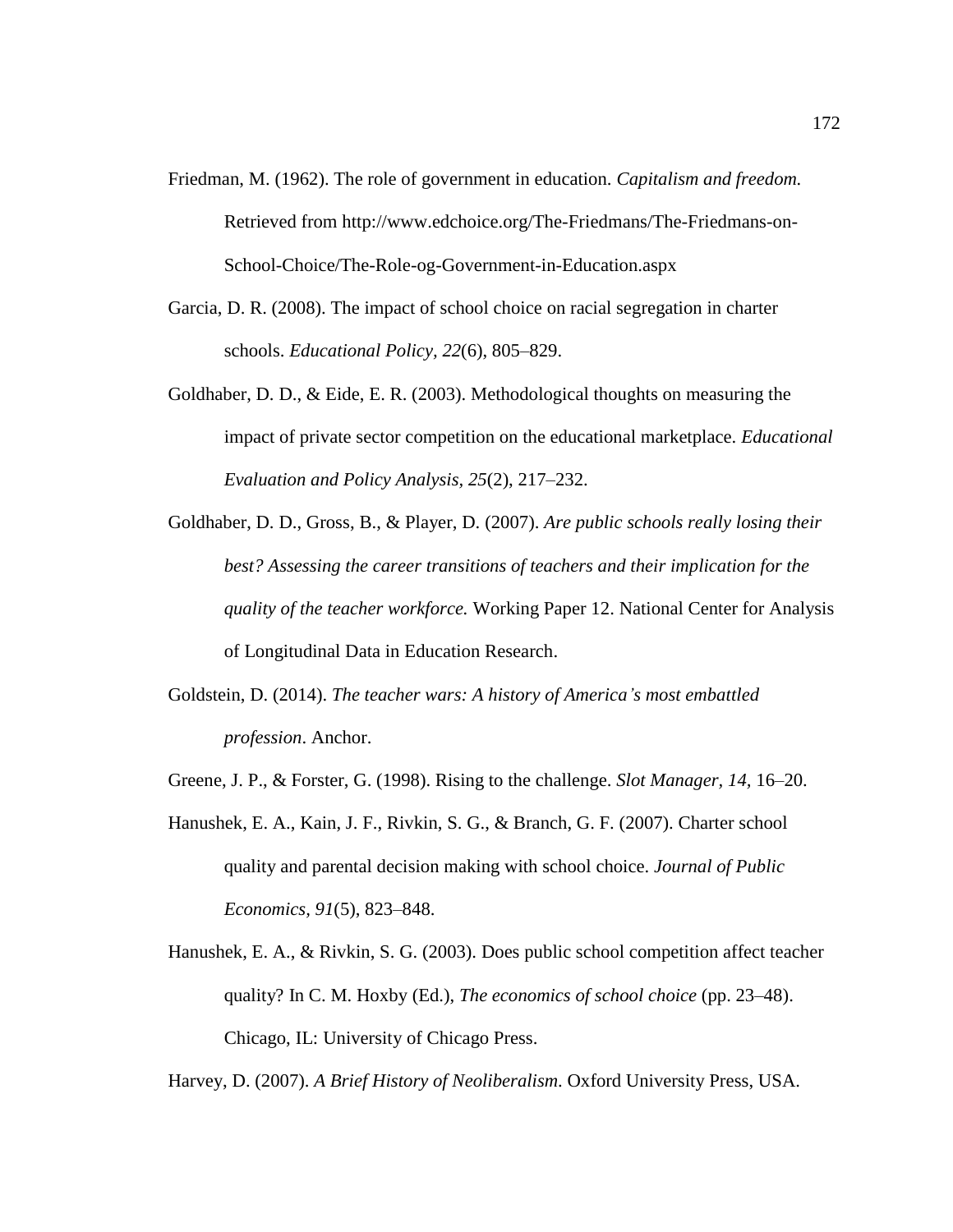Friedman, M. (1962). The role of government in education. *Capitalism and freedom.* Retrieved from http://www.edchoice.org/The-Friedmans/The-Friedmans-on-School-Choice/The-Role-og-Government-in-Education.aspx

Garcia, D. R. (2008). The impact of school choice on racial segregation in charter schools. *Educational Policy, 22*(6), 805–829.

Goldhaber, D. D., & Eide, E. R. (2003). Methodological thoughts on measuring the impact of private sector competition on the educational marketplace. *Educational Evaluation and Policy Analysis, 25*(2), 217–232.

Goldhaber, D. D., Gross, B., & Player, D. (2007). *Are public schools really losing their best? Assessing the career transitions of teachers and their implication for the quality of the teacher workforce.* Working Paper 12. National Center for Analysis of Longitudinal Data in Education Research.

Goldstein, D. (2014). *The teacher wars: A history of America's most embattled profession*. Anchor.

Greene, J. P., & Forster, G. (1998). Rising to the challenge. *Slot Manager, 14,* 16–20.

Hanushek, E. A., Kain, J. F., Rivkin, S. G., & Branch, G. F. (2007). Charter school quality and parental decision making with school choice. *Journal of Public Economics, 91*(5), 823–848.

Hanushek, E. A., & Rivkin, S. G. (2003). Does public school competition affect teacher quality? In C. M. Hoxby (Ed.), *The economics of school choice* (pp. 23–48). Chicago, IL: University of Chicago Press.

Harvey, D. (2007). *A Brief History of Neoliberalism*. Oxford University Press, USA.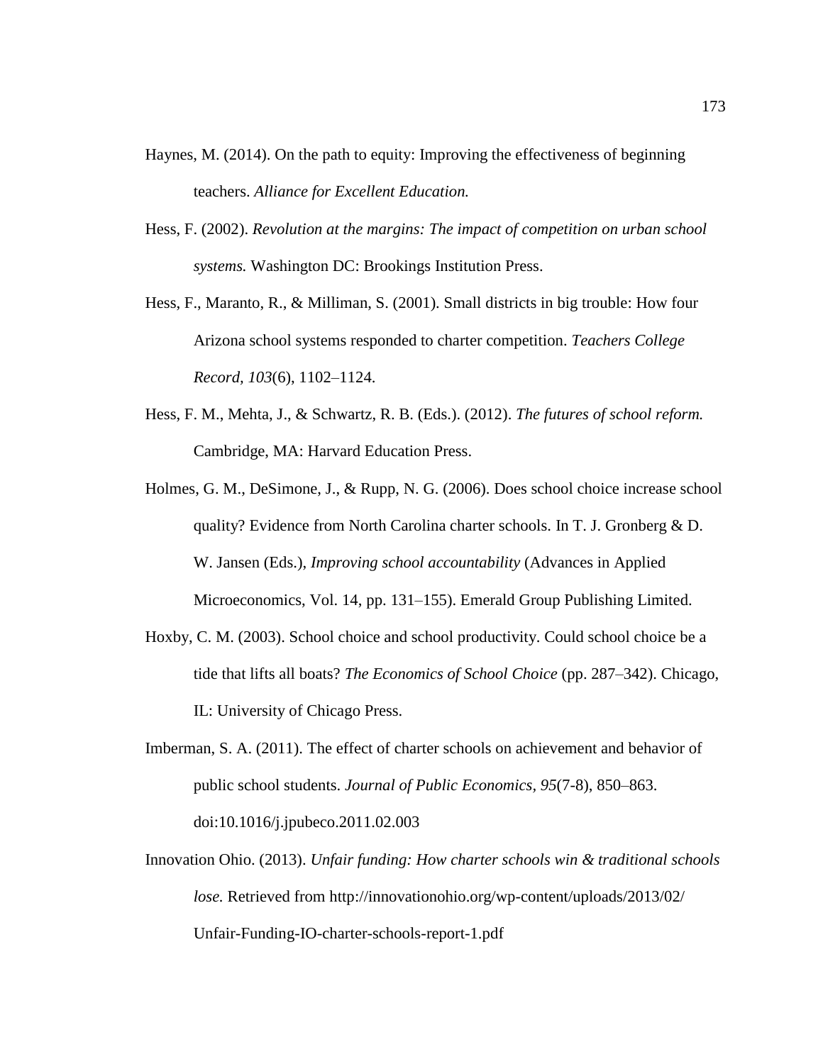Haynes, M. (2014). On the path to equity: Improving the effectiveness of beginning teachers. *Alliance for Excellent Education.*

Hess, F. (2002). *Revolution at the margins: The impact of competition on urban school systems.* Washington DC: Brookings Institution Press.

Hess, F., Maranto, R., & Milliman, S. (2001). Small districts in big trouble: How four Arizona school systems responded to charter competition. *Teachers College Record*, *103*(6), 1102–1124.

Hess, F. M., Mehta, J., & Schwartz, R. B. (Eds.). (2012). *The futures of school reform.* Cambridge, MA: Harvard Education Press.

Holmes, G. M., DeSimone, J., & Rupp, N. G. (2006). Does school choice increase school quality? Evidence from North Carolina charter schools. In T. J. Gronberg & D. W. Jansen (Eds.), *Improving school accountability* (Advances in Applied Microeconomics, Vol. 14, pp. 131–155). Emerald Group Publishing Limited.

Hoxby, C. M. (2003). School choice and school productivity. Could school choice be a tide that lifts all boats? *The Economics of School Choice* (pp. 287–342). Chicago, IL: University of Chicago Press.

Imberman, S. A. (2011). The effect of charter schools on achievement and behavior of public school students. *Journal of Public Economics*, *95*(7-8), 850–863. doi:10.1016/j.jpubeco.2011.02.003

Innovation Ohio. (2013). *Unfair funding: How charter schools win & traditional schools lose.* Retrieved from http://innovationohio.org/wp-content/uploads/2013/02/Unfair-Funding-IO-charter-schools-report-1.pdf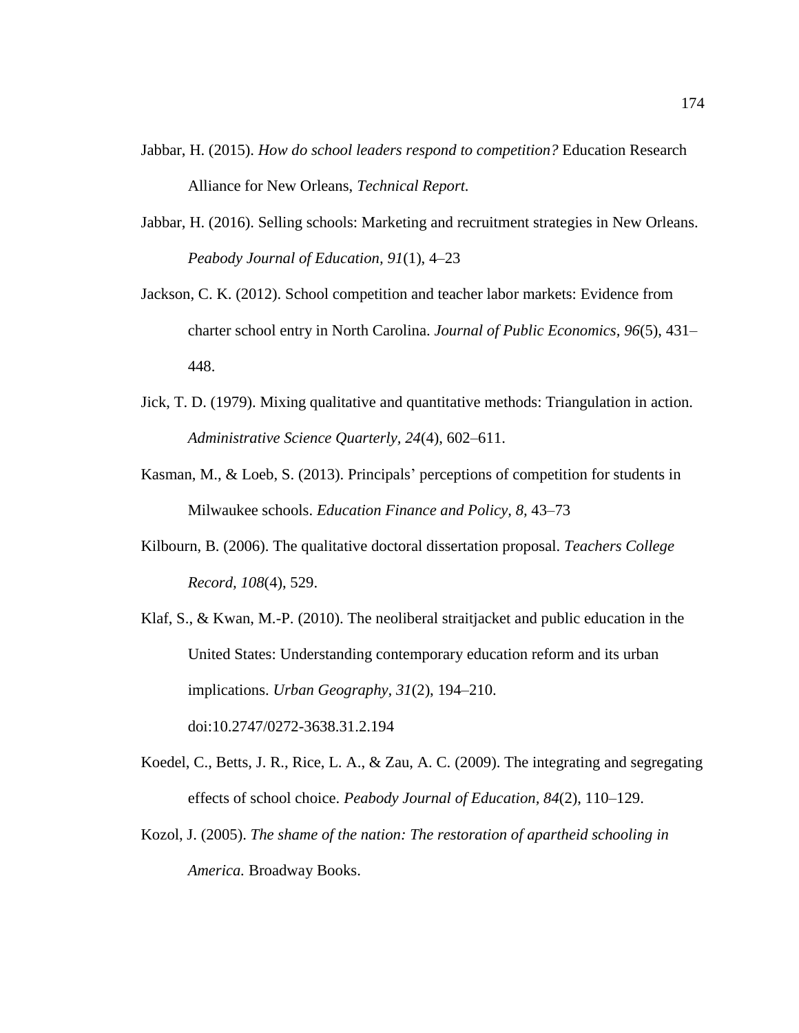Jabbar, H. (2015). *How do school leaders respond to competition?* Education Research Alliance for New Orleans, *Technical Report.*

Jabbar, H. (2016). Selling schools: Marketing and recruitment strategies in New Orleans. *Peabody Journal of Education, 91*(1), 4–23

Jackson, C. K. (2012). School competition and teacher labor markets: Evidence from charter school entry in North Carolina. *Journal of Public Economics, 96*(5), 431–448.

Jick, T. D. (1979). Mixing qualitative and quantitative methods: Triangulation in action. *Administrative Science Quarterly, 24*(4), 602–611.

Kasman, M., & Loeb, S. (2013). Principals' perceptions of competition for students in Milwaukee schools. *Education Finance and Policy, 8,* 43–73

Kilbourn, B. (2006). The qualitative doctoral dissertation proposal. *Teachers College Record, 108*(4), 529.

Klaf, S., & Kwan, M.-P. (2010). The neoliberal straitjacket and public education in the United States: Understanding contemporary education reform and its urban implications. *Urban Geography, 31*(2), 194–210. doi:10.2747/0272-3638.31.2.194

Koedel, C., Betts, J. R., Rice, L. A., & Zau, A. C. (2009). The integrating and segregating effects of school choice. *Peabody Journal of Education, 84*(2), 110–129.

Kozol, J. (2005). *The shame of the nation: The restoration of apartheid schooling in America.* Broadway Books.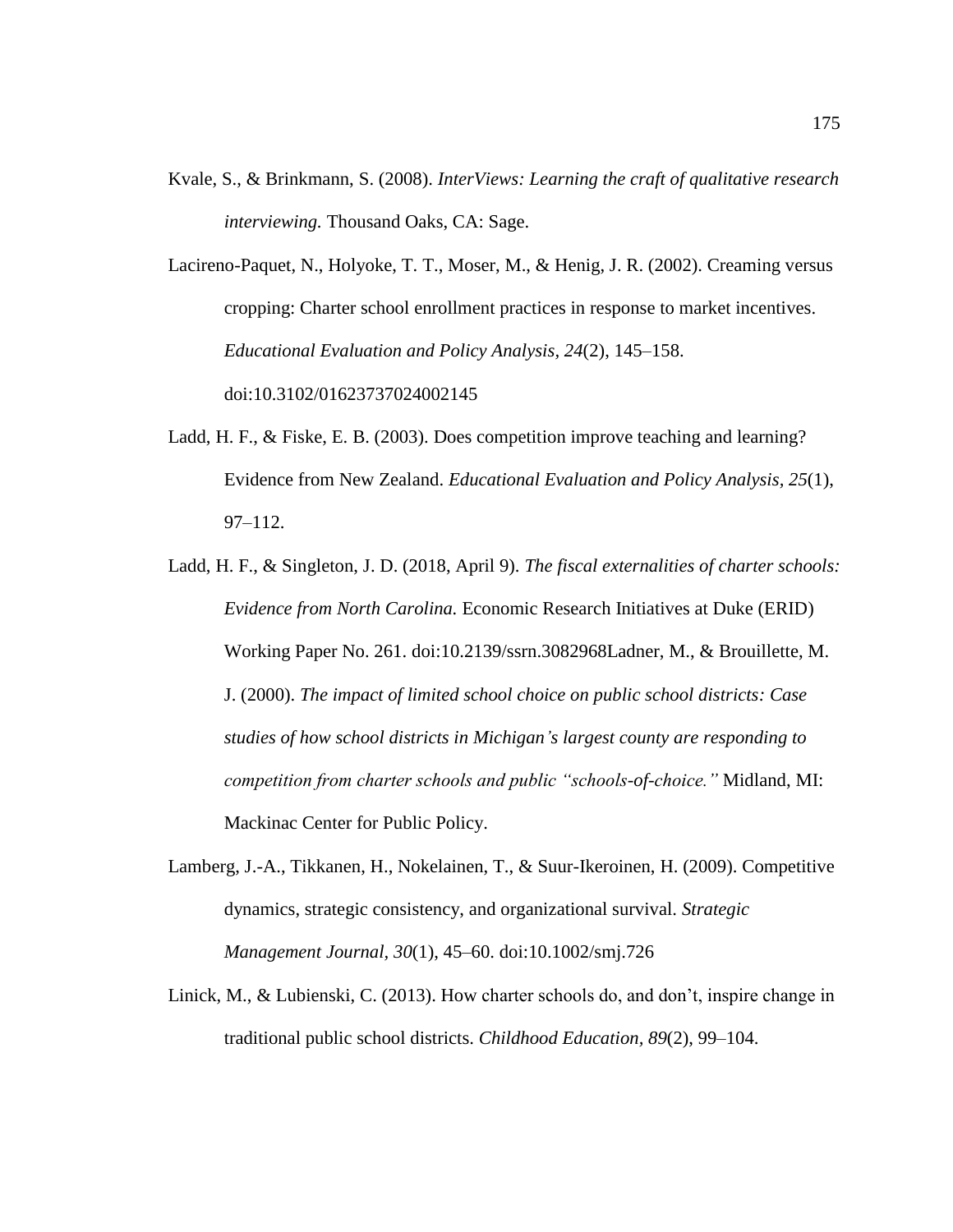Kvale, S., & Brinkmann, S. (2008). *InterViews: Learning the craft of qualitative research interviewing.* Thousand Oaks, CA: Sage.

Lacireno-Paquet, N., Holyoke, T. T., Moser, M., & Henig, J. R. (2002). Creaming versus cropping: Charter school enrollment practices in response to market incentives. *Educational Evaluation and Policy Analysis, 24*(2), 145–158. doi:10.3102/01623737024002145

Ladd, H. F., & Fiske, E. B. (2003). Does competition improve teaching and learning? Evidence from New Zealand. *Educational Evaluation and Policy Analysis, 25*(1), 97–112.

Ladd, H. F., & Singleton, J. D. (2018, April 9). *The fiscal externalities of charter schools: Evidence from North Carolina.* Economic Research Initiatives at Duke (ERID) Working Paper No. 261. doi:10.2139/ssrn.3082968Ladner, M., & Brouillette, M. J. (2000). *The impact of limited school choice on public school districts: Case studies of how school districts in Michigan's largest county are responding to competition from charter schools and public "schools-of-choice."* Midland, MI: Mackinac Center for Public Policy.

Lamberg, J.-A., Tikkanen, H., Nokelainen, T., & Suur-Ikeroinen, H. (2009). Competitive dynamics, strategic consistency, and organizational survival. *Strategic Management Journal*, *30*(1), 45–60. doi:10.1002/smj.726

Linick, M., & Lubienski, C. (2013). How charter schools do, and don't, inspire change in traditional public school districts. *Childhood Education, 89*(2), 99–104.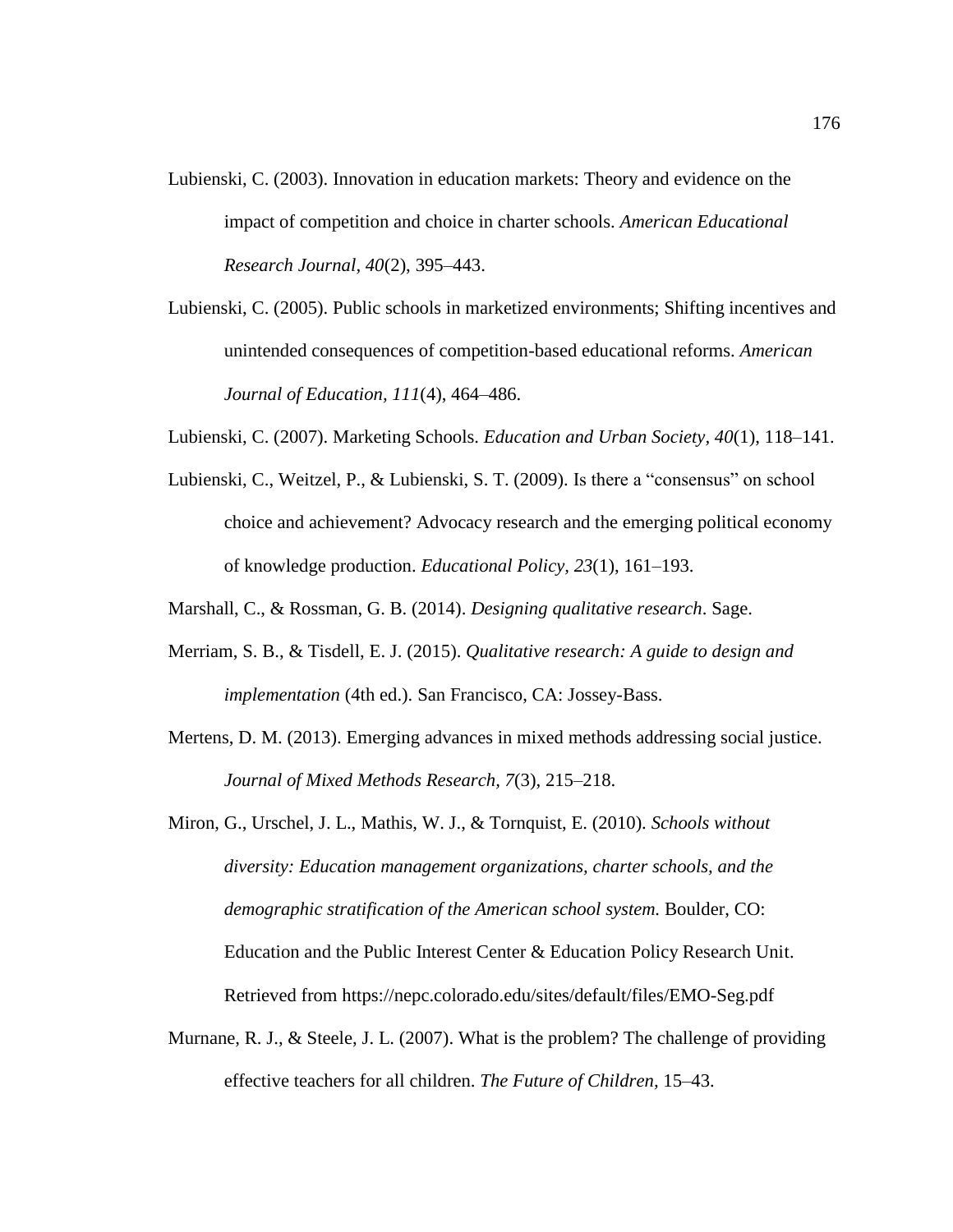Lubienski, C. (2003). Innovation in education markets: Theory and evidence on the impact of competition and choice in charter schools. *American Educational Research Journal, 40*(2), 395–443.

Lubienski, C. (2005). Public schools in marketized environments; Shifting incentives and unintended consequences of competition-based educational reforms. *American Journal of Education, 111*(4), 464–486.

Lubienski, C. (2007). Marketing Schools. *Education and Urban Society, 40*(1), 118–141.

Lubienski, C., Weitzel, P., & Lubienski, S. T. (2009). Is there a "consensus" on school choice and achievement? Advocacy research and the emerging political economy of knowledge production. *Educational Policy, 23*(1), 161–193.

Marshall, C., & Rossman, G. B. (2014). *Designing qualitative research*. Sage.

Merriam, S. B., & Tisdell, E. J. (2015). *Qualitative research: A guide to design and implementation* (4th ed.). San Francisco, CA: Jossey-Bass.

Mertens, D. M. (2013). Emerging advances in mixed methods addressing social justice. *Journal of Mixed Methods Research, 7*(3), 215–218.

Miron, G., Urschel, J. L., Mathis, W. J., & Tornquist, E. (2010). *Schools without diversity: Education management organizations, charter schools, and the demographic stratification of the American school system.* Boulder, CO: Education and the Public Interest Center & Education Policy Research Unit. Retrieved from https://nepc.colorado.edu/sites/default/files/EMO-Seg.pdf

Murnane, R. J., & Steele, J. L. (2007). What is the problem? The challenge of providing effective teachers for all children. *The Future of Children,* 15–43.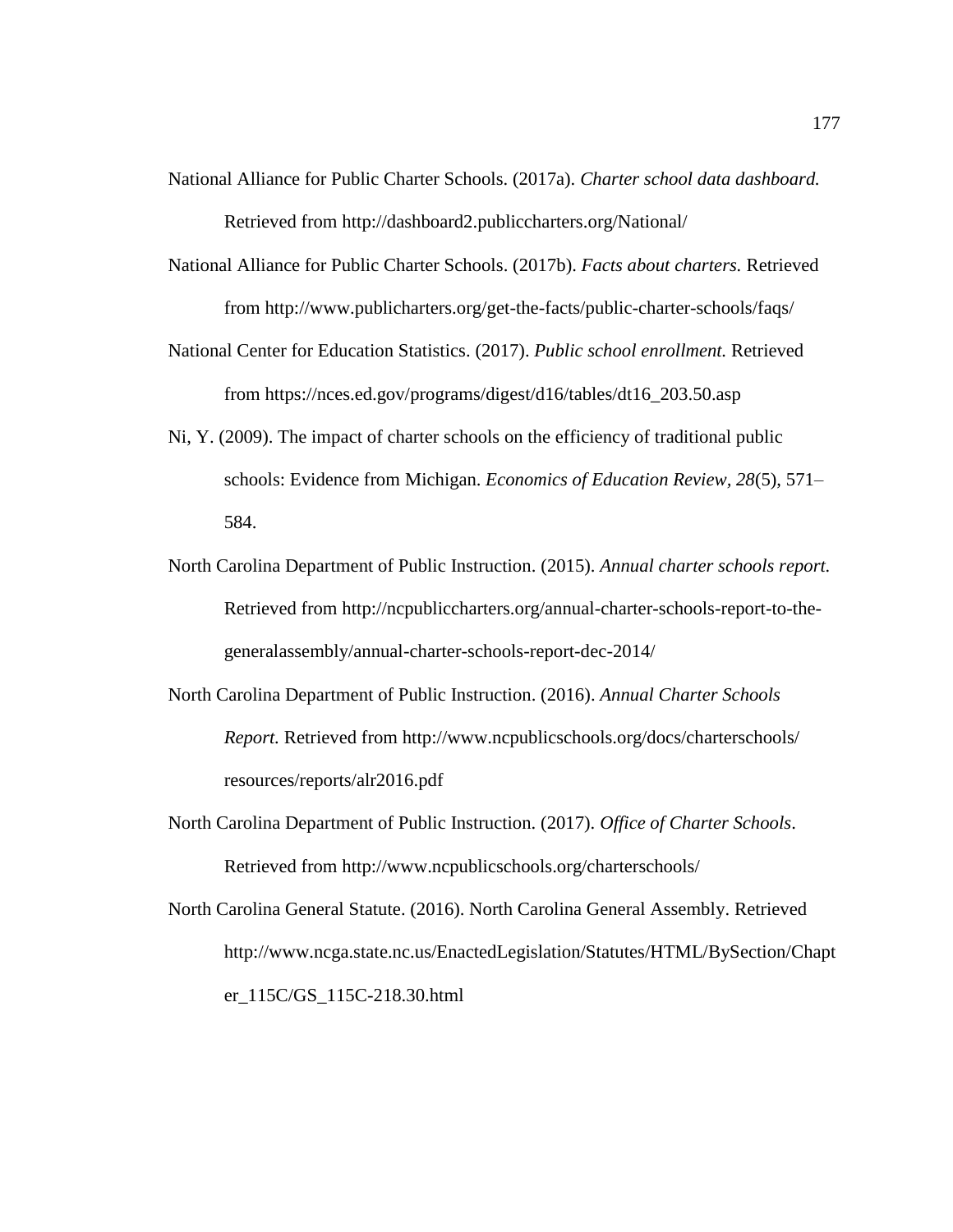National Alliance for Public Charter Schools. (2017a). *Charter school data dashboard.* Retrieved from http://dashboard2.publiccharters.org/National/

National Alliance for Public Charter Schools. (2017b). *Facts about charters.* Retrieved from http://www.publicharters.org/get-the-facts/public-charter-schools/faqs/

National Center for Education Statistics. (2017). *Public school enrollment.* Retrieved from https://nces.ed.gov/programs/digest/d16/tables/dt16_203.50.asp

Ni, Y. (2009). The impact of charter schools on the efficiency of traditional public schools: Evidence from Michigan. *Economics of Education Review, 28*(5), 571–584.

North Carolina Department of Public Instruction. (2015). *Annual charter schools report.* Retrieved from http://ncpubliccharters.org/annual-charter-schools-report-to-the-generalassembly/annual-charter-schools-report-dec-2014/

North Carolina Department of Public Instruction. (2016). *Annual Charter Schools Report.* Retrieved from http://www.ncpublicschools.org/docs/charterschools/resources/reports/alr2016.pdf

North Carolina Department of Public Instruction. (2017). *Office of Charter Schools*. Retrieved from http://www.ncpublicschools.org/charterschools/

North Carolina General Statute. (2016). North Carolina General Assembly. Retrieved http://www.ncga.state.nc.us/EnactedLegislation/Statutes/HTML/BySection/Chapter_115C/GS_115C-218.30.html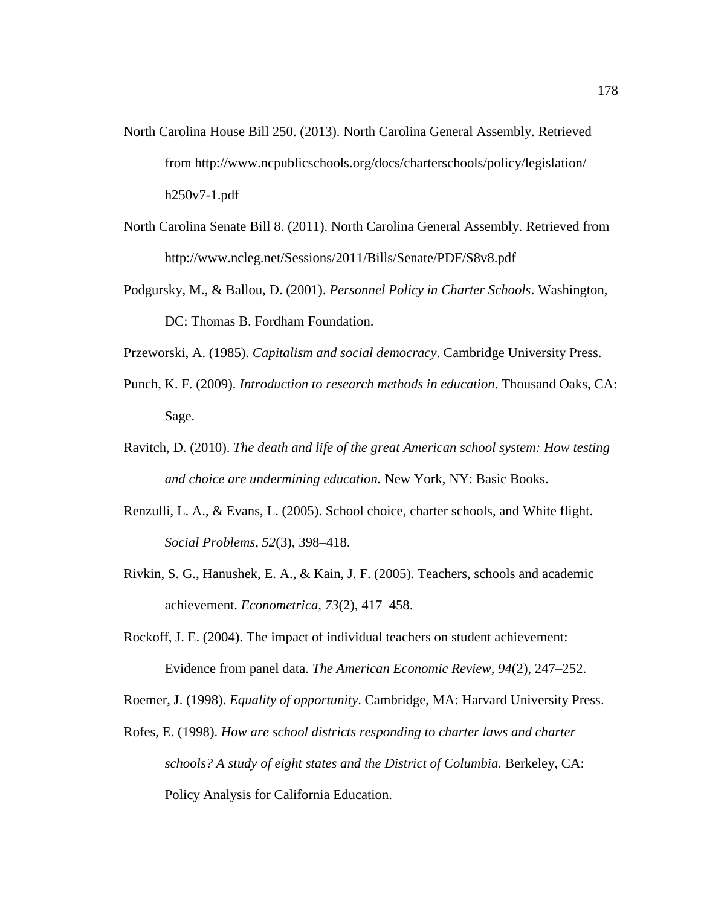North Carolina House Bill 250. (2013). North Carolina General Assembly. Retrieved from http://www.ncpublicschools.org/docs/charterschools/policy/legislation/h250v7-1.pdf

North Carolina Senate Bill 8. (2011). North Carolina General Assembly. Retrieved from http://www.ncleg.net/Sessions/2011/Bills/Senate/PDF/S8v8.pdf

Podgursky, M., & Ballou, D. (2001). *Personnel Policy in Charter Schools*. Washington, DC: Thomas B. Fordham Foundation.

Przeworski, A. (1985). *Capitalism and social democracy*. Cambridge University Press.

Punch, K. F. (2009). *Introduction to research methods in education*. Thousand Oaks, CA: Sage.

Ravitch, D. (2010). *The death and life of the great American school system: How testing and choice are undermining education.* New York, NY: Basic Books.

Renzulli, L. A., & Evans, L. (2005). School choice, charter schools, and White flight. *Social Problems*, *52*(3), 398–418.

Rivkin, S. G., Hanushek, E. A., & Kain, J. F. (2005). Teachers, schools and academic achievement. *Econometrica*, *73*(2), 417–458.

Rockoff, J. E. (2004). The impact of individual teachers on student achievement: Evidence from panel data. *The American Economic Review*, *94*(2), 247–252.

Roemer, J. (1998). *Equality of opportunity*. Cambridge, MA: Harvard University Press.

Rofes, E. (1998). *How are school districts responding to charter laws and charter schools? A study of eight states and the District of Columbia.* Berkeley, CA: Policy Analysis for California Education.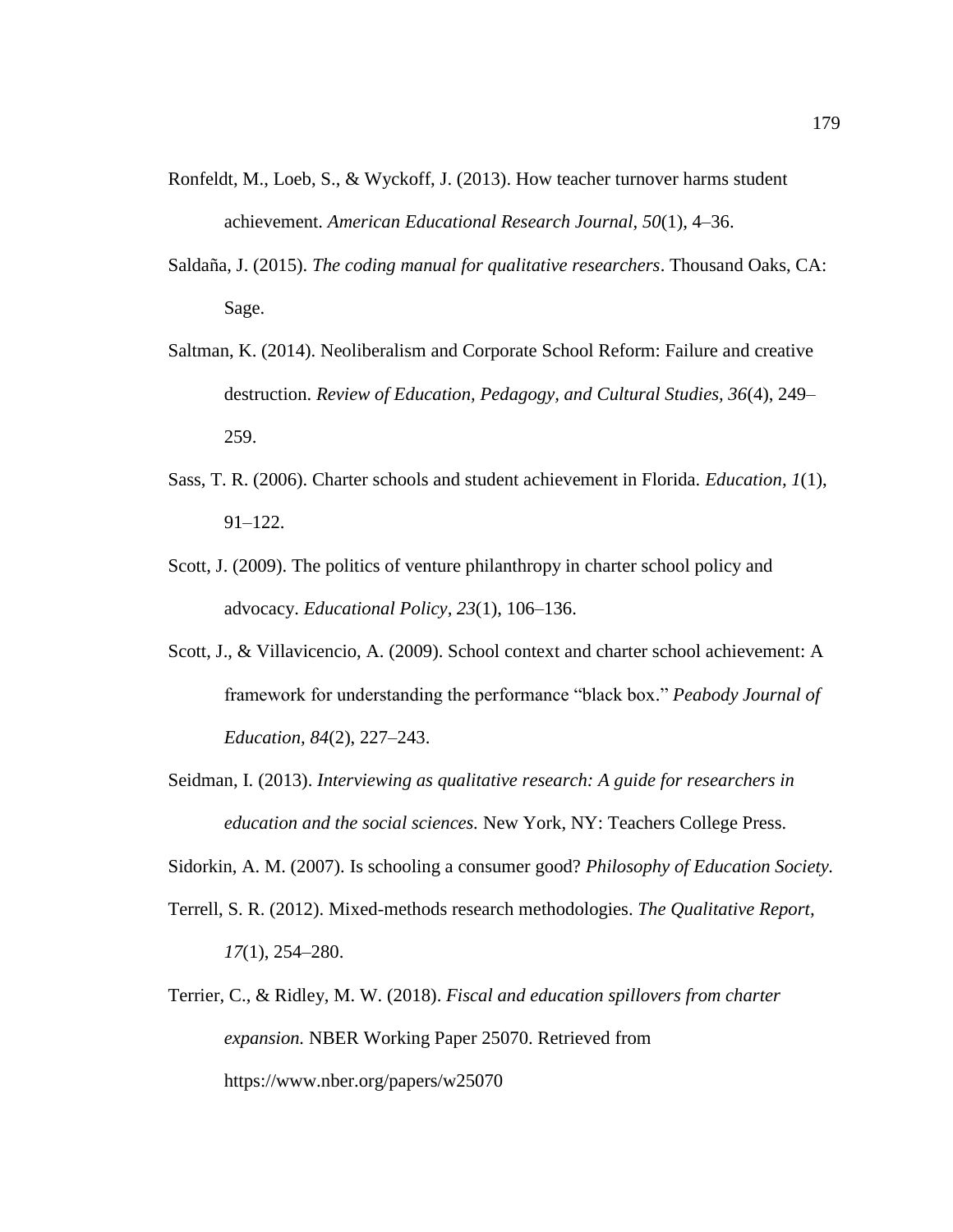Ronfeldt, M., Loeb, S., & Wyckoff, J. (2013). How teacher turnover harms student achievement. *American Educational Research Journal*, *50*(1), 4–36.

Saldaña, J. (2015). *The coding manual for qualitative researchers*. Thousand Oaks, CA: Sage.

Saltman, K. (2014). Neoliberalism and Corporate School Reform: Failure and creative destruction. *Review of Education, Pedagogy, and Cultural Studies, 36*(4), 249–259.

Sass, T. R. (2006). Charter schools and student achievement in Florida. *Education, 1*(1), 91–122.

Scott, J. (2009). The politics of venture philanthropy in charter school policy and advocacy. *Educational Policy, 23*(1), 106–136.

Scott, J., & Villavicencio, A. (2009). School context and charter school achievement: A framework for understanding the performance "black box." *Peabody Journal of Education, 84*(2), 227–243.

Seidman, I. (2013). *Interviewing as qualitative research: A guide for researchers in education and the social sciences.* New York, NY: Teachers College Press.

Sidorkin, A. M. (2007). Is schooling a consumer good? *Philosophy of Education Society.*

Terrell, S. R. (2012). Mixed-methods research methodologies. *The Qualitative Report, 17*(1), 254–280.

Terrier, C., & Ridley, M. W. (2018). *Fiscal and education spillovers from charter expansion.* NBER Working Paper 25070. Retrieved from https://www.nber.org/papers/w25070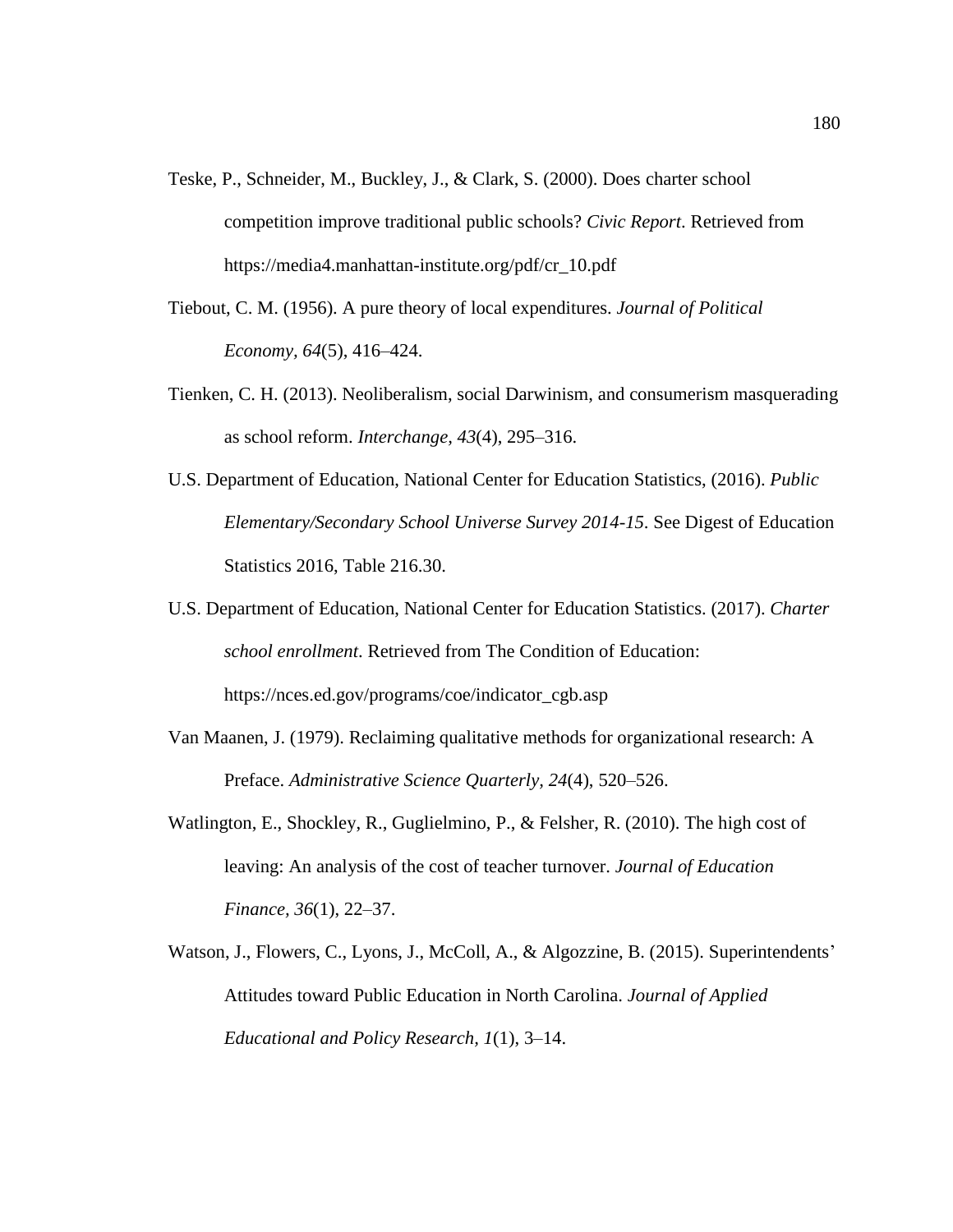Teske, P., Schneider, M., Buckley, J., & Clark, S. (2000). Does charter school competition improve traditional public schools? *Civic Report*. Retrieved from https://media4.manhattan-institute.org/pdf/cr_10.pdf

Tiebout, C. M. (1956). A pure theory of local expenditures. *Journal of Political Economy, 64*(5), 416–424.

Tienken, C. H. (2013). Neoliberalism, social Darwinism, and consumerism masquerading as school reform. *Interchange, 43*(4), 295–316.

U.S. Department of Education, National Center for Education Statistics, (2016). *Public Elementary/Secondary School Universe Survey 2014-15*. See Digest of Education Statistics 2016, Table 216.30.

U.S. Department of Education, National Center for Education Statistics. (2017). *Charter school enrollment*. Retrieved from The Condition of Education: https://nces.ed.gov/programs/coe/indicator_cgb.asp

Van Maanen, J. (1979). Reclaiming qualitative methods for organizational research: A Preface. *Administrative Science Quarterly, 24*(4), 520–526.

Watlington, E., Shockley, R., Guglielmino, P., & Felsher, R. (2010). The high cost of leaving: An analysis of the cost of teacher turnover. *Journal of Education Finance, 36*(1), 22–37.

Watson, J., Flowers, C., Lyons, J., McColl, A., & Algozzine, B. (2015). Superintendents' Attitudes toward Public Education in North Carolina. *Journal of Applied Educational and Policy Research, 1*(1), 3–14.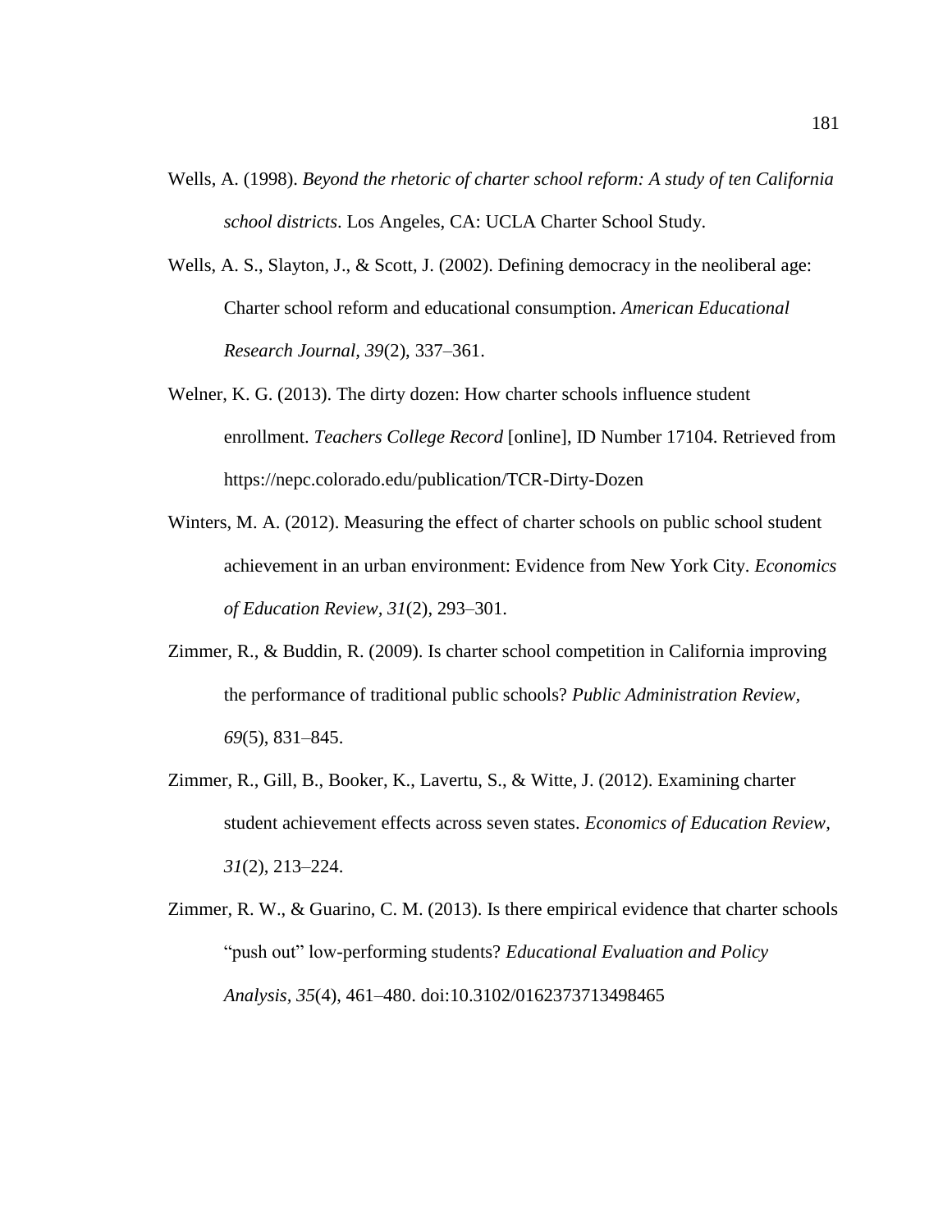Wells, A. (1998). *Beyond the rhetoric of charter school reform: A study of ten California school districts*. Los Angeles, CA: UCLA Charter School Study.

Wells, A. S., Slayton, J., & Scott, J. (2002). Defining democracy in the neoliberal age: Charter school reform and educational consumption. *American Educational Research Journal, 39*(2), 337–361.

Welner, K. G. (2013). The dirty dozen: How charter schools influence student enrollment. *Teachers College Record* [online], ID Number 17104. Retrieved from https://nepc.colorado.edu/publication/TCR-Dirty-Dozen

Winters, M. A. (2012). Measuring the effect of charter schools on public school student achievement in an urban environment: Evidence from New York City. *Economics of Education Review, 31*(2), 293–301.

Zimmer, R., & Buddin, R. (2009). Is charter school competition in California improving the performance of traditional public schools? *Public Administration Review, 69*(5), 831–845.

Zimmer, R., Gill, B., Booker, K., Lavertu, S., & Witte, J. (2012). Examining charter student achievement effects across seven states. *Economics of Education Review, 31*(2), 213–224.

Zimmer, R. W., & Guarino, C. M. (2013). Is there empirical evidence that charter schools "push out" low-performing students? *Educational Evaluation and Policy Analysis, 35*(4), 461–480. doi:10.3102/0162373713498465